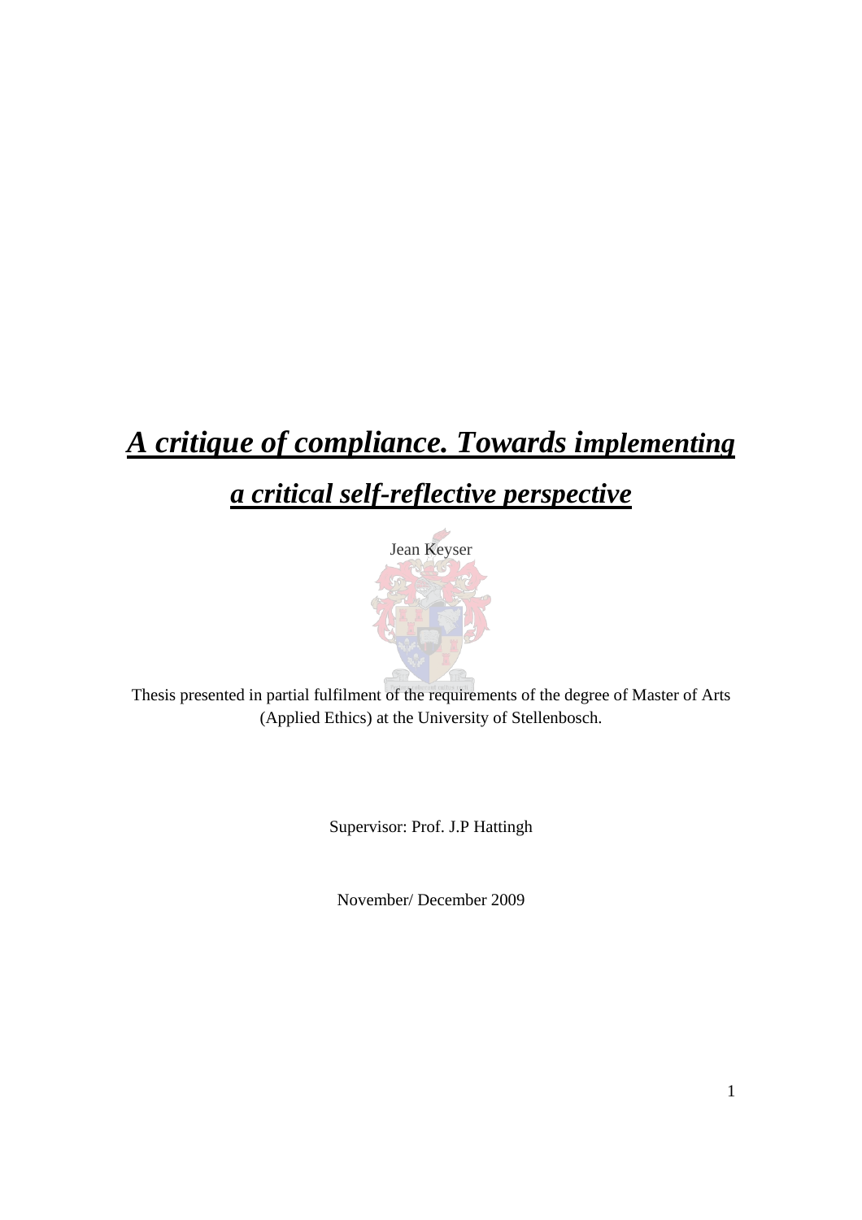# *A critique of compliance. Towards implementing a critical self-reflective perspective*

Jean Keyser

Thesis presented in partial fulfilment of the requirements of the degree of Master of Arts (Applied Ethics) at the University of Stellenbosch.

Supervisor: Prof. J.P Hattingh

November/ December 2009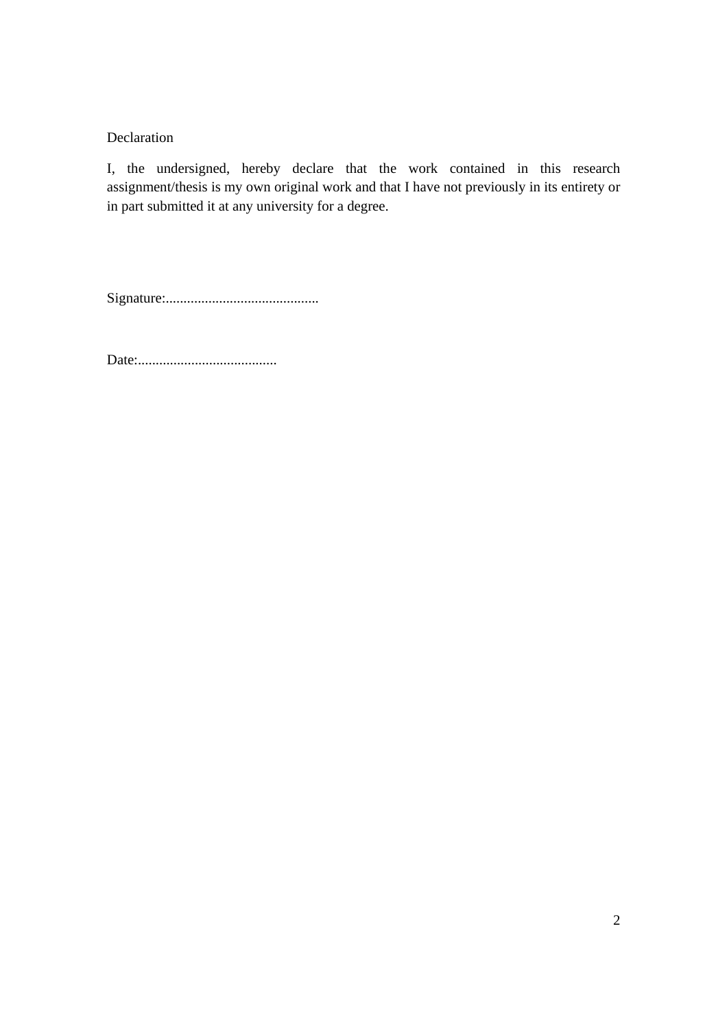# Declaration

I, the undersigned, hereby declare that the work contained in this research assignment/thesis is my own original work and that I have not previously in its entirety or in part submitted it at any university for a degree.

Signature:...........................................

Date:.......................................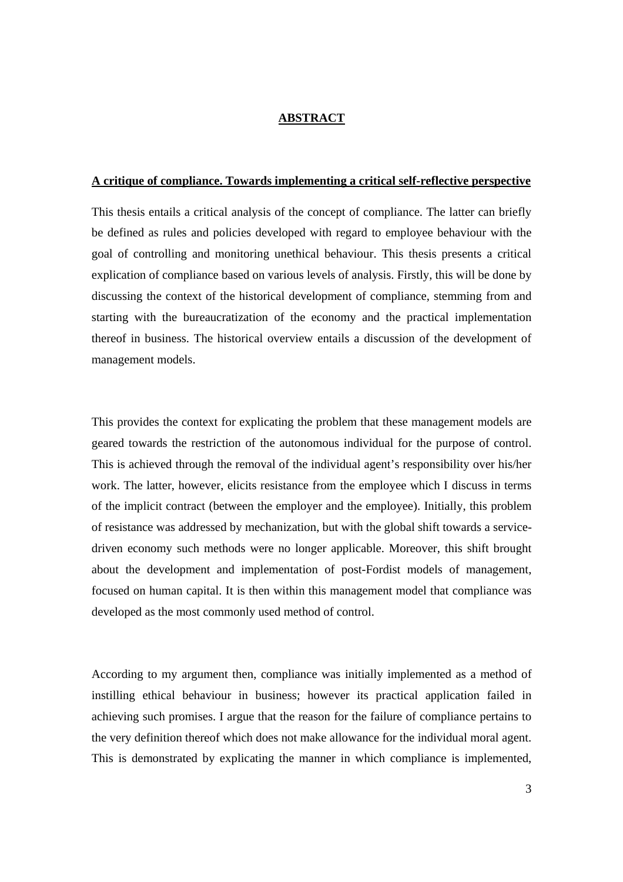# ABSTRACT

## A critique of compliance. Towards implementing a critical self-reflective perspective

This thesis entails a critical analysis of the concept of compliance. The latter can briefly be defined as rules and policies developed with regard to employee behaviour with the goal of controlling and monitoring unethical behaviour. This thesis presents a critical explication of compliance based on various levels of analysis. Firstly, this will be done by discussing the context of the historical development of compliance, stemming from and starting with the bureaucratization of the economy and the practical implementation thereof in business. The historical overview entails a discussion of the development of management models.

This provides the context for explicating the problem that these management models are geared towards the restriction of the autonomous individual for the purpose of control. This is achieved through the removal of the individual agent's responsibility over his/her work. The latter, however, elicits resistance from the employee which I discuss in terms of the implicit contract (between the employer and the employee). Initially, this problem of resistance was addressed by mechanization, but with the global shift towards a service-driven economy such methods were no longer applicable. Moreover, this shift brought about the development and implementation of post-Fordist models of management, focused on human capital. It is then within this management model that compliance was developed as the most commonly used method of control.

According to my argument then, compliance was initially implemented as a method of instilling ethical behaviour in business; however its practical application failed in achieving such promises. I argue that the reason for the failure of compliance pertains to the very definition thereof which does not make allowance for the individual moral agent. This is demonstrated by explicating the manner in which compliance is implemented,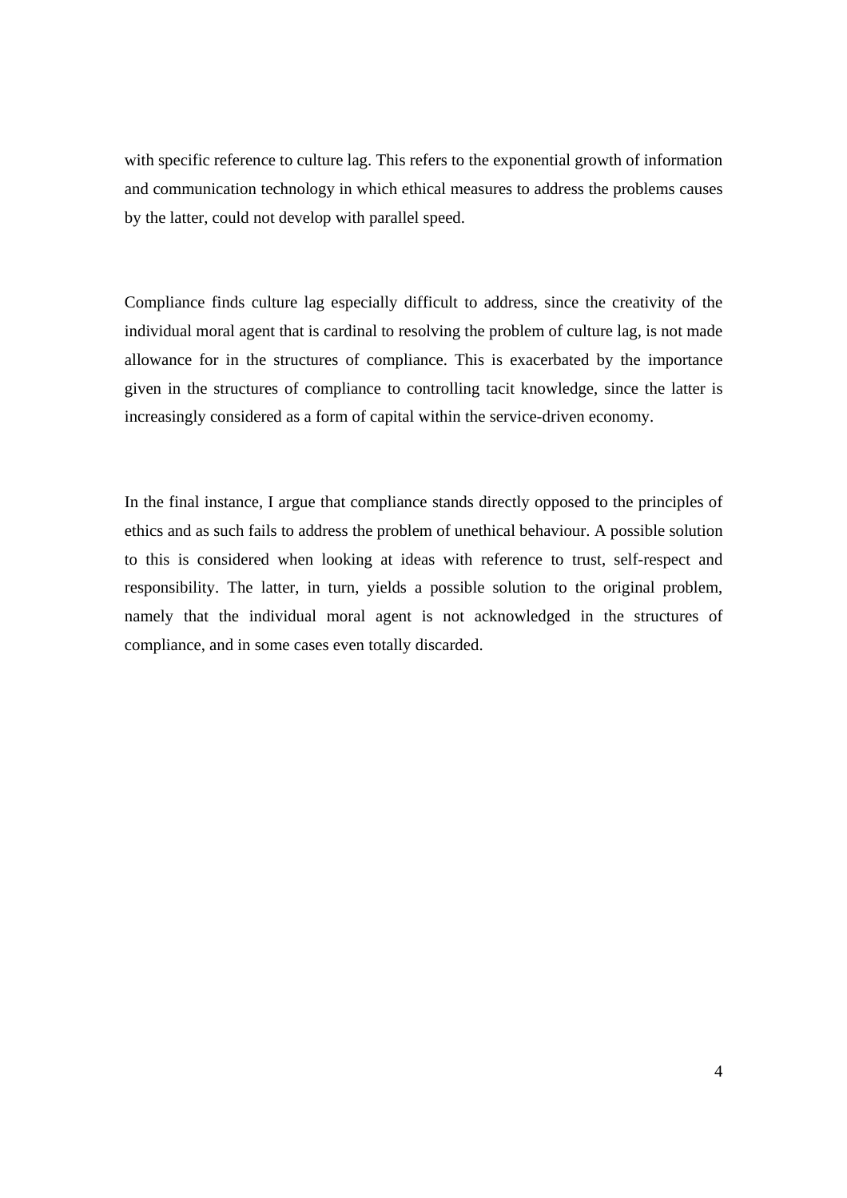with specific reference to culture lag. This refers to the exponential growth of information and communication technology in which ethical measures to address the problems causes by the latter, could not develop with parallel speed.

Compliance finds culture lag especially difficult to address, since the creativity of the individual moral agent that is cardinal to resolving the problem of culture lag, is not made allowance for in the structures of compliance. This is exacerbated by the importance given in the structures of compliance to controlling tacit knowledge, since the latter is increasingly considered as a form of capital within the service-driven economy.

In the final instance, I argue that compliance stands directly opposed to the principles of ethics and as such fails to address the problem of unethical behaviour. A possible solution to this is considered when looking at ideas with reference to trust, self-respect and responsibility. The latter, in turn, yields a possible solution to the original problem, namely that the individual moral agent is not acknowledged in the structures of compliance, and in some cases even totally discarded.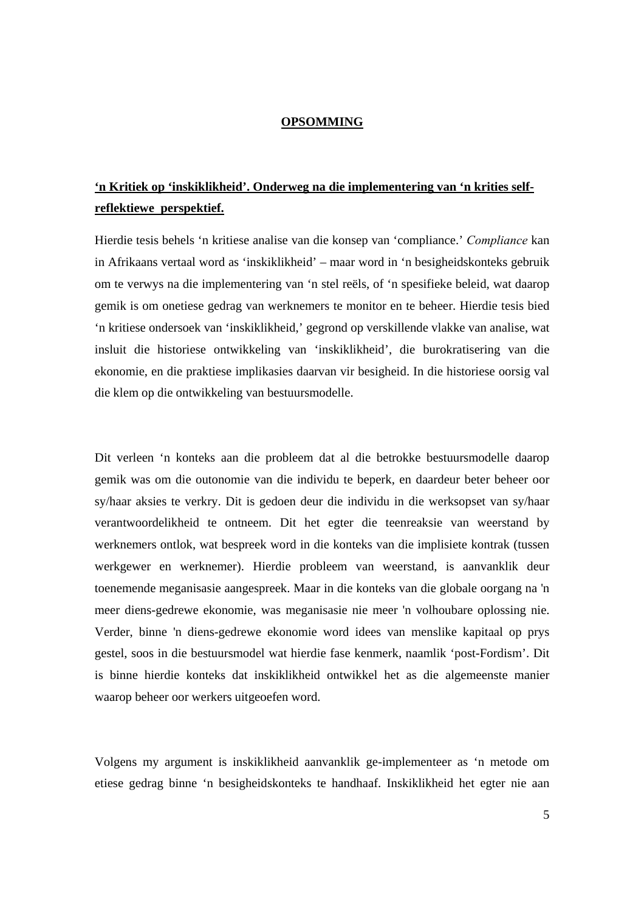## OPSOMMING

**‘n Kritiek op ‘inskiklikheid’. Onderweg na die implementering van ‘n krities self-reflektiewe perspektief.**

Hierdie tesis behels ‘n kritiese analise van die konsep van ‘compliance.’ *Compliance* kan in Afrikaans vertaal word as ‘inskiklikheid’ – maar word in ‘n besigheidskonteks gebruik om te verwys na die implementering van ‘n stel reëls, of ‘n spesifieke beleid, wat daarop gemik is om onetiese gedrag van werknemers te monitor en te beheer. Hierdie tesis bied ‘n kritiese ondersoek van ‘inskiklikheid,’ gegrond op verskillende vlakke van analise, wat insluit die historiese ontwikkeling van ‘inskiklikheid’, die burokratisering van die ekonomie, en die praktiese implikasies daarvan vir besigheid. In die historiese oorsig val die klem op die ontwikkeling van bestuursmodelle.

Dit verleen ‘n konteks aan die probleem dat al die betrokke bestuursmodelle daarop gemik was om die outonomie van die individu te beperk, en daardeur beter beheer oor sy/haar aksies te verkry. Dit is gedoen deur die individu in die werksopset van sy/haar verantwoordelikheid te ontneem. Dit het egter die teenreaksie van weerstand by werknemers ontlok, wat bespreek word in die konteks van die implisiete kontrak (tussen werkgewer en werknemer). Hierdie probleem van weerstand, is aanvanklik deur toenemende meganisasie aangespreek. Maar in die konteks van die globale oorgang na 'n meer diens-gedrewe ekonomie, was meganisasie nie meer 'n volhoubare oplossing nie. Verder, binne 'n diens-gedrewe ekonomie word idees van menslike kapitaal op prys gestel, soos in die bestuursmodel wat hierdie fase kenmerk, naamlik ‘post-Fordism’. Dit is binne hierdie konteks dat inskiklikheid ontwikkel het as die algemeenste manier waarop beheer oor werkers uitgeoefen word.

Volgens my argument is inskiklikheid aanvanklik ge-implementeer as ‘n metode om etiese gedrag binne ‘n besigheidskonteks te handhaaf. Inskiklikheid het egter nie aan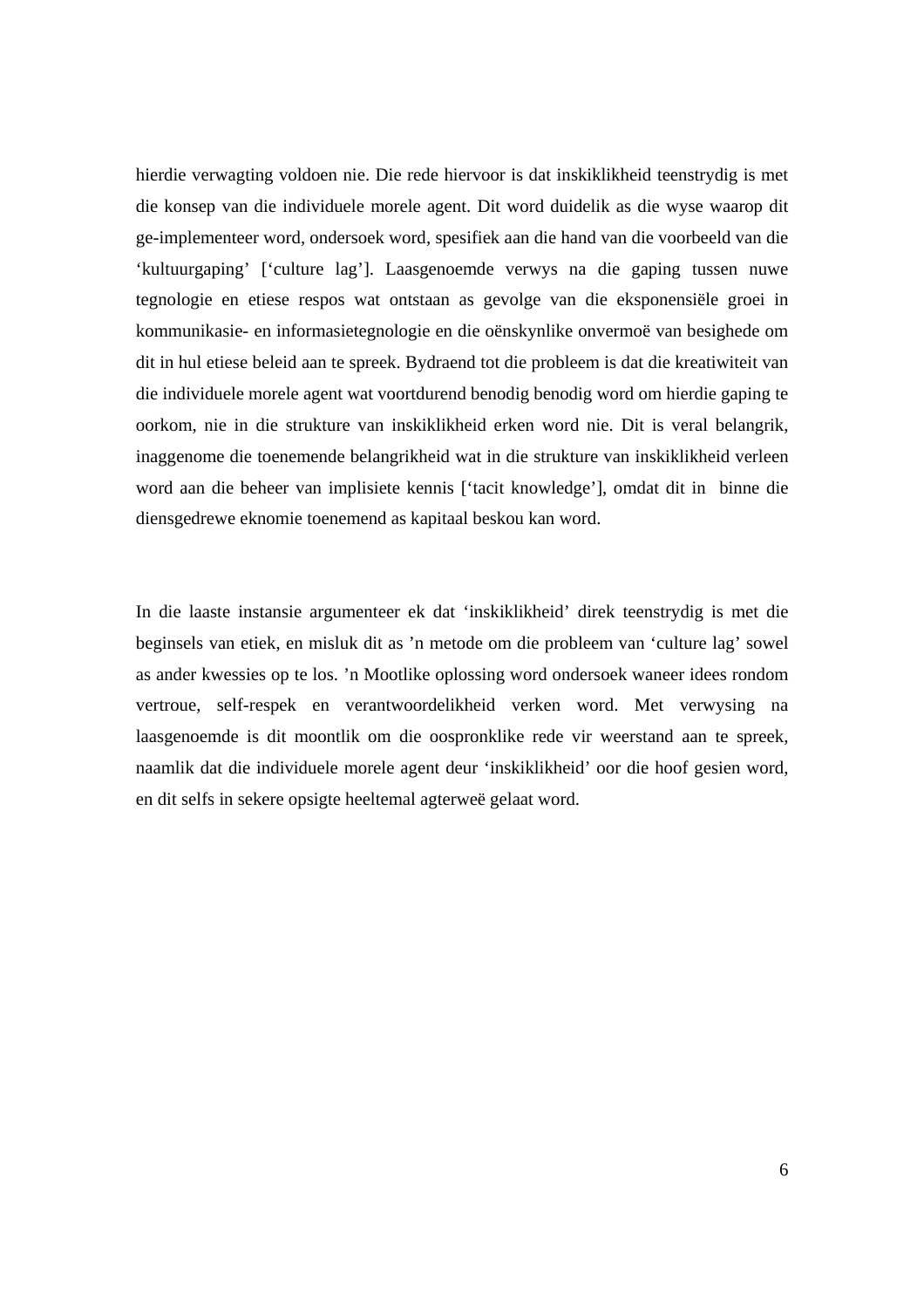hierdie verwagting voldoen nie. Die rede hiervoor is dat inskiklikheid teenstrydig is met die konsep van die individuele morele agent. Dit word duidelik as die wyse waarop dit ge-implementeer word, ondersoek word, spesifiek aan die hand van die voorbeeld van die 'kultuurgaping' ['culture lag']. Laasgenoemde verwys na die gaping tussen nuwe tegnologie en etiese respos wat ontstaan as gevolge van die eksponensiële groei in kommunikasie- en informasietegnologie en die oënskynlike onvermoë van besighede om dit in hul etiese beleid aan te spreek. Bydraend tot die probleem is dat die kreatiwiteit van die individuele morele agent wat voortdurend benodig benodig word om hierdie gaping te oorkom, nie in die strukture van inskiklikheid erken word nie. Dit is veral belangrik, inaggenome die toenemende belangrikheid wat in die strukture van inskiklikheid verleen word aan die beheer van implisiete kennis ['tacit knowledge'], omdat dit in binne die diensgedrewe eknomie toenemend as kapitaal beskou kan word.

In die laaste instansie argumenteer ek dat 'inskiklikheid' direk teenstrydig is met die beginsels van etiek, en misluk dit as 'n metode om die probleem van 'culture lag' sowel as ander kwessies op te los. 'n Mootlike oplossing word ondersoek waneer idees rondom vertroue, self-respek en verantwoordelikheid verken word. Met verwysing na laasgenoemde is dit moontlik om die oospronklike rede vir weerstand aan te spreek, naamlik dat die individuele morele agent deur 'inskiklikheid' oor die hoof gesien word, en dit selfs in sekere opsigte heeltemal agterweë gelaat word.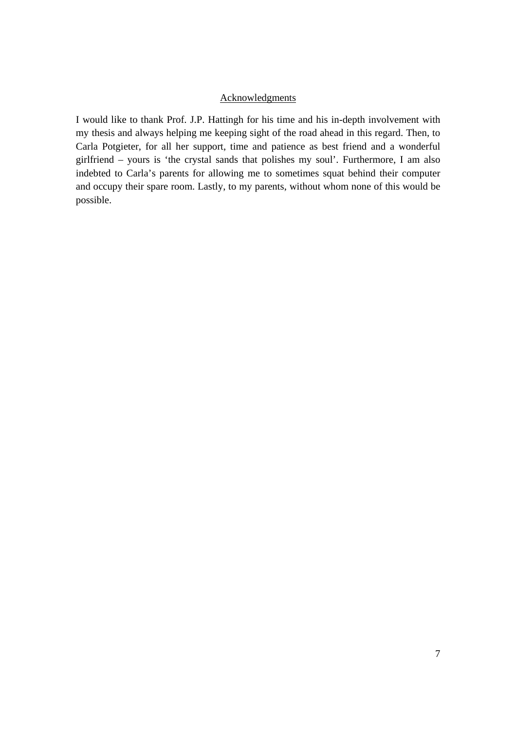## Acknowledgments

I would like to thank Prof. J.P. Hattingh for his time and his in-depth involvement with my thesis and always helping me keeping sight of the road ahead in this regard. Then, to Carla Potgieter, for all her support, time and patience as best friend and a wonderful girlfriend – yours is 'the crystal sands that polishes my soul'. Furthermore, I am also indebted to Carla's parents for allowing me to sometimes squat behind their computer and occupy their spare room. Lastly, to my parents, without whom none of this would be possible.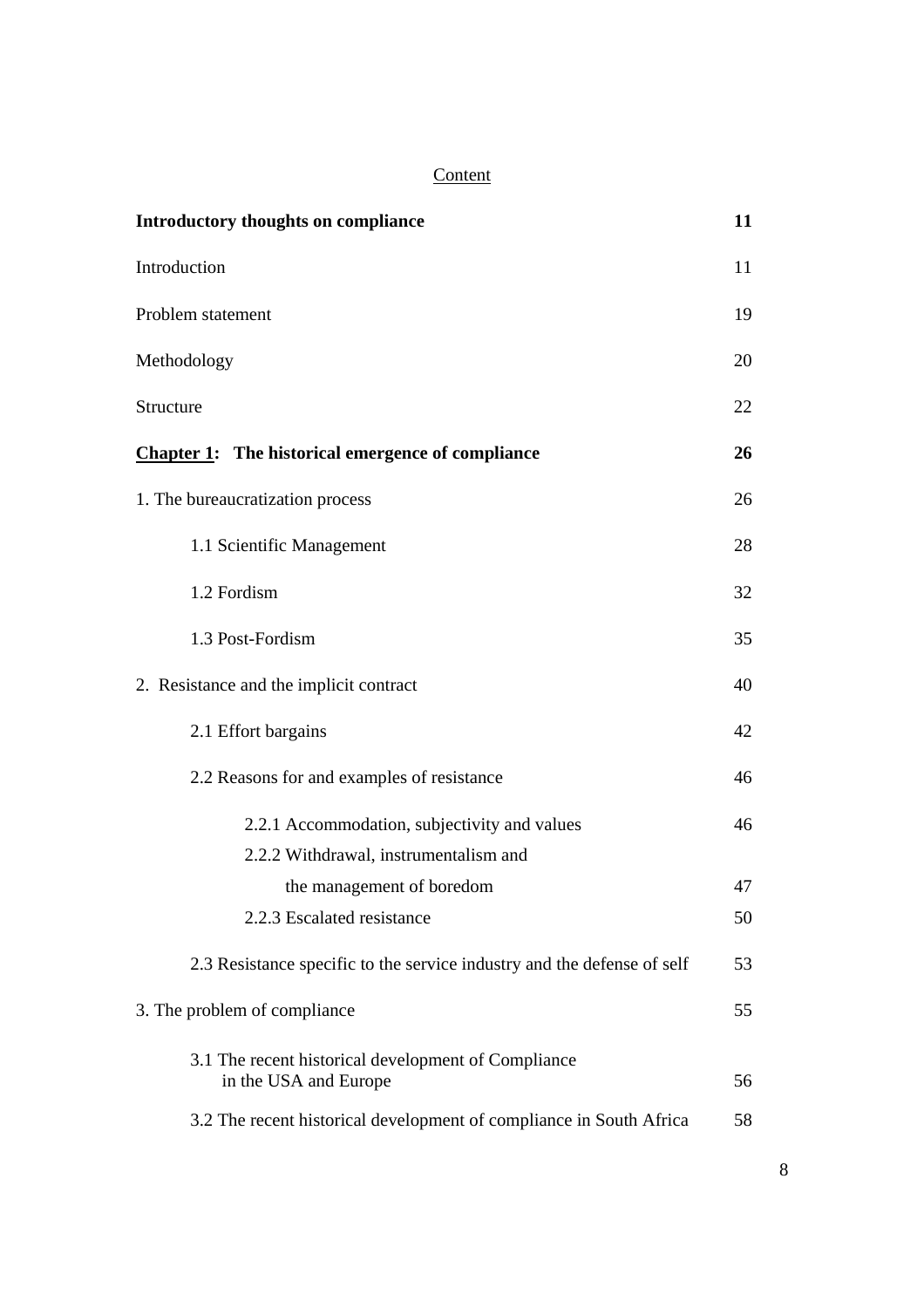Content

| | |
|---|---|
| **Introductory thoughts on compliance** | **11** |
| Introduction | 11 |
| Problem statement | 19 |
| Methodology | 20 |
| Structure | 22 |
| **Chapter 1: The historical emergence of compliance** | **26** |
| 1. The bureaucratization process | 26 |
| 1.1 Scientific Management | 28 |
| 1.2 Fordism | 32 |
| 1.3 Post-Fordism | 35 |
| 2. Resistance and the implicit contract | 40 |
| 2.1 Effort bargains | 42 |
| 2.2 Reasons for and examples of resistance | 46 |
| 2.2.1 Accommodation, subjectivity and values | 46 |
| 2.2.2 Withdrawal, instrumentalism and the management of boredom | 47 |
| 2.2.3 Escalated resistance | 50 |
| 2.3 Resistance specific to the service industry and the defense of self | 53 |
| 3. The problem of compliance | 55 |
| 3.1 The recent historical development of Compliance in the USA and Europe | 56 |
| 3.2 The recent historical development of compliance in South Africa | 58 |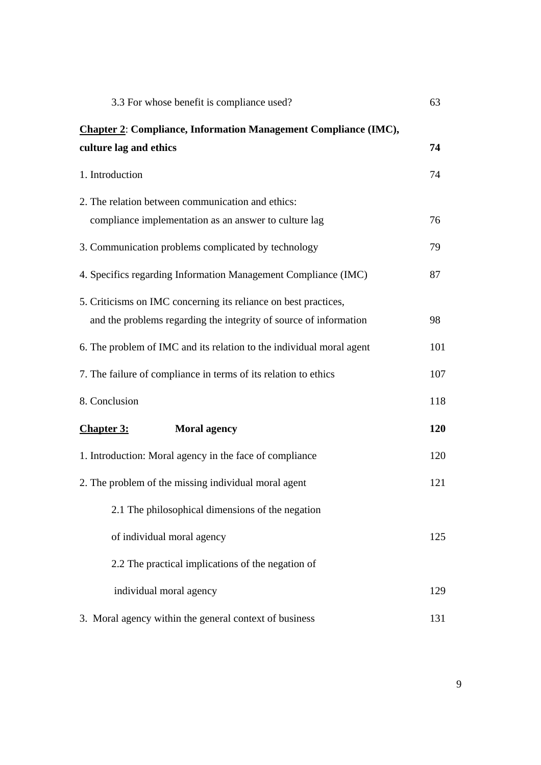3.3 For whose benefit is compliance used? 63

**Chapter 2**: **Compliance, Information Management Compliance (IMC), culture lag and ethics** **74**

1. Introduction 74

2. The relation between communication and ethics: compliance implementation as an answer to culture lag 76

3. Communication problems complicated by technology 79

4. Specifics regarding Information Management Compliance (IMC) 87

5. Criticisms on IMC concerning its reliance on best practices, and the problems regarding the integrity of source of information 98

6. The problem of IMC and its relation to the individual moral agent 101

7. The failure of compliance in terms of its relation to ethics 107

8. Conclusion 118

**Chapter 3:** **Moral agency** **120**

1. Introduction: Moral agency in the face of compliance 120

2. The problem of the missing individual moral agent 121

2.1 The philosophical dimensions of the negation of individual moral agency 125

2.2 The practical implications of the negation of individual moral agency 129

3. Moral agency within the general context of business 131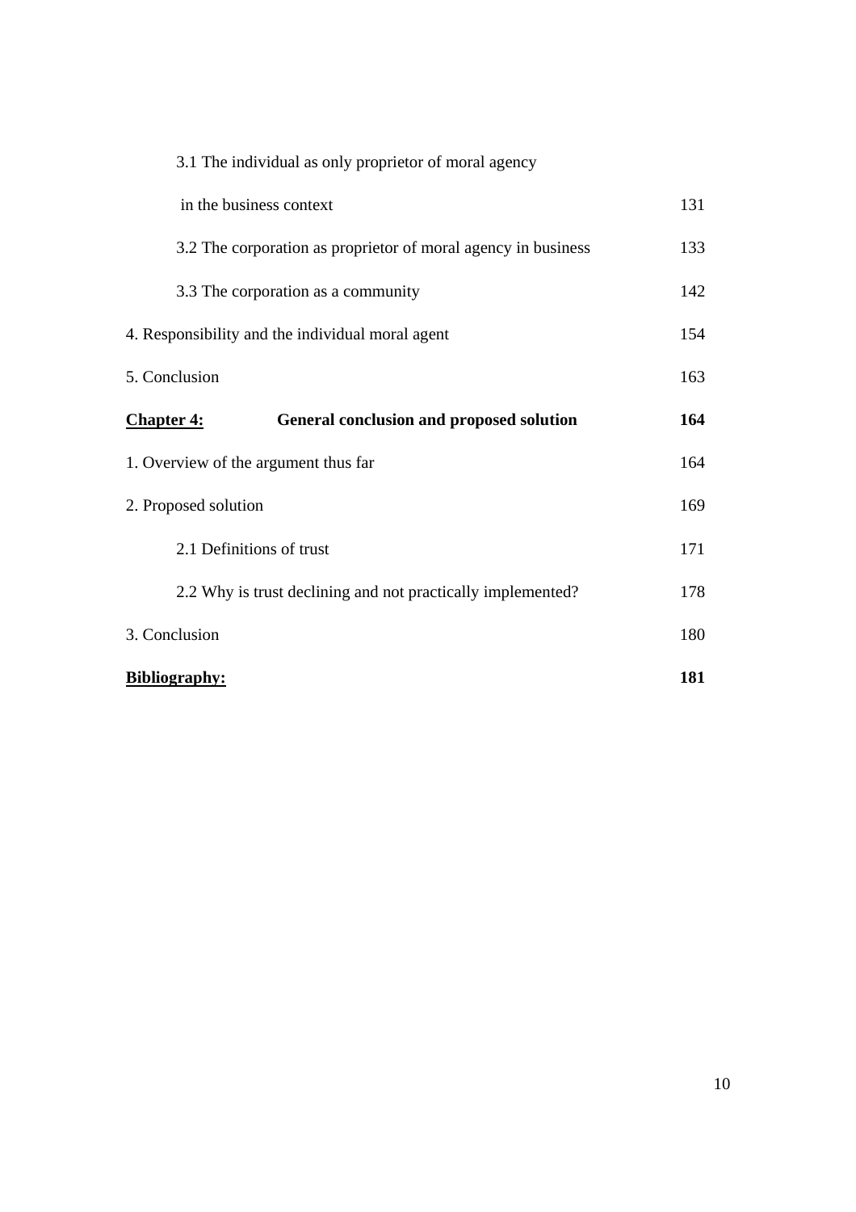3.1 The individual as only proprietor of moral agency in the business context 131

3.2 The corporation as proprietor of moral agency in business 133

3.3 The corporation as a community 142

4. Responsibility and the individual moral agent 154

5. Conclusion 163

**Chapter 4: General conclusion and proposed solution 164**

1. Overview of the argument thus far 164

2. Proposed solution 169

2.1 Definitions of trust 171

2.2 Why is trust declining and not practically implemented? 178

3. Conclusion 180

**Bibliography: 181**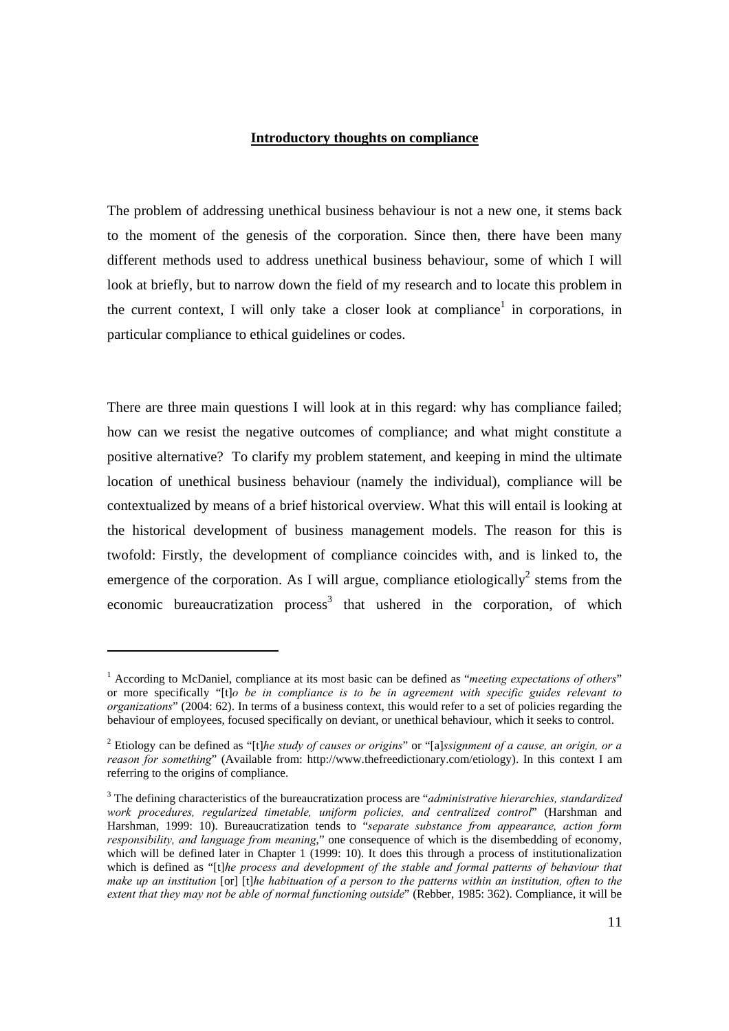## **Introductory thoughts on compliance**

The problem of addressing unethical business behaviour is not a new one, it stems back to the moment of the genesis of the corporation. Since then, there have been many different methods used to address unethical business behaviour, some of which I will look at briefly, but to narrow down the field of my research and to locate this problem in the current context, I will only take a closer look at compliance[1] in corporations, in particular compliance to ethical guidelines or codes.

There are three main questions I will look at in this regard: why has compliance failed; how can we resist the negative outcomes of compliance; and what might constitute a positive alternative? To clarify my problem statement, and keeping in mind the ultimate location of unethical business behaviour (namely the individual), compliance will be contextualized by means of a brief historical overview. What this will entail is looking at the historical development of business management models. The reason for this is twofold: Firstly, the development of compliance coincides with, and is linked to, the emergence of the corporation. As I will argue, compliance etiologically[2] stems from the economic bureaucratization process[3] that ushered in the corporation, of which

---

[1] According to McDaniel, compliance at its most basic can be defined as "*meeting expectations of others*" or more specifically "[t]*o be in compliance is to be in agreement with specific guides relevant to organizations*" (2004: 62). In terms of a business context, this would refer to a set of policies regarding the behaviour of employees, focused specifically on deviant, or unethical behaviour, which it seeks to control.

[2] Etiology can be defined as "[t]*he study of causes or origins*" or "[a]*ssignment of a cause, an origin, or a reason for something*" (Available from: http://www.thefreedictionary.com/etiology). In this context I am referring to the origins of compliance.

[3] The defining characteristics of the bureaucratization process are "*administrative hierarchies, standardized work procedures, regularized timetable, uniform policies, and centralized control*" (Harshman and Harshman, 1999: 10). Bureaucratization tends to "*separate substance from appearance, action form responsibility, and language from meaning*," one consequence of which is the disembedding of economy, which will be defined later in Chapter 1 (1999: 10). It does this through a process of institutionalization which is defined as "[t]*he process and development of the stable and formal patterns of behaviour that make up an institution* [or] [t]*he habituation of a person to the patterns within an institution, often to the extent that they may not be able of normal functioning outside*" (Rebber, 1985: 362). Compliance, it will be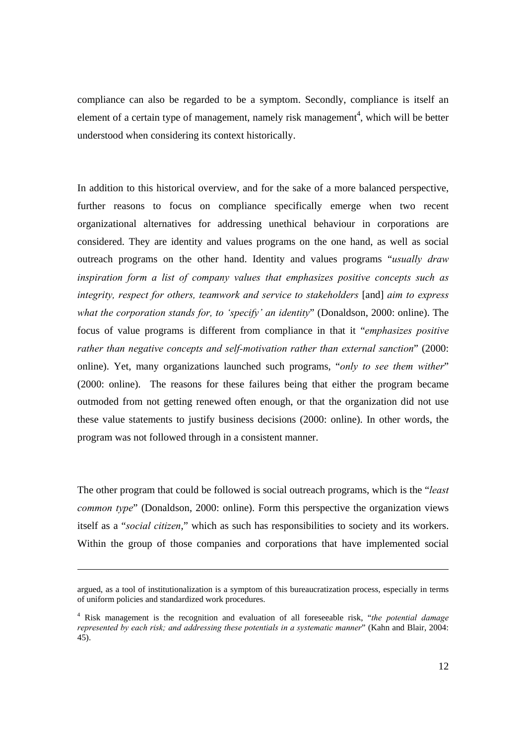compliance can also be regarded to be a symptom. Secondly, compliance is itself an element of a certain type of management, namely risk management[4], which will be better understood when considering its context historically.

In addition to this historical overview, and for the sake of a more balanced perspective, further reasons to focus on compliance specifically emerge when two recent organizational alternatives for addressing unethical behaviour in corporations are considered. They are identity and values programs on the one hand, as well as social outreach programs on the other hand. Identity and values programs "*usually draw inspiration form a list of company values that emphasizes positive concepts such as integrity, respect for others, teamwork and service to stakeholders* [and] *aim to express what the corporation stands for, to 'specify' an identity*" (Donaldson, 2000: online). The focus of value programs is different from compliance in that it "*emphasizes positive rather than negative concepts and self-motivation rather than external sanction*" (2000: online). Yet, many organizations launched such programs, "*only to see them wither*" (2000: online). The reasons for these failures being that either the program became outmoded from not getting renewed often enough, or that the organization did not use these value statements to justify business decisions (2000: online). In other words, the program was not followed through in a consistent manner.

The other program that could be followed is social outreach programs, which is the "*least common type*" (Donaldson, 2000: online). Form this perspective the organization views itself as a "*social citizen*," which as such has responsibilities to society and its workers. Within the group of those companies and corporations that have implemented social

---

argued, as a tool of institutionalization is a symptom of this bureaucratization process, especially in terms of uniform policies and standardized work procedures.

[4] Risk management is the recognition and evaluation of all foreseeable risk, "*the potential damage represented by each risk; and addressing these potentials in a systematic manner*" (Kahn and Blair, 2004: 45).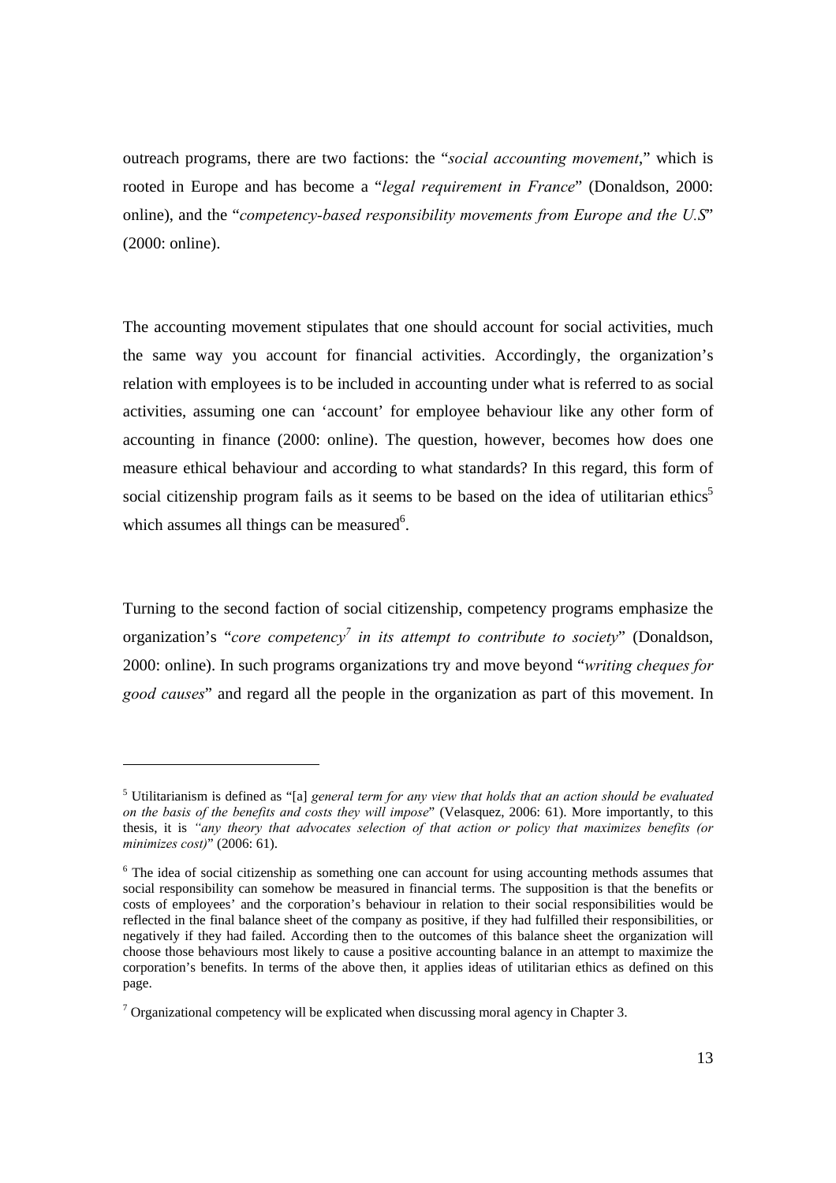outreach programs, there are two factions: the "*social accounting movement*," which is rooted in Europe and has become a "*legal requirement in France*" (Donaldson, 2000: online), and the "*competency-based responsibility movements from Europe and the U.S*" (2000: online).

The accounting movement stipulates that one should account for social activities, much the same way you account for financial activities. Accordingly, the organization's relation with employees is to be included in accounting under what is referred to as social activities, assuming one can 'account' for employee behaviour like any other form of accounting in finance (2000: online). The question, however, becomes how does one measure ethical behaviour and according to what standards? In this regard, this form of social citizenship program fails as it seems to be based on the idea of utilitarian ethics[5] which assumes all things can be measured[6].

Turning to the second faction of social citizenship, competency programs emphasize the organization's "*core competency*[7] *in its attempt to contribute to society*" (Donaldson, 2000: online). In such programs organizations try and move beyond "*writing cheques for good causes*" and regard all the people in the organization as part of this movement. In

---

[5] Utilitarianism is defined as "[a] *general term for any view that holds that an action should be evaluated on the basis of the benefits and costs they will impose*" (Velasquez, 2006: 61). More importantly, to this thesis, it is *"any theory that advocates selection of that action or policy that maximizes benefits (or minimizes cost)*" (2006: 61).

[6] The idea of social citizenship as something one can account for using accounting methods assumes that social responsibility can somehow be measured in financial terms. The supposition is that the benefits or costs of employees' and the corporation's behaviour in relation to their social responsibilities would be reflected in the final balance sheet of the company as positive, if they had fulfilled their responsibilities, or negatively if they had failed. According then to the outcomes of this balance sheet the organization will choose those behaviours most likely to cause a positive accounting balance in an attempt to maximize the corporation's benefits. In terms of the above then, it applies ideas of utilitarian ethics as defined on this page.

[7] Organizational competency will be explicated when discussing moral agency in Chapter 3.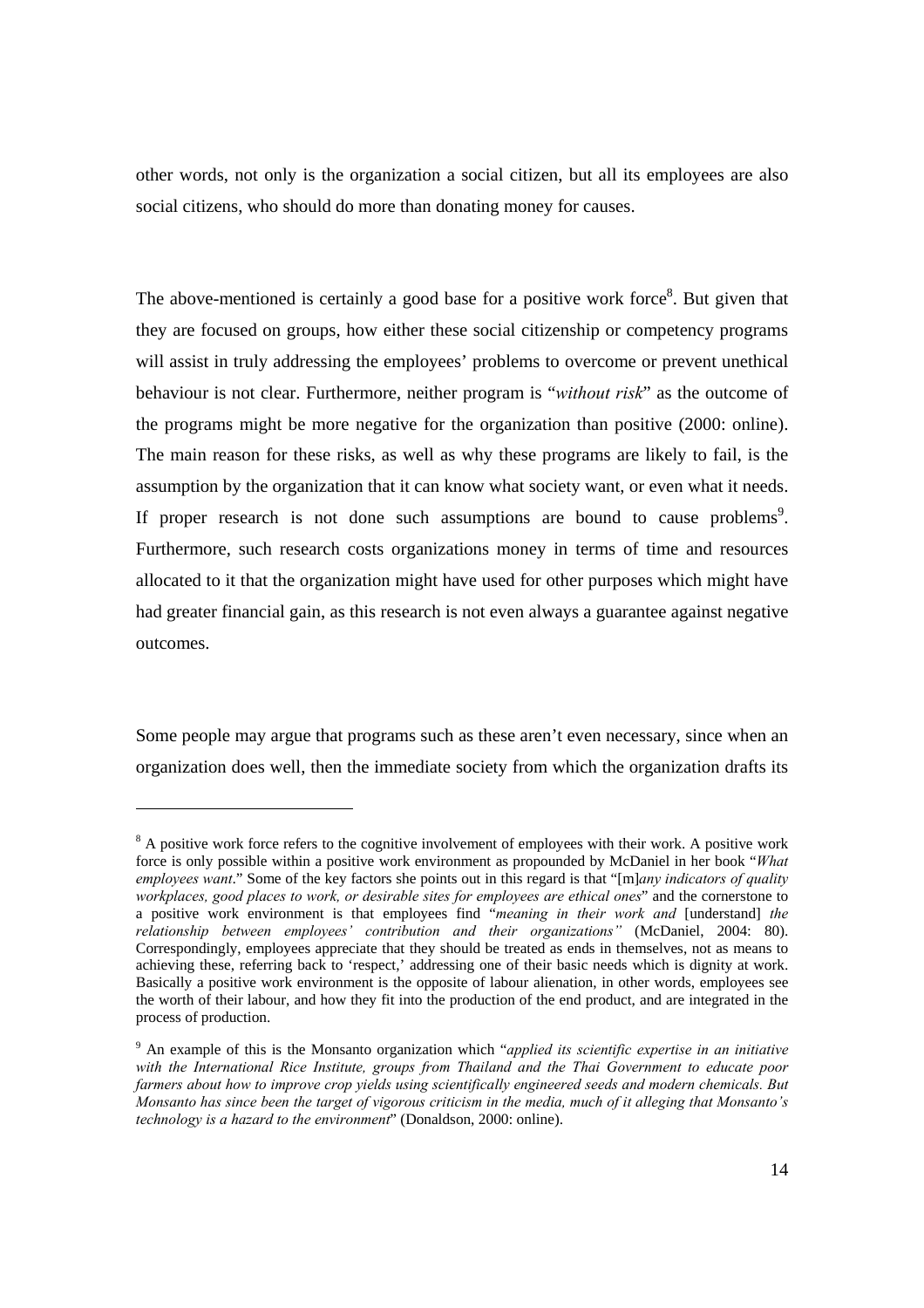other words, not only is the organization a social citizen, but all its employees are also social citizens, who should do more than donating money for causes.

The above-mentioned is certainly a good base for a positive work force[8]. But given that they are focused on groups, how either these social citizenship or competency programs will assist in truly addressing the employees' problems to overcome or prevent unethical behaviour is not clear. Furthermore, neither program is "*without risk*" as the outcome of the programs might be more negative for the organization than positive (2000: online). The main reason for these risks, as well as why these programs are likely to fail, is the assumption by the organization that it can know what society want, or even what it needs. If proper research is not done such assumptions are bound to cause problems[9]. Furthermore, such research costs organizations money in terms of time and resources allocated to it that the organization might have used for other purposes which might have had greater financial gain, as this research is not even always a guarantee against negative outcomes.

Some people may argue that programs such as these aren't even necessary, since when an organization does well, then the immediate society from which the organization drafts its

---

[8] A positive work force refers to the cognitive involvement of employees with their work. A positive work force is only possible within a positive work environment as propounded by McDaniel in her book "*What employees want*." Some of the key factors she points out in this regard is that "[m]*any indicators of quality workplaces, good places to work, or desirable sites for employees are ethical ones*" and the cornerstone to a positive work environment is that employees find "*meaning in their work and* [understand] *the relationship between employees' contribution and their organizations"* (McDaniel, 2004: 80). Correspondingly, employees appreciate that they should be treated as ends in themselves, not as means to achieving these, referring back to 'respect,' addressing one of their basic needs which is dignity at work. Basically a positive work environment is the opposite of labour alienation, in other words, employees see the worth of their labour, and how they fit into the production of the end product, and are integrated in the process of production.

[9] An example of this is the Monsanto organization which "*applied its scientific expertise in an initiative with the International Rice Institute, groups from Thailand and the Thai Government to educate poor farmers about how to improve crop yields using scientifically engineered seeds and modern chemicals. But Monsanto has since been the target of vigorous criticism in the media, much of it alleging that Monsanto's technology is a hazard to the environment*" (Donaldson, 2000: online).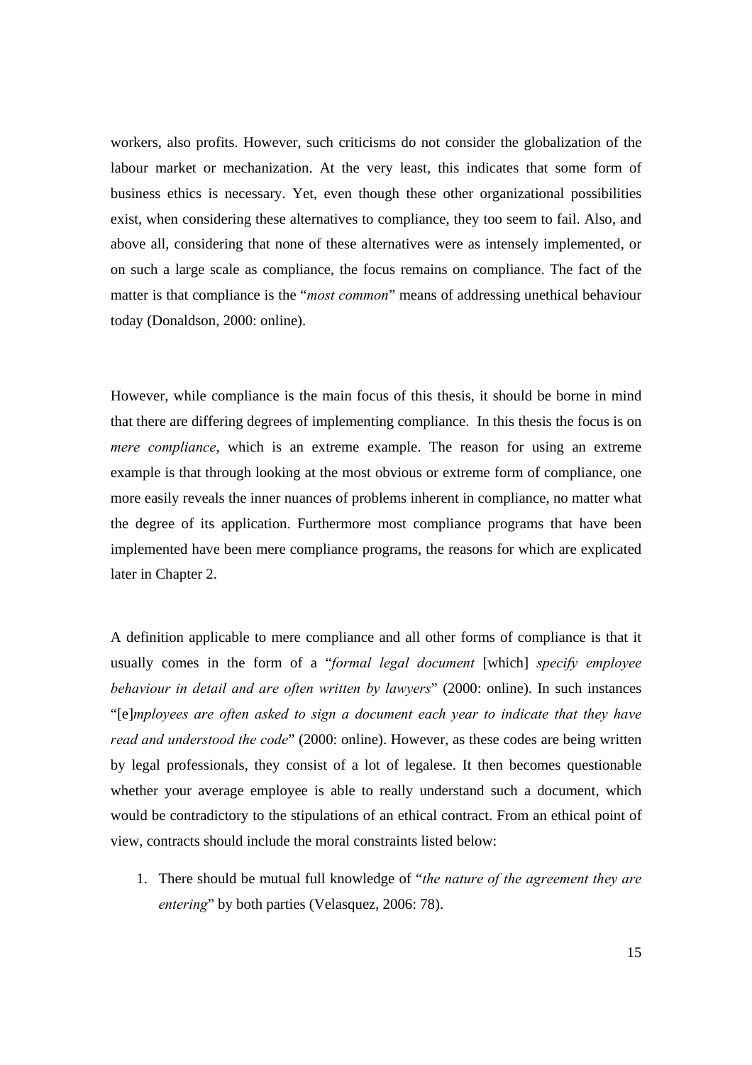workers, also profits. However, such criticisms do not consider the globalization of the labour market or mechanization. At the very least, this indicates that some form of business ethics is necessary. Yet, even though these other organizational possibilities exist, when considering these alternatives to compliance, they too seem to fail. Also, and above all, considering that none of these alternatives were as intensely implemented, or on such a large scale as compliance, the focus remains on compliance. The fact of the matter is that compliance is the "*most common*" means of addressing unethical behaviour today (Donaldson, 2000: online).

However, while compliance is the main focus of this thesis, it should be borne in mind that there are differing degrees of implementing compliance. In this thesis the focus is on *mere compliance*, which is an extreme example. The reason for using an extreme example is that through looking at the most obvious or extreme form of compliance, one more easily reveals the inner nuances of problems inherent in compliance, no matter what the degree of its application. Furthermore most compliance programs that have been implemented have been mere compliance programs, the reasons for which are explicated later in Chapter 2.

A definition applicable to mere compliance and all other forms of compliance is that it usually comes in the form of a "*formal legal document* [which] *specify employee behaviour in detail and are often written by lawyers*" (2000: online). In such instances "[e]*mployees are often asked to sign a document each year to indicate that they have read and understood the code*" (2000: online). However, as these codes are being written by legal professionals, they consist of a lot of legalese. It then becomes questionable whether your average employee is able to really understand such a document, which would be contradictory to the stipulations of an ethical contract. From an ethical point of view, contracts should include the moral constraints listed below:

1. There should be mutual full knowledge of "*the nature of the agreement they are entering*" by both parties (Velasquez, 2006: 78).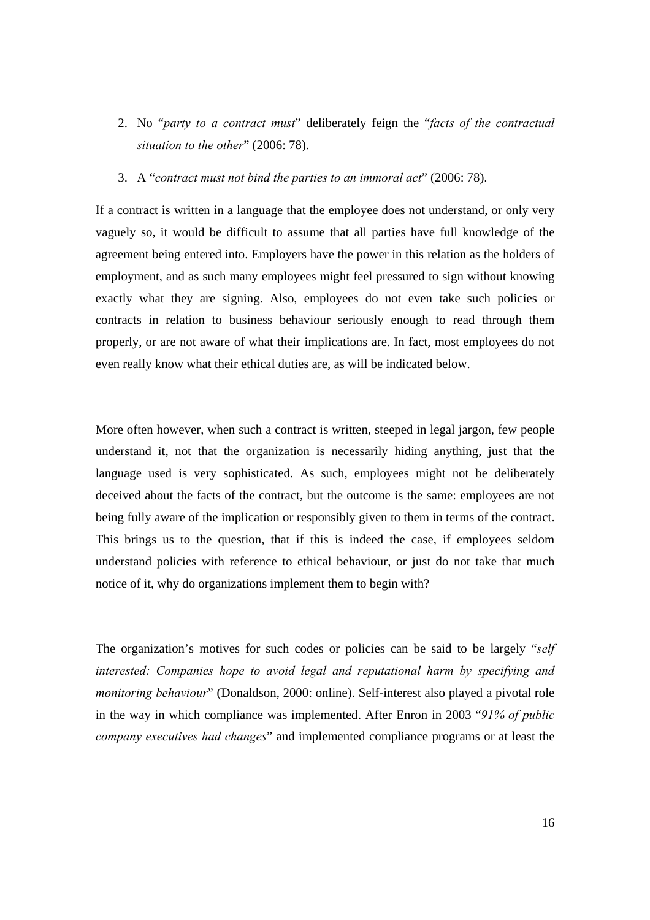2. No "*party to a contract must*" deliberately feign the "*facts of the contractual situation to the other*" (2006: 78).

3. A "*contract must not bind the parties to an immoral act*" (2006: 78).

If a contract is written in a language that the employee does not understand, or only very vaguely so, it would be difficult to assume that all parties have full knowledge of the agreement being entered into. Employers have the power in this relation as the holders of employment, and as such many employees might feel pressured to sign without knowing exactly what they are signing. Also, employees do not even take such policies or contracts in relation to business behaviour seriously enough to read through them properly, or are not aware of what their implications are. In fact, most employees do not even really know what their ethical duties are, as will be indicated below.

More often however, when such a contract is written, steeped in legal jargon, few people understand it, not that the organization is necessarily hiding anything, just that the language used is very sophisticated. As such, employees might not be deliberately deceived about the facts of the contract, but the outcome is the same: employees are not being fully aware of the implication or responsibly given to them in terms of the contract. This brings us to the question, that if this is indeed the case, if employees seldom understand policies with reference to ethical behaviour, or just do not take that much notice of it, why do organizations implement them to begin with?

The organization's motives for such codes or policies can be said to be largely "*self interested: Companies hope to avoid legal and reputational harm by specifying and monitoring behaviour*" (Donaldson, 2000: online). Self-interest also played a pivotal role in the way in which compliance was implemented. After Enron in 2003 "*91% of public company executives had changes*" and implemented compliance programs or at least the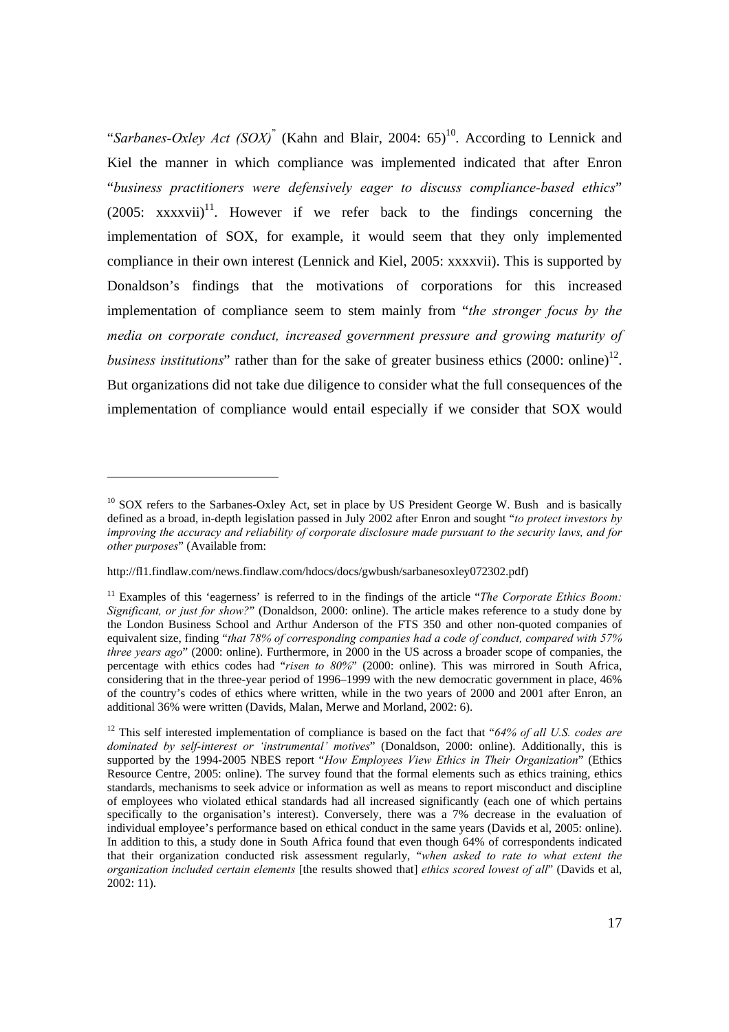"*Sarbanes-Oxley Act (SOX)*" (Kahn and Blair, 2004: 65)[10]. According to Lennick and Kiel the manner in which compliance was implemented indicated that after Enron "*business practitioners were defensively eager to discuss compliance-based ethics*" (2005: xxxxvii)[11]. However if we refer back to the findings concerning the implementation of SOX, for example, it would seem that they only implemented compliance in their own interest (Lennick and Kiel, 2005: xxxxvii). This is supported by Donaldson's findings that the motivations of corporations for this increased implementation of compliance seem to stem mainly from "*the stronger focus by the media on corporate conduct, increased government pressure and growing maturity of business institutions*" rather than for the sake of greater business ethics (2000: online)[12]. But organizations did not take due diligence to consider what the full consequences of the implementation of compliance would entail especially if we consider that SOX would

---

[10] SOX refers to the Sarbanes-Oxley Act, set in place by US President George W. Bush and is basically defined as a broad, in-depth legislation passed in July 2002 after Enron and sought "*to protect investors by improving the accuracy and reliability of corporate disclosure made pursuant to the security laws, and for other purposes*" (Available from:

http://fl1.findlaw.com/news.findlaw.com/hdocs/docs/gwbush/sarbanesoxley072302.pdf)

[11] Examples of this 'eagerness' is referred to in the findings of the article "*The Corporate Ethics Boom: Significant, or just for show?*" (Donaldson, 2000: online). The article makes reference to a study done by the London Business School and Arthur Anderson of the FTS 350 and other non-quoted companies of equivalent size, finding "*that 78% of corresponding companies had a code of conduct, compared with 57% three years ago*" (2000: online). Furthermore, in 2000 in the US across a broader scope of companies, the percentage with ethics codes had "*risen to 80%*" (2000: online). This was mirrored in South Africa, considering that in the three-year period of 1996–1999 with the new democratic government in place, 46% of the country's codes of ethics where written, while in the two years of 2000 and 2001 after Enron, an additional 36% were written (Davids, Malan, Merwe and Morland, 2002: 6).

[12] This self interested implementation of compliance is based on the fact that "*64% of all U.S. codes are dominated by self-interest or 'instrumental' motives*" (Donaldson, 2000: online). Additionally, this is supported by the 1994-2005 NBES report "*How Employees View Ethics in Their Organization*" (Ethics Resource Centre, 2005: online). The survey found that the formal elements such as ethics training, ethics standards, mechanisms to seek advice or information as well as means to report misconduct and discipline of employees who violated ethical standards had all increased significantly (each one of which pertains specifically to the organisation's interest). Conversely, there was a 7% decrease in the evaluation of individual employee's performance based on ethical conduct in the same years (Davids et al, 2005: online). In addition to this, a study done in South Africa found that even though 64% of correspondents indicated that their organization conducted risk assessment regularly, "*when asked to rate to what extent the organization included certain elements* [the results showed that] *ethics scored lowest of all*" (Davids et al, 2002: 11).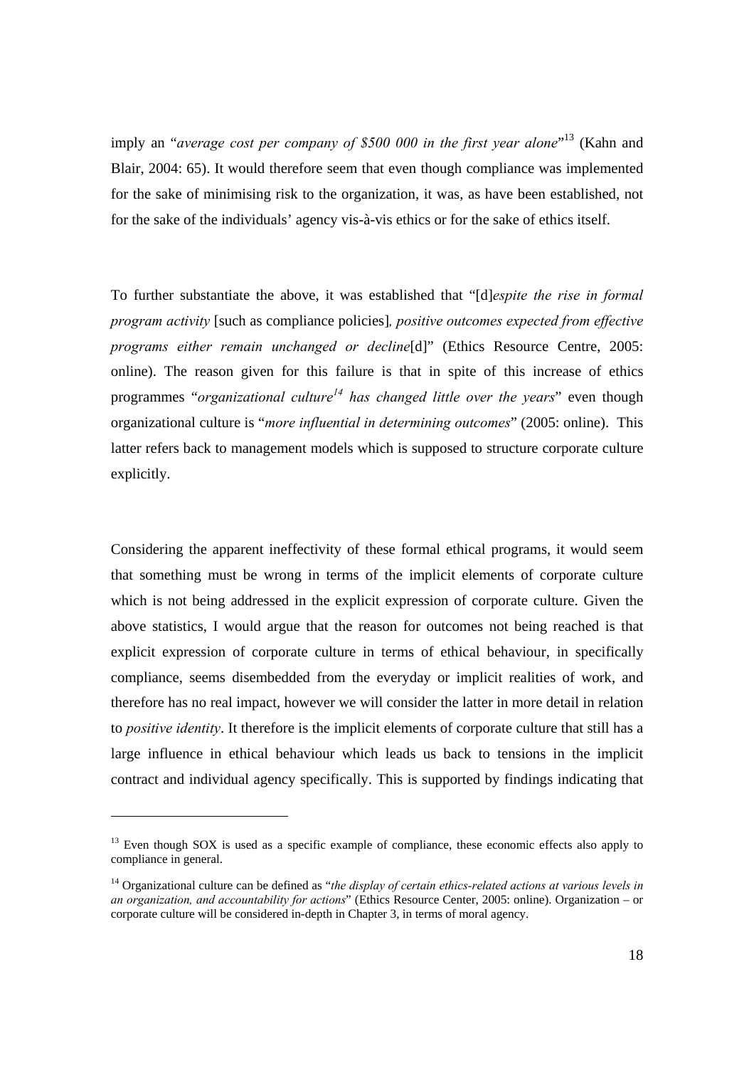imply an "*average cost per company of $500 000 in the first year alone*"[13] (Kahn and Blair, 2004: 65). It would therefore seem that even though compliance was implemented for the sake of minimising risk to the organization, it was, as have been established, not for the sake of the individuals' agency vis-à-vis ethics or for the sake of ethics itself.

To further substantiate the above, it was established that "[d]*espite the rise in formal program activity* [such as compliance policies]*, positive outcomes expected from effective programs either remain unchanged or decline*[d]" (Ethics Resource Centre, 2005: online). The reason given for this failure is that in spite of this increase of ethics programmes "*organizational culture*[14] *has changed little over the years*" even though organizational culture is "*more influential in determining outcomes*" (2005: online). This latter refers back to management models which is supposed to structure corporate culture explicitly.

Considering the apparent ineffectivity of these formal ethical programs, it would seem that something must be wrong in terms of the implicit elements of corporate culture which is not being addressed in the explicit expression of corporate culture. Given the above statistics, I would argue that the reason for outcomes not being reached is that explicit expression of corporate culture in terms of ethical behaviour, in specifically compliance, seems disembedded from the everyday or implicit realities of work, and therefore has no real impact, however we will consider the latter in more detail in relation to *positive identity*. It therefore is the implicit elements of corporate culture that still has a large influence in ethical behaviour which leads us back to tensions in the implicit contract and individual agency specifically. This is supported by findings indicating that

---

[13] Even though SOX is used as a specific example of compliance, these economic effects also apply to compliance in general.

[14] Organizational culture can be defined as "*the display of certain ethics-related actions at various levels in an organization, and accountability for actions*" (Ethics Resource Center, 2005: online). Organization – or corporate culture will be considered in-depth in Chapter 3, in terms of moral agency.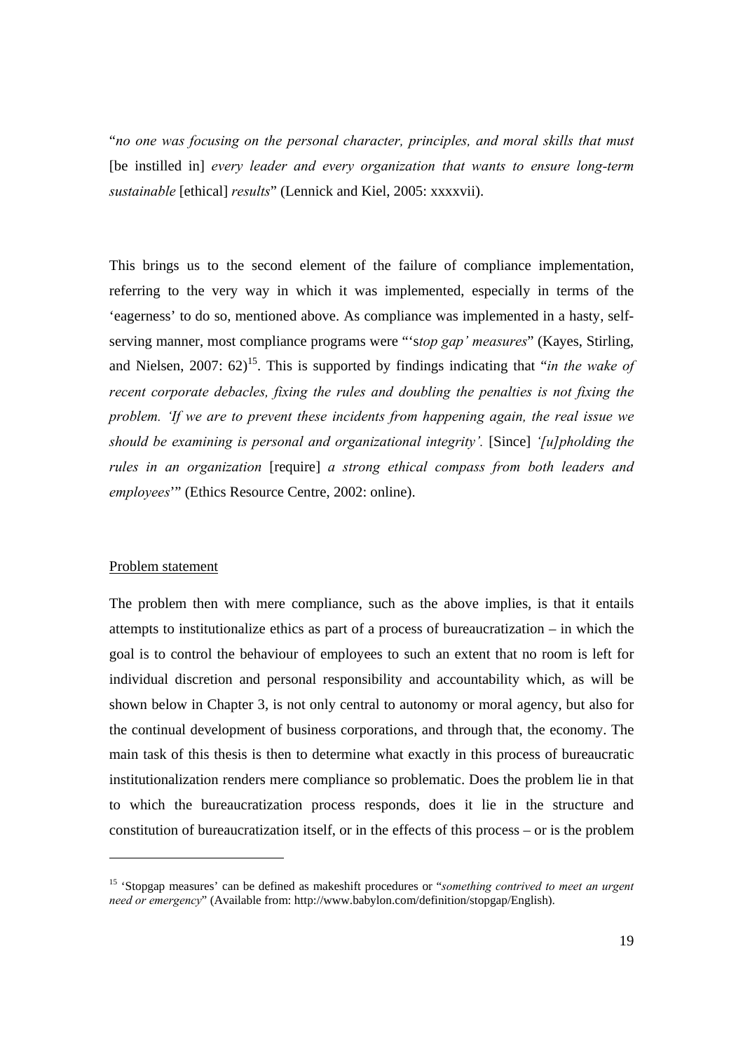"*no one was focusing on the personal character, principles, and moral skills that must* [be instilled in] *every leader and every organization that wants to ensure long-term sustainable* [ethical] *results*" (Lennick and Kiel, 2005: xxxxvii).

This brings us to the second element of the failure of compliance implementation, referring to the very way in which it was implemented, especially in terms of the 'eagerness' to do so, mentioned above. As compliance was implemented in a hasty, self-serving manner, most compliance programs were "'s*top gap' measures*" (Kayes, Stirling, and Nielsen, 2007: 62)[15]. This is supported by findings indicating that "*in the wake of recent corporate debacles, fixing the rules and doubling the penalties is not fixing the problem. 'If we are to prevent these incidents from happening again, the real issue we should be examining is personal and organizational integrity'.* [Since] *'[u]pholding the rules in an organization* [require] *a strong ethical compass from both leaders and employees*'" (Ethics Resource Centre, 2002: online).

Problem statement

The problem then with mere compliance, such as the above implies, is that it entails attempts to institutionalize ethics as part of a process of bureaucratization – in which the goal is to control the behaviour of employees to such an extent that no room is left for individual discretion and personal responsibility and accountability which, as will be shown below in Chapter 3, is not only central to autonomy or moral agency, but also for the continual development of business corporations, and through that, the economy. The main task of this thesis is then to determine what exactly in this process of bureaucratic institutionalization renders mere compliance so problematic. Does the problem lie in that to which the bureaucratization process responds, does it lie in the structure and constitution of bureaucratization itself, or in the effects of this process – or is the problem

---

[15] 'Stopgap measures' can be defined as makeshift procedures or "*something contrived to meet an urgent need or emergency*" (Available from: http://www.babylon.com/definition/stopgap/English).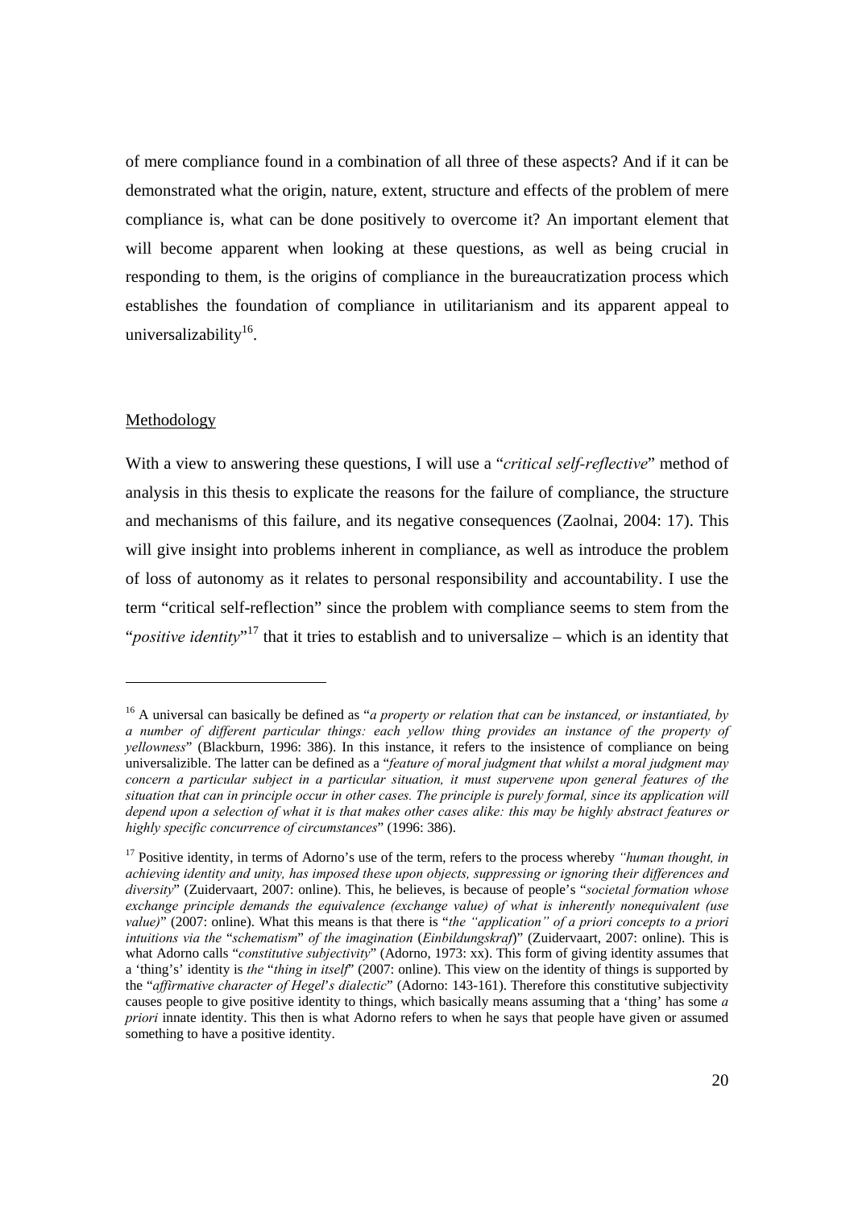of mere compliance found in a combination of all three of these aspects? And if it can be demonstrated what the origin, nature, extent, structure and effects of the problem of mere compliance is, what can be done positively to overcome it? An important element that will become apparent when looking at these questions, as well as being crucial in responding to them, is the origins of compliance in the bureaucratization process which establishes the foundation of compliance in utilitarianism and its apparent appeal to universalizability[16].

## Methodology

With a view to answering these questions, I will use a "*critical self-reflective*" method of analysis in this thesis to explicate the reasons for the failure of compliance, the structure and mechanisms of this failure, and its negative consequences (Zaolnai, 2004: 17). This will give insight into problems inherent in compliance, as well as introduce the problem of loss of autonomy as it relates to personal responsibility and accountability. I use the term "critical self-reflection" since the problem with compliance seems to stem from the "*positive identity*"[17] that it tries to establish and to universalize – which is an identity that

---

[16] A universal can basically be defined as "*a property or relation that can be instanced, or instantiated, by a number of different particular things: each yellow thing provides an instance of the property of yellowness*" (Blackburn, 1996: 386). In this instance, it refers to the insistence of compliance on being universalizible. The latter can be defined as a "*feature of moral judgment that whilst a moral judgment may concern a particular subject in a particular situation, it must supervene upon general features of the situation that can in principle occur in other cases. The principle is purely formal, since its application will depend upon a selection of what it is that makes other cases alike: this may be highly abstract features or highly specific concurrence of circumstances*" (1996: 386).

[17] Positive identity, in terms of Adorno's use of the term, refers to the process whereby *"human thought, in achieving identity and unity, has imposed these upon objects, suppressing or ignoring their differences and diversity*" (Zuidervaart, 2007: online). This, he believes, is because of people's "*societal formation whose exchange principle demands the equivalence (exchange value) of what is inherently nonequivalent (use value)*" (2007: online). What this means is that there is "*the "application" of a priori concepts to a priori intuitions via the* "*schematism*" *of the imagination* (*Einbildungskraf*)" (Zuidervaart, 2007: online). This is what Adorno calls "*constitutive subjectivity*" (Adorno, 1973: xx). This form of giving identity assumes that a 'thing's' identity is *the* "*thing in itself*" (2007: online). This view on the identity of things is supported by the "*affirmative character of Hegel*'*s dialectic*" (Adorno: 143-161). Therefore this constitutive subjectivity causes people to give positive identity to things, which basically means assuming that a 'thing' has some *a priori* innate identity. This then is what Adorno refers to when he says that people have given or assumed something to have a positive identity.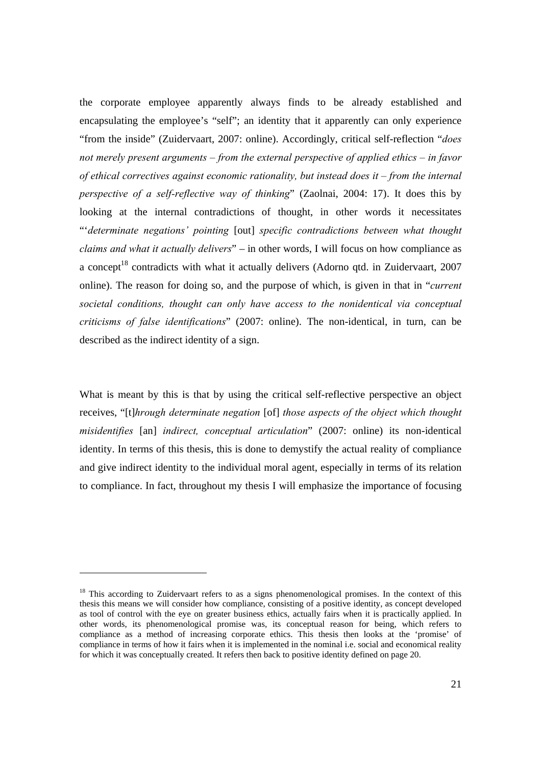the corporate employee apparently always finds to be already established and encapsulating the employee's "self"; an identity that it apparently can only experience "from the inside" (Zuidervaart, 2007: online). Accordingly, critical self-reflection "*does not merely present arguments – from the external perspective of applied ethics – in favor of ethical correctives against economic rationality, but instead does it – from the internal perspective of a self-reflective way of thinking*" (Zaolnai, 2004: 17). It does this by looking at the internal contradictions of thought, in other words it necessitates "'*determinate negations' pointing* [out] *specific contradictions between what thought claims and what it actually delivers*" – in other words, I will focus on how compliance as a concept[18] contradicts with what it actually delivers (Adorno qtd. in Zuidervaart, 2007 online). The reason for doing so, and the purpose of which, is given in that in "*current societal conditions, thought can only have access to the nonidentical via conceptual criticisms of false identifications*" (2007: online). The non-identical, in turn, can be described as the indirect identity of a sign.

What is meant by this is that by using the critical self-reflective perspective an object receives, "[t]*hrough determinate negation* [of] *those aspects of the object which thought misidentifies* [an] *indirect, conceptual articulation*" (2007: online) its non-identical identity. In terms of this thesis, this is done to demystify the actual reality of compliance and give indirect identity to the individual moral agent, especially in terms of its relation to compliance. In fact, throughout my thesis I will emphasize the importance of focusing

---

[18] This according to Zuidervaart refers to as a signs phenomenological promises. In the context of this thesis this means we will consider how compliance, consisting of a positive identity, as concept developed as tool of control with the eye on greater business ethics, actually fairs when it is practically applied. In other words, its phenomenological promise was, its conceptual reason for being, which refers to compliance as a method of increasing corporate ethics. This thesis then looks at the 'promise' of compliance in terms of how it fairs when it is implemented in the nominal i.e. social and economical reality for which it was conceptually created. It refers then back to positive identity defined on page 20.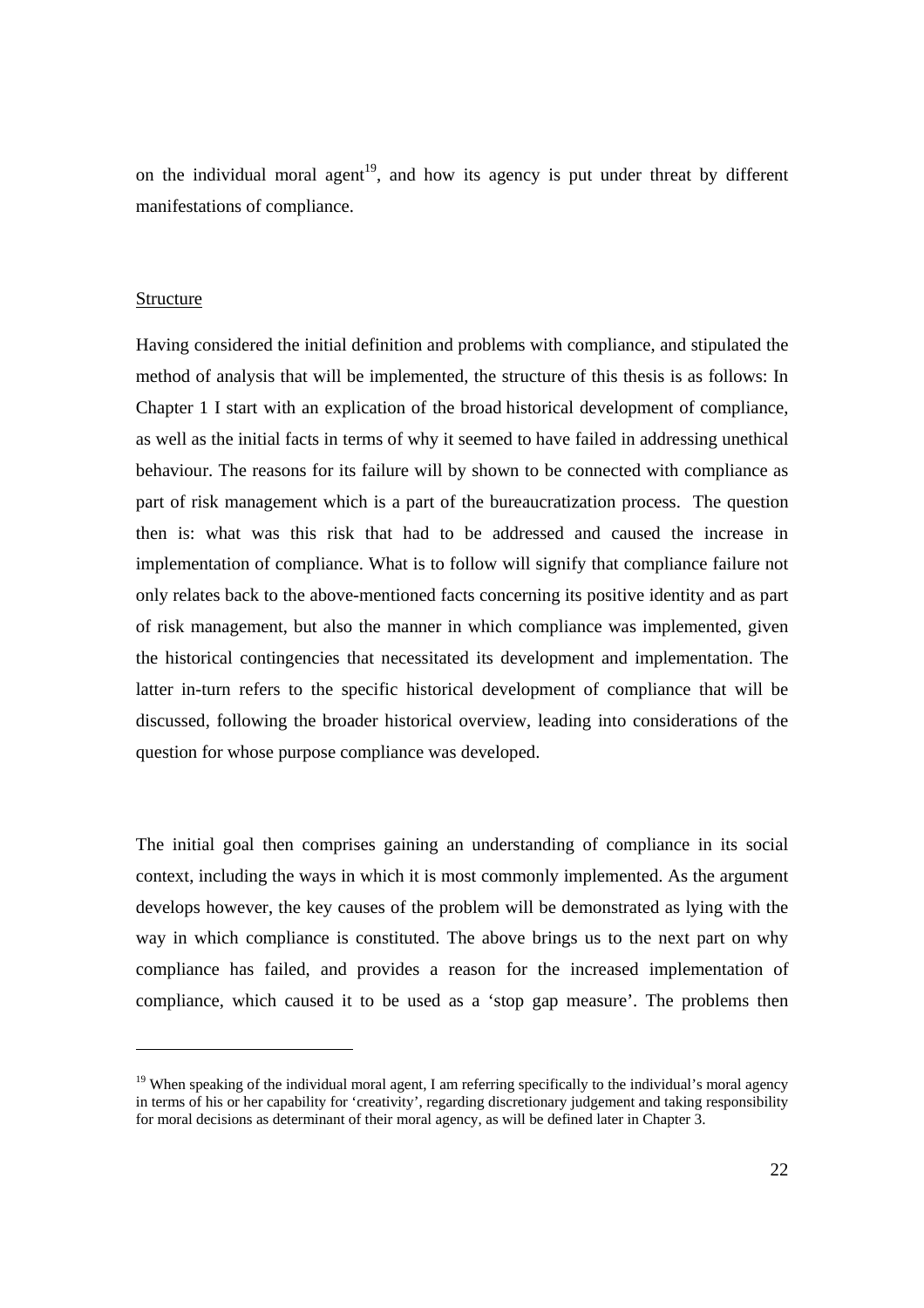on the individual moral agent[19], and how its agency is put under threat by different manifestations of compliance.

Structure

Having considered the initial definition and problems with compliance, and stipulated the method of analysis that will be implemented, the structure of this thesis is as follows: In Chapter 1 I start with an explication of the broad historical development of compliance, as well as the initial facts in terms of why it seemed to have failed in addressing unethical behaviour. The reasons for its failure will by shown to be connected with compliance as part of risk management which is a part of the bureaucratization process. The question then is: what was this risk that had to be addressed and caused the increase in implementation of compliance. What is to follow will signify that compliance failure not only relates back to the above-mentioned facts concerning its positive identity and as part of risk management, but also the manner in which compliance was implemented, given the historical contingencies that necessitated its development and implementation. The latter in-turn refers to the specific historical development of compliance that will be discussed, following the broader historical overview, leading into considerations of the question for whose purpose compliance was developed.

The initial goal then comprises gaining an understanding of compliance in its social context, including the ways in which it is most commonly implemented. As the argument develops however, the key causes of the problem will be demonstrated as lying with the way in which compliance is constituted. The above brings us to the next part on why compliance has failed, and provides a reason for the increased implementation of compliance, which caused it to be used as a 'stop gap measure'. The problems then

[19] When speaking of the individual moral agent, I am referring specifically to the individual's moral agency in terms of his or her capability for 'creativity', regarding discretionary judgement and taking responsibility for moral decisions as determinant of their moral agency, as will be defined later in Chapter 3.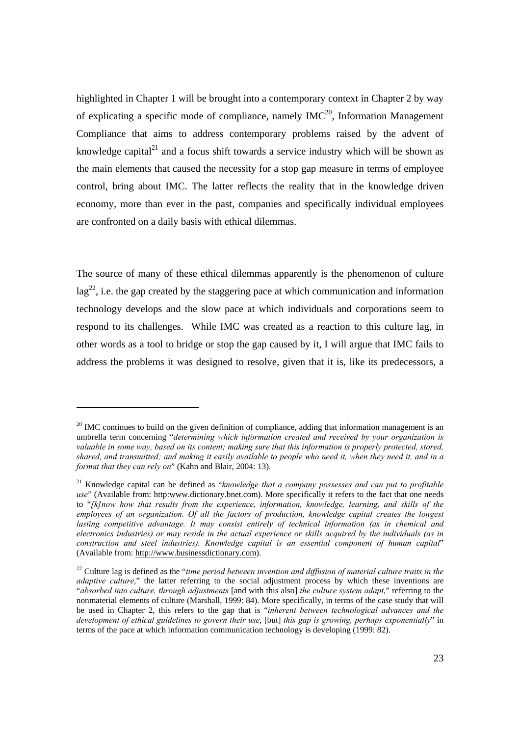highlighted in Chapter 1 will be brought into a contemporary context in Chapter 2 by way of explicating a specific mode of compliance, namely IMC[20], Information Management Compliance that aims to address contemporary problems raised by the advent of knowledge capital[21] and a focus shift towards a service industry which will be shown as the main elements that caused the necessity for a stop gap measure in terms of employee control, bring about IMC. The latter reflects the reality that in the knowledge driven economy, more than ever in the past, companies and specifically individual employees are confronted on a daily basis with ethical dilemmas.

The source of many of these ethical dilemmas apparently is the phenomenon of culture lag[22], i.e. the gap created by the staggering pace at which communication and information technology develops and the slow pace at which individuals and corporations seem to respond to its challenges. While IMC was created as a reaction to this culture lag, in other words as a tool to bridge or stop the gap caused by it, I will argue that IMC fails to address the problems it was designed to resolve, given that it is, like its predecessors, a

---

[20] IMC continues to build on the given definition of compliance, adding that information management is an umbrella term concerning "*determining which information created and received by your organization is valuable in some way, based on its content; making sure that this information is properly protected, stored, shared, and transmitted; and making it easily available to people who need it, when they need it, and in a format that they can rely on*" (Kahn and Blair, 2004: 13).

[21] Knowledge capital can be defined as "*knowledge that a company possesses and can put to profitable use*" (Available from: http:www.dictionary.bnet.com). More specifically it refers to the fact that one needs to "*[k]now how that results from the experience, information, knowledge, learning, and skills of the employees of an organization. Of all the factors of production, knowledge capital creates the longest lasting competitive advantage. It may consist entirely of technical information (as in chemical and electronics industries) or may reside in the actual experience or skills acquired by the individuals (as in construction and steel industries). Knowledge capital is an essential component of human capital*" (Available from: http://www.businessdictionary.com).

[22] Culture lag is defined as the "*time period between invention and diffusion of material culture traits in the adaptive culture*," the latter referring to the social adjustment process by which these inventions are "*absorbed into culture, through adjustments* [and with this also] *the culture system adapt*," referring to the nonmaterial elements of culture (Marshall, 1999: 84). More specifically, in terms of the case study that will be used in Chapter 2, this refers to the gap that is "*inherent between technological advances and the development of ethical guidelines to govern their use*, [but] *this gap is growing, perhaps exponentially*" in terms of the pace at which information communication technology is developing (1999: 82).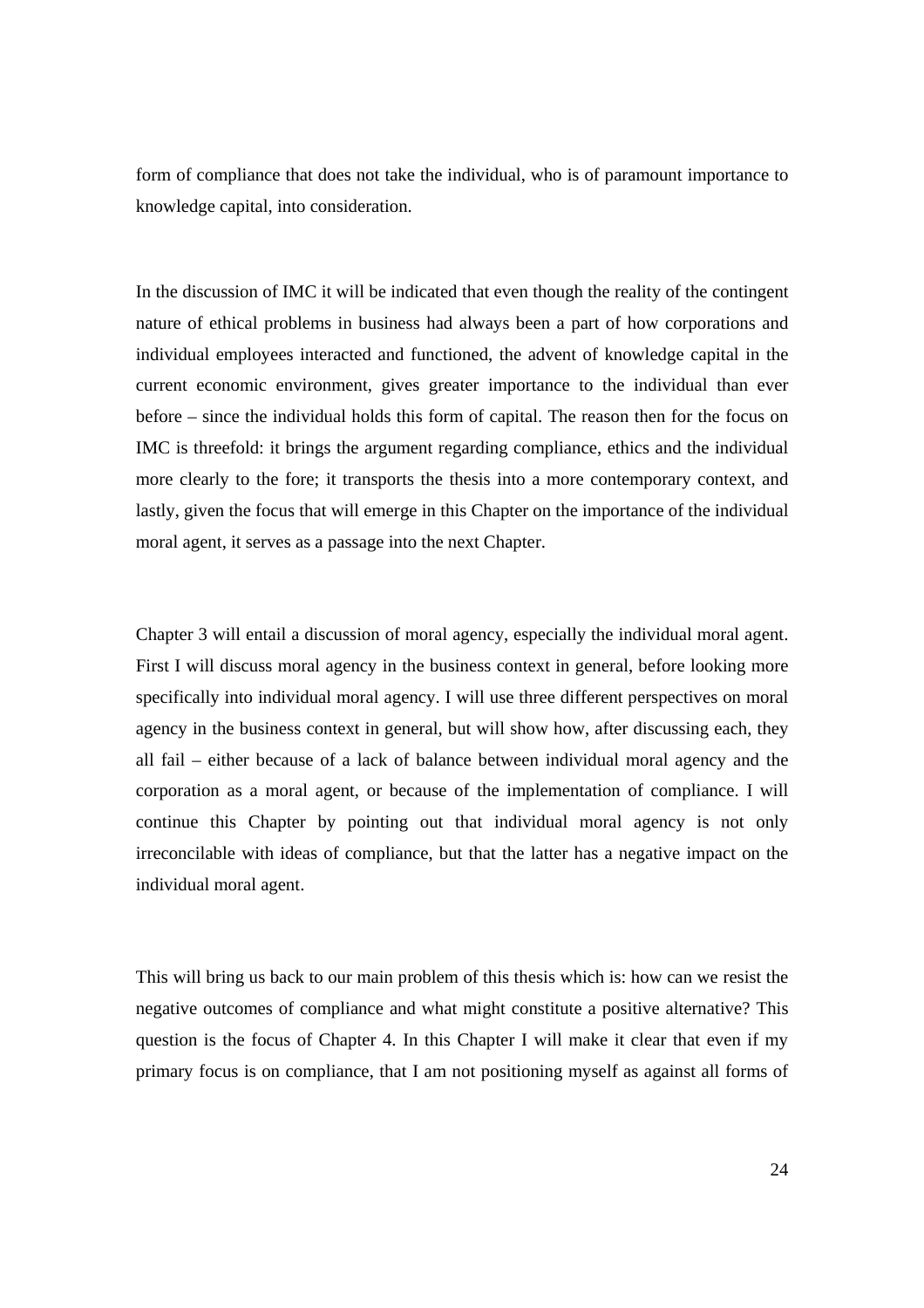form of compliance that does not take the individual, who is of paramount importance to knowledge capital, into consideration.

In the discussion of IMC it will be indicated that even though the reality of the contingent nature of ethical problems in business had always been a part of how corporations and individual employees interacted and functioned, the advent of knowledge capital in the current economic environment, gives greater importance to the individual than ever before – since the individual holds this form of capital. The reason then for the focus on IMC is threefold: it brings the argument regarding compliance, ethics and the individual more clearly to the fore; it transports the thesis into a more contemporary context, and lastly, given the focus that will emerge in this Chapter on the importance of the individual moral agent, it serves as a passage into the next Chapter.

Chapter 3 will entail a discussion of moral agency, especially the individual moral agent. First I will discuss moral agency in the business context in general, before looking more specifically into individual moral agency. I will use three different perspectives on moral agency in the business context in general, but will show how, after discussing each, they all fail – either because of a lack of balance between individual moral agency and the corporation as a moral agent, or because of the implementation of compliance. I will continue this Chapter by pointing out that individual moral agency is not only irreconcilable with ideas of compliance, but that the latter has a negative impact on the individual moral agent.

This will bring us back to our main problem of this thesis which is: how can we resist the negative outcomes of compliance and what might constitute a positive alternative? This question is the focus of Chapter 4. In this Chapter I will make it clear that even if my primary focus is on compliance, that I am not positioning myself as against all forms of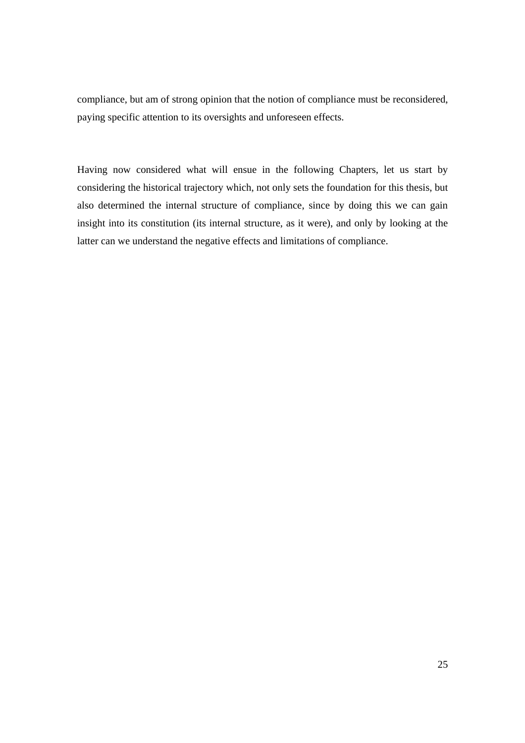compliance, but am of strong opinion that the notion of compliance must be reconsidered, paying specific attention to its oversights and unforeseen effects.

Having now considered what will ensue in the following Chapters, let us start by considering the historical trajectory which, not only sets the foundation for this thesis, but also determined the internal structure of compliance, since by doing this we can gain insight into its constitution (its internal structure, as it were), and only by looking at the latter can we understand the negative effects and limitations of compliance.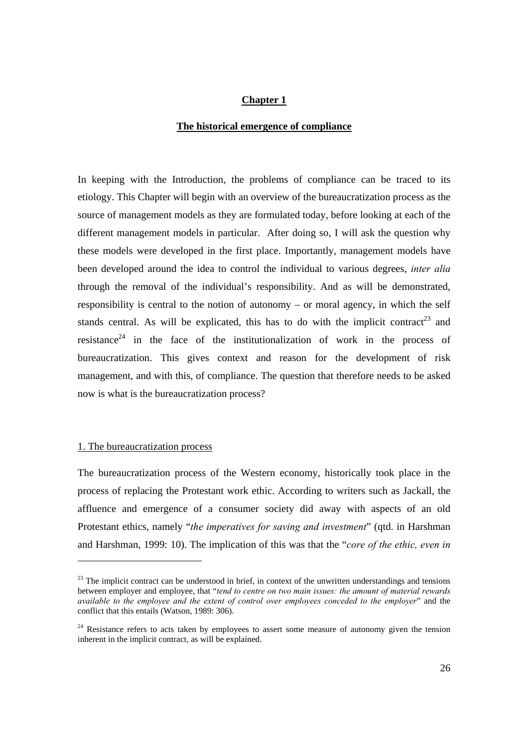# Chapter 1

## The historical emergence of compliance

In keeping with the Introduction, the problems of compliance can be traced to its etiology. This Chapter will begin with an overview of the bureaucratization process as the source of management models as they are formulated today, before looking at each of the different management models in particular. After doing so, I will ask the question why these models were developed in the first place. Importantly, management models have been developed around the idea to control the individual to various degrees, *inter alia* through the removal of the individual's responsibility. And as will be demonstrated, responsibility is central to the notion of autonomy – or moral agency, in which the self stands central. As will be explicated, this has to do with the implicit contract[23] and resistance[24] in the face of the institutionalization of work in the process of bureaucratization. This gives context and reason for the development of risk management, and with this, of compliance. The question that therefore needs to be asked now is what is the bureaucratization process?

### 1. The bureaucratization process

The bureaucratization process of the Western economy, historically took place in the process of replacing the Protestant work ethic. According to writers such as Jackall, the affluence and emergence of a consumer society did away with aspects of an old Protestant ethics, namely "*the imperatives for saving and investment*" (qtd. in Harshman and Harshman, 1999: 10). The implication of this was that the "*core of the ethic, even in*

---

[23] The implicit contract can be understood in brief, in context of the unwritten understandings and tensions between employer and employee, that "*tend to centre on two main issues: the amount of material rewards available to the employee and the extent of control over employees conceded to the employer*" and the conflict that this entails (Watson, 1989: 306).

[24] Resistance refers to acts taken by employees to assert some measure of autonomy given the tension inherent in the implicit contract, as will be explained.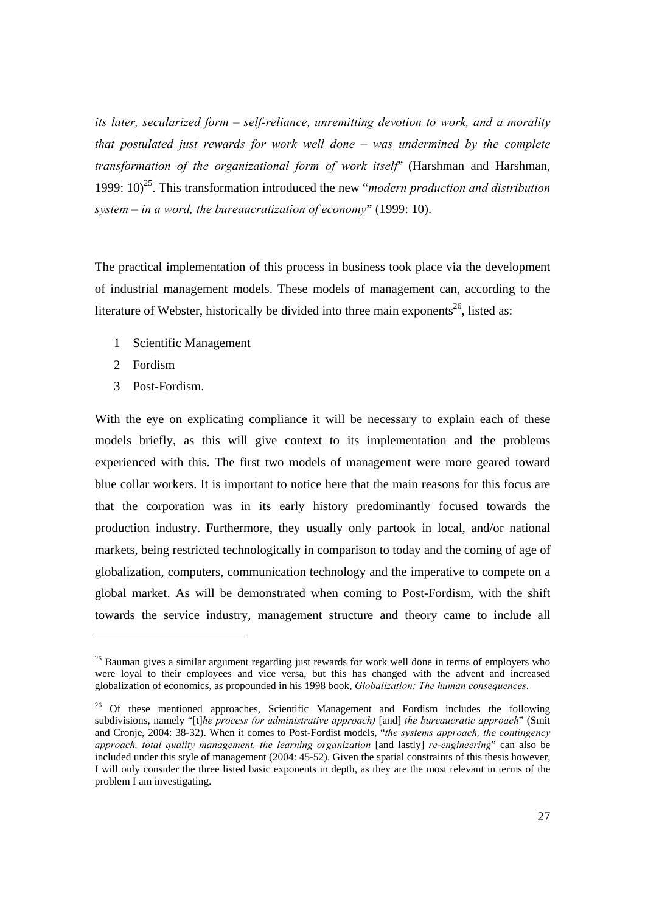*its later, secularized form – self-reliance, unremitting devotion to work, and a morality that postulated just rewards for work well done – was undermined by the complete transformation of the organizational form of work itself*" (Harshman and Harshman, 1999: 10)[25]. This transformation introduced the new "*modern production and distribution system – in a word, the bureaucratization of economy*" (1999: 10).

The practical implementation of this process in business took place via the development of industrial management models. These models of management can, according to the literature of Webster, historically be divided into three main exponents[26], listed as:

1 Scientific Management
2 Fordism
3 Post-Fordism.

With the eye on explicating compliance it will be necessary to explain each of these models briefly, as this will give context to its implementation and the problems experienced with this. The first two models of management were more geared toward blue collar workers. It is important to notice here that the main reasons for this focus are that the corporation was in its early history predominantly focused towards the production industry. Furthermore, they usually only partook in local, and/or national markets, being restricted technologically in comparison to today and the coming of age of globalization, computers, communication technology and the imperative to compete on a global market. As will be demonstrated when coming to Post-Fordism, with the shift towards the service industry, management structure and theory came to include all

---

[25] Bauman gives a similar argument regarding just rewards for work well done in terms of employers who were loyal to their employees and vice versa, but this has changed with the advent and increased globalization of economics, as propounded in his 1998 book, *Globalization: The human consequences*.

[26] Of these mentioned approaches, Scientific Management and Fordism includes the following subdivisions, namely "[t]*he process (or administrative approach)* [and] *the bureaucratic approach*" (Smit and Cronje, 2004: 38-32). When it comes to Post-Fordist models, "*the systems approach, the contingency approach, total quality management, the learning organization* [and lastly] *re-engineering*" can also be included under this style of management (2004: 45-52). Given the spatial constraints of this thesis however, I will only consider the three listed basic exponents in depth, as they are the most relevant in terms of the problem I am investigating.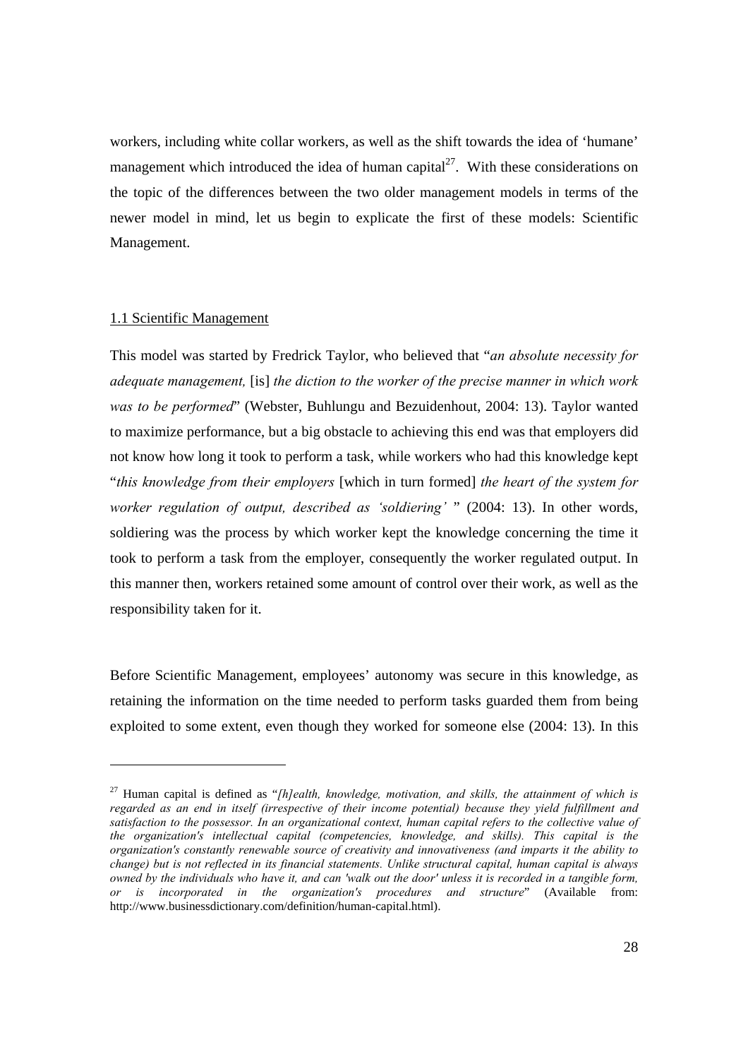workers, including white collar workers, as well as the shift towards the idea of 'humane' management which introduced the idea of human capital[27]. With these considerations on the topic of the differences between the two older management models in terms of the newer model in mind, let us begin to explicate the first of these models: Scientific Management.

## 1.1 Scientific Management

This model was started by Fredrick Taylor, who believed that "*an absolute necessity for adequate management,* [is] *the diction to the worker of the precise manner in which work was to be performed*" (Webster, Buhlungu and Bezuidenhout, 2004: 13). Taylor wanted to maximize performance, but a big obstacle to achieving this end was that employers did not know how long it took to perform a task, while workers who had this knowledge kept "*this knowledge from their employers* [which in turn formed] *the heart of the system for worker regulation of output, described as 'soldiering'* " (2004: 13). In other words, soldiering was the process by which worker kept the knowledge concerning the time it took to perform a task from the employer, consequently the worker regulated output. In this manner then, workers retained some amount of control over their work, as well as the responsibility taken for it.

Before Scientific Management, employees' autonomy was secure in this knowledge, as retaining the information on the time needed to perform tasks guarded them from being exploited to some extent, even though they worked for someone else (2004: 13). In this

---

[27] Human capital is defined as "*[h]ealth, knowledge, motivation, and skills, the attainment of which is regarded as an end in itself (irrespective of their income potential) because they yield fulfillment and satisfaction to the possessor. In an organizational context, human capital refers to the collective value of the organization's intellectual capital (competencies, knowledge, and skills). This capital is the organization's constantly renewable source of creativity and innovativeness (and imparts it the ability to change) but is not reflected in its financial statements. Unlike structural capital, human capital is always owned by the individuals who have it, and can 'walk out the door' unless it is recorded in a tangible form, or is incorporated in the organization's procedures and structure*" (Available from: http://www.businessdictionary.com/definition/human-capital.html).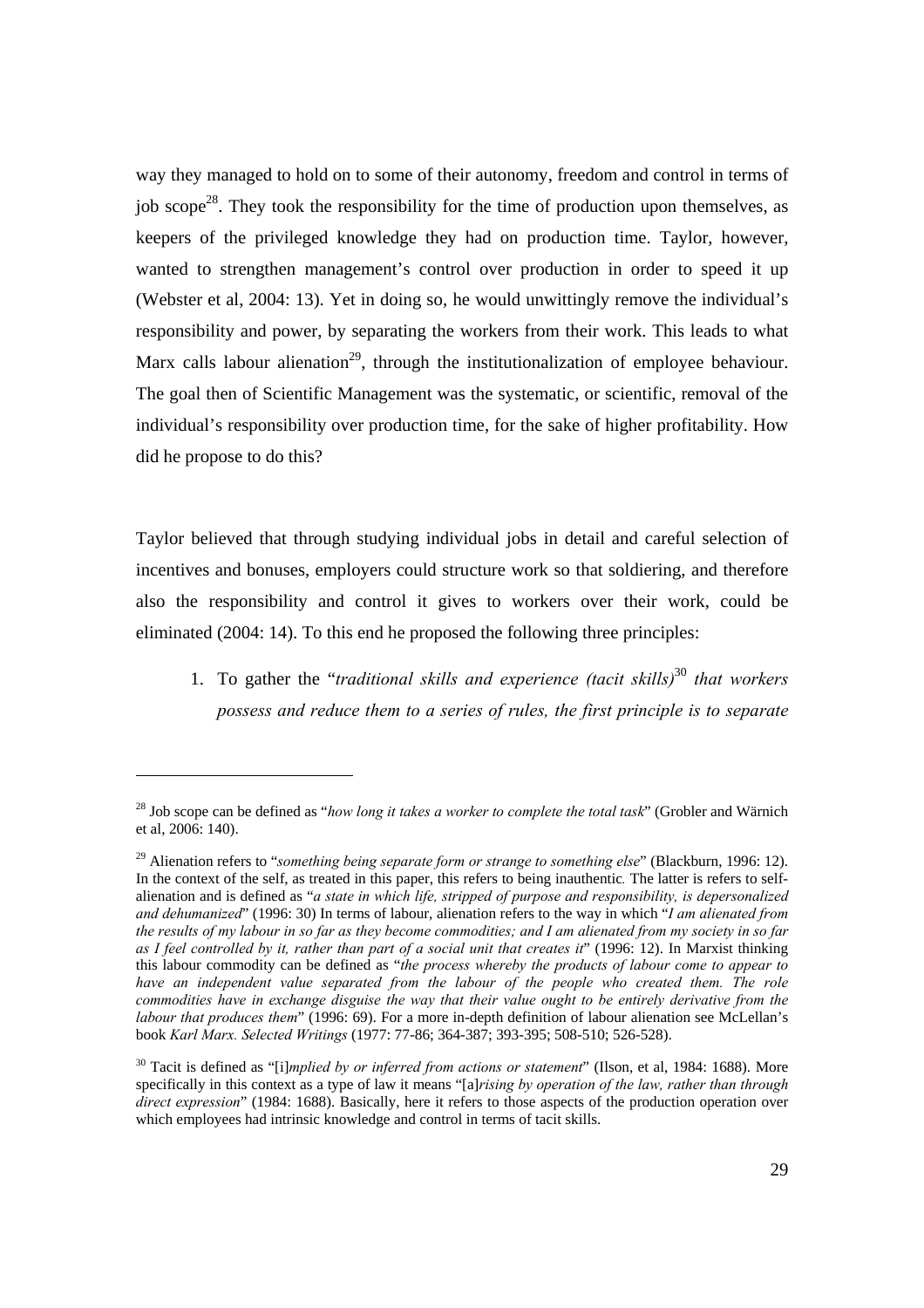way they managed to hold on to some of their autonomy, freedom and control in terms of job scope[28]. They took the responsibility for the time of production upon themselves, as keepers of the privileged knowledge they had on production time. Taylor, however, wanted to strengthen management's control over production in order to speed it up (Webster et al, 2004: 13). Yet in doing so, he would unwittingly remove the individual's responsibility and power, by separating the workers from their work. This leads to what Marx calls labour alienation[29], through the institutionalization of employee behaviour. The goal then of Scientific Management was the systematic, or scientific, removal of the individual's responsibility over production time, for the sake of higher profitability. How did he propose to do this?

Taylor believed that through studying individual jobs in detail and careful selection of incentives and bonuses, employers could structure work so that soldiering, and therefore also the responsibility and control it gives to workers over their work, could be eliminated (2004: 14). To this end he proposed the following three principles:

1. To gather the "*traditional skills and experience (tacit skills)*[30] *that workers possess and reduce them to a series of rules, the first principle is to separate*

---

[28] Job scope can be defined as "*how long it takes a worker to complete the total task*" (Grobler and Wärnich et al, 2006: 140).

[29] Alienation refers to "*something being separate form or strange to something else*" (Blackburn, 1996: 12). In the context of the self, as treated in this paper, this refers to being inauthentic. The latter is refers to self-alienation and is defined as "*a state in which life, stripped of purpose and responsibility, is depersonalized and dehumanized*" (1996: 30) In terms of labour, alienation refers to the way in which "*I am alienated from the results of my labour in so far as they become commodities; and I am alienated from my society in so far as I feel controlled by it, rather than part of a social unit that creates it*" (1996: 12). In Marxist thinking this labour commodity can be defined as "*the process whereby the products of labour come to appear to have an independent value separated from the labour of the people who created them. The role commodities have in exchange disguise the way that their value ought to be entirely derivative from the labour that produces them*" (1996: 69). For a more in-depth definition of labour alienation see McLellan's book *Karl Marx. Selected Writings* (1977: 77-86; 364-387; 393-395; 508-510; 526-528).

[30] Tacit is defined as "[i]*mplied by or inferred from actions or statement*" (Ilson, et al, 1984: 1688). More specifically in this context as a type of law it means "[a]*rising by operation of the law, rather than through direct expression*" (1984: 1688). Basically, here it refers to those aspects of the production operation over which employees had intrinsic knowledge and control in terms of tacit skills.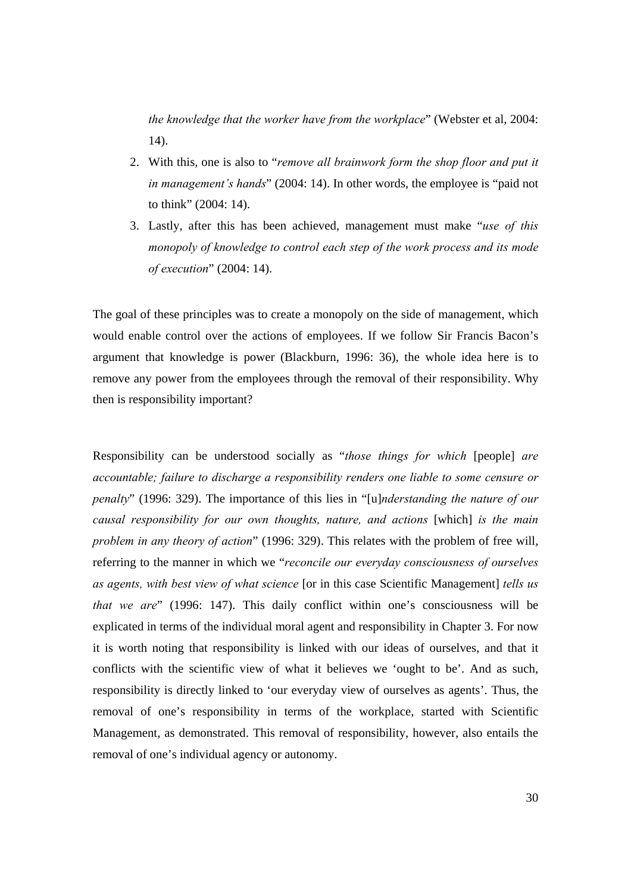*the knowledge that the worker have from the workplace*" (Webster et al, 2004: 14).

2. With this, one is also to "*remove all brainwork form the shop floor and put it in management's hands*" (2004: 14). In other words, the employee is "paid not to think" (2004: 14).
3. Lastly, after this has been achieved, management must make "*use of this monopoly of knowledge to control each step of the work process and its mode of execution*" (2004: 14).

The goal of these principles was to create a monopoly on the side of management, which would enable control over the actions of employees. If we follow Sir Francis Bacon's argument that knowledge is power (Blackburn, 1996: 36), the whole idea here is to remove any power from the employees through the removal of their responsibility. Why then is responsibility important?

Responsibility can be understood socially as "*those things for which* [people] *are accountable; failure to discharge a responsibility renders one liable to some censure or penalty*" (1996: 329). The importance of this lies in "[u]*nderstanding the nature of our causal responsibility for our own thoughts, nature, and actions* [which] *is the main problem in any theory of action*" (1996: 329). This relates with the problem of free will, referring to the manner in which we "*reconcile our everyday consciousness of ourselves as agents, with best view of what science* [or in this case Scientific Management] *tells us that we are*" (1996: 147). This daily conflict within one's consciousness will be explicated in terms of the individual moral agent and responsibility in Chapter 3. For now it is worth noting that responsibility is linked with our ideas of ourselves, and that it conflicts with the scientific view of what it believes we 'ought to be'. And as such, responsibility is directly linked to 'our everyday view of ourselves as agents'. Thus, the removal of one's responsibility in terms of the workplace, started with Scientific Management, as demonstrated. This removal of responsibility, however, also entails the removal of one's individual agency or autonomy.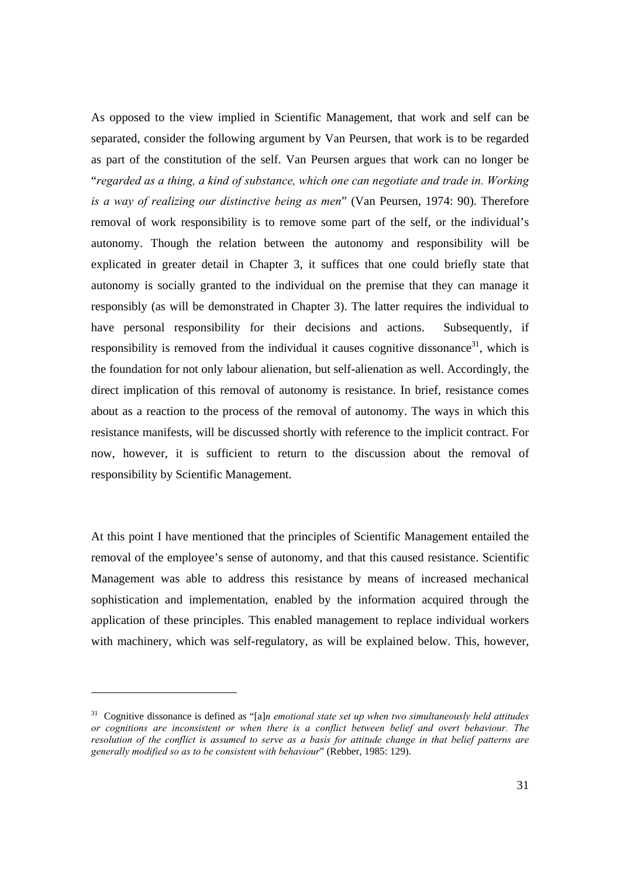As opposed to the view implied in Scientific Management, that work and self can be separated, consider the following argument by Van Peursen, that work is to be regarded as part of the constitution of the self. Van Peursen argues that work can no longer be "*regarded as a thing, a kind of substance, which one can negotiate and trade in. Working is a way of realizing our distinctive being as men*" (Van Peursen, 1974: 90). Therefore removal of work responsibility is to remove some part of the self, or the individual's autonomy. Though the relation between the autonomy and responsibility will be explicated in greater detail in Chapter 3, it suffices that one could briefly state that autonomy is socially granted to the individual on the premise that they can manage it responsibly (as will be demonstrated in Chapter 3). The latter requires the individual to have personal responsibility for their decisions and actions. Subsequently, if responsibility is removed from the individual it causes cognitive dissonance[31], which is the foundation for not only labour alienation, but self-alienation as well. Accordingly, the direct implication of this removal of autonomy is resistance. In brief, resistance comes about as a reaction to the process of the removal of autonomy. The ways in which this resistance manifests, will be discussed shortly with reference to the implicit contract. For now, however, it is sufficient to return to the discussion about the removal of responsibility by Scientific Management.

At this point I have mentioned that the principles of Scientific Management entailed the removal of the employee's sense of autonomy, and that this caused resistance. Scientific Management was able to address this resistance by means of increased mechanical sophistication and implementation, enabled by the information acquired through the application of these principles. This enabled management to replace individual workers with machinery, which was self-regulatory, as will be explained below. This, however,

---

[31] Cognitive dissonance is defined as "[a]*n emotional state set up when two simultaneously held attitudes or cognitions are inconsistent or when there is a conflict between belief and overt behaviour. The resolution of the conflict is assumed to serve as a basis for attitude change in that belief patterns are generally modified so as to be consistent with behaviour*" (Rebber, 1985: 129).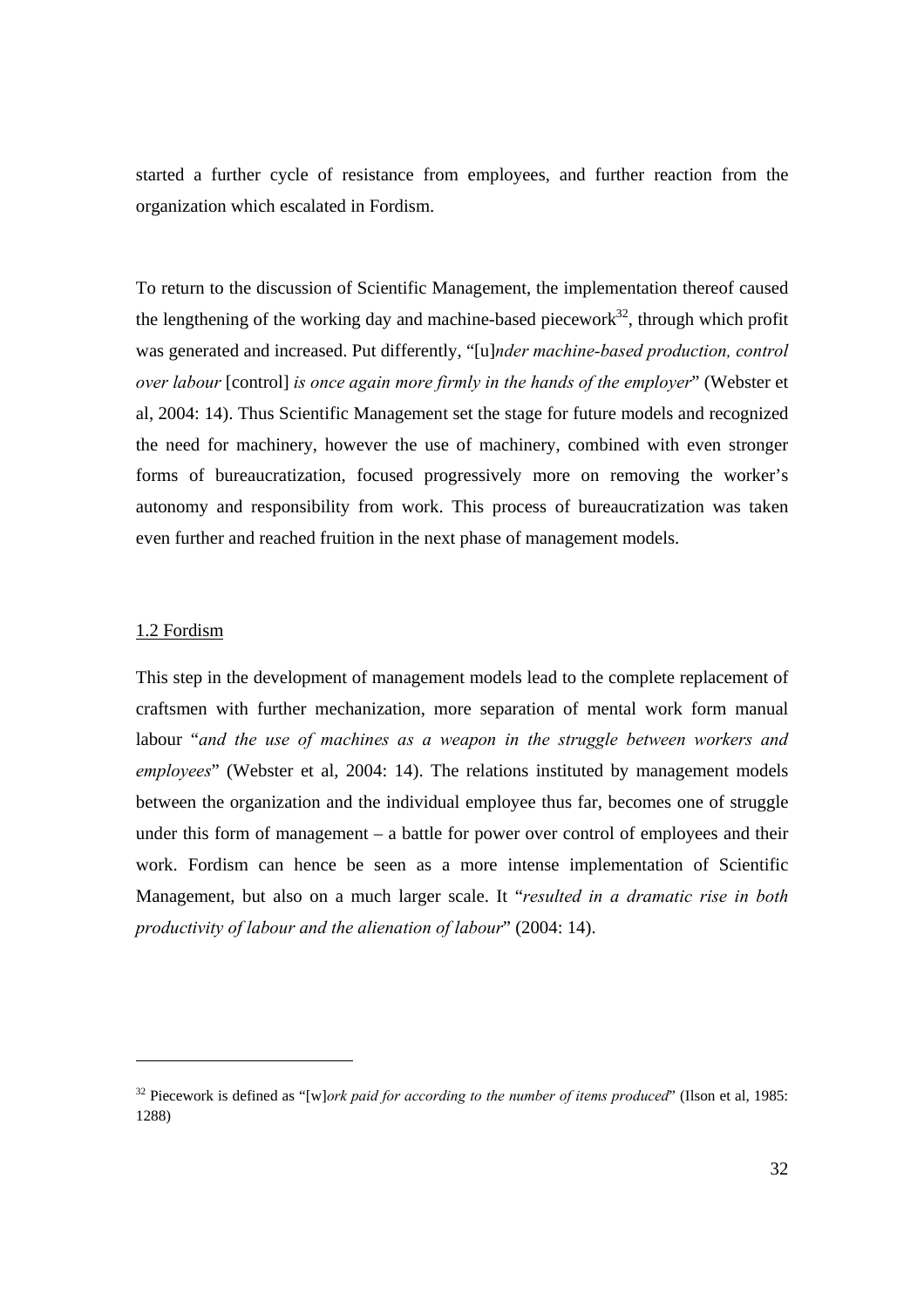started a further cycle of resistance from employees, and further reaction from the organization which escalated in Fordism.

To return to the discussion of Scientific Management, the implementation thereof caused the lengthening of the working day and machine-based piecework[32], through which profit was generated and increased. Put differently, "[u]*nder machine-based production, control over labour* [control] *is once again more firmly in the hands of the employer*" (Webster et al, 2004: 14). Thus Scientific Management set the stage for future models and recognized the need for machinery, however the use of machinery, combined with even stronger forms of bureaucratization, focused progressively more on removing the worker's autonomy and responsibility from work. This process of bureaucratization was taken even further and reached fruition in the next phase of management models.

## 1.2 Fordism

This step in the development of management models lead to the complete replacement of craftsmen with further mechanization, more separation of mental work form manual labour "*and the use of machines as a weapon in the struggle between workers and employees*" (Webster et al, 2004: 14). The relations instituted by management models between the organization and the individual employee thus far, becomes one of struggle under this form of management – a battle for power over control of employees and their work. Fordism can hence be seen as a more intense implementation of Scientific Management, but also on a much larger scale. It "*resulted in a dramatic rise in both productivity of labour and the alienation of labour*" (2004: 14).

---

[32] Piecework is defined as "[w]*ork paid for according to the number of items produced*" (Ilson et al, 1985: 1288)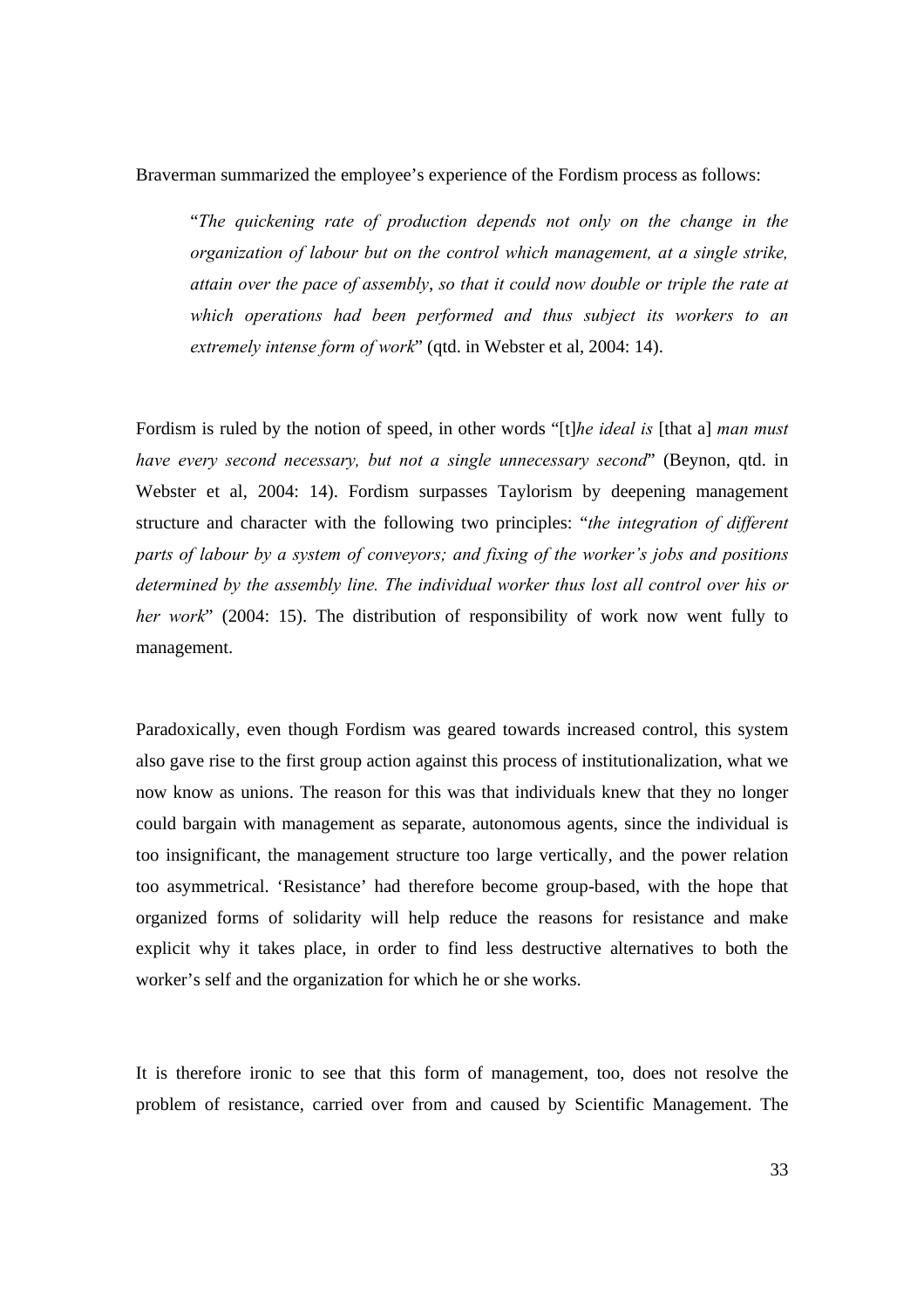Braverman summarized the employee's experience of the Fordism process as follows:

> "*The quickening rate of production depends not only on the change in the organization of labour but on the control which management, at a single strike, attain over the pace of assembly*, *so that it could now double or triple the rate at which operations had been performed and thus subject its workers to an extremely intense form of work*" (qtd. in Webster et al, 2004: 14).

Fordism is ruled by the notion of speed, in other words "[t]*he ideal is* [that a] *man must have every second necessary, but not a single unnecessary second*" (Beynon, qtd. in Webster et al, 2004: 14). Fordism surpasses Taylorism by deepening management structure and character with the following two principles: "*the integration of different parts of labour by a system of conveyors; and fixing of the worker's jobs and positions determined by the assembly line. The individual worker thus lost all control over his or her work*" (2004: 15). The distribution of responsibility of work now went fully to management.

Paradoxically, even though Fordism was geared towards increased control, this system also gave rise to the first group action against this process of institutionalization, what we now know as unions. The reason for this was that individuals knew that they no longer could bargain with management as separate, autonomous agents, since the individual is too insignificant, the management structure too large vertically, and the power relation too asymmetrical. 'Resistance' had therefore become group-based, with the hope that organized forms of solidarity will help reduce the reasons for resistance and make explicit why it takes place, in order to find less destructive alternatives to both the worker's self and the organization for which he or she works.

It is therefore ironic to see that this form of management, too, does not resolve the problem of resistance, carried over from and caused by Scientific Management. The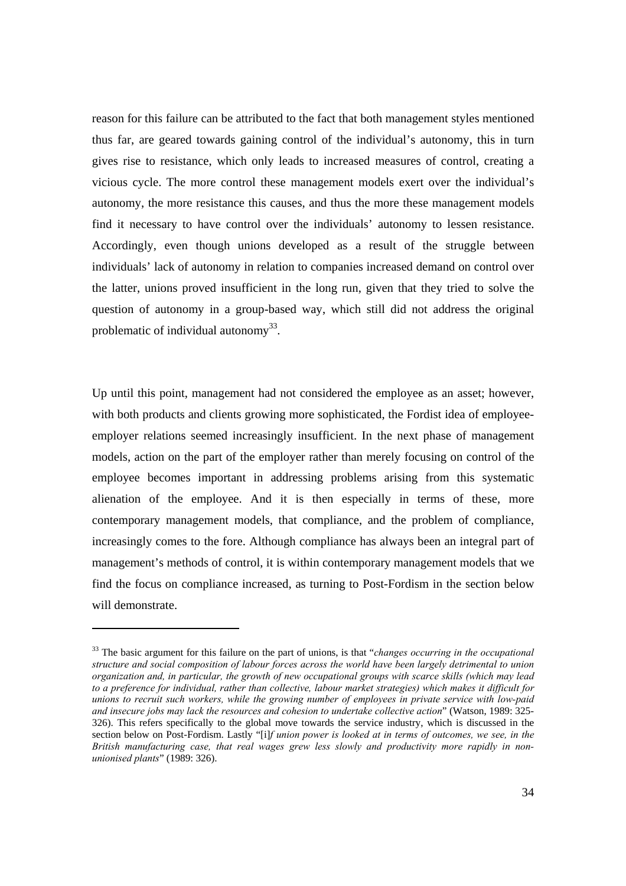reason for this failure can be attributed to the fact that both management styles mentioned thus far, are geared towards gaining control of the individual's autonomy, this in turn gives rise to resistance, which only leads to increased measures of control, creating a vicious cycle. The more control these management models exert over the individual's autonomy, the more resistance this causes, and thus the more these management models find it necessary to have control over the individuals' autonomy to lessen resistance. Accordingly, even though unions developed as a result of the struggle between individuals' lack of autonomy in relation to companies increased demand on control over the latter, unions proved insufficient in the long run, given that they tried to solve the question of autonomy in a group-based way, which still did not address the original problematic of individual autonomy[33].

Up until this point, management had not considered the employee as an asset; however, with both products and clients growing more sophisticated, the Fordist idea of employee-employer relations seemed increasingly insufficient. In the next phase of management models, action on the part of the employer rather than merely focusing on control of the employee becomes important in addressing problems arising from this systematic alienation of the employee. And it is then especially in terms of these, more contemporary management models, that compliance, and the problem of compliance, increasingly comes to the fore. Although compliance has always been an integral part of management's methods of control, it is within contemporary management models that we find the focus on compliance increased, as turning to Post-Fordism in the section below will demonstrate.

---

[33] The basic argument for this failure on the part of unions, is that "*changes occurring in the occupational structure and social composition of labour forces across the world have been largely detrimental to union organization and, in particular, the growth of new occupational groups with scarce skills (which may lead to a preference for individual, rather than collective, labour market strategies) which makes it difficult for unions to recruit such workers, while the growing number of employees in private service with low-paid and insecure jobs may lack the resources and cohesion to undertake collective action*" (Watson, 1989: 325-326). This refers specifically to the global move towards the service industry, which is discussed in the section below on Post-Fordism. Lastly "[i]*f union power is looked at in terms of outcomes, we see, in the British manufacturing case, that real wages grew less slowly and productivity more rapidly in non-unionised plants*" (1989: 326).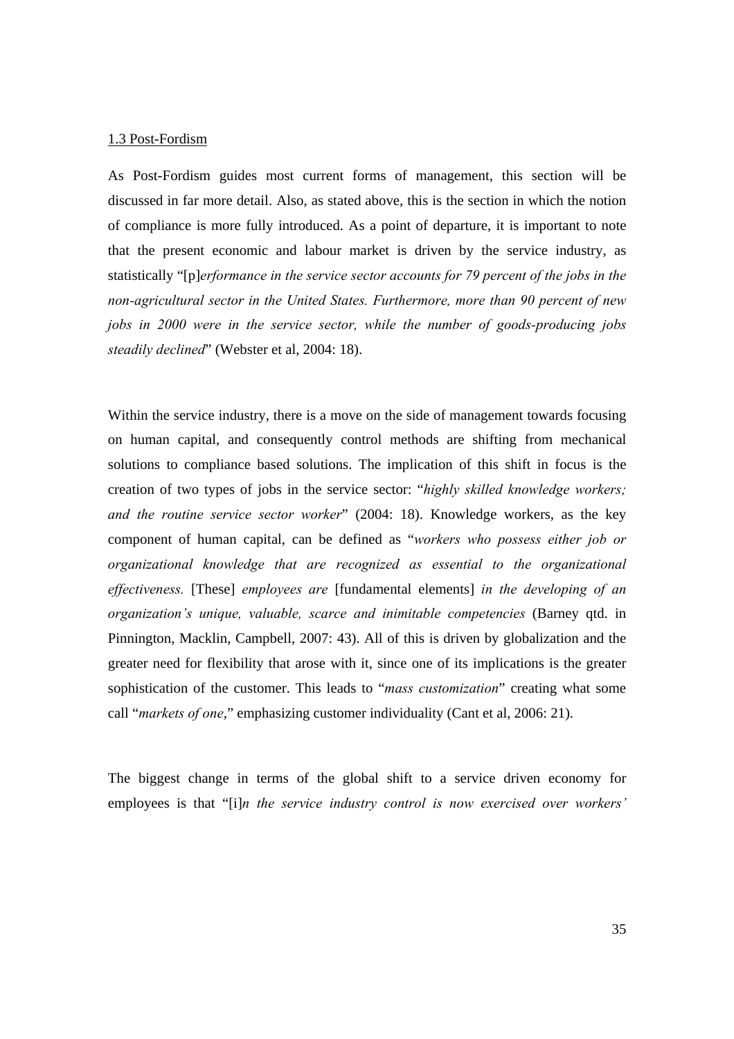## 1.3 Post-Fordism

As Post-Fordism guides most current forms of management, this section will be discussed in far more detail. Also, as stated above, this is the section in which the notion of compliance is more fully introduced. As a point of departure, it is important to note that the present economic and labour market is driven by the service industry, as statistically "[p]*erformance in the service sector accounts for 79 percent of the jobs in the non-agricultural sector in the United States. Furthermore, more than 90 percent of new jobs in 2000 were in the service sector, while the number of goods-producing jobs steadily declined*" (Webster et al, 2004: 18).

Within the service industry, there is a move on the side of management towards focusing on human capital, and consequently control methods are shifting from mechanical solutions to compliance based solutions. The implication of this shift in focus is the creation of two types of jobs in the service sector: "*highly skilled knowledge workers; and the routine service sector worker*" (2004: 18). Knowledge workers, as the key component of human capital, can be defined as "*workers who possess either job or organizational knowledge that are recognized as essential to the organizational effectiveness.* [These] *employees are* [fundamental elements] *in the developing of an organization's unique, valuable, scarce and inimitable competencies* (Barney qtd. in Pinnington, Macklin, Campbell, 2007: 43). All of this is driven by globalization and the greater need for flexibility that arose with it, since one of its implications is the greater sophistication of the customer. This leads to "*mass customization*" creating what some call "*markets of one*," emphasizing customer individuality (Cant et al, 2006: 21).

The biggest change in terms of the global shift to a service driven economy for employees is that "[i]*n the service industry control is now exercised over workers'*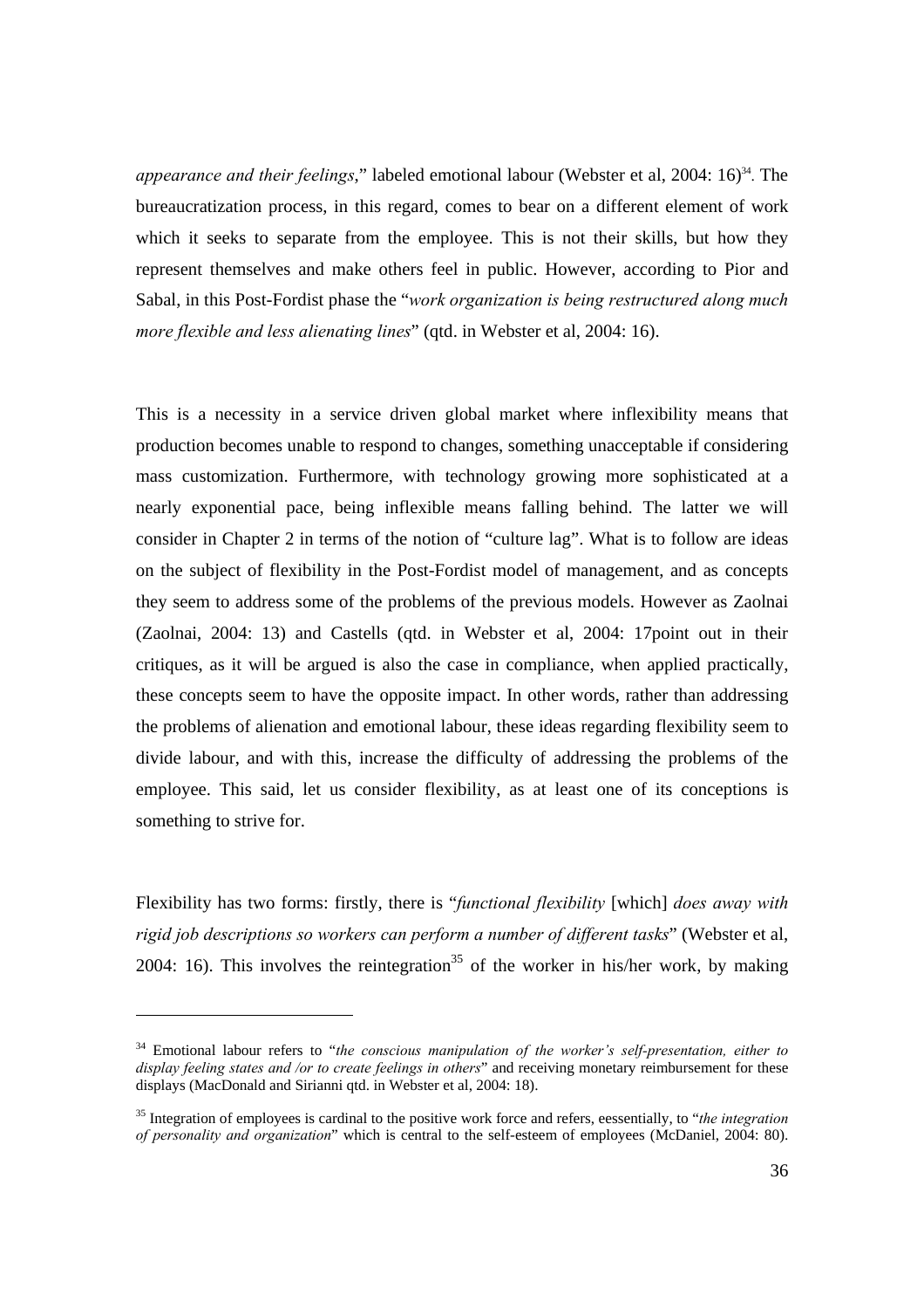*appearance and their feelings*," labeled emotional labour (Webster et al, 2004: 16)[34]. The bureaucratization process, in this regard, comes to bear on a different element of work which it seeks to separate from the employee. This is not their skills, but how they represent themselves and make others feel in public. However, according to Pior and Sabal, in this Post-Fordist phase the "*work organization is being restructured along much more flexible and less alienating lines*" (qtd. in Webster et al, 2004: 16).

This is a necessity in a service driven global market where inflexibility means that production becomes unable to respond to changes, something unacceptable if considering mass customization. Furthermore, with technology growing more sophisticated at a nearly exponential pace, being inflexible means falling behind. The latter we will consider in Chapter 2 in terms of the notion of "culture lag". What is to follow are ideas on the subject of flexibility in the Post-Fordist model of management, and as concepts they seem to address some of the problems of the previous models. However as Zaolnai (Zaolnai, 2004: 13) and Castells (qtd. in Webster et al, 2004: 17point out in their critiques, as it will be argued is also the case in compliance, when applied practically, these concepts seem to have the opposite impact. In other words, rather than addressing the problems of alienation and emotional labour, these ideas regarding flexibility seem to divide labour, and with this, increase the difficulty of addressing the problems of the employee. This said, let us consider flexibility, as at least one of its conceptions is something to strive for.

Flexibility has two forms: firstly, there is "*functional flexibility* [which] *does away with rigid job descriptions so workers can perform a number of different tasks*" (Webster et al, 2004: 16). This involves the reintegration[35] of the worker in his/her work, by making

---

[34] Emotional labour refers to "*the conscious manipulation of the worker's self-presentation, either to display feeling states and /or to create feelings in others*" and receiving monetary reimbursement for these displays (MacDonald and Sirianni qtd. in Webster et al, 2004: 18).

[35] Integration of employees is cardinal to the positive work force and refers, eessentially, to "*the integration of personality and organization*" which is central to the self-esteem of employees (McDaniel, 2004: 80).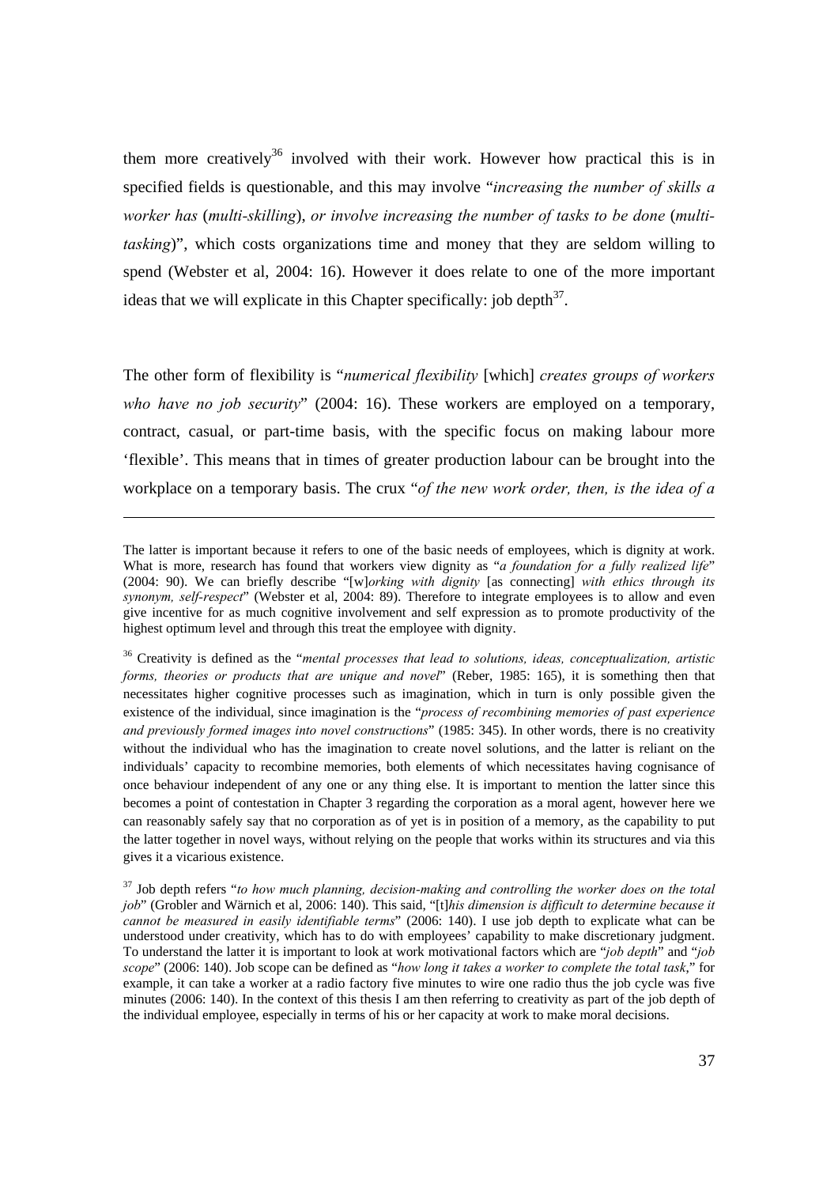them more creatively[36] involved with their work. However how practical this is in specified fields is questionable, and this may involve "*increasing the number of skills a worker has* (*multi-skilling*), *or involve increasing the number of tasks to be done* (*multi-tasking*)", which costs organizations time and money that they are seldom willing to spend (Webster et al, 2004: 16). However it does relate to one of the more important ideas that we will explicate in this Chapter specifically: job depth[37].

The other form of flexibility is "*numerical flexibility* [which] *creates groups of workers who have no job security*" (2004: 16). These workers are employed on a temporary, contract, casual, or part-time basis, with the specific focus on making labour more 'flexible'. This means that in times of greater production labour can be brought into the workplace on a temporary basis. The crux "*of the new work order, then, is the idea of a*

---

The latter is important because it refers to one of the basic needs of employees, which is dignity at work. What is more, research has found that workers view dignity as "*a foundation for a fully realized life*" (2004: 90). We can briefly describe "[w]*orking with dignity* [as connecting] *with ethics through its synonym, self-respect*" (Webster et al, 2004: 89). Therefore to integrate employees is to allow and even give incentive for as much cognitive involvement and self expression as to promote productivity of the highest optimum level and through this treat the employee with dignity.

[36] Creativity is defined as the "*mental processes that lead to solutions, ideas, conceptualization, artistic forms, theories or products that are unique and novel*" (Reber, 1985: 165), it is something then that necessitates higher cognitive processes such as imagination, which in turn is only possible given the existence of the individual, since imagination is the "*process of recombining memories of past experience and previously formed images into novel constructions*" (1985: 345). In other words, there is no creativity without the individual who has the imagination to create novel solutions, and the latter is reliant on the individuals' capacity to recombine memories, both elements of which necessitates having cognisance of once behaviour independent of any one or any thing else. It is important to mention the latter since this becomes a point of contestation in Chapter 3 regarding the corporation as a moral agent, however here we can reasonably safely say that no corporation as of yet is in position of a memory, as the capability to put the latter together in novel ways, without relying on the people that works within its structures and via this gives it a vicarious existence.

[37] Job depth refers "*to how much planning, decision-making and controlling the worker does on the total job*" (Grobler and Wärnich et al, 2006: 140). This said, "[t]*his dimension is difficult to determine because it cannot be measured in easily identifiable terms*" (2006: 140). I use job depth to explicate what can be understood under creativity, which has to do with employees' capability to make discretionary judgment. To understand the latter it is important to look at work motivational factors which are "*job depth*" and "*job scope*" (2006: 140). Job scope can be defined as "*how long it takes a worker to complete the total task*," for example, it can take a worker at a radio factory five minutes to wire one radio thus the job cycle was five minutes (2006: 140). In the context of this thesis I am then referring to creativity as part of the job depth of the individual employee, especially in terms of his or her capacity at work to make moral decisions.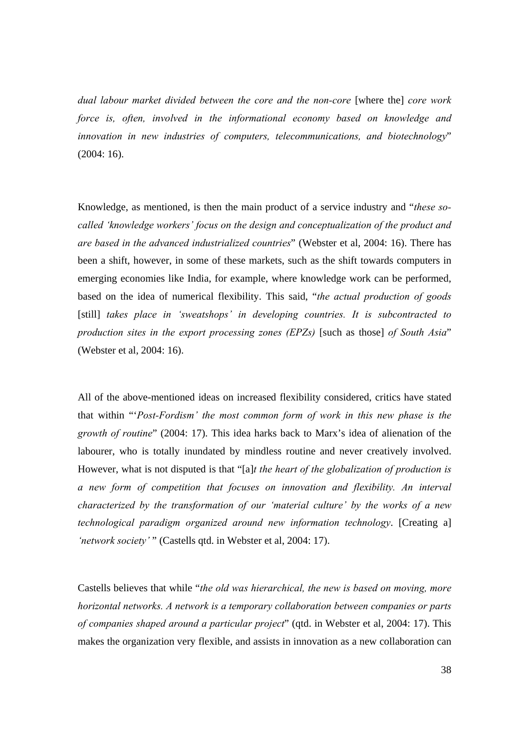*dual labour market divided between the core and the non-core* [where the] *core work force is, often, involved in the informational economy based on knowledge and innovation in new industries of computers, telecommunications, and biotechnology*" (2004: 16).

Knowledge, as mentioned, is then the main product of a service industry and "*these so-called 'knowledge workers' focus on the design and conceptualization of the product and are based in the advanced industrialized countries*" (Webster et al, 2004: 16). There has been a shift, however, in some of these markets, such as the shift towards computers in emerging economies like India, for example, where knowledge work can be performed, based on the idea of numerical flexibility. This said, "*the actual production of goods* [still] *takes place in 'sweatshops' in developing countries. It is subcontracted to production sites in the export processing zones (EPZs)* [such as those] *of South Asia*" (Webster et al, 2004: 16).

All of the above-mentioned ideas on increased flexibility considered, critics have stated that within "*'Post-Fordism' the most common form of work in this new phase is the growth of routine*" (2004: 17). This idea harks back to Marx's idea of alienation of the labourer, who is totally inundated by mindless routine and never creatively involved. However, what is not disputed is that "[a]*t the heart of the globalization of production is a new form of competition that focuses on innovation and flexibility. An interval characterized by the transformation of our 'material culture' by the works of a new technological paradigm organized around new information technology*. [Creating a] *'network society'* " (Castells qtd. in Webster et al, 2004: 17).

Castells believes that while "*the old was hierarchical, the new is based on moving, more horizontal networks. A network is a temporary collaboration between companies or parts of companies shaped around a particular project*" (qtd. in Webster et al, 2004: 17). This makes the organization very flexible, and assists in innovation as a new collaboration can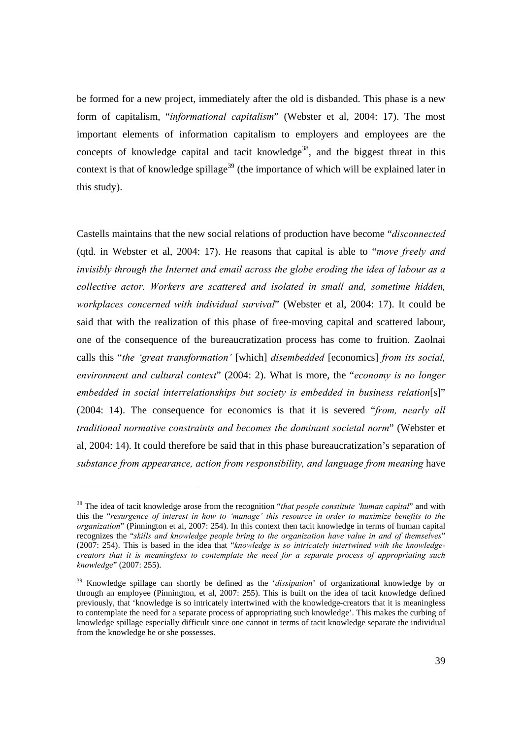be formed for a new project, immediately after the old is disbanded. This phase is a new form of capitalism, "*informational capitalism*" (Webster et al, 2004: 17). The most important elements of information capitalism to employers and employees are the concepts of knowledge capital and tacit knowledge[38], and the biggest threat in this context is that of knowledge spillage[39] (the importance of which will be explained later in this study).

Castells maintains that the new social relations of production have become "*disconnected* (qtd. in Webster et al, 2004: 17). He reasons that capital is able to "*move freely and invisibly through the Internet and email across the globe eroding the idea of labour as a collective actor. Workers are scattered and isolated in small and, sometime hidden, workplaces concerned with individual survival*" (Webster et al, 2004: 17). It could be said that with the realization of this phase of free-moving capital and scattered labour, one of the consequence of the bureaucratization process has come to fruition. Zaolnai calls this "*the 'great transformation'* [which] *disembedded* [economics] *from its social, environment and cultural context*" (2004: 2). What is more, the "*economy is no longer embedded in social interrelationships but society is embedded in business relation*[s]" (2004: 14). The consequence for economics is that it is severed "*from, nearly all traditional normative constraints and becomes the dominant societal norm*" (Webster et al, 2004: 14). It could therefore be said that in this phase bureaucratization's separation of *substance from appearance, action from responsibility, and language from meaning* have

---

[38] The idea of tacit knowledge arose from the recognition "*that people constitute 'human capital*" and with this the "*resurgence of interest in how to 'manage' this resource in order to maximize benefits to the organization*" (Pinnington et al, 2007: 254). In this context then tacit knowledge in terms of human capital recognizes the "*skills and knowledge people bring to the organization have value in and of themselves*" (2007: 254). This is based in the idea that "*knowledge is so intricately intertwined with the knowledge-creators that it is meaningless to contemplate the need for a separate process of appropriating such knowledge*" (2007: 255).

[39] Knowledge spillage can shortly be defined as the '*dissipation*' of organizational knowledge by or through an employee (Pinnington, et al, 2007: 255). This is built on the idea of tacit knowledge defined previously, that 'knowledge is so intricately intertwined with the knowledge-creators that it is meaningless to contemplate the need for a separate process of appropriating such knowledge'. This makes the curbing of knowledge spillage especially difficult since one cannot in terms of tacit knowledge separate the individual from the knowledge he or she possesses.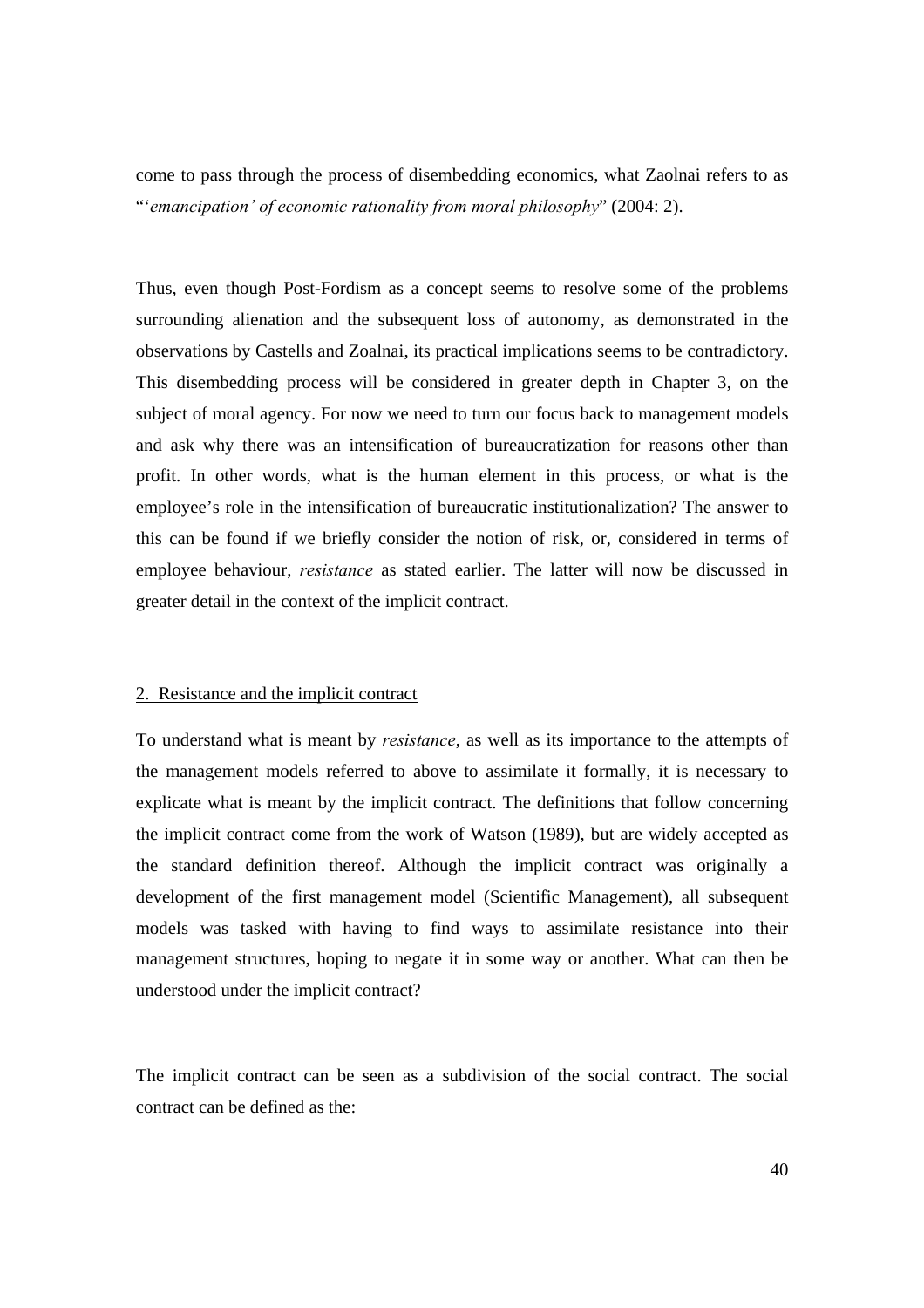come to pass through the process of disembedding economics, what Zaolnai refers to as "'*emancipation' of economic rationality from moral philosophy*" (2004: 2).

Thus, even though Post-Fordism as a concept seems to resolve some of the problems surrounding alienation and the subsequent loss of autonomy, as demonstrated in the observations by Castells and Zoalnai, its practical implications seems to be contradictory. This disembedding process will be considered in greater depth in Chapter 3, on the subject of moral agency. For now we need to turn our focus back to management models and ask why there was an intensification of bureaucratization for reasons other than profit. In other words, what is the human element in this process, or what is the employee's role in the intensification of bureaucratic institutionalization? The answer to this can be found if we briefly consider the notion of risk, or, considered in terms of employee behaviour, *resistance* as stated earlier. The latter will now be discussed in greater detail in the context of the implicit contract.

## 2. Resistance and the implicit contract

To understand what is meant by *resistance*, as well as its importance to the attempts of the management models referred to above to assimilate it formally, it is necessary to explicate what is meant by the implicit contract. The definitions that follow concerning the implicit contract come from the work of Watson (1989), but are widely accepted as the standard definition thereof. Although the implicit contract was originally a development of the first management model (Scientific Management), all subsequent models was tasked with having to find ways to assimilate resistance into their management structures, hoping to negate it in some way or another. What can then be understood under the implicit contract?

The implicit contract can be seen as a subdivision of the social contract. The social contract can be defined as the: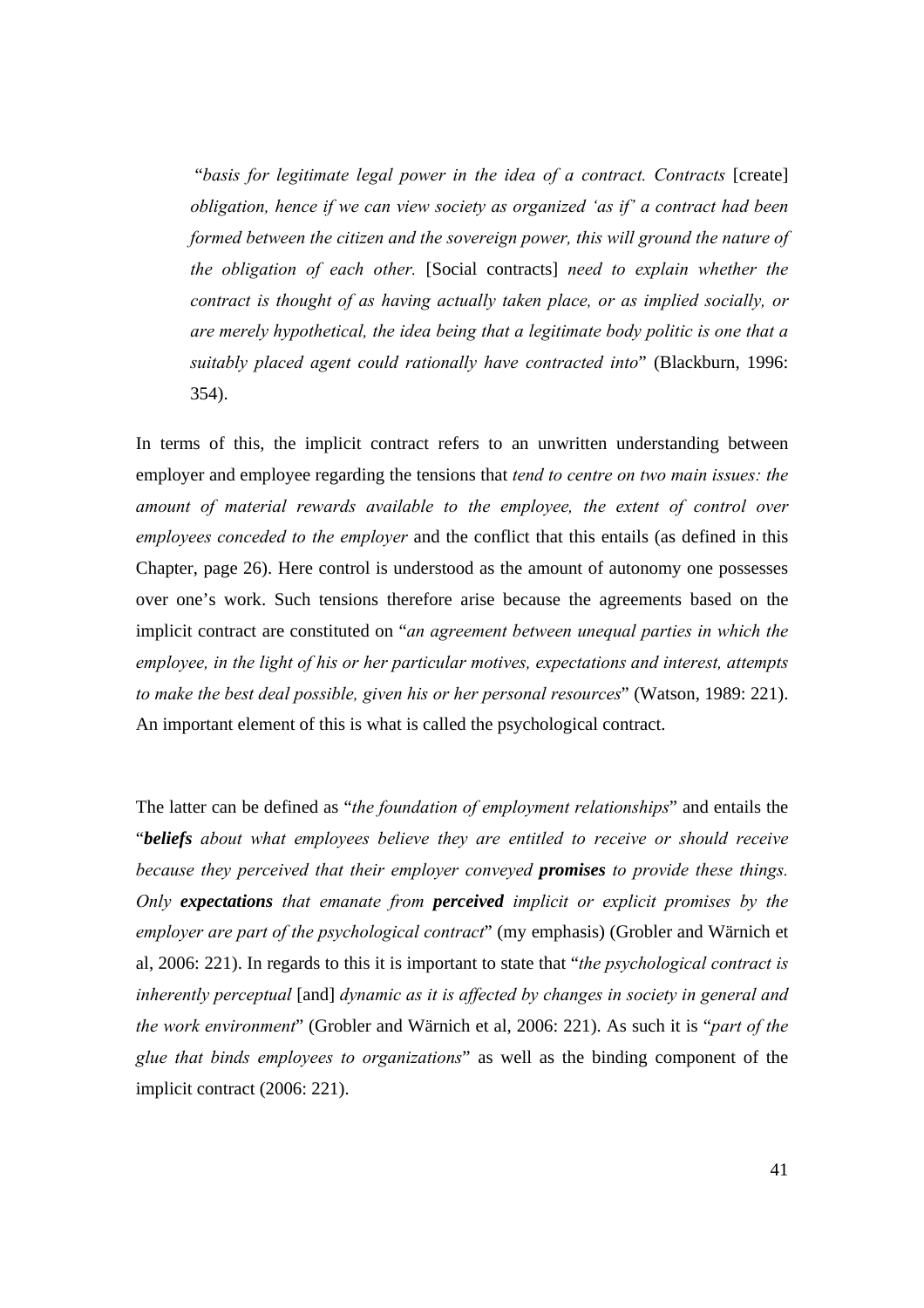> "*basis for legitimate legal power in the idea of a contract. Contracts* [create] *obligation, hence if we can view society as organized 'as if' a contract had been formed between the citizen and the sovereign power, this will ground the nature of the obligation of each other.* [Social contracts] *need to explain whether the contract is thought of as having actually taken place, or as implied socially, or are merely hypothetical, the idea being that a legitimate body politic is one that a suitably placed agent could rationally have contracted into*" (Blackburn, 1996: 354).

In terms of this, the implicit contract refers to an unwritten understanding between employer and employee regarding the tensions that *tend to centre on two main issues: the amount of material rewards available to the employee, the extent of control over employees conceded to the employer* and the conflict that this entails (as defined in this Chapter, page 26). Here control is understood as the amount of autonomy one possesses over one's work. Such tensions therefore arise because the agreements based on the implicit contract are constituted on "*an agreement between unequal parties in which the employee, in the light of his or her particular motives, expectations and interest, attempts to make the best deal possible, given his or her personal resources*" (Watson, 1989: 221). An important element of this is what is called the psychological contract.

The latter can be defined as "*the foundation of employment relationships*" and entails the "***beliefs*** *about what employees believe they are entitled to receive or should receive because they perceived that their employer conveyed* ***promises*** *to provide these things. Only* ***expectations*** *that emanate from* ***perceived*** *implicit or explicit promises by the employer are part of the psychological contract*" (my emphasis) (Grobler and Wärnich et al, 2006: 221). In regards to this it is important to state that "*the psychological contract is inherently perceptual* [and] *dynamic as it is affected by changes in society in general and the work environment*" (Grobler and Wärnich et al, 2006: 221). As such it is "*part of the glue that binds employees to organizations*" as well as the binding component of the implicit contract (2006: 221).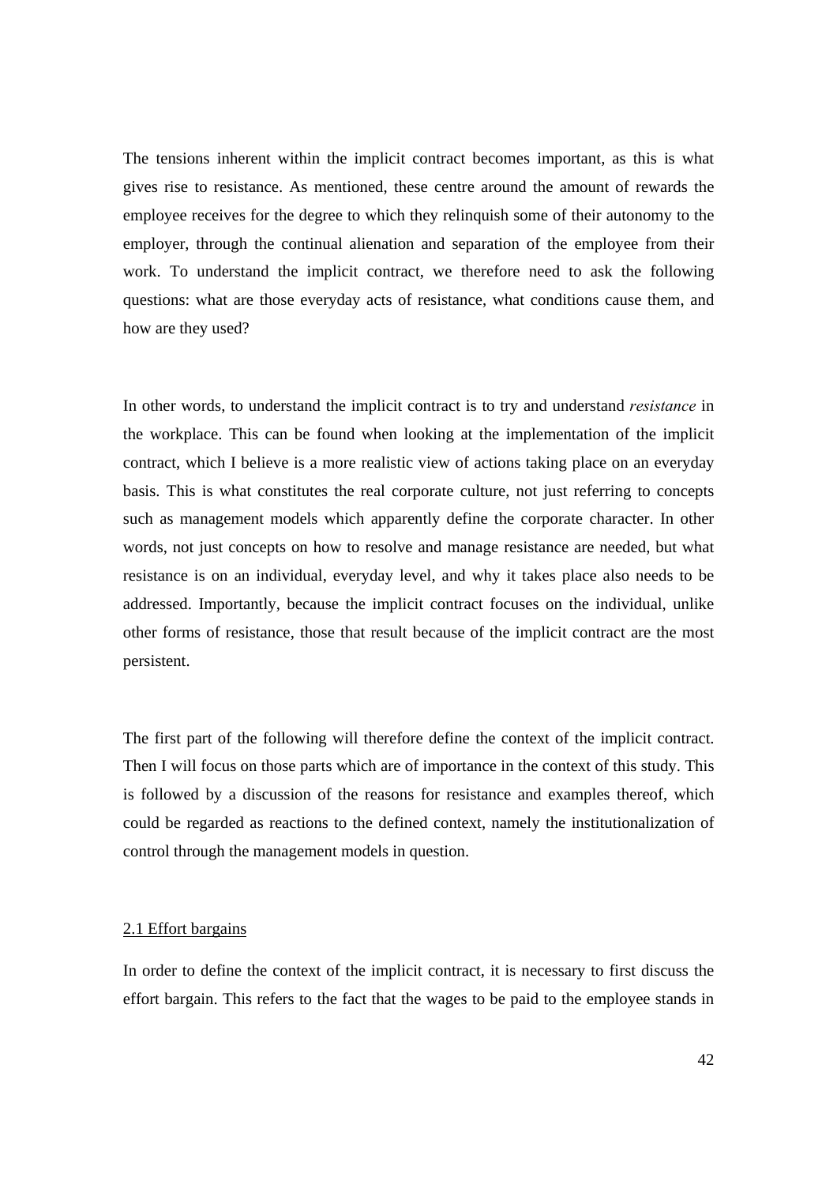The tensions inherent within the implicit contract becomes important, as this is what gives rise to resistance. As mentioned, these centre around the amount of rewards the employee receives for the degree to which they relinquish some of their autonomy to the employer, through the continual alienation and separation of the employee from their work. To understand the implicit contract, we therefore need to ask the following questions: what are those everyday acts of resistance, what conditions cause them, and how are they used?

In other words, to understand the implicit contract is to try and understand *resistance* in the workplace. This can be found when looking at the implementation of the implicit contract, which I believe is a more realistic view of actions taking place on an everyday basis. This is what constitutes the real corporate culture, not just referring to concepts such as management models which apparently define the corporate character. In other words, not just concepts on how to resolve and manage resistance are needed, but what resistance is on an individual, everyday level, and why it takes place also needs to be addressed. Importantly, because the implicit contract focuses on the individual, unlike other forms of resistance, those that result because of the implicit contract are the most persistent.

The first part of the following will therefore define the context of the implicit contract. Then I will focus on those parts which are of importance in the context of this study. This is followed by a discussion of the reasons for resistance and examples thereof, which could be regarded as reactions to the defined context, namely the institutionalization of control through the management models in question.

### 2.1 Effort bargains

In order to define the context of the implicit contract, it is necessary to first discuss the effort bargain. This refers to the fact that the wages to be paid to the employee stands in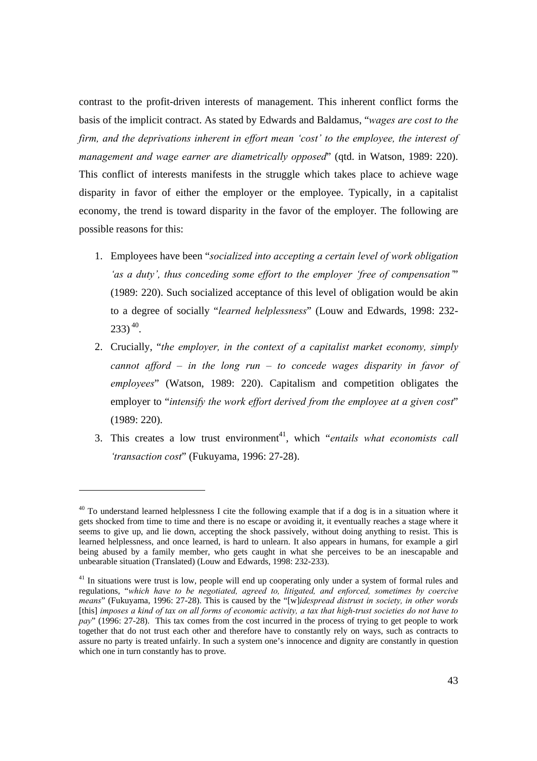contrast to the profit-driven interests of management. This inherent conflict forms the basis of the implicit contract. As stated by Edwards and Baldamus, "*wages are cost to the firm, and the deprivations inherent in effort mean 'cost' to the employee, the interest of management and wage earner are diametrically opposed*" (qtd. in Watson, 1989: 220). This conflict of interests manifests in the struggle which takes place to achieve wage disparity in favor of either the employer or the employee. Typically, in a capitalist economy, the trend is toward disparity in the favor of the employer. The following are possible reasons for this:

1. Employees have been "*socialized into accepting a certain level of work obligation 'as a duty', thus conceding some effort to the employer 'free of compensation'*" (1989: 220). Such socialized acceptance of this level of obligation would be akin to a degree of socially "*learned helplessness*" (Louw and Edwards, 1998: 232-233)[40].
2. Crucially, "*the employer, in the context of a capitalist market economy, simply cannot afford – in the long run – to concede wages disparity in favor of employees*" (Watson, 1989: 220). Capitalism and competition obligates the employer to "*intensify the work effort derived from the employee at a given cost*" (1989: 220).
3. This creates a low trust environment[41], which "*entails what economists call 'transaction cost*" (Fukuyama, 1996: 27-28).

---

[40] To understand learned helplessness I cite the following example that if a dog is in a situation where it gets shocked from time to time and there is no escape or avoiding it, it eventually reaches a stage where it seems to give up, and lie down, accepting the shock passively, without doing anything to resist. This is learned helplessness, and once learned, is hard to unlearn. It also appears in humans, for example a girl being abused by a family member, who gets caught in what she perceives to be an inescapable and unbearable situation (Translated) (Louw and Edwards, 1998: 232-233).

[41] In situations were trust is low, people will end up cooperating only under a system of formal rules and regulations, "*which have to be negotiated, agreed to, litigated, and enforced, sometimes by coercive means*" (Fukuyama, 1996: 27-28). This is caused by the "[w]*idespread distrust in society, in other words* [this] *imposes a kind of tax on all forms of economic activity, a tax that high-trust societies do not have to pay*" (1996: 27-28). This tax comes from the cost incurred in the process of trying to get people to work together that do not trust each other and therefore have to constantly rely on ways, such as contracts to assure no party is treated unfairly. In such a system one's innocence and dignity are constantly in question which one in turn constantly has to prove.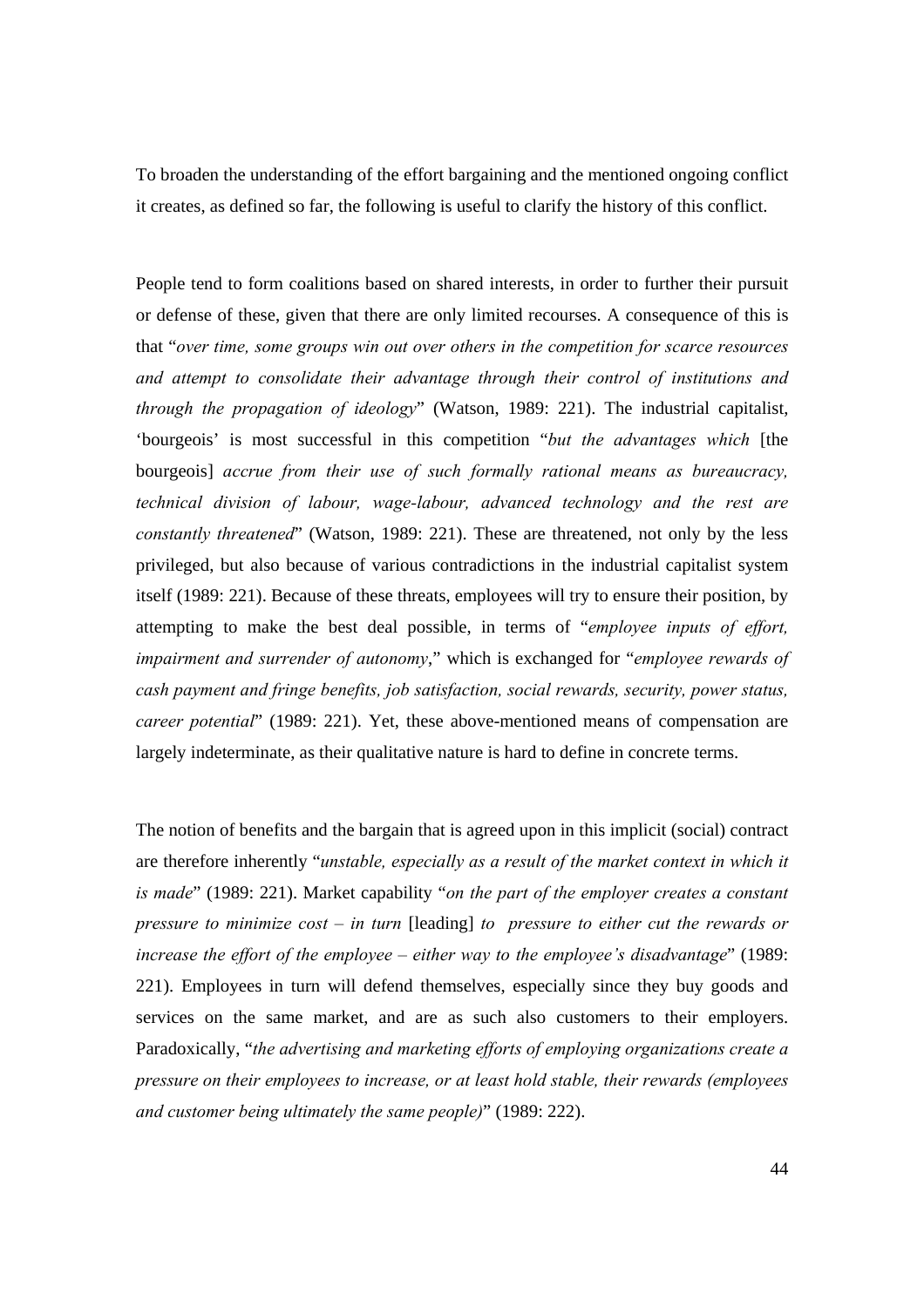To broaden the understanding of the effort bargaining and the mentioned ongoing conflict it creates, as defined so far, the following is useful to clarify the history of this conflict.

People tend to form coalitions based on shared interests, in order to further their pursuit or defense of these, given that there are only limited recourses. A consequence of this is that "*over time, some groups win out over others in the competition for scarce resources and attempt to consolidate their advantage through their control of institutions and through the propagation of ideology*" (Watson, 1989: 221). The industrial capitalist, 'bourgeois' is most successful in this competition "*but the advantages which* [the bourgeois] *accrue from their use of such formally rational means as bureaucracy, technical division of labour, wage-labour, advanced technology and the rest are constantly threatened*" (Watson, 1989: 221). These are threatened, not only by the less privileged, but also because of various contradictions in the industrial capitalist system itself (1989: 221). Because of these threats, employees will try to ensure their position, by attempting to make the best deal possible, in terms of "*employee inputs of effort, impairment and surrender of autonomy*," which is exchanged for "*employee rewards of cash payment and fringe benefits, job satisfaction, social rewards, security, power status, career potential*" (1989: 221). Yet, these above-mentioned means of compensation are largely indeterminate, as their qualitative nature is hard to define in concrete terms.

The notion of benefits and the bargain that is agreed upon in this implicit (social) contract are therefore inherently "*unstable, especially as a result of the market context in which it is made*" (1989: 221). Market capability "*on the part of the employer creates a constant pressure to minimize cost – in turn* [leading] *to pressure to either cut the rewards or increase the effort of the employee – either way to the employee's disadvantage*" (1989: 221). Employees in turn will defend themselves, especially since they buy goods and services on the same market, and are as such also customers to their employers. Paradoxically, "*the advertising and marketing efforts of employing organizations create a pressure on their employees to increase, or at least hold stable, their rewards (employees and customer being ultimately the same people)*" (1989: 222).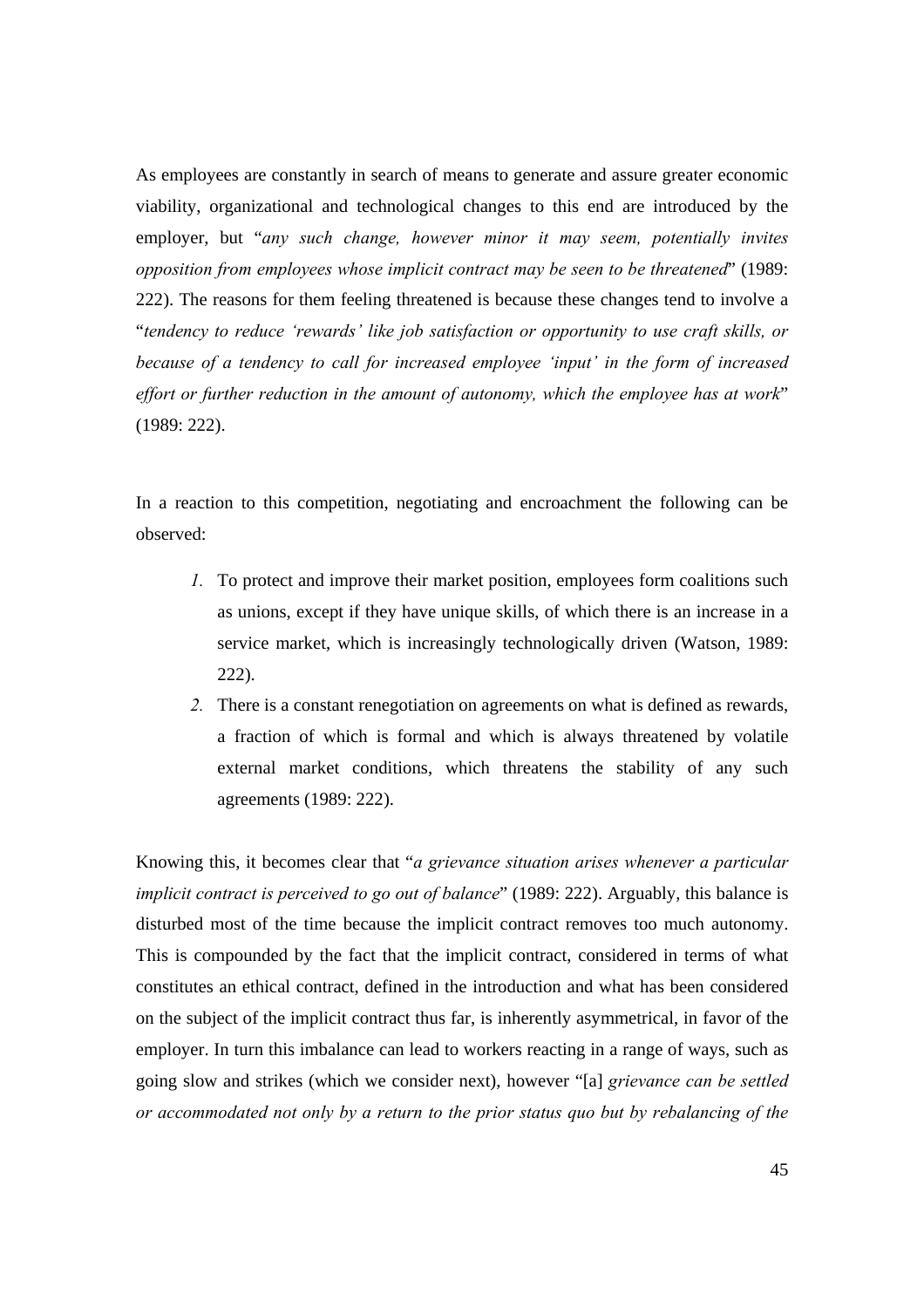As employees are constantly in search of means to generate and assure greater economic viability, organizational and technological changes to this end are introduced by the employer, but "*any such change, however minor it may seem, potentially invites opposition from employees whose implicit contract may be seen to be threatened*" (1989: 222). The reasons for them feeling threatened is because these changes tend to involve a "*tendency to reduce 'rewards' like job satisfaction or opportunity to use craft skills, or because of a tendency to call for increased employee 'input' in the form of increased effort or further reduction in the amount of autonomy, which the employee has at work*" (1989: 222).

In a reaction to this competition, negotiating and encroachment the following can be observed:

1. To protect and improve their market position, employees form coalitions such as unions, except if they have unique skills, of which there is an increase in a service market, which is increasingly technologically driven (Watson, 1989: 222).
2. There is a constant renegotiation on agreements on what is defined as rewards, a fraction of which is formal and which is always threatened by volatile external market conditions, which threatens the stability of any such agreements (1989: 222).

Knowing this, it becomes clear that "*a grievance situation arises whenever a particular implicit contract is perceived to go out of balance*" (1989: 222). Arguably, this balance is disturbed most of the time because the implicit contract removes too much autonomy. This is compounded by the fact that the implicit contract, considered in terms of what constitutes an ethical contract, defined in the introduction and what has been considered on the subject of the implicit contract thus far, is inherently asymmetrical, in favor of the employer. In turn this imbalance can lead to workers reacting in a range of ways, such as going slow and strikes (which we consider next), however "[a] *grievance can be settled or accommodated not only by a return to the prior status quo but by rebalancing of the*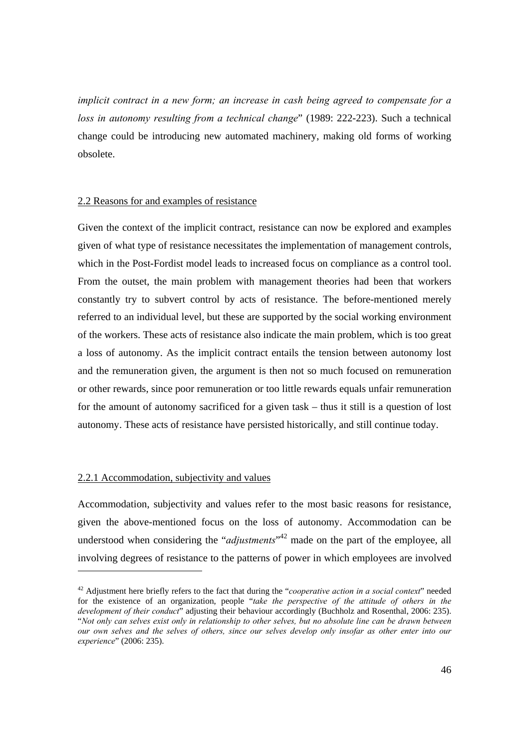*implicit contract in a new form; an increase in cash being agreed to compensate for a loss in autonomy resulting from a technical change*" (1989: 222-223). Such a technical change could be introducing new automated machinery, making old forms of working obsolete.

## 2.2 Reasons for and examples of resistance

Given the context of the implicit contract, resistance can now be explored and examples given of what type of resistance necessitates the implementation of management controls, which in the Post-Fordist model leads to increased focus on compliance as a control tool. From the outset, the main problem with management theories had been that workers constantly try to subvert control by acts of resistance. The before-mentioned merely referred to an individual level, but these are supported by the social working environment of the workers. These acts of resistance also indicate the main problem, which is too great a loss of autonomy. As the implicit contract entails the tension between autonomy lost and the remuneration given, the argument is then not so much focused on remuneration or other rewards, since poor remuneration or too little rewards equals unfair remuneration for the amount of autonomy sacrificed for a given task – thus it still is a question of lost autonomy. These acts of resistance have persisted historically, and still continue today.

### 2.2.1 Accommodation, subjectivity and values

Accommodation, subjectivity and values refer to the most basic reasons for resistance, given the above-mentioned focus on the loss of autonomy. Accommodation can be understood when considering the "*adjustments*"[42] made on the part of the employee, all involving degrees of resistance to the patterns of power in which employees are involved

---

[42] Adjustment here briefly refers to the fact that during the "*cooperative action in a social context*" needed for the existence of an organization, people "*take the perspective of the attitude of others in the development of their conduct*" adjusting their behaviour accordingly (Buchholz and Rosenthal, 2006: 235). "*Not only can selves exist only in relationship to other selves, but no absolute line can be drawn between our own selves and the selves of others, since our selves develop only insofar as other enter into our experience*" (2006: 235).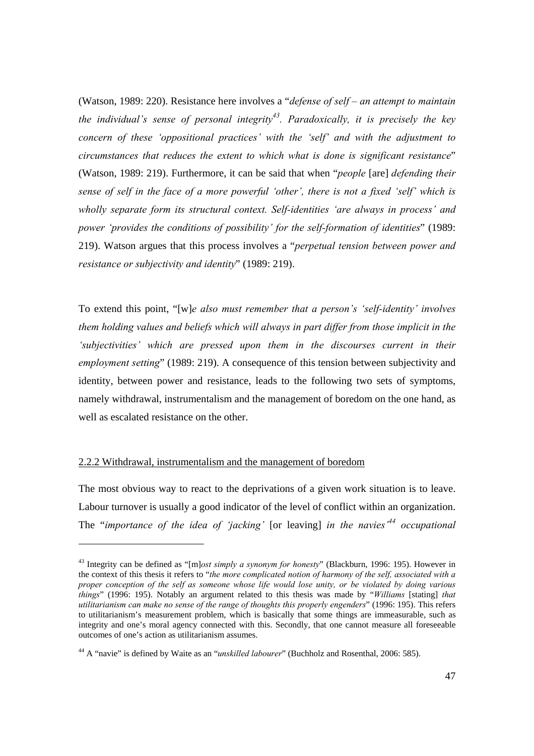(Watson, 1989: 220). Resistance here involves a "*defense of self – an attempt to maintain the individual's sense of personal integrity*[43]*. Paradoxically, it is precisely the key concern of these 'oppositional practices' with the 'self' and with the adjustment to circumstances that reduces the extent to which what is done is significant resistance*" (Watson, 1989: 219). Furthermore, it can be said that when "*people* [are] *defending their sense of self in the face of a more powerful 'other', there is not a fixed 'self' which is wholly separate form its structural context. Self-identities 'are always in process' and power 'provides the conditions of possibility' for the self-formation of identities*" (1989: 219). Watson argues that this process involves a "*perpetual tension between power and resistance or subjectivity and identity*" (1989: 219).

To extend this point, "[w]*e also must remember that a person's 'self-identity' involves them holding values and beliefs which will always in part differ from those implicit in the 'subjectivities' which are pressed upon them in the discourses current in their employment setting*" (1989: 219). A consequence of this tension between subjectivity and identity, between power and resistance, leads to the following two sets of symptoms, namely withdrawal, instrumentalism and the management of boredom on the one hand, as well as escalated resistance on the other.

### 2.2.2 Withdrawal, instrumentalism and the management of boredom

The most obvious way to react to the deprivations of a given work situation is to leave. Labour turnover is usually a good indicator of the level of conflict within an organization. The "*importance of the idea of 'jacking'* [or leaving] *in the navies'*[44] *occupational*

---

[43] Integrity can be defined as "[m]*ost simply a synonym for honesty*" (Blackburn, 1996: 195). However in the context of this thesis it refers to "*the more complicated notion of harmony of the self, associated with a proper conception of the self as someone whose life would lose unity, or be violated by doing various things*" (1996: 195). Notably an argument related to this thesis was made by "*Williams* [stating] *that utilitarianism can make no sense of the range of thoughts this properly engenders*" (1996: 195). This refers to utilitarianism's measurement problem, which is basically that some things are immeasurable, such as integrity and one's moral agency connected with this. Secondly, that one cannot measure all foreseeable outcomes of one's action as utilitarianism assumes.

[44] A "navie" is defined by Waite as an "*unskilled labourer*" (Buchholz and Rosenthal, 2006: 585).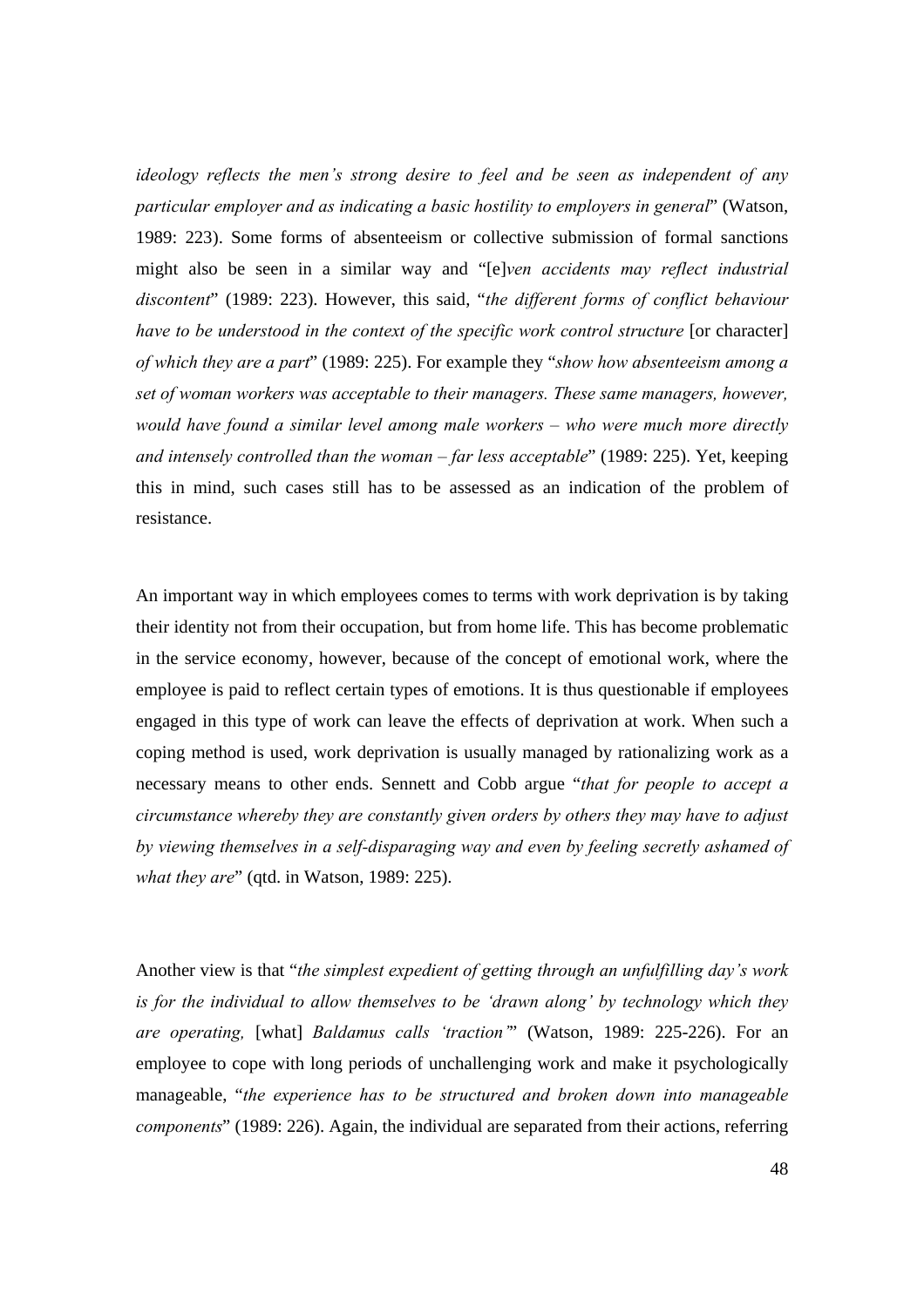*ideology reflects the men's strong desire to feel and be seen as independent of any particular employer and as indicating a basic hostility to employers in general*" (Watson, 1989: 223). Some forms of absenteeism or collective submission of formal sanctions might also be seen in a similar way and "[e]*ven accidents may reflect industrial discontent*" (1989: 223). However, this said, "*the different forms of conflict behaviour have to be understood in the context of the specific work control structure* [or character] *of which they are a part*" (1989: 225). For example they "*show how absenteeism among a set of woman workers was acceptable to their managers. These same managers, however, would have found a similar level among male workers – who were much more directly and intensely controlled than the woman – far less acceptable*" (1989: 225). Yet, keeping this in mind, such cases still has to be assessed as an indication of the problem of resistance.

An important way in which employees comes to terms with work deprivation is by taking their identity not from their occupation, but from home life. This has become problematic in the service economy, however, because of the concept of emotional work, where the employee is paid to reflect certain types of emotions. It is thus questionable if employees engaged in this type of work can leave the effects of deprivation at work. When such a coping method is used, work deprivation is usually managed by rationalizing work as a necessary means to other ends. Sennett and Cobb argue "*that for people to accept a circumstance whereby they are constantly given orders by others they may have to adjust by viewing themselves in a self-disparaging way and even by feeling secretly ashamed of what they are*" (qtd. in Watson, 1989: 225).

Another view is that "*the simplest expedient of getting through an unfulfilling day's work is for the individual to allow themselves to be 'drawn along' by technology which they are operating,* [what] *Baldamus calls 'traction'*" (Watson, 1989: 225-226). For an employee to cope with long periods of unchallenging work and make it psychologically manageable, "*the experience has to be structured and broken down into manageable components*" (1989: 226). Again, the individual are separated from their actions, referring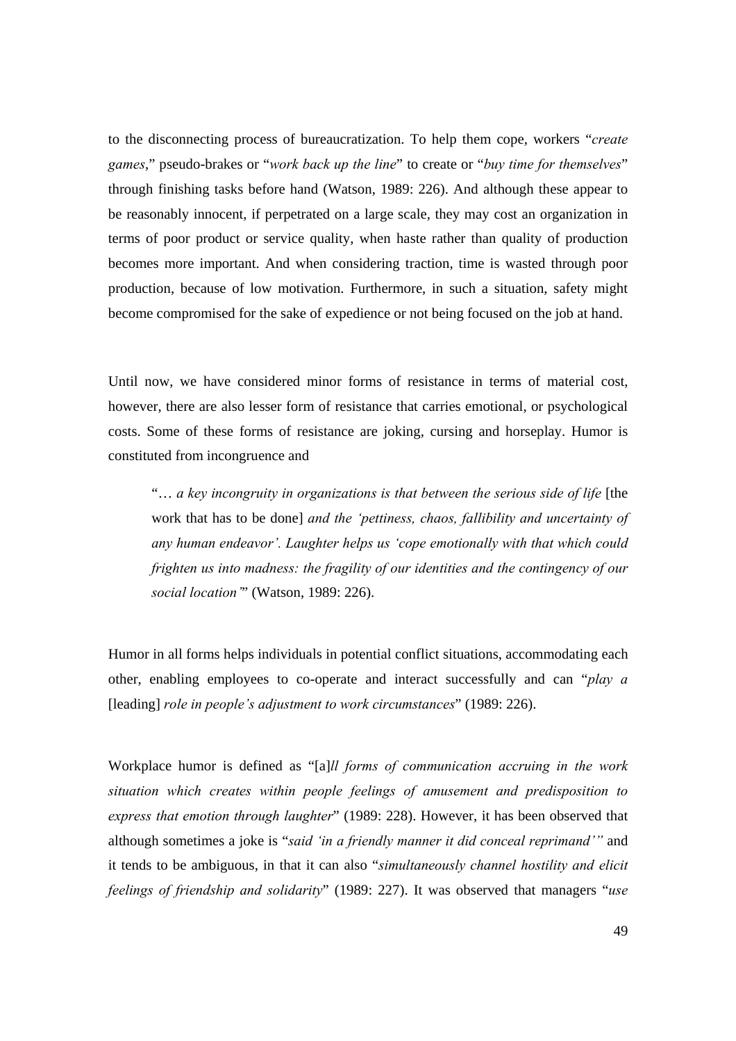to the disconnecting process of bureaucratization. To help them cope, workers "*create games*," pseudo-brakes or "*work back up the line*" to create or "*buy time for themselves*" through finishing tasks before hand (Watson, 1989: 226). And although these appear to be reasonably innocent, if perpetrated on a large scale, they may cost an organization in terms of poor product or service quality, when haste rather than quality of production becomes more important. And when considering traction, time is wasted through poor production, because of low motivation. Furthermore, in such a situation, safety might become compromised for the sake of expedience or not being focused on the job at hand.

Until now, we have considered minor forms of resistance in terms of material cost, however, there are also lesser form of resistance that carries emotional, or psychological costs. Some of these forms of resistance are joking, cursing and horseplay. Humor is constituted from incongruence and

> "*… a key incongruity in organizations is that between the serious side of life* [the work that has to be done] *and the 'pettiness, chaos, fallibility and uncertainty of any human endeavor'. Laughter helps us 'cope emotionally with that which could frighten us into madness: the fragility of our identities and the contingency of our social location'*" (Watson, 1989: 226).

Humor in all forms helps individuals in potential conflict situations, accommodating each other, enabling employees to co-operate and interact successfully and can "*play a* [leading] *role in people's adjustment to work circumstances*" (1989: 226).

Workplace humor is defined as "[a]*ll forms of communication accruing in the work situation which creates within people feelings of amusement and predisposition to express that emotion through laughter*" (1989: 228). However, it has been observed that although sometimes a joke is "*said 'in a friendly manner it did conceal reprimand'*" and it tends to be ambiguous, in that it can also "*simultaneously channel hostility and elicit feelings of friendship and solidarity*" (1989: 227). It was observed that managers "*use*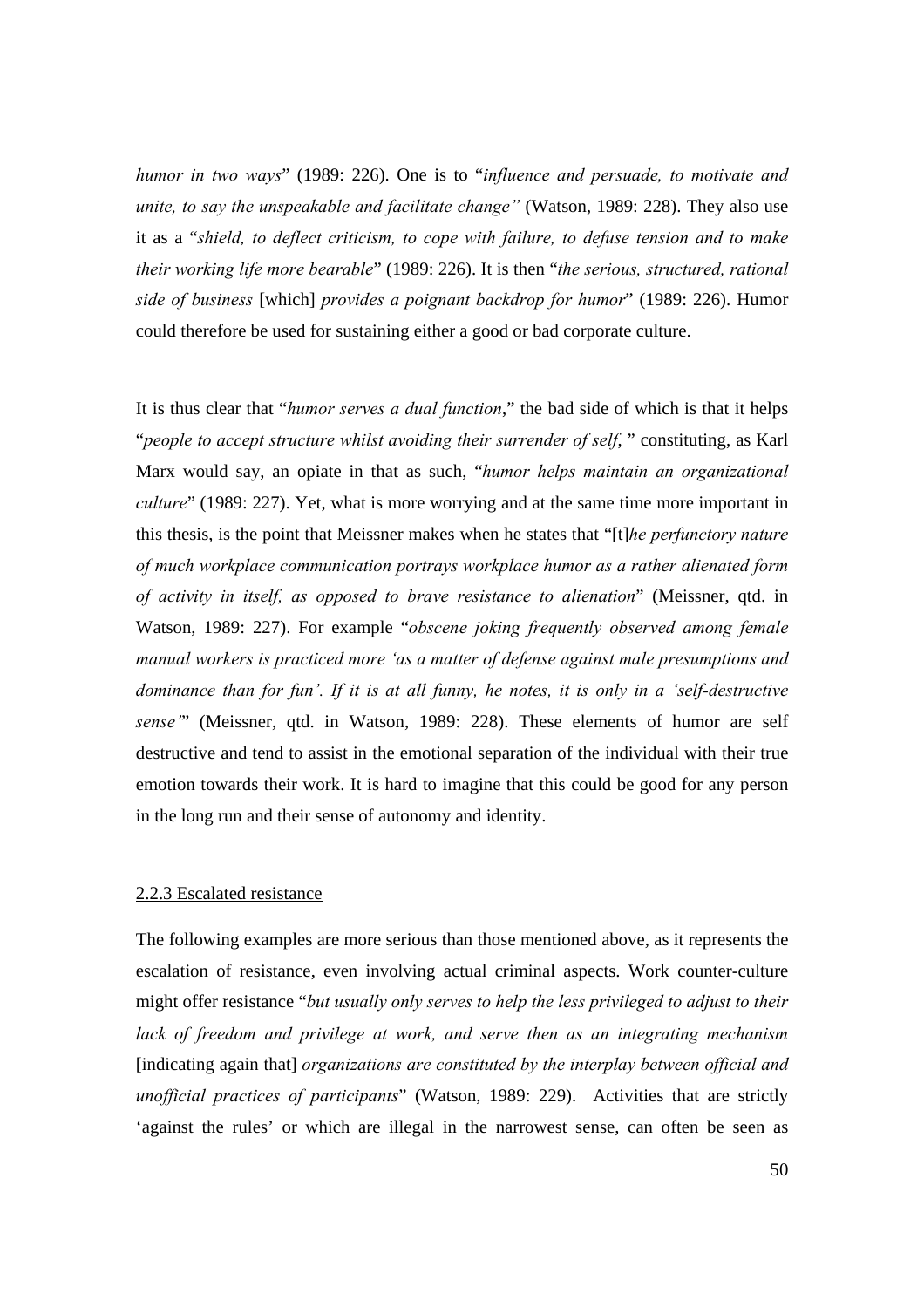*humor in two ways*" (1989: 226). One is to "*influence and persuade, to motivate and unite, to say the unspeakable and facilitate change"* (Watson, 1989: 228). They also use it as a "*shield, to deflect criticism, to cope with failure, to defuse tension and to make their working life more bearable*" (1989: 226). It is then "*the serious, structured, rational side of business* [which] *provides a poignant backdrop for humor*" (1989: 226). Humor could therefore be used for sustaining either a good or bad corporate culture.

It is thus clear that "*humor serves a dual function*," the bad side of which is that it helps "*people to accept structure whilst avoiding their surrender of self,* " constituting, as Karl Marx would say, an opiate in that as such, "*humor helps maintain an organizational culture*" (1989: 227). Yet, what is more worrying and at the same time more important in this thesis, is the point that Meissner makes when he states that "[t]*he perfunctory nature of much workplace communication portrays workplace humor as a rather alienated form of activity in itself, as opposed to brave resistance to alienation*" (Meissner, qtd. in Watson, 1989: 227). For example "*obscene joking frequently observed among female manual workers is practiced more 'as a matter of defense against male presumptions and dominance than for fun'. If it is at all funny, he notes, it is only in a 'self-destructive sense'*" (Meissner, qtd. in Watson, 1989: 228). These elements of humor are self destructive and tend to assist in the emotional separation of the individual with their true emotion towards their work. It is hard to imagine that this could be good for any person in the long run and their sense of autonomy and identity.

### 2.2.3 Escalated resistance

The following examples are more serious than those mentioned above, as it represents the escalation of resistance, even involving actual criminal aspects. Work counter-culture might offer resistance "*but usually only serves to help the less privileged to adjust to their lack of freedom and privilege at work, and serve then as an integrating mechanism* [indicating again that] *organizations are constituted by the interplay between official and unofficial practices of participants*" (Watson, 1989: 229). Activities that are strictly 'against the rules' or which are illegal in the narrowest sense, can often be seen as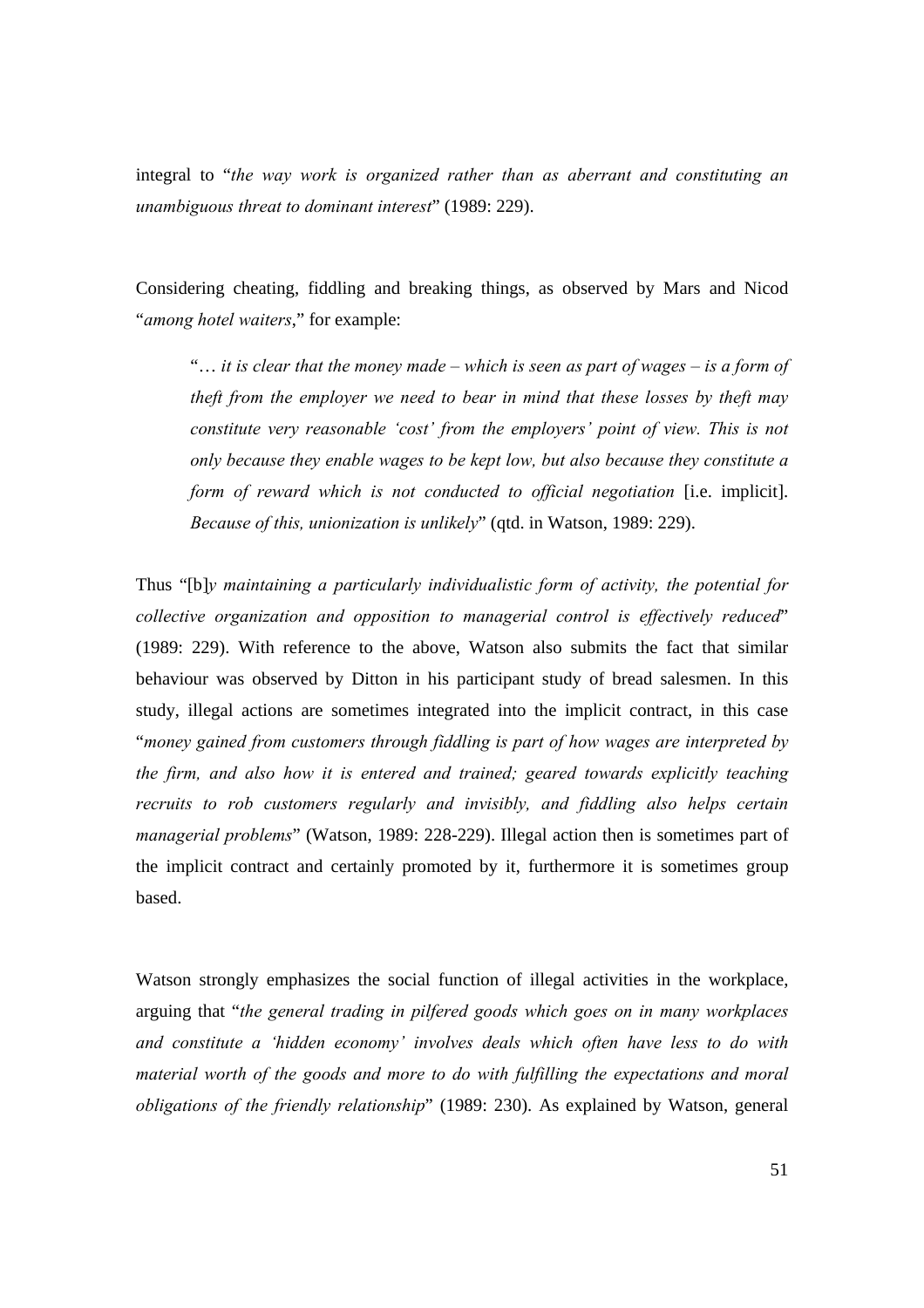integral to "*the way work is organized rather than as aberrant and constituting an unambiguous threat to dominant interest*" (1989: 229).

Considering cheating, fiddling and breaking things, as observed by Mars and Nicod "*among hotel waiters*," for example:

> "*… it is clear that the money made – which is seen as part of wages – is a form of theft from the employer we need to bear in mind that these losses by theft may constitute very reasonable 'cost' from the employers' point of view. This is not only because they enable wages to be kept low, but also because they constitute a form of reward which is not conducted to official negotiation* [i.e. implicit]. *Because of this, unionization is unlikely*" (qtd. in Watson, 1989: 229).

Thus "[b]*y maintaining a particularly individualistic form of activity, the potential for collective organization and opposition to managerial control is effectively reduced*" (1989: 229). With reference to the above, Watson also submits the fact that similar behaviour was observed by Ditton in his participant study of bread salesmen. In this study, illegal actions are sometimes integrated into the implicit contract, in this case "*money gained from customers through fiddling is part of how wages are interpreted by the firm, and also how it is entered and trained; geared towards explicitly teaching recruits to rob customers regularly and invisibly, and fiddling also helps certain managerial problems*" (Watson, 1989: 228-229). Illegal action then is sometimes part of the implicit contract and certainly promoted by it, furthermore it is sometimes group based.

Watson strongly emphasizes the social function of illegal activities in the workplace, arguing that "*the general trading in pilfered goods which goes on in many workplaces and constitute a 'hidden economy' involves deals which often have less to do with material worth of the goods and more to do with fulfilling the expectations and moral obligations of the friendly relationship*" (1989: 230). As explained by Watson, general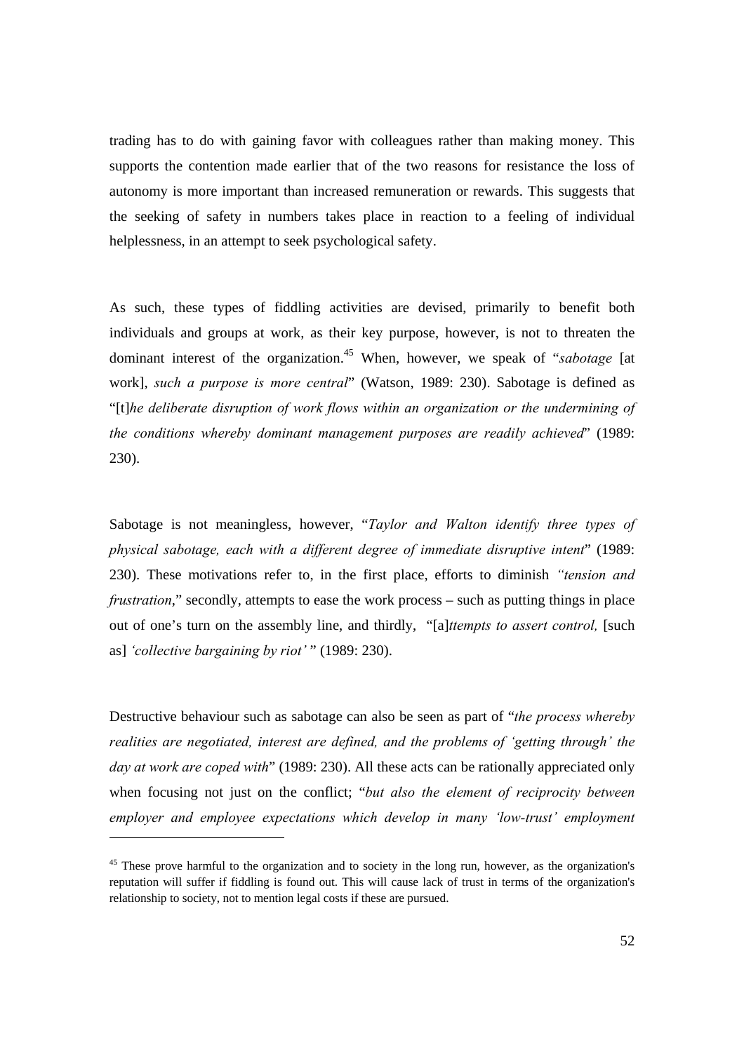trading has to do with gaining favor with colleagues rather than making money. This supports the contention made earlier that of the two reasons for resistance the loss of autonomy is more important than increased remuneration or rewards. This suggests that the seeking of safety in numbers takes place in reaction to a feeling of individual helplessness, in an attempt to seek psychological safety.

As such, these types of fiddling activities are devised, primarily to benefit both individuals and groups at work, as their key purpose, however, is not to threaten the dominant interest of the organization.[45] When, however, we speak of "*sabotage* [at work], *such a purpose is more central*" (Watson, 1989: 230). Sabotage is defined as "[t]*he deliberate disruption of work flows within an organization or the undermining of the conditions whereby dominant management purposes are readily achieved*" (1989: 230).

Sabotage is not meaningless, however, "*Taylor and Walton identify three types of physical sabotage, each with a different degree of immediate disruptive intent*" (1989: 230). These motivations refer to, in the first place, efforts to diminish *"tension and frustration*," secondly, attempts to ease the work process – such as putting things in place out of one's turn on the assembly line, and thirdly, "[a]*ttempts to assert control,* [such as] *'collective bargaining by riot'* " (1989: 230).

Destructive behaviour such as sabotage can also be seen as part of "*the process whereby realities are negotiated, interest are defined, and the problems of 'getting through' the day at work are coped with*" (1989: 230). All these acts can be rationally appreciated only when focusing not just on the conflict; "*but also the element of reciprocity between employer and employee expectations which develop in many 'low-trust' employment*

---

[45] These prove harmful to the organization and to society in the long run, however, as the organization's reputation will suffer if fiddling is found out. This will cause lack of trust in terms of the organization's relationship to society, not to mention legal costs if these are pursued.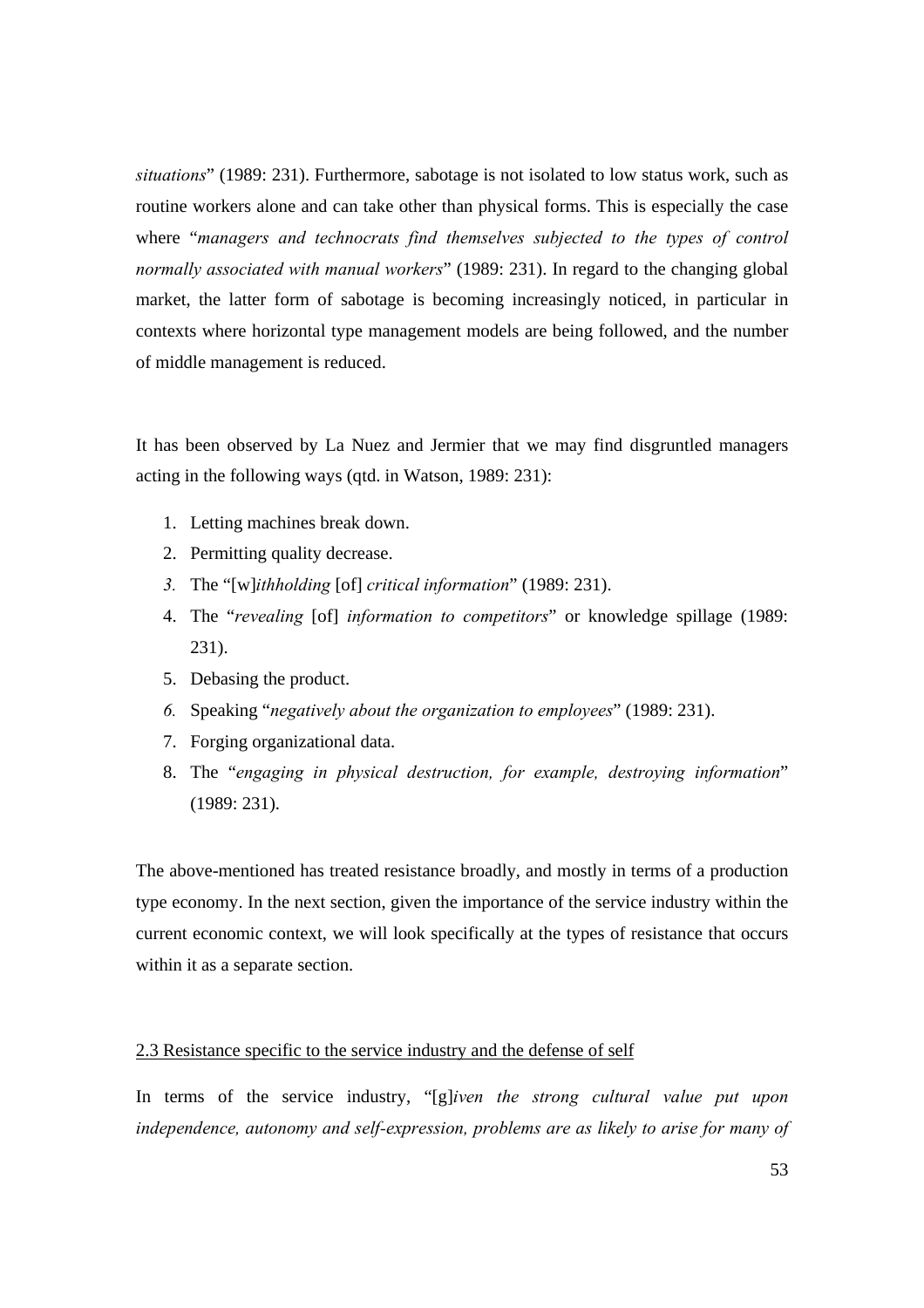*situations*" (1989: 231). Furthermore, sabotage is not isolated to low status work, such as routine workers alone and can take other than physical forms. This is especially the case where "*managers and technocrats find themselves subjected to the types of control normally associated with manual workers*" (1989: 231). In regard to the changing global market, the latter form of sabotage is becoming increasingly noticed, in particular in contexts where horizontal type management models are being followed, and the number of middle management is reduced.

It has been observed by La Nuez and Jermier that we may find disgruntled managers acting in the following ways (qtd. in Watson, 1989: 231):

1. Letting machines break down.
2. Permitting quality decrease.
3. The "[w]*ithholding* [of] *critical information*" (1989: 231).
4. The "*revealing* [of] *information to competitors*" or knowledge spillage (1989: 231).
5. Debasing the product.
6. Speaking "*negatively about the organization to employees*" (1989: 231).
7. Forging organizational data.
8. The "*engaging in physical destruction, for example, destroying information*" (1989: 231).

The above-mentioned has treated resistance broadly, and mostly in terms of a production type economy. In the next section, given the importance of the service industry within the current economic context, we will look specifically at the types of resistance that occurs within it as a separate section.

## 2.3 Resistance specific to the service industry and the defense of self

In terms of the service industry, "[g]*iven the strong cultural value put upon independence, autonomy and self-expression, problems are as likely to arise for many of*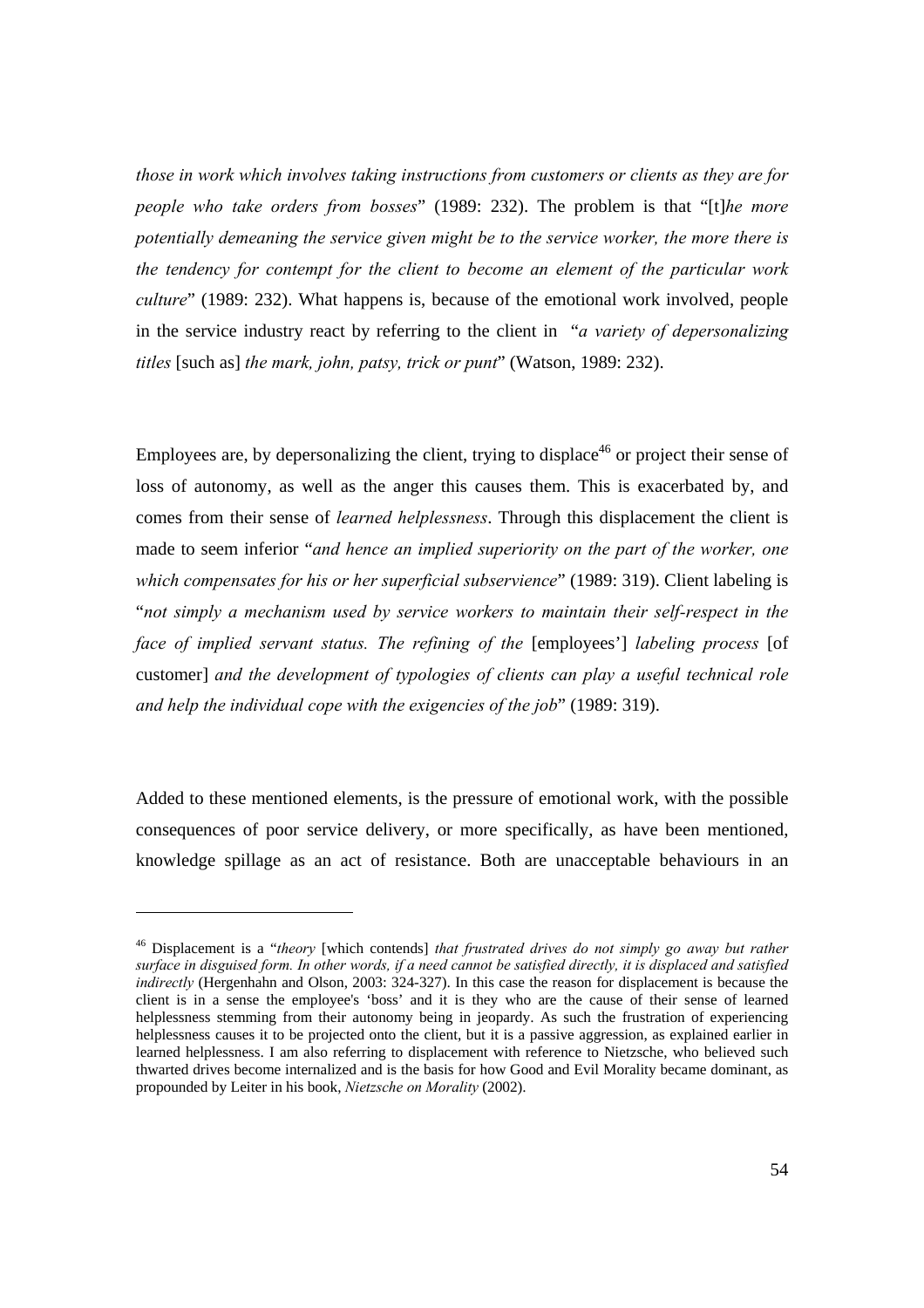*those in work which involves taking instructions from customers or clients as they are for people who take orders from bosses*" (1989: 232). The problem is that "[t]*he more potentially demeaning the service given might be to the service worker, the more there is the tendency for contempt for the client to become an element of the particular work culture*" (1989: 232). What happens is, because of the emotional work involved, people in the service industry react by referring to the client in "*a variety of depersonalizing titles* [such as] *the mark, john, patsy, trick or punt*" (Watson, 1989: 232).

Employees are, by depersonalizing the client, trying to displace[46] or project their sense of loss of autonomy, as well as the anger this causes them. This is exacerbated by, and comes from their sense of *learned helplessness*. Through this displacement the client is made to seem inferior "*and hence an implied superiority on the part of the worker, one which compensates for his or her superficial subservience*" (1989: 319). Client labeling is "*not simply a mechanism used by service workers to maintain their self-respect in the face of implied servant status. The refining of the* [employees'] *labeling process* [of customer] *and the development of typologies of clients can play a useful technical role and help the individual cope with the exigencies of the job*" (1989: 319).

Added to these mentioned elements, is the pressure of emotional work, with the possible consequences of poor service delivery, or more specifically, as have been mentioned, knowledge spillage as an act of resistance. Both are unacceptable behaviours in an

---

[46] Displacement is a "*theory* [which contends] *that frustrated drives do not simply go away but rather surface in disguised form. In other words, if a need cannot be satisfied directly, it is displaced and satisfied indirectly* (Hergenhahn and Olson, 2003: 324-327). In this case the reason for displacement is because the client is in a sense the employee's 'boss' and it is they who are the cause of their sense of learned helplessness stemming from their autonomy being in jeopardy. As such the frustration of experiencing helplessness causes it to be projected onto the client, but it is a passive aggression, as explained earlier in learned helplessness. I am also referring to displacement with reference to Nietzsche, who believed such thwarted drives become internalized and is the basis for how Good and Evil Morality became dominant, as propounded by Leiter in his book, *Nietzsche on Morality* (2002).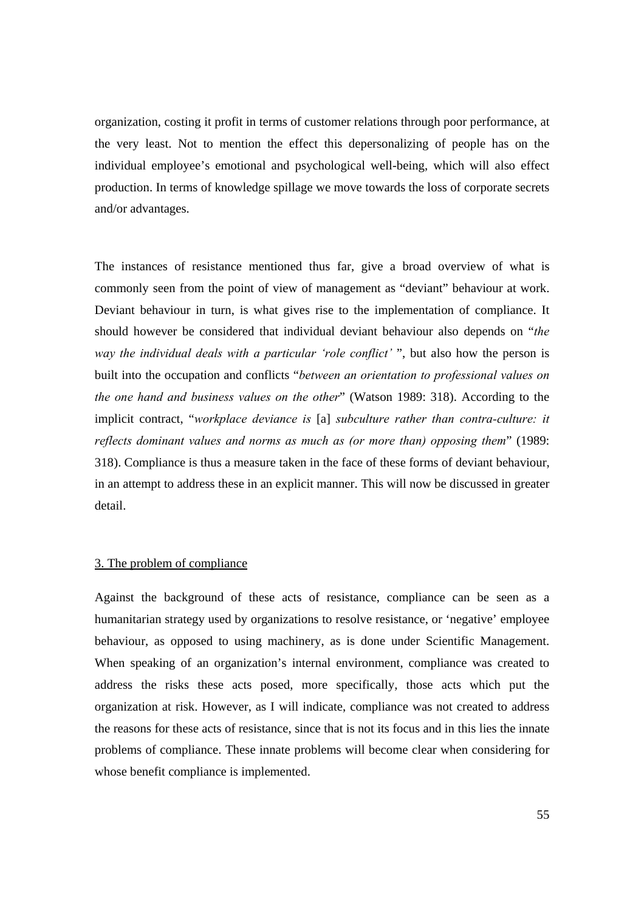organization, costing it profit in terms of customer relations through poor performance, at the very least. Not to mention the effect this depersonalizing of people has on the individual employee's emotional and psychological well-being, which will also effect production. In terms of knowledge spillage we move towards the loss of corporate secrets and/or advantages.

The instances of resistance mentioned thus far, give a broad overview of what is commonly seen from the point of view of management as "deviant" behaviour at work. Deviant behaviour in turn, is what gives rise to the implementation of compliance. It should however be considered that individual deviant behaviour also depends on "*the way the individual deals with a particular 'role conflict'* ", but also how the person is built into the occupation and conflicts "*between an orientation to professional values on the one hand and business values on the other*" (Watson 1989: 318). According to the implicit contract, "*workplace deviance is* [a] *subculture rather than contra-culture: it reflects dominant values and norms as much as (or more than) opposing them*" (1989: 318). Compliance is thus a measure taken in the face of these forms of deviant behaviour, in an attempt to address these in an explicit manner. This will now be discussed in greater detail.

## 3. The problem of compliance

Against the background of these acts of resistance, compliance can be seen as a humanitarian strategy used by organizations to resolve resistance, or 'negative' employee behaviour, as opposed to using machinery, as is done under Scientific Management. When speaking of an organization's internal environment, compliance was created to address the risks these acts posed, more specifically, those acts which put the organization at risk. However, as I will indicate, compliance was not created to address the reasons for these acts of resistance, since that is not its focus and in this lies the innate problems of compliance. These innate problems will become clear when considering for whose benefit compliance is implemented.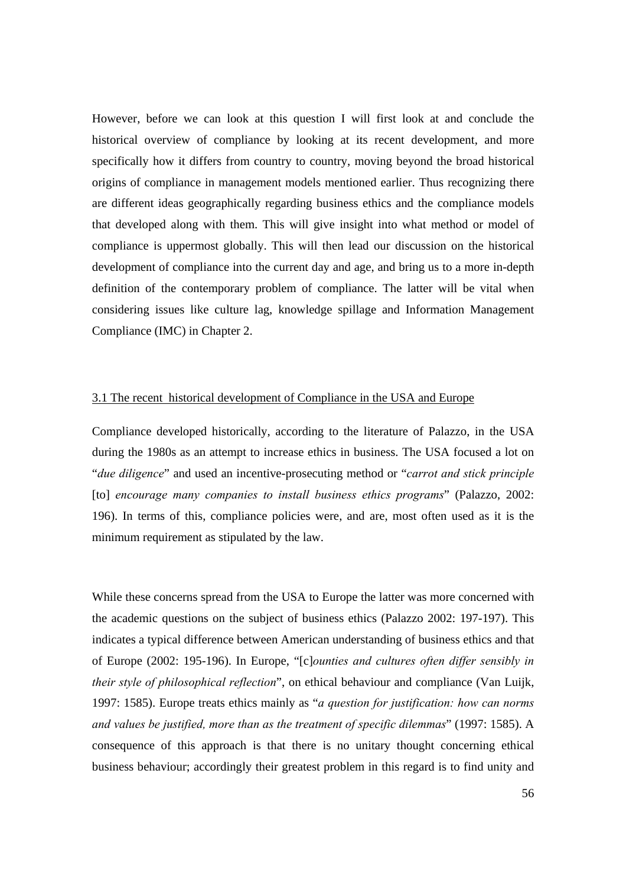However, before we can look at this question I will first look at and conclude the historical overview of compliance by looking at its recent development, and more specifically how it differs from country to country, moving beyond the broad historical origins of compliance in management models mentioned earlier. Thus recognizing there are different ideas geographically regarding business ethics and the compliance models that developed along with them. This will give insight into what method or model of compliance is uppermost globally. This will then lead our discussion on the historical development of compliance into the current day and age, and bring us to a more in-depth definition of the contemporary problem of compliance. The latter will be vital when considering issues like culture lag, knowledge spillage and Information Management Compliance (IMC) in Chapter 2.

## 3.1 The recent historical development of Compliance in the USA and Europe

Compliance developed historically, according to the literature of Palazzo, in the USA during the 1980s as an attempt to increase ethics in business. The USA focused a lot on "*due diligence*" and used an incentive-prosecuting method or "*carrot and stick principle* [to] *encourage many companies to install business ethics programs*" (Palazzo, 2002: 196). In terms of this, compliance policies were, and are, most often used as it is the minimum requirement as stipulated by the law.

While these concerns spread from the USA to Europe the latter was more concerned with the academic questions on the subject of business ethics (Palazzo 2002: 197-197). This indicates a typical difference between American understanding of business ethics and that of Europe (2002: 195-196). In Europe, "[c]*ounties and cultures often differ sensibly in their style of philosophical reflection*", on ethical behaviour and compliance (Van Luijk, 1997: 1585). Europe treats ethics mainly as "*a question for justification: how can norms and values be justified, more than as the treatment of specific dilemmas*" (1997: 1585). A consequence of this approach is that there is no unitary thought concerning ethical business behaviour; accordingly their greatest problem in this regard is to find unity and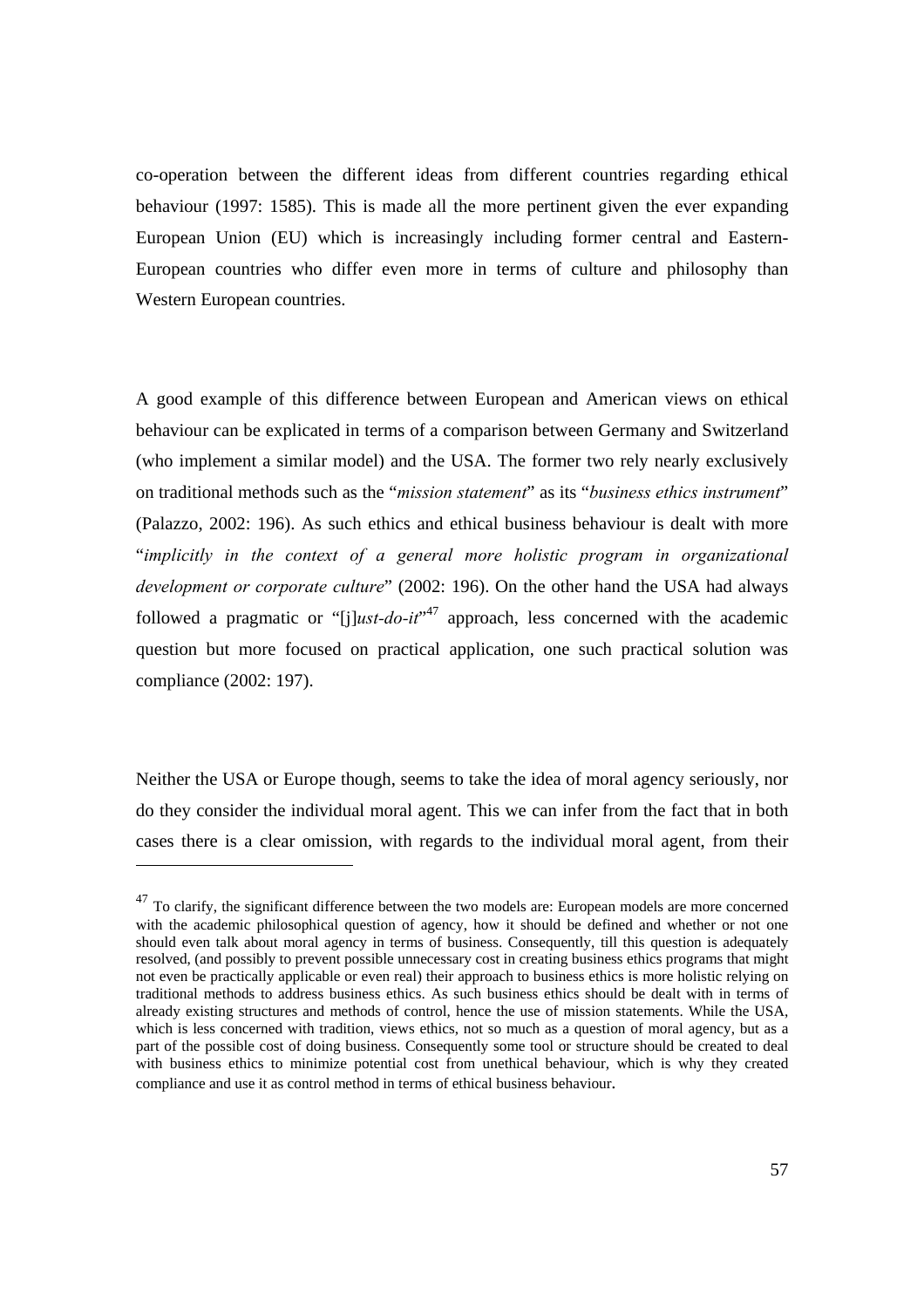co-operation between the different ideas from different countries regarding ethical behaviour (1997: 1585). This is made all the more pertinent given the ever expanding European Union (EU) which is increasingly including former central and Eastern-European countries who differ even more in terms of culture and philosophy than Western European countries.

A good example of this difference between European and American views on ethical behaviour can be explicated in terms of a comparison between Germany and Switzerland (who implement a similar model) and the USA. The former two rely nearly exclusively on traditional methods such as the "*mission statement*" as its "*business ethics instrument*" (Palazzo, 2002: 196). As such ethics and ethical business behaviour is dealt with more "*implicitly in the context of a general more holistic program in organizational development or corporate culture*" (2002: 196). On the other hand the USA had always followed a pragmatic or "[j]*ust-do-it*"[47] approach, less concerned with the academic question but more focused on practical application, one such practical solution was compliance (2002: 197).

Neither the USA or Europe though, seems to take the idea of moral agency seriously, nor do they consider the individual moral agent. This we can infer from the fact that in both cases there is a clear omission, with regards to the individual moral agent, from their

---

[47] To clarify, the significant difference between the two models are: European models are more concerned with the academic philosophical question of agency, how it should be defined and whether or not one should even talk about moral agency in terms of business. Consequently, till this question is adequately resolved, (and possibly to prevent possible unnecessary cost in creating business ethics programs that might not even be practically applicable or even real) their approach to business ethics is more holistic relying on traditional methods to address business ethics. As such business ethics should be dealt with in terms of already existing structures and methods of control, hence the use of mission statements. While the USA, which is less concerned with tradition, views ethics, not so much as a question of moral agency, but as a part of the possible cost of doing business. Consequently some tool or structure should be created to deal with business ethics to minimize potential cost from unethical behaviour, which is why they created compliance and use it as control method in terms of ethical business behaviour.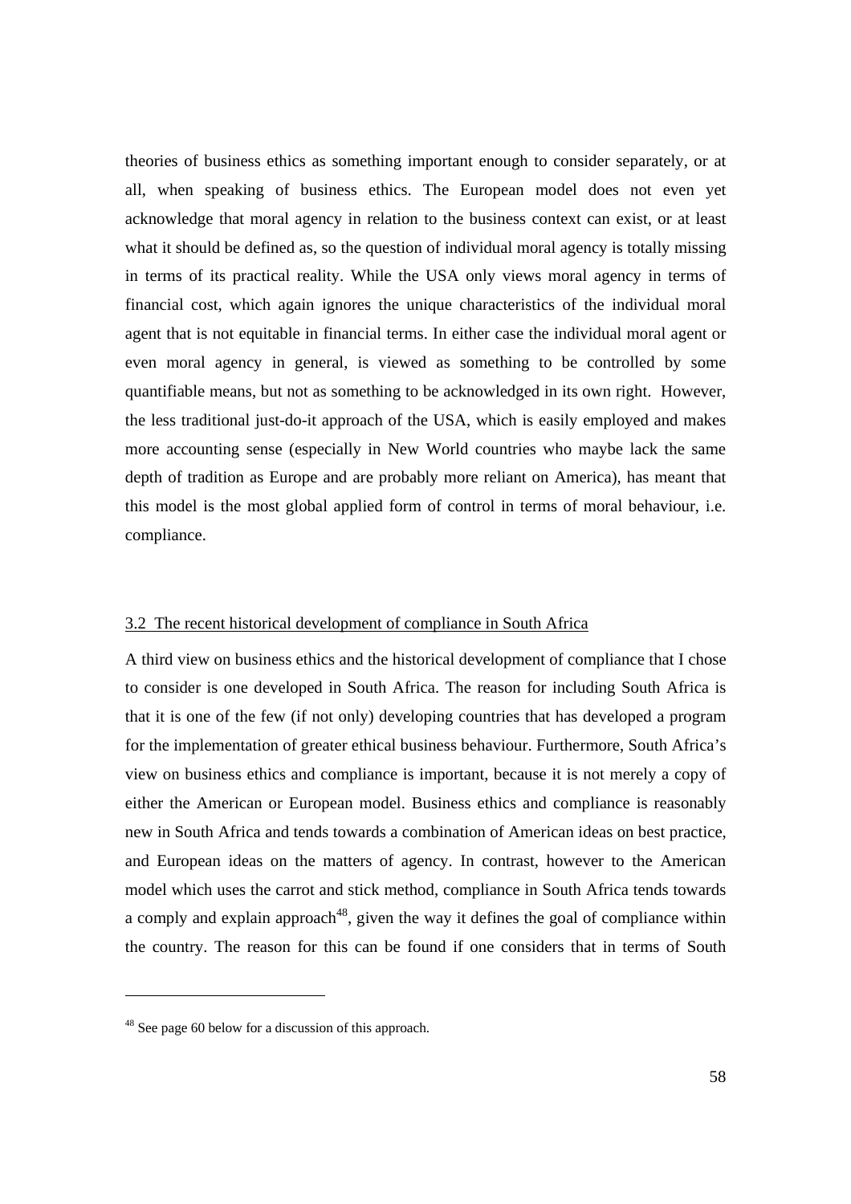theories of business ethics as something important enough to consider separately, or at all, when speaking of business ethics. The European model does not even yet acknowledge that moral agency in relation to the business context can exist, or at least what it should be defined as, so the question of individual moral agency is totally missing in terms of its practical reality. While the USA only views moral agency in terms of financial cost, which again ignores the unique characteristics of the individual moral agent that is not equitable in financial terms. In either case the individual moral agent or even moral agency in general, is viewed as something to be controlled by some quantifiable means, but not as something to be acknowledged in its own right. However, the less traditional just-do-it approach of the USA, which is easily employed and makes more accounting sense (especially in New World countries who maybe lack the same depth of tradition as Europe and are probably more reliant on America), has meant that this model is the most global applied form of control in terms of moral behaviour, i.e. compliance.

## 3.2 The recent historical development of compliance in South Africa

A third view on business ethics and the historical development of compliance that I chose to consider is one developed in South Africa. The reason for including South Africa is that it is one of the few (if not only) developing countries that has developed a program for the implementation of greater ethical business behaviour. Furthermore, South Africa's view on business ethics and compliance is important, because it is not merely a copy of either the American or European model. Business ethics and compliance is reasonably new in South Africa and tends towards a combination of American ideas on best practice, and European ideas on the matters of agency. In contrast, however to the American model which uses the carrot and stick method, compliance in South Africa tends towards a comply and explain approach[48], given the way it defines the goal of compliance within the country. The reason for this can be found if one considers that in terms of South

[48] See page 60 below for a discussion of this approach.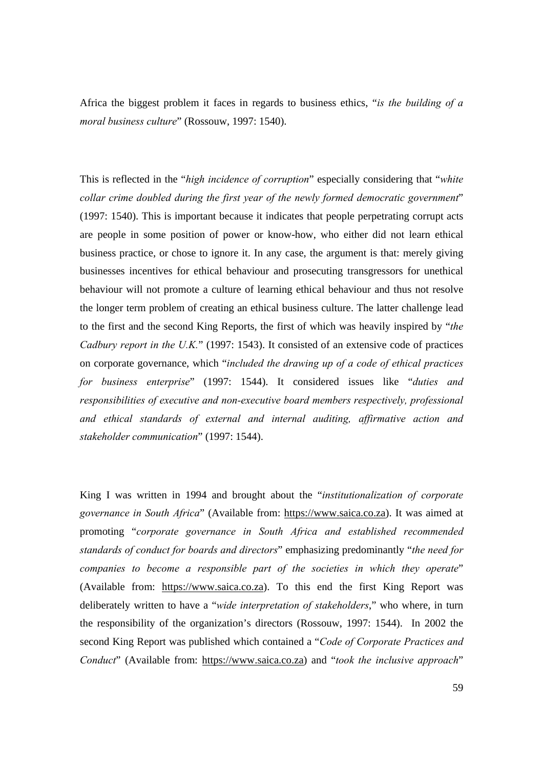Africa the biggest problem it faces in regards to business ethics, "*is the building of a moral business culture*" (Rossouw, 1997: 1540).

This is reflected in the "*high incidence of corruption*" especially considering that "*white collar crime doubled during the first year of the newly formed democratic government*" (1997: 1540). This is important because it indicates that people perpetrating corrupt acts are people in some position of power or know-how, who either did not learn ethical business practice, or chose to ignore it. In any case, the argument is that: merely giving businesses incentives for ethical behaviour and prosecuting transgressors for unethical behaviour will not promote a culture of learning ethical behaviour and thus not resolve the longer term problem of creating an ethical business culture. The latter challenge lead to the first and the second King Reports, the first of which was heavily inspired by "*the Cadbury report in the U.K.*" (1997: 1543). It consisted of an extensive code of practices on corporate governance, which "*included the drawing up of a code of ethical practices for business enterprise*" (1997: 1544). It considered issues like "*duties and responsibilities of executive and non-executive board members respectively, professional and ethical standards of external and internal auditing, affirmative action and stakeholder communication*" (1997: 1544).

King I was written in 1994 and brought about the "*institutionalization of corporate governance in South Africa*" (Available from: https://www.saica.co.za). It was aimed at promoting "*corporate governance in South Africa and established recommended standards of conduct for boards and directors*" emphasizing predominantly "*the need for companies to become a responsible part of the societies in which they operate*" (Available from: https://www.saica.co.za). To this end the first King Report was deliberately written to have a "*wide interpretation of stakeholders*," who where, in turn the responsibility of the organization's directors (Rossouw, 1997: 1544). In 2002 the second King Report was published which contained a "*Code of Corporate Practices and Conduct*" (Available from: https://www.saica.co.za) and "*took the inclusive approach*"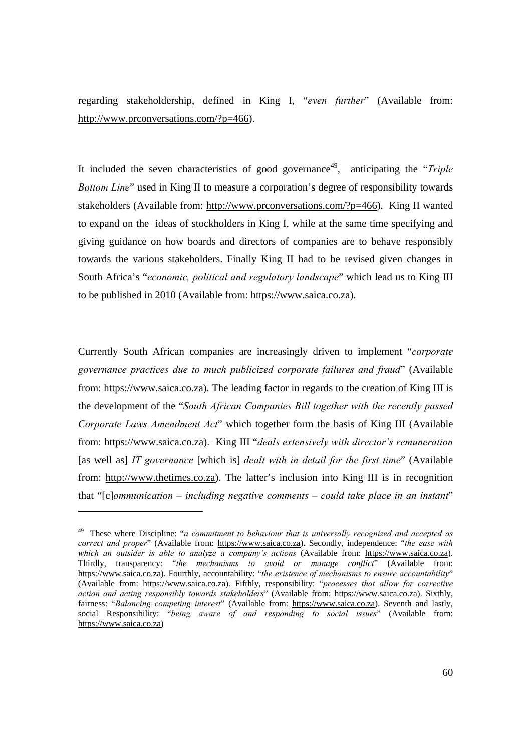regarding stakeholdership, defined in King I, "*even further*" (Available from: http://www.prconversations.com/?p=466).

It included the seven characteristics of good governance[49], anticipating the "*Triple Bottom Line*" used in King II to measure a corporation's degree of responsibility towards stakeholders (Available from: http://www.prconversations.com/?p=466). King II wanted to expand on the ideas of stockholders in King I, while at the same time specifying and giving guidance on how boards and directors of companies are to behave responsibly towards the various stakeholders. Finally King II had to be revised given changes in South Africa's "*economic, political and regulatory landscape*" which lead us to King III to be published in 2010 (Available from: https://www.saica.co.za).

Currently South African companies are increasingly driven to implement "*corporate governance practices due to much publicized corporate failures and fraud*" (Available from: https://www.saica.co.za). The leading factor in regards to the creation of King III is the development of the "*South African Companies Bill together with the recently passed Corporate Laws Amendment Act*" which together form the basis of King III (Available from: https://www.saica.co.za). King III "*deals extensively with director's remuneration* [as well as] *IT governance* [which is] *dealt with in detail for the first time*" (Available from: http://www.thetimes.co.za). The latter's inclusion into King III is in recognition that "[c]*ommunication – including negative comments – could take place in an instant*"

---

[49] These where Discipline: "*a commitment to behaviour that is universally recognized and accepted as correct and proper*" (Available from: https://www.saica.co.za). Secondly, independence: "*the ease with which an outsider is able to analyze a company's actions* (Available from: https://www.saica.co.za). Thirdly, transparency: "*the mechanisms to avoid or manage conflict*" (Available from: https://www.saica.co.za). Fourthly, accountability: "*the existence of mechanisms to ensure accountability*" (Available from: https://www.saica.co.za). Fifthly, responsibility: "*processes that allow for corrective action and acting responsibly towards stakeholders*" (Available from: https://www.saica.co.za). Sixthly, fairness: "*Balancing competing interest*" (Available from: https://www.saica.co.za). Seventh and lastly, social Responsibility: "*being aware of and responding to social issues*" (Available from: https://www.saica.co.za)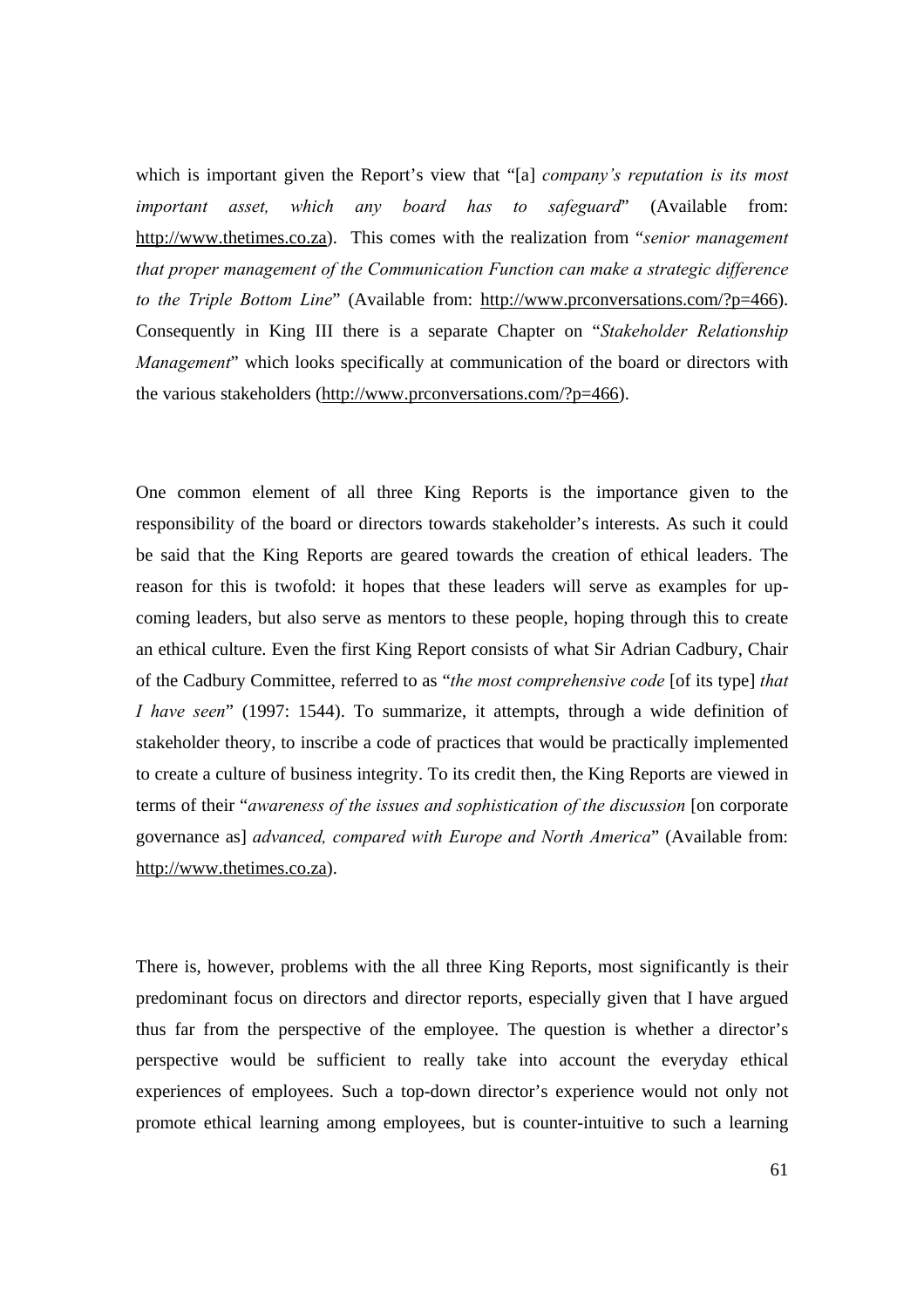which is important given the Report's view that "[a] *company's reputation is its most important asset, which any board has to safeguard*" (Available from: http://www.thetimes.co.za). This comes with the realization from "*senior management that proper management of the Communication Function can make a strategic difference to the Triple Bottom Line*" (Available from: http://www.prconversations.com/?p=466). Consequently in King III there is a separate Chapter on "*Stakeholder Relationship Management*" which looks specifically at communication of the board or directors with the various stakeholders (http://www.prconversations.com/?p=466).

One common element of all three King Reports is the importance given to the responsibility of the board or directors towards stakeholder's interests. As such it could be said that the King Reports are geared towards the creation of ethical leaders. The reason for this is twofold: it hopes that these leaders will serve as examples for up-coming leaders, but also serve as mentors to these people, hoping through this to create an ethical culture. Even the first King Report consists of what Sir Adrian Cadbury, Chair of the Cadbury Committee, referred to as "*the most comprehensive code* [of its type] *that I have seen*" (1997: 1544). To summarize, it attempts, through a wide definition of stakeholder theory, to inscribe a code of practices that would be practically implemented to create a culture of business integrity. To its credit then, the King Reports are viewed in terms of their "*awareness of the issues and sophistication of the discussion* [on corporate governance as] *advanced, compared with Europe and North America*" (Available from: http://www.thetimes.co.za).

There is, however, problems with the all three King Reports, most significantly is their predominant focus on directors and director reports, especially given that I have argued thus far from the perspective of the employee. The question is whether a director's perspective would be sufficient to really take into account the everyday ethical experiences of employees. Such a top-down director's experience would not only not promote ethical learning among employees, but is counter-intuitive to such a learning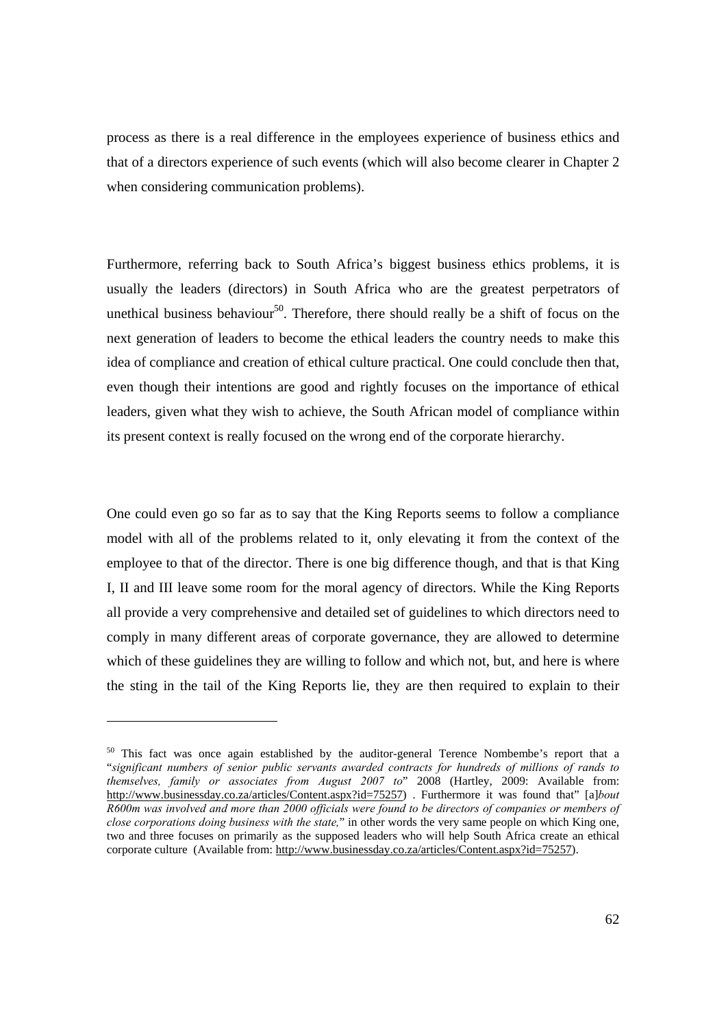process as there is a real difference in the employees experience of business ethics and that of a directors experience of such events (which will also become clearer in Chapter 2 when considering communication problems).

Furthermore, referring back to South Africa's biggest business ethics problems, it is usually the leaders (directors) in South Africa who are the greatest perpetrators of unethical business behaviour[50]. Therefore, there should really be a shift of focus on the next generation of leaders to become the ethical leaders the country needs to make this idea of compliance and creation of ethical culture practical. One could conclude then that, even though their intentions are good and rightly focuses on the importance of ethical leaders, given what they wish to achieve, the South African model of compliance within its present context is really focused on the wrong end of the corporate hierarchy.

One could even go so far as to say that the King Reports seems to follow a compliance model with all of the problems related to it, only elevating it from the context of the employee to that of the director. There is one big difference though, and that is that King I, II and III leave some room for the moral agency of directors. While the King Reports all provide a very comprehensive and detailed set of guidelines to which directors need to comply in many different areas of corporate governance, they are allowed to determine which of these guidelines they are willing to follow and which not, but, and here is where the sting in the tail of the King Reports lie, they are then required to explain to their

---

[50] This fact was once again established by the auditor-general Terence Nombembe's report that a "*significant numbers of senior public servants awarded contracts for hundreds of millions of rands to themselves, family or associates from August 2007 to*" 2008 (Hartley, 2009: Available from: http://www.businessday.co.za/articles/Content.aspx?id=75257) . Furthermore it was found that" [a]*bout R600m was involved and more than 2000 officials were found to be directors of companies or members of close corporations doing business with the state,*" in other words the very same people on which King one, two and three focuses on primarily as the supposed leaders who will help South Africa create an ethical corporate culture (Available from: http://www.businessday.co.za/articles/Content.aspx?id=75257).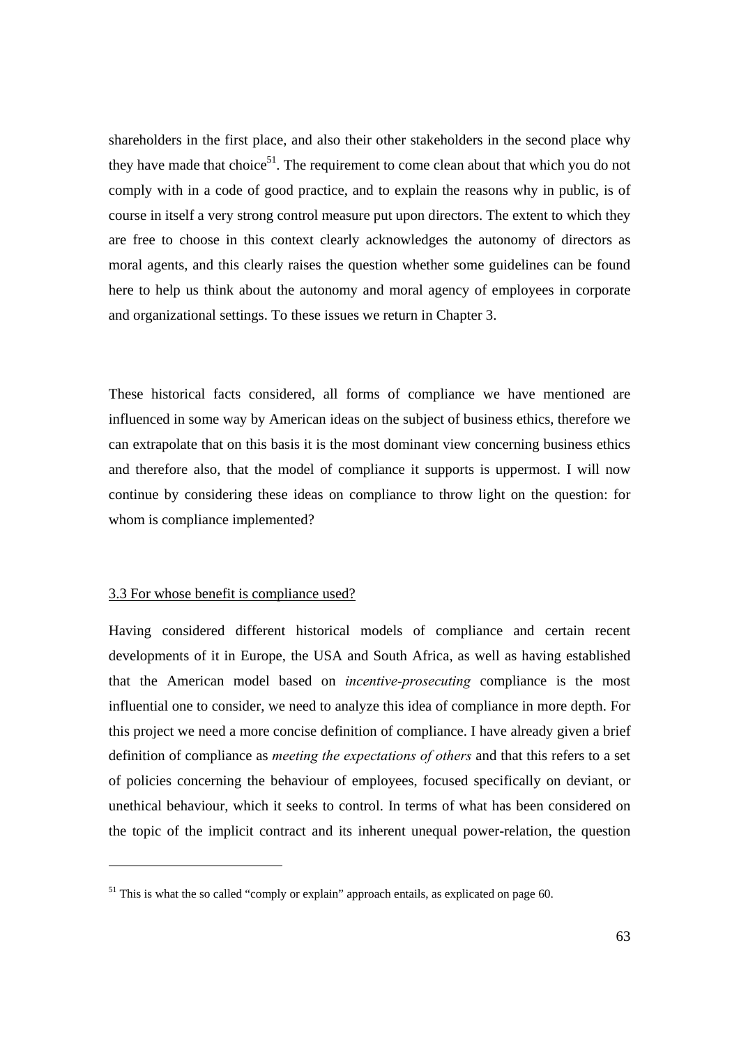shareholders in the first place, and also their other stakeholders in the second place why they have made that choice[51]. The requirement to come clean about that which you do not comply with in a code of good practice, and to explain the reasons why in public, is of course in itself a very strong control measure put upon directors. The extent to which they are free to choose in this context clearly acknowledges the autonomy of directors as moral agents, and this clearly raises the question whether some guidelines can be found here to help us think about the autonomy and moral agency of employees in corporate and organizational settings. To these issues we return in Chapter 3.

These historical facts considered, all forms of compliance we have mentioned are influenced in some way by American ideas on the subject of business ethics, therefore we can extrapolate that on this basis it is the most dominant view concerning business ethics and therefore also, that the model of compliance it supports is uppermost. I will now continue by considering these ideas on compliance to throw light on the question: for whom is compliance implemented?

### 3.3 For whose benefit is compliance used?

Having considered different historical models of compliance and certain recent developments of it in Europe, the USA and South Africa, as well as having established that the American model based on *incentive-prosecuting* compliance is the most influential one to consider, we need to analyze this idea of compliance in more depth. For this project we need a more concise definition of compliance. I have already given a brief definition of compliance as *meeting the expectations of others* and that this refers to a set of policies concerning the behaviour of employees, focused specifically on deviant, or unethical behaviour, which it seeks to control. In terms of what has been considered on the topic of the implicit contract and its inherent unequal power-relation, the question

---

[51] This is what the so called "comply or explain" approach entails, as explicated on page 60.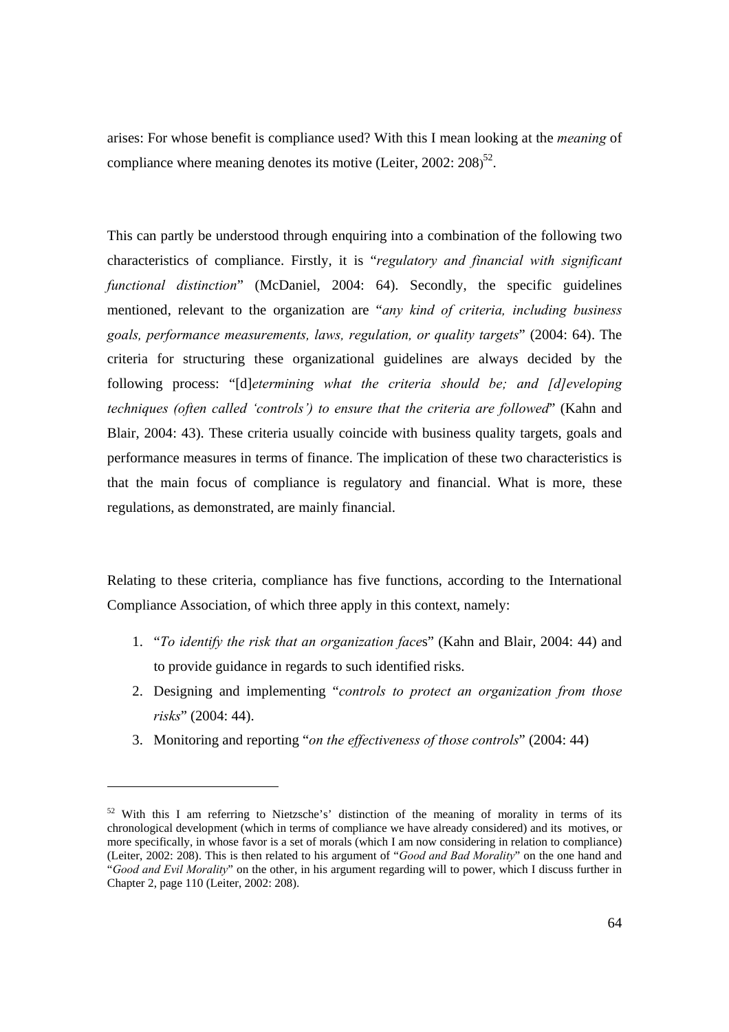arises: For whose benefit is compliance used? With this I mean looking at the *meaning* of compliance where meaning denotes its motive (Leiter, 2002: 208)[52].

This can partly be understood through enquiring into a combination of the following two characteristics of compliance. Firstly, it is "*regulatory and financial with significant functional distinction*" (McDaniel, 2004: 64). Secondly, the specific guidelines mentioned, relevant to the organization are "*any kind of criteria, including business goals, performance measurements, laws, regulation, or quality targets*" (2004: 64). The criteria for structuring these organizational guidelines are always decided by the following process: "[d]*etermining what the criteria should be; and [d]eveloping techniques (often called 'controls') to ensure that the criteria are followed*" (Kahn and Blair, 2004: 43). These criteria usually coincide with business quality targets, goals and performance measures in terms of finance. The implication of these two characteristics is that the main focus of compliance is regulatory and financial. What is more, these regulations, as demonstrated, are mainly financial.

Relating to these criteria, compliance has five functions, according to the International Compliance Association, of which three apply in this context, namely:

1. "*To identify the risk that an organization faces*" (Kahn and Blair, 2004: 44) and to provide guidance in regards to such identified risks.
2. Designing and implementing "*controls to protect an organization from those risks*" (2004: 44).
3. Monitoring and reporting "*on the effectiveness of those controls*" (2004: 44)

[52] With this I am referring to Nietzsche's' distinction of the meaning of morality in terms of its chronological development (which in terms of compliance we have already considered) and its motives, or more specifically, in whose favor is a set of morals (which I am now considering in relation to compliance) (Leiter, 2002: 208). This is then related to his argument of "*Good and Bad Morality*" on the one hand and "*Good and Evil Morality*" on the other, in his argument regarding will to power, which I discuss further in Chapter 2, page 110 (Leiter, 2002: 208).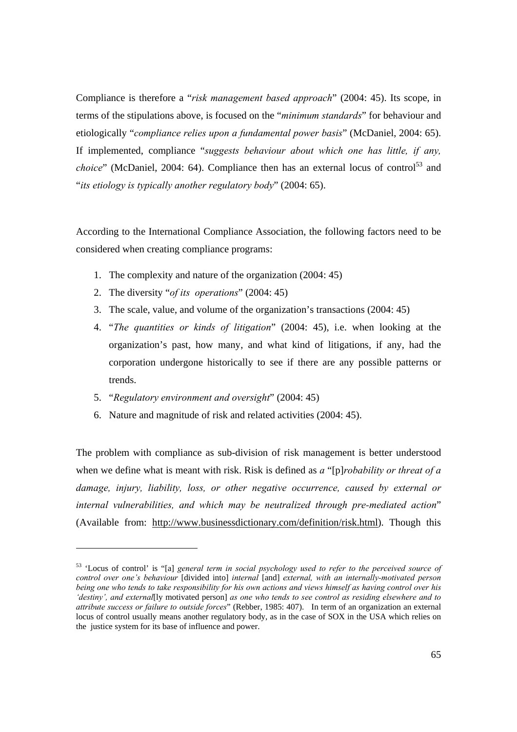Compliance is therefore a "*risk management based approach*" (2004: 45). Its scope, in terms of the stipulations above, is focused on the "*minimum standards*" for behaviour and etiologically "*compliance relies upon a fundamental power basis*" (McDaniel, 2004: 65). If implemented, compliance "*suggests behaviour about which one has little, if any, choice*" (McDaniel, 2004: 64). Compliance then has an external locus of control[53] and "*its etiology is typically another regulatory body*" (2004: 65).

According to the International Compliance Association, the following factors need to be considered when creating compliance programs:

1. The complexity and nature of the organization (2004: 45)
2. The diversity "*of its operations*" (2004: 45)
3. The scale, value, and volume of the organization's transactions (2004: 45)
4. "*The quantities or kinds of litigation*" (2004: 45), i.e. when looking at the organization's past, how many, and what kind of litigations, if any, had the corporation undergone historically to see if there are any possible patterns or trends.
5. "*Regulatory environment and oversight*" (2004: 45)
6. Nature and magnitude of risk and related activities (2004: 45).

The problem with compliance as sub-division of risk management is better understood when we define what is meant with risk. Risk is defined as *a* "[p]*robability or threat of a damage, injury, liability, loss, or other negative occurrence, caused by external or internal vulnerabilities, and which may be neutralized through pre-mediated action*" (Available from: http://www.businessdictionary.com/definition/risk.html). Though this

---

[53] 'Locus of control' is "[a] *general term in social psychology used to refer to the perceived source of control over one's behaviour* [divided into] *internal* [and] *external, with an internally-motivated person being one who tends to take responsibility for his own actions and views himself as having control over his 'destiny', and external*[ly motivated person] *as one who tends to see control as residing elsewhere and to attribute success or failure to outside forces*" (Rebber, 1985: 407). In term of an organization an external locus of control usually means another regulatory body, as in the case of SOX in the USA which relies on the justice system for its base of influence and power.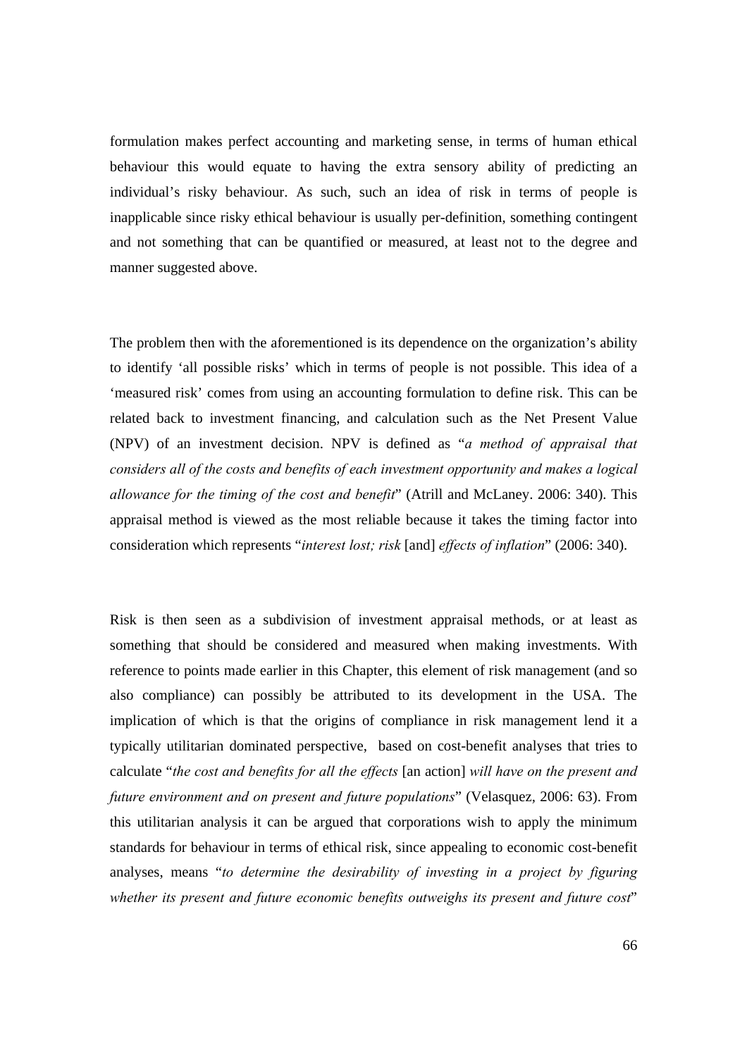formulation makes perfect accounting and marketing sense, in terms of human ethical behaviour this would equate to having the extra sensory ability of predicting an individual's risky behaviour. As such, such an idea of risk in terms of people is inapplicable since risky ethical behaviour is usually per-definition, something contingent and not something that can be quantified or measured, at least not to the degree and manner suggested above.

The problem then with the aforementioned is its dependence on the organization's ability to identify 'all possible risks' which in terms of people is not possible. This idea of a 'measured risk' comes from using an accounting formulation to define risk. This can be related back to investment financing, and calculation such as the Net Present Value (NPV) of an investment decision. NPV is defined as "*a method of appraisal that considers all of the costs and benefits of each investment opportunity and makes a logical allowance for the timing of the cost and benefit*" (Atrill and McLaney. 2006: 340). This appraisal method is viewed as the most reliable because it takes the timing factor into consideration which represents "*interest lost; risk* [and] *effects of inflation*" (2006: 340).

Risk is then seen as a subdivision of investment appraisal methods, or at least as something that should be considered and measured when making investments. With reference to points made earlier in this Chapter, this element of risk management (and so also compliance) can possibly be attributed to its development in the USA. The implication of which is that the origins of compliance in risk management lend it a typically utilitarian dominated perspective, based on cost-benefit analyses that tries to calculate "*the cost and benefits for all the effects* [an action] *will have on the present and future environment and on present and future populations*" (Velasquez, 2006: 63). From this utilitarian analysis it can be argued that corporations wish to apply the minimum standards for behaviour in terms of ethical risk, since appealing to economic cost-benefit analyses, means "*to determine the desirability of investing in a project by figuring whether its present and future economic benefits outweighs its present and future cost*"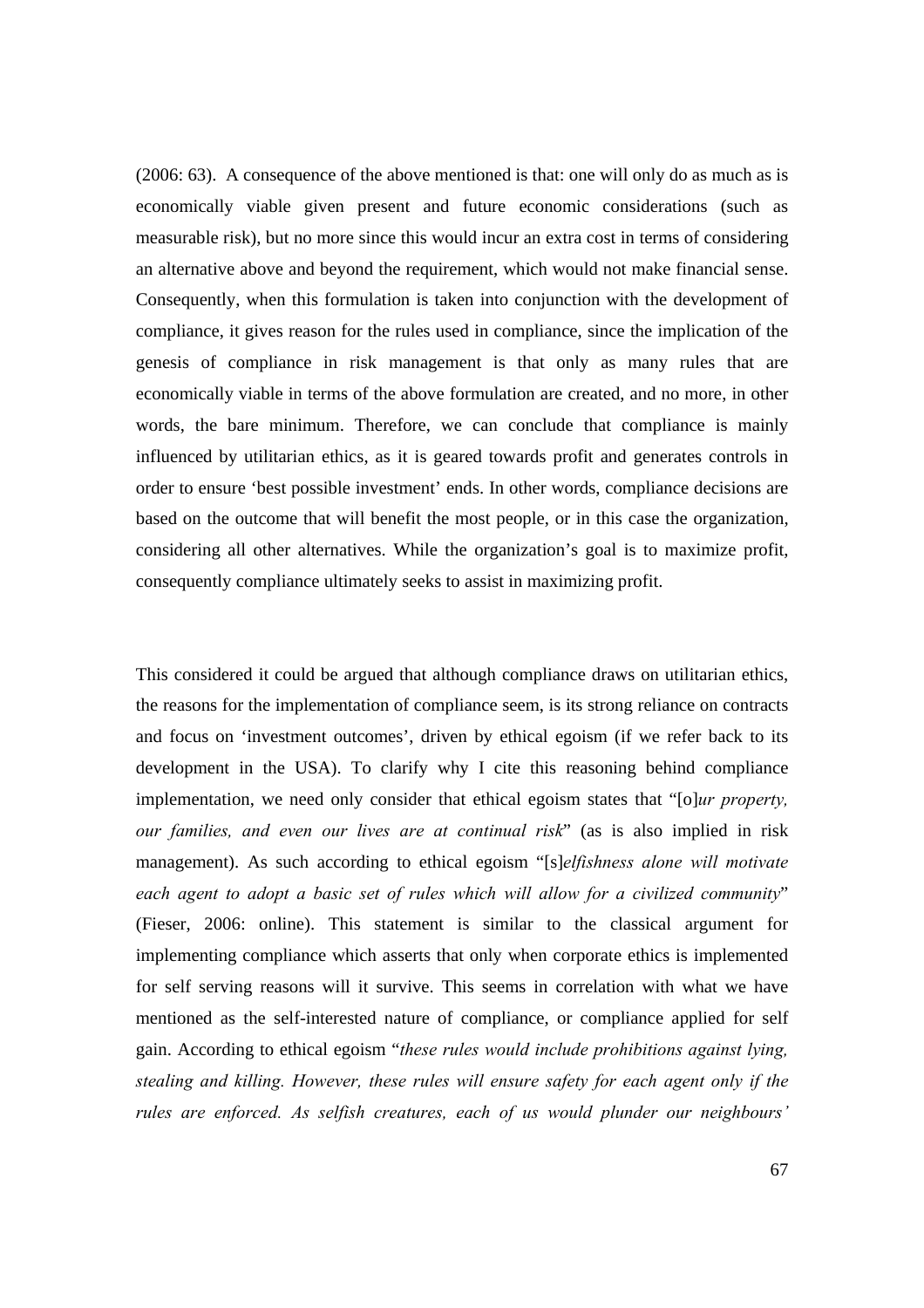(2006: 63). A consequence of the above mentioned is that: one will only do as much as is economically viable given present and future economic considerations (such as measurable risk), but no more since this would incur an extra cost in terms of considering an alternative above and beyond the requirement, which would not make financial sense. Consequently, when this formulation is taken into conjunction with the development of compliance, it gives reason for the rules used in compliance, since the implication of the genesis of compliance in risk management is that only as many rules that are economically viable in terms of the above formulation are created, and no more, in other words, the bare minimum. Therefore, we can conclude that compliance is mainly influenced by utilitarian ethics, as it is geared towards profit and generates controls in order to ensure 'best possible investment' ends. In other words, compliance decisions are based on the outcome that will benefit the most people, or in this case the organization, considering all other alternatives. While the organization's goal is to maximize profit, consequently compliance ultimately seeks to assist in maximizing profit.

This considered it could be argued that although compliance draws on utilitarian ethics, the reasons for the implementation of compliance seem, is its strong reliance on contracts and focus on 'investment outcomes', driven by ethical egoism (if we refer back to its development in the USA). To clarify why I cite this reasoning behind compliance implementation, we need only consider that ethical egoism states that "[o]*ur property, our families, and even our lives are at continual risk*" (as is also implied in risk management). As such according to ethical egoism "[s]*elfishness alone will motivate each agent to adopt a basic set of rules which will allow for a civilized community*" (Fieser, 2006: online). This statement is similar to the classical argument for implementing compliance which asserts that only when corporate ethics is implemented for self serving reasons will it survive. This seems in correlation with what we have mentioned as the self-interested nature of compliance, or compliance applied for self gain. According to ethical egoism "*these rules would include prohibitions against lying, stealing and killing. However, these rules will ensure safety for each agent only if the rules are enforced. As selfish creatures, each of us would plunder our neighbours'*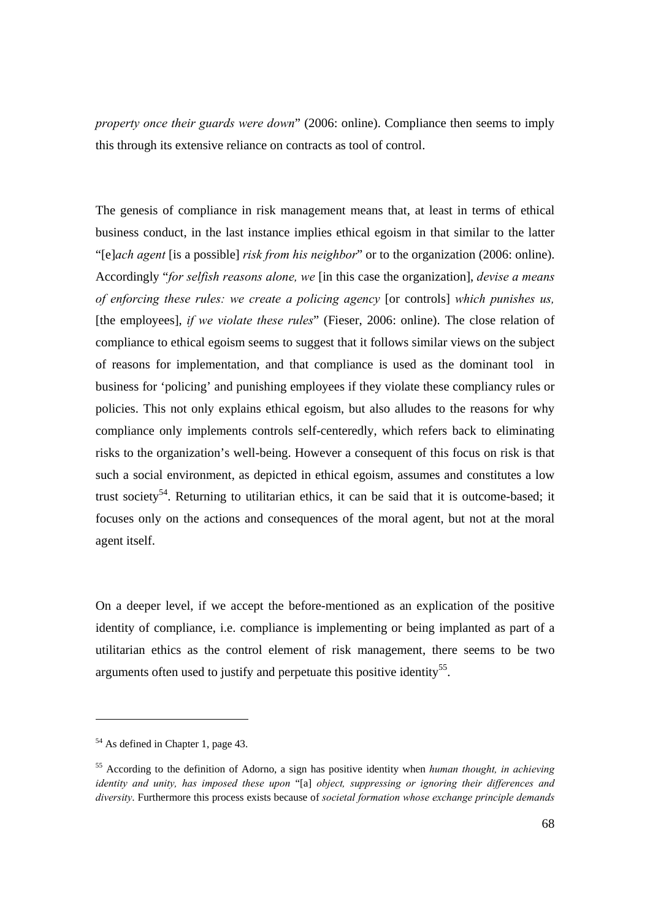*property once their guards were down*" (2006: online). Compliance then seems to imply this through its extensive reliance on contracts as tool of control.

The genesis of compliance in risk management means that, at least in terms of ethical business conduct, in the last instance implies ethical egoism in that similar to the latter "[e]*ach agent* [is a possible] *risk from his neighbor*" or to the organization (2006: online). Accordingly "*for selfish reasons alone, we* [in this case the organization], *devise a means of enforcing these rules: we create a policing agency* [or controls] *which punishes us,* [the employees], *if we violate these rules*" (Fieser, 2006: online). The close relation of compliance to ethical egoism seems to suggest that it follows similar views on the subject of reasons for implementation, and that compliance is used as the dominant tool in business for 'policing' and punishing employees if they violate these compliancy rules or policies. This not only explains ethical egoism, but also alludes to the reasons for why compliance only implements controls self-centeredly, which refers back to eliminating risks to the organization's well-being. However a consequent of this focus on risk is that such a social environment, as depicted in ethical egoism, assumes and constitutes a low trust society[54]. Returning to utilitarian ethics, it can be said that it is outcome-based; it focuses only on the actions and consequences of the moral agent, but not at the moral agent itself.

On a deeper level, if we accept the before-mentioned as an explication of the positive identity of compliance, i.e. compliance is implementing or being implanted as part of a utilitarian ethics as the control element of risk management, there seems to be two arguments often used to justify and perpetuate this positive identity[55].

---

[54] As defined in Chapter 1, page 43.

[55] According to the definition of Adorno, a sign has positive identity when *human thought, in achieving identity and unity, has imposed these upon* "[a] *object, suppressing or ignoring their differences and diversity*. Furthermore this process exists because of *societal formation whose exchange principle demands*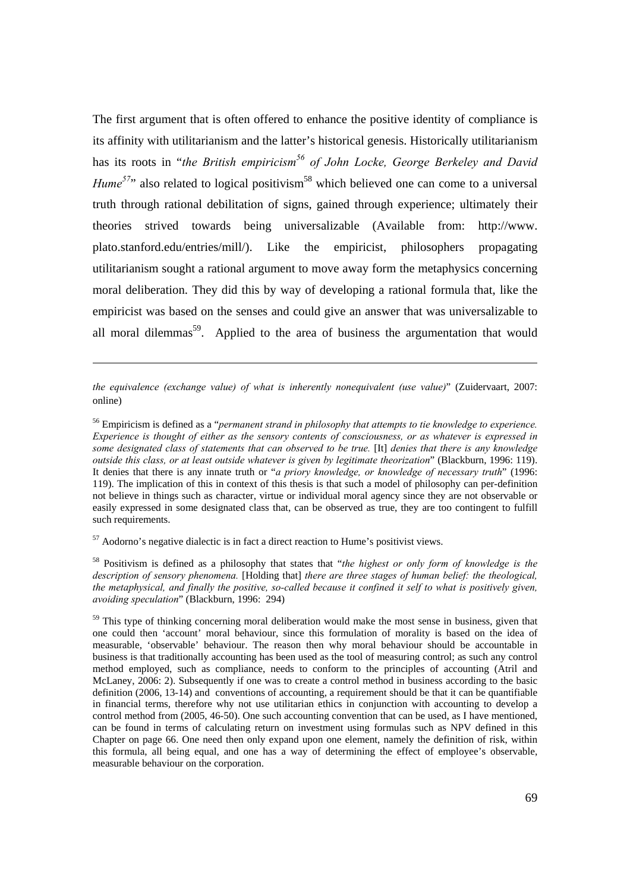The first argument that is often offered to enhance the positive identity of compliance is its affinity with utilitarianism and the latter's historical genesis. Historically utilitarianism has its roots in "*the British empiricism*[56] *of John Locke, George Berkeley and David Hume*[57]" also related to logical positivism[58] which believed one can come to a universal truth through rational debilitation of signs, gained through experience; ultimately their theories strived towards being universalizable (Available from: http://www. plato.stanford.edu/entries/mill/). Like the empiricist, philosophers propagating utilitarianism sought a rational argument to move away form the metaphysics concerning moral deliberation. They did this by way of developing a rational formula that, like the empiricist was based on the senses and could give an answer that was universalizable to all moral dilemmas[59]. Applied to the area of business the argumentation that would

---

*the equivalence (exchange value) of what is inherently nonequivalent (use value)*" (Zuidervaart, 2007: online)

[56] Empiricism is defined as a "*permanent strand in philosophy that attempts to tie knowledge to experience. Experience is thought of either as the sensory contents of consciousness, or as whatever is expressed in some designated class of statements that can observed to be true.* [It] *denies that there is any knowledge outside this class, or at least outside whatever is given by legitimate theorization*" (Blackburn, 1996: 119). It denies that there is any innate truth or "*a priory knowledge, or knowledge of necessary truth*" (1996: 119). The implication of this in context of this thesis is that such a model of philosophy can per-definition not believe in things such as character, virtue or individual moral agency since they are not observable or easily expressed in some designated class that, can be observed as true, they are too contingent to fulfill such requirements.

[57] Aodorno's negative dialectic is in fact a direct reaction to Hume's positivist views.

[58] Positivism is defined as a philosophy that states that "*the highest or only form of knowledge is the description of sensory phenomena.* [Holding that] *there are three stages of human belief: the theological, the metaphysical, and finally the positive, so-called because it confined it self to what is positively given, avoiding speculation*" (Blackburn, 1996: 294)

[59] This type of thinking concerning moral deliberation would make the most sense in business, given that one could then 'account' moral behaviour, since this formulation of morality is based on the idea of measurable, 'observable' behaviour. The reason then why moral behaviour should be accountable in business is that traditionally accounting has been used as the tool of measuring control; as such any control method employed, such as compliance, needs to conform to the principles of accounting (Atril and McLaney, 2006: 2). Subsequently if one was to create a control method in business according to the basic definition (2006, 13-14) and conventions of accounting, a requirement should be that it can be quantifiable in financial terms, therefore why not use utilitarian ethics in conjunction with accounting to develop a control method from (2005, 46-50). One such accounting convention that can be used, as I have mentioned, can be found in terms of calculating return on investment using formulas such as NPV defined in this Chapter on page 66. One need then only expand upon one element, namely the definition of risk, within this formula, all being equal, and one has a way of determining the effect of employee's observable, measurable behaviour on the corporation.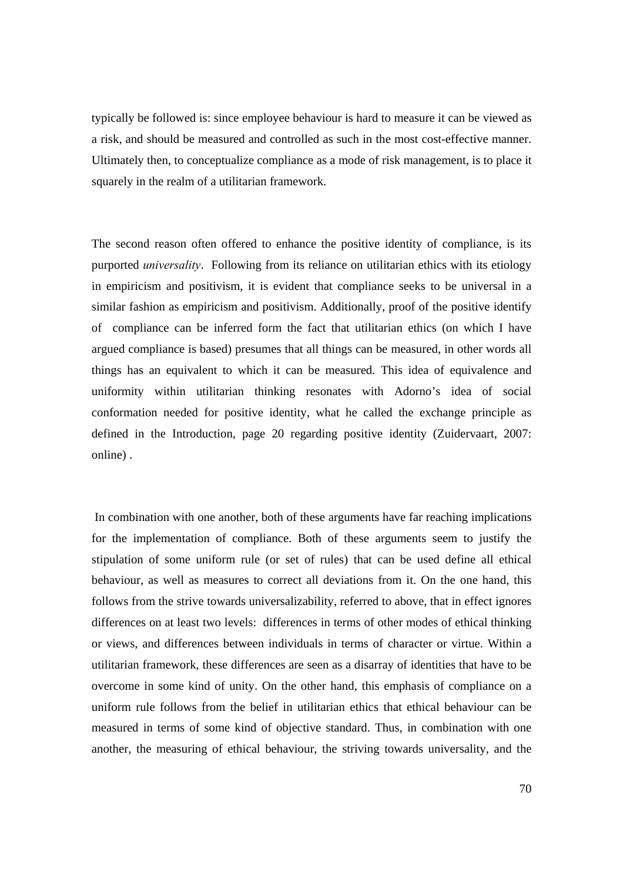typically be followed is: since employee behaviour is hard to measure it can be viewed as a risk, and should be measured and controlled as such in the most cost-effective manner. Ultimately then, to conceptualize compliance as a mode of risk management, is to place it squarely in the realm of a utilitarian framework.

The second reason often offered to enhance the positive identity of compliance, is its purported *universality*. Following from its reliance on utilitarian ethics with its etiology in empiricism and positivism, it is evident that compliance seeks to be universal in a similar fashion as empiricism and positivism. Additionally, proof of the positive identify of compliance can be inferred form the fact that utilitarian ethics (on which I have argued compliance is based) presumes that all things can be measured, in other words all things has an equivalent to which it can be measured. This idea of equivalence and uniformity within utilitarian thinking resonates with Adorno's idea of social conformation needed for positive identity, what he called the exchange principle as defined in the Introduction, page 20 regarding positive identity (Zuidervaart, 2007: online) .

In combination with one another, both of these arguments have far reaching implications for the implementation of compliance. Both of these arguments seem to justify the stipulation of some uniform rule (or set of rules) that can be used define all ethical behaviour, as well as measures to correct all deviations from it. On the one hand, this follows from the strive towards universalizability, referred to above, that in effect ignores differences on at least two levels: differences in terms of other modes of ethical thinking or views, and differences between individuals in terms of character or virtue. Within a utilitarian framework, these differences are seen as a disarray of identities that have to be overcome in some kind of unity. On the other hand, this emphasis of compliance on a uniform rule follows from the belief in utilitarian ethics that ethical behaviour can be measured in terms of some kind of objective standard. Thus, in combination with one another, the measuring of ethical behaviour, the striving towards universality, and the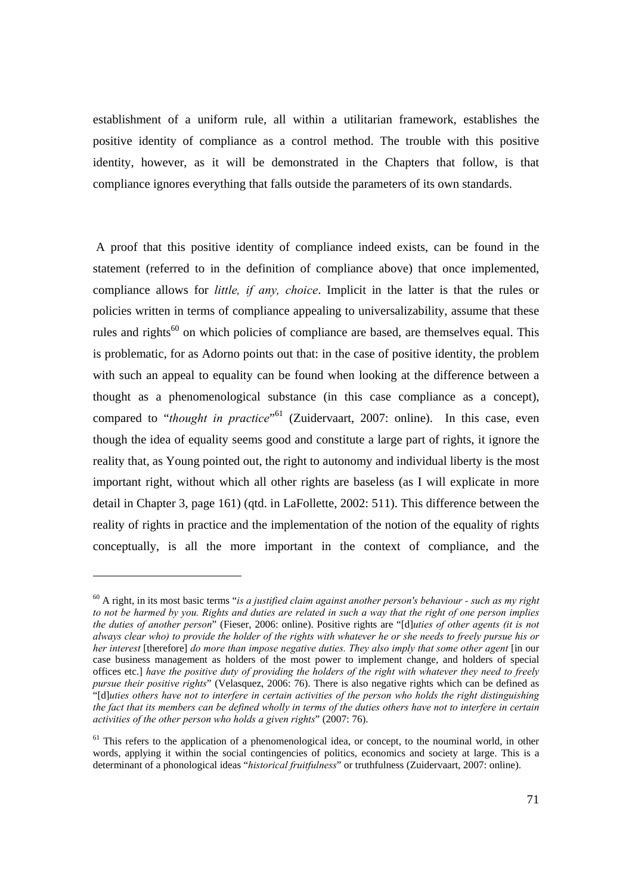establishment of a uniform rule, all within a utilitarian framework, establishes the positive identity of compliance as a control method. The trouble with this positive identity, however, as it will be demonstrated in the Chapters that follow, is that compliance ignores everything that falls outside the parameters of its own standards.

A proof that this positive identity of compliance indeed exists, can be found in the statement (referred to in the definition of compliance above) that once implemented, compliance allows for *little, if any, choice*. Implicit in the latter is that the rules or policies written in terms of compliance appealing to universalizability, assume that these rules and rights[60] on which policies of compliance are based, are themselves equal. This is problematic, for as Adorno points out that: in the case of positive identity, the problem with such an appeal to equality can be found when looking at the difference between a thought as a phenomenological substance (in this case compliance as a concept), compared to "*thought in practice*"[61] (Zuidervaart, 2007: online). In this case, even though the idea of equality seems good and constitute a large part of rights, it ignore the reality that, as Young pointed out, the right to autonomy and individual liberty is the most important right, without which all other rights are baseless (as I will explicate in more detail in Chapter 3, page 161) (qtd. in LaFollette, 2002: 511). This difference between the reality of rights in practice and the implementation of the notion of the equality of rights conceptually, is all the more important in the context of compliance, and the

---

[60] A right, in its most basic terms "*is a justified claim against another person's behaviour - such as my right to not be harmed by you. Rights and duties are related in such a way that the right of one person implies the duties of another person*" (Fieser, 2006: online). Positive rights are "[d]*uties of other agents (it is not always clear who) to provide the holder of the rights with whatever he or she needs to freely pursue his or her interest* [therefore] *do more than impose negative duties. They also imply that some other agent* [in our case business management as holders of the most power to implement change, and holders of special offices etc.] *have the positive duty of providing the holders of the right with whatever they need to freely pursue their positive rights*" (Velasquez, 2006: 76). There is also negative rights which can be defined as "[d]*uties others have not to interfere in certain activities of the person who holds the right distinguishing the fact that its members can be defined wholly in terms of the duties others have not to interfere in certain activities of the other person who holds a given rights*" (2007: 76).

[61] This refers to the application of a phenomenological idea, or concept, to the nouminal world, in other words, applying it within the social contingencies of politics, economics and society at large. This is a determinant of a phonological ideas "*historical fruitfulness*" or truthfulness (Zuidervaart, 2007: online).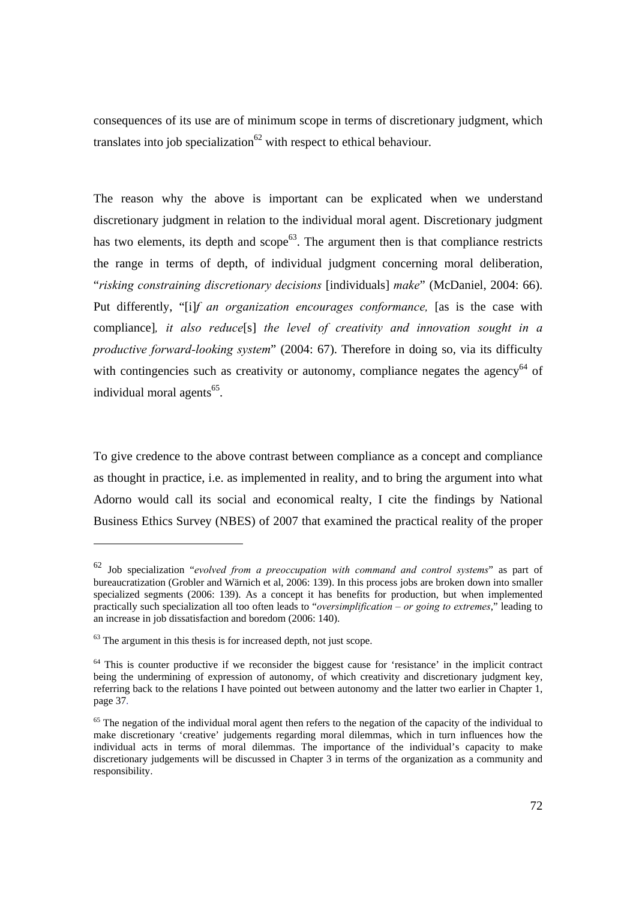consequences of its use are of minimum scope in terms of discretionary judgment, which translates into job specialization[62] with respect to ethical behaviour.

The reason why the above is important can be explicated when we understand discretionary judgment in relation to the individual moral agent. Discretionary judgment has two elements, its depth and scope[63]. The argument then is that compliance restricts the range in terms of depth, of individual judgment concerning moral deliberation, "*risking constraining discretionary decisions* [individuals] *make*" (McDaniel, 2004: 66). Put differently, "[i]*f an organization encourages conformance,* [as is the case with compliance]*, it also reduce*[s] *the level of creativity and innovation sought in a productive forward-looking system*" (2004: 67). Therefore in doing so, via its difficulty with contingencies such as creativity or autonomy, compliance negates the agency[64] of individual moral agents[65].

To give credence to the above contrast between compliance as a concept and compliance as thought in practice, i.e. as implemented in reality, and to bring the argument into what Adorno would call its social and economical realty, I cite the findings by National Business Ethics Survey (NBES) of 2007 that examined the practical reality of the proper

---

[62] Job specialization "*evolved from a preoccupation with command and control systems*" as part of bureaucratization (Grobler and Wärnich et al, 2006: 139). In this process jobs are broken down into smaller specialized segments (2006: 139). As a concept it has benefits for production, but when implemented practically such specialization all too often leads to "*oversimplification – or going to extremes*," leading to an increase in job dissatisfaction and boredom (2006: 140).

[63] The argument in this thesis is for increased depth, not just scope.

[64] This is counter productive if we reconsider the biggest cause for 'resistance' in the implicit contract being the undermining of expression of autonomy, of which creativity and discretionary judgment key, referring back to the relations I have pointed out between autonomy and the latter two earlier in Chapter 1, page 37.

[65] The negation of the individual moral agent then refers to the negation of the capacity of the individual to make discretionary 'creative' judgements regarding moral dilemmas, which in turn influences how the individual acts in terms of moral dilemmas. The importance of the individual's capacity to make discretionary judgements will be discussed in Chapter 3 in terms of the organization as a community and responsibility.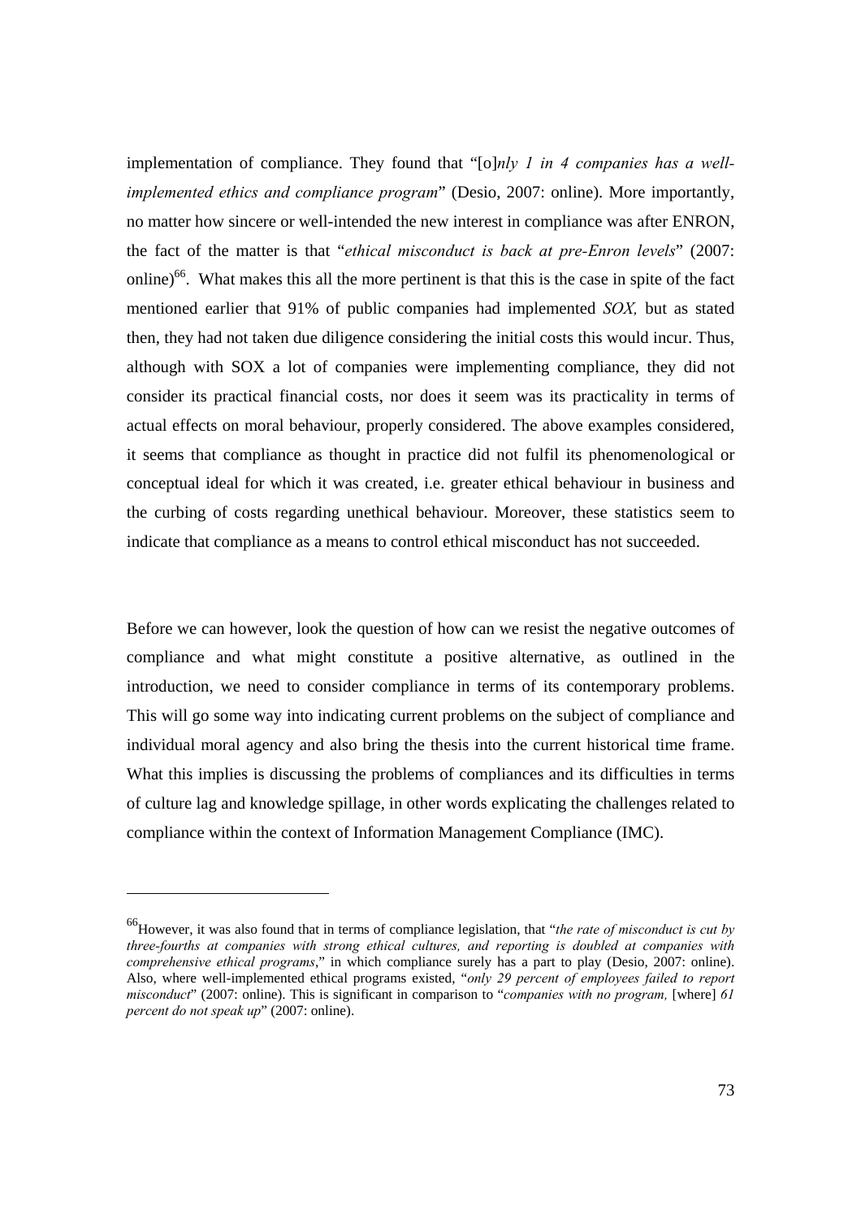implementation of compliance. They found that "[o]*nly 1 in 4 companies has a well-implemented ethics and compliance program*" (Desio, 2007: online). More importantly, no matter how sincere or well-intended the new interest in compliance was after ENRON, the fact of the matter is that "*ethical misconduct is back at pre-Enron levels*" (2007: online)[66]. What makes this all the more pertinent is that this is the case in spite of the fact mentioned earlier that 91% of public companies had implemented *SOX,* but as stated then, they had not taken due diligence considering the initial costs this would incur. Thus, although with SOX a lot of companies were implementing compliance, they did not consider its practical financial costs, nor does it seem was its practicality in terms of actual effects on moral behaviour, properly considered. The above examples considered, it seems that compliance as thought in practice did not fulfil its phenomenological or conceptual ideal for which it was created, i.e. greater ethical behaviour in business and the curbing of costs regarding unethical behaviour. Moreover, these statistics seem to indicate that compliance as a means to control ethical misconduct has not succeeded.

Before we can however, look the question of how can we resist the negative outcomes of compliance and what might constitute a positive alternative, as outlined in the introduction, we need to consider compliance in terms of its contemporary problems. This will go some way into indicating current problems on the subject of compliance and individual moral agency and also bring the thesis into the current historical time frame. What this implies is discussing the problems of compliances and its difficulties in terms of culture lag and knowledge spillage, in other words explicating the challenges related to compliance within the context of Information Management Compliance (IMC).

---

[66] However, it was also found that in terms of compliance legislation, that "*the rate of misconduct is cut by three-fourths at companies with strong ethical cultures, and reporting is doubled at companies with comprehensive ethical programs*," in which compliance surely has a part to play (Desio, 2007: online). Also, where well-implemented ethical programs existed, "*only 29 percent of employees failed to report misconduct*" (2007: online). This is significant in comparison to "*companies with no program,* [where] *61 percent do not speak up*" (2007: online).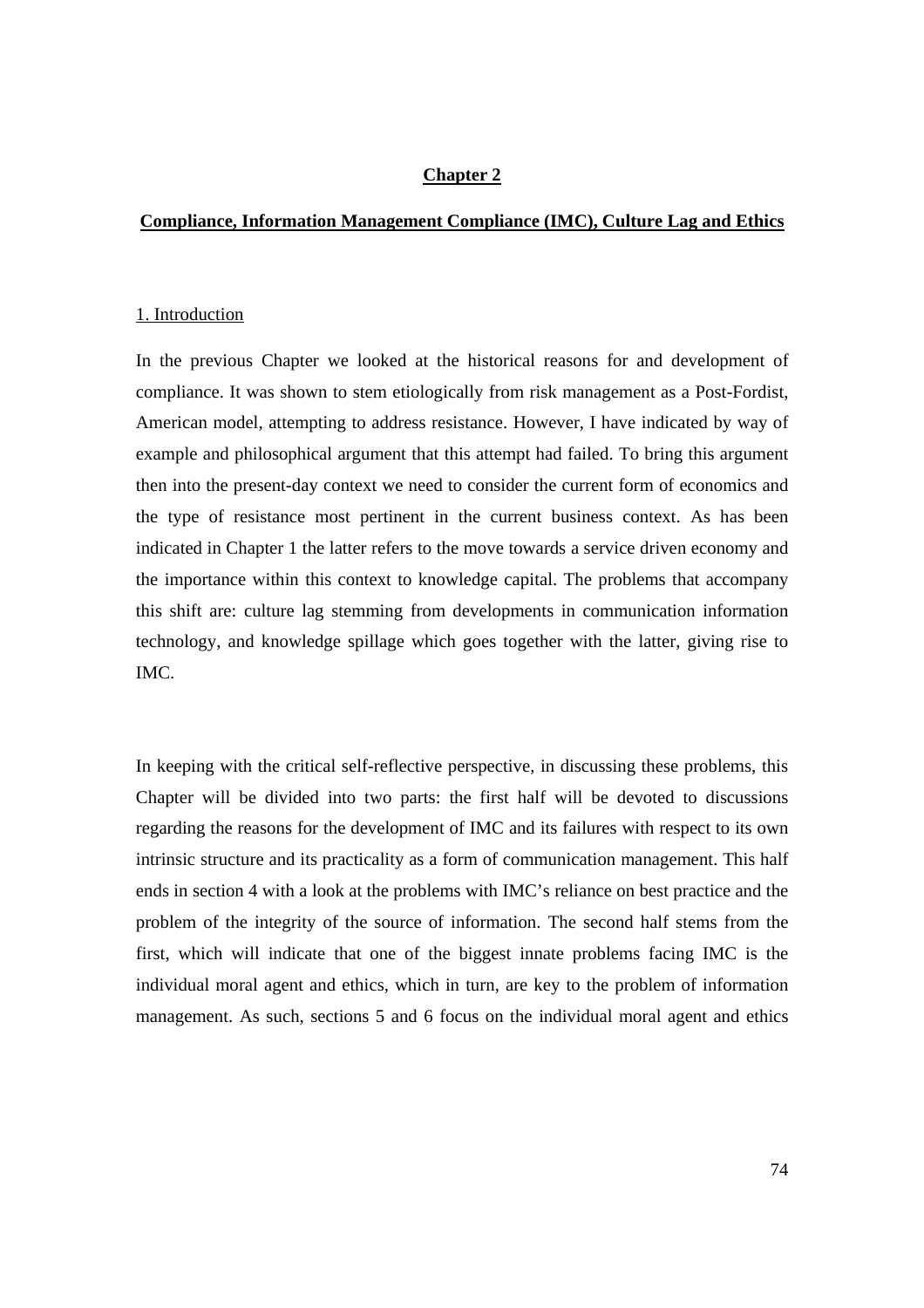# Chapter 2

## Compliance, Information Management Compliance (IMC), Culture Lag and Ethics

### 1. Introduction

In the previous Chapter we looked at the historical reasons for and development of compliance. It was shown to stem etiologically from risk management as a Post-Fordist, American model, attempting to address resistance. However, I have indicated by way of example and philosophical argument that this attempt had failed. To bring this argument then into the present-day context we need to consider the current form of economics and the type of resistance most pertinent in the current business context. As has been indicated in Chapter 1 the latter refers to the move towards a service driven economy and the importance within this context to knowledge capital. The problems that accompany this shift are: culture lag stemming from developments in communication information technology, and knowledge spillage which goes together with the latter, giving rise to IMC.

In keeping with the critical self-reflective perspective, in discussing these problems, this Chapter will be divided into two parts: the first half will be devoted to discussions regarding the reasons for the development of IMC and its failures with respect to its own intrinsic structure and its practicality as a form of communication management. This half ends in section 4 with a look at the problems with IMC's reliance on best practice and the problem of the integrity of the source of information. The second half stems from the first, which will indicate that one of the biggest innate problems facing IMC is the individual moral agent and ethics, which in turn, are key to the problem of information management. As such, sections 5 and 6 focus on the individual moral agent and ethics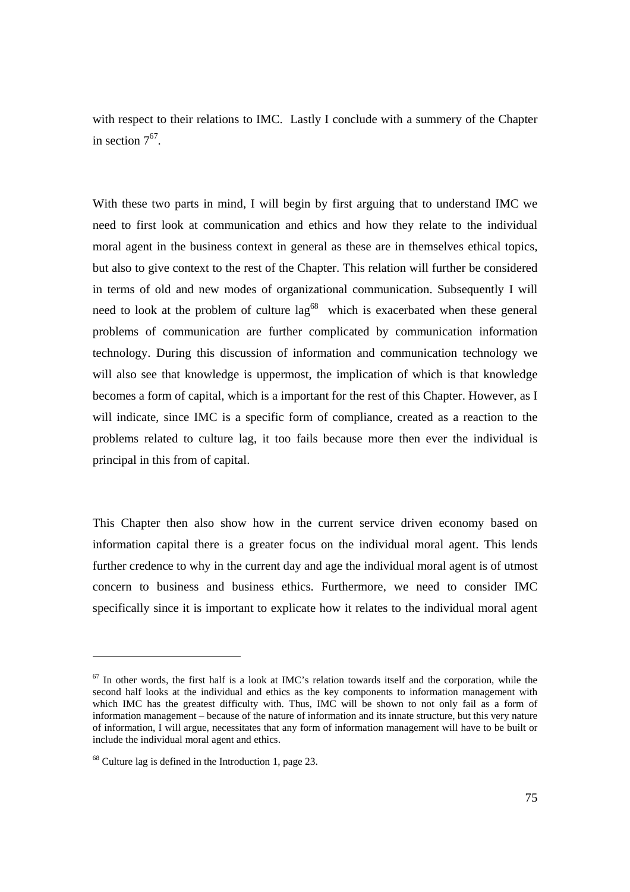with respect to their relations to IMC. Lastly I conclude with a summery of the Chapter in section 7[67].

With these two parts in mind, I will begin by first arguing that to understand IMC we need to first look at communication and ethics and how they relate to the individual moral agent in the business context in general as these are in themselves ethical topics, but also to give context to the rest of the Chapter. This relation will further be considered in terms of old and new modes of organizational communication. Subsequently I will need to look at the problem of culture lag[68] which is exacerbated when these general problems of communication are further complicated by communication information technology. During this discussion of information and communication technology we will also see that knowledge is uppermost, the implication of which is that knowledge becomes a form of capital, which is a important for the rest of this Chapter. However, as I will indicate, since IMC is a specific form of compliance, created as a reaction to the problems related to culture lag, it too fails because more then ever the individual is principal in this from of capital.

This Chapter then also show how in the current service driven economy based on information capital there is a greater focus on the individual moral agent. This lends further credence to why in the current day and age the individual moral agent is of utmost concern to business and business ethics. Furthermore, we need to consider IMC specifically since it is important to explicate how it relates to the individual moral agent

---

[67] In other words, the first half is a look at IMC's relation towards itself and the corporation, while the second half looks at the individual and ethics as the key components to information management with which IMC has the greatest difficulty with. Thus, IMC will be shown to not only fail as a form of information management – because of the nature of information and its innate structure, but this very nature of information, I will argue, necessitates that any form of information management will have to be built or include the individual moral agent and ethics.

[68] Culture lag is defined in the Introduction 1, page 23.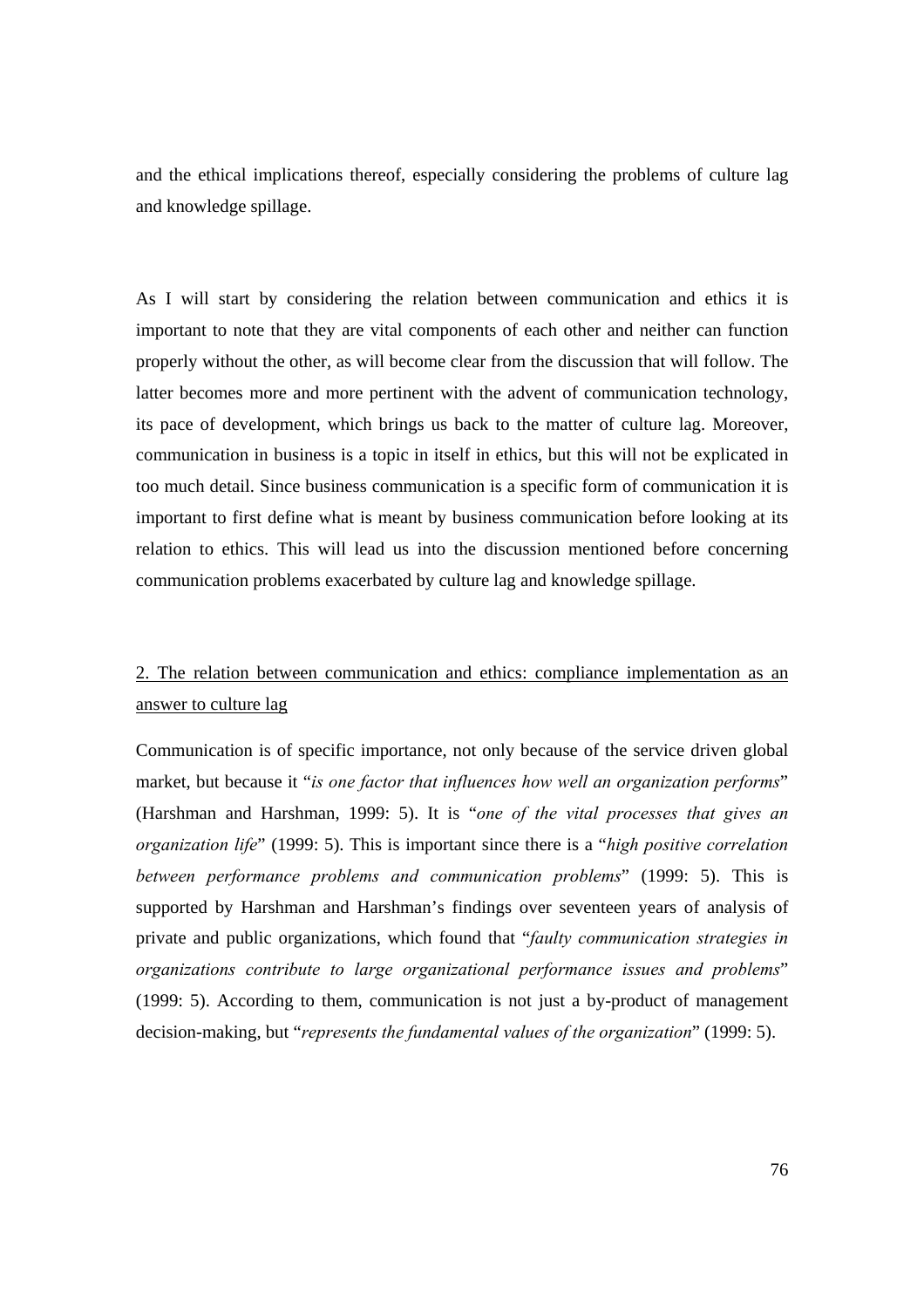and the ethical implications thereof, especially considering the problems of culture lag and knowledge spillage.

As I will start by considering the relation between communication and ethics it is important to note that they are vital components of each other and neither can function properly without the other, as will become clear from the discussion that will follow. The latter becomes more and more pertinent with the advent of communication technology, its pace of development, which brings us back to the matter of culture lag. Moreover, communication in business is a topic in itself in ethics, but this will not be explicated in too much detail. Since business communication is a specific form of communication it is important to first define what is meant by business communication before looking at its relation to ethics. This will lead us into the discussion mentioned before concerning communication problems exacerbated by culture lag and knowledge spillage.

## 2. The relation between communication and ethics: compliance implementation as an answer to culture lag

Communication is of specific importance, not only because of the service driven global market, but because it "*is one factor that influences how well an organization performs*" (Harshman and Harshman, 1999: 5). It is "*one of the vital processes that gives an organization life*" (1999: 5). This is important since there is a "*high positive correlation between performance problems and communication problems*" (1999: 5). This is supported by Harshman and Harshman's findings over seventeen years of analysis of private and public organizations, which found that "*faulty communication strategies in organizations contribute to large organizational performance issues and problems*" (1999: 5). According to them, communication is not just a by-product of management decision-making, but "*represents the fundamental values of the organization*" (1999: 5).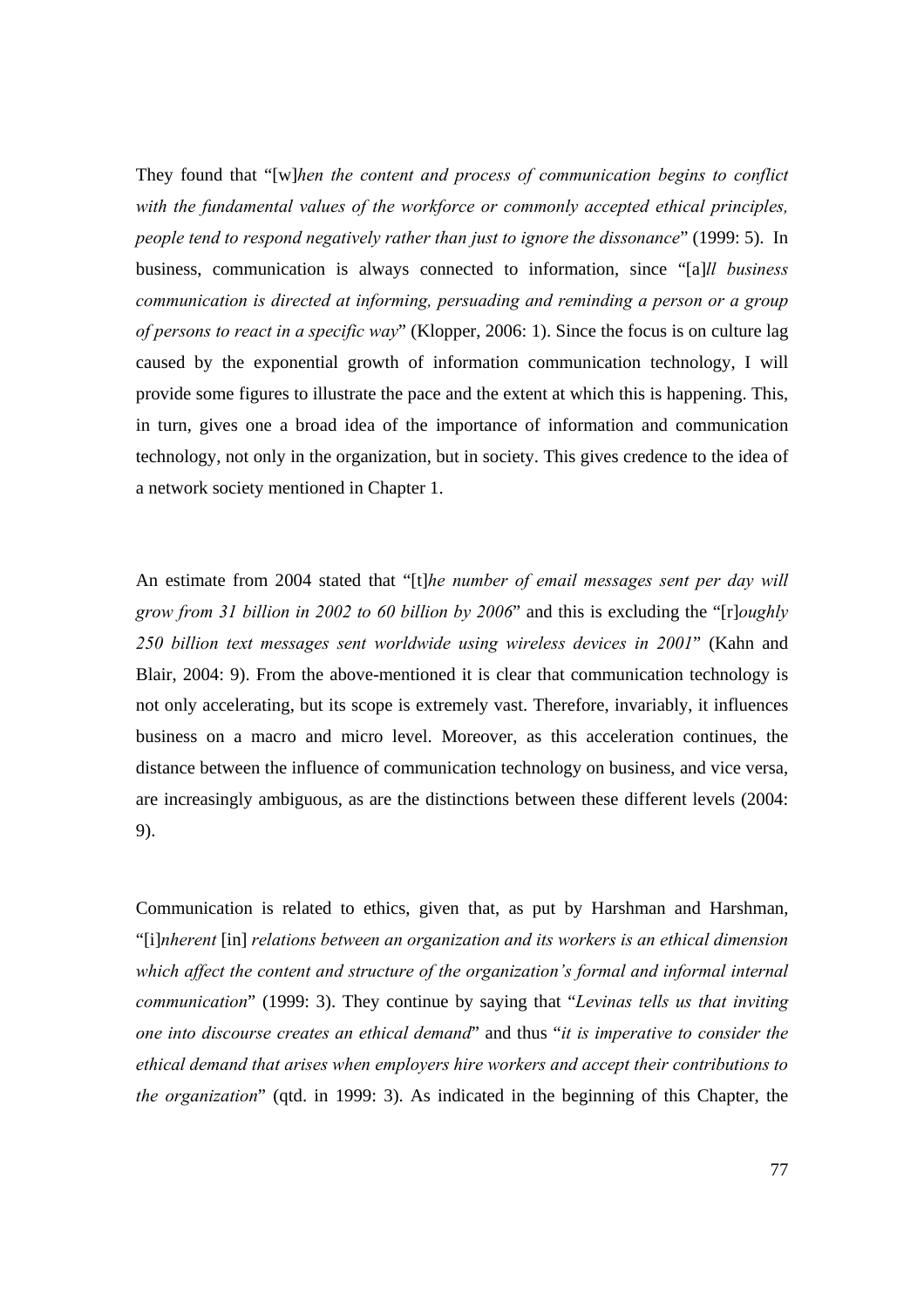They found that "[w]*hen the content and process of communication begins to conflict with the fundamental values of the workforce or commonly accepted ethical principles, people tend to respond negatively rather than just to ignore the dissonance*" (1999: 5). In business, communication is always connected to information, since "[a]*ll business communication is directed at informing, persuading and reminding a person or a group of persons to react in a specific way*" (Klopper, 2006: 1). Since the focus is on culture lag caused by the exponential growth of information communication technology, I will provide some figures to illustrate the pace and the extent at which this is happening. This, in turn, gives one a broad idea of the importance of information and communication technology, not only in the organization, but in society. This gives credence to the idea of a network society mentioned in Chapter 1.

An estimate from 2004 stated that "[t]*he number of email messages sent per day will grow from 31 billion in 2002 to 60 billion by 2006*" and this is excluding the "[r]*oughly 250 billion text messages sent worldwide using wireless devices in 2001*" (Kahn and Blair, 2004: 9). From the above-mentioned it is clear that communication technology is not only accelerating, but its scope is extremely vast. Therefore, invariably, it influences business on a macro and micro level. Moreover, as this acceleration continues, the distance between the influence of communication technology on business, and vice versa, are increasingly ambiguous, as are the distinctions between these different levels (2004: 9).

Communication is related to ethics, given that, as put by Harshman and Harshman, "[i]*nherent* [in] *relations between an organization and its workers is an ethical dimension which affect the content and structure of the organization's formal and informal internal communication*" (1999: 3). They continue by saying that "*Levinas tells us that inviting one into discourse creates an ethical demand*" and thus "*it is imperative to consider the ethical demand that arises when employers hire workers and accept their contributions to the organization*" (qtd. in 1999: 3). As indicated in the beginning of this Chapter, the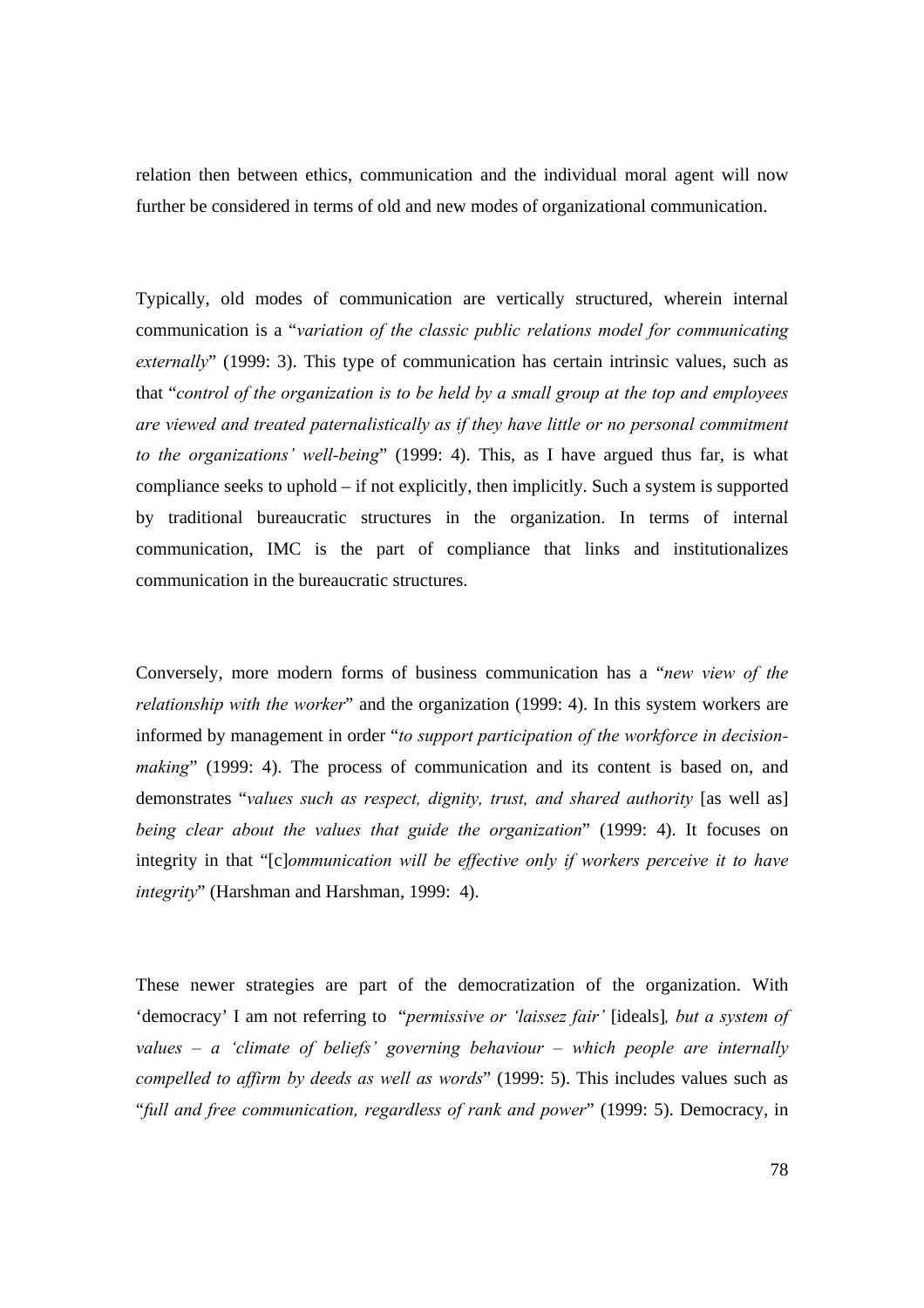relation then between ethics, communication and the individual moral agent will now further be considered in terms of old and new modes of organizational communication.

Typically, old modes of communication are vertically structured, wherein internal communication is a "*variation of the classic public relations model for communicating externally*" (1999: 3). This type of communication has certain intrinsic values, such as that "*control of the organization is to be held by a small group at the top and employees are viewed and treated paternalistically as if they have little or no personal commitment to the organizations' well-being*" (1999: 4). This, as I have argued thus far, is what compliance seeks to uphold – if not explicitly, then implicitly. Such a system is supported by traditional bureaucratic structures in the organization. In terms of internal communication, IMC is the part of compliance that links and institutionalizes communication in the bureaucratic structures.

Conversely, more modern forms of business communication has a "*new view of the relationship with the worker*" and the organization (1999: 4). In this system workers are informed by management in order "*to support participation of the workforce in decision-making*" (1999: 4). The process of communication and its content is based on, and demonstrates "*values such as respect, dignity, trust, and shared authority* [as well as] *being clear about the values that guide the organization*" (1999: 4). It focuses on integrity in that "[c]*ommunication will be effective only if workers perceive it to have integrity*" (Harshman and Harshman, 1999: 4).

These newer strategies are part of the democratization of the organization. With 'democracy' I am not referring to "*permissive or 'laissez fair'* [ideals]*, but a system of values – a 'climate of beliefs' governing behaviour – which people are internally compelled to affirm by deeds as well as words*" (1999: 5). This includes values such as "*full and free communication, regardless of rank and power*" (1999: 5). Democracy, in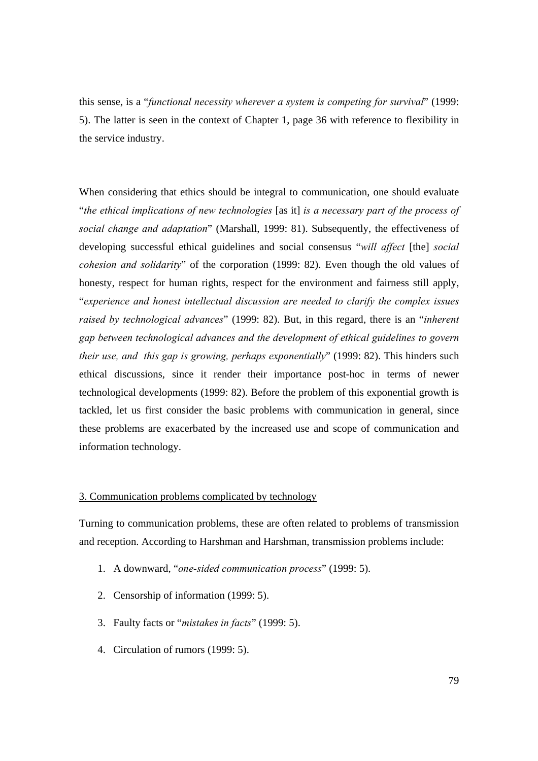this sense, is a "*functional necessity wherever a system is competing for survival*" (1999: 5). The latter is seen in the context of Chapter 1, page 36 with reference to flexibility in the service industry.

When considering that ethics should be integral to communication, one should evaluate "*the ethical implications of new technologies* [as it] *is a necessary part of the process of social change and adaptation*" (Marshall, 1999: 81). Subsequently, the effectiveness of developing successful ethical guidelines and social consensus "*will affect* [the] *social cohesion and solidarity*" of the corporation (1999: 82). Even though the old values of honesty, respect for human rights, respect for the environment and fairness still apply, "*experience and honest intellectual discussion are needed to clarify the complex issues raised by technological advances*" (1999: 82). But, in this regard, there is an "*inherent gap between technological advances and the development of ethical guidelines to govern their use, and this gap is growing, perhaps exponentially*" (1999: 82). This hinders such ethical discussions, since it render their importance post-hoc in terms of newer technological developments (1999: 82). Before the problem of this exponential growth is tackled, let us first consider the basic problems with communication in general, since these problems are exacerbated by the increased use and scope of communication and information technology.

3. Communication problems complicated by technology

Turning to communication problems, these are often related to problems of transmission and reception. According to Harshman and Harshman, transmission problems include:

1. A downward, "*one-sided communication process*" (1999: 5).
2. Censorship of information (1999: 5).
3. Faulty facts or "*mistakes in facts*" (1999: 5).
4. Circulation of rumors (1999: 5).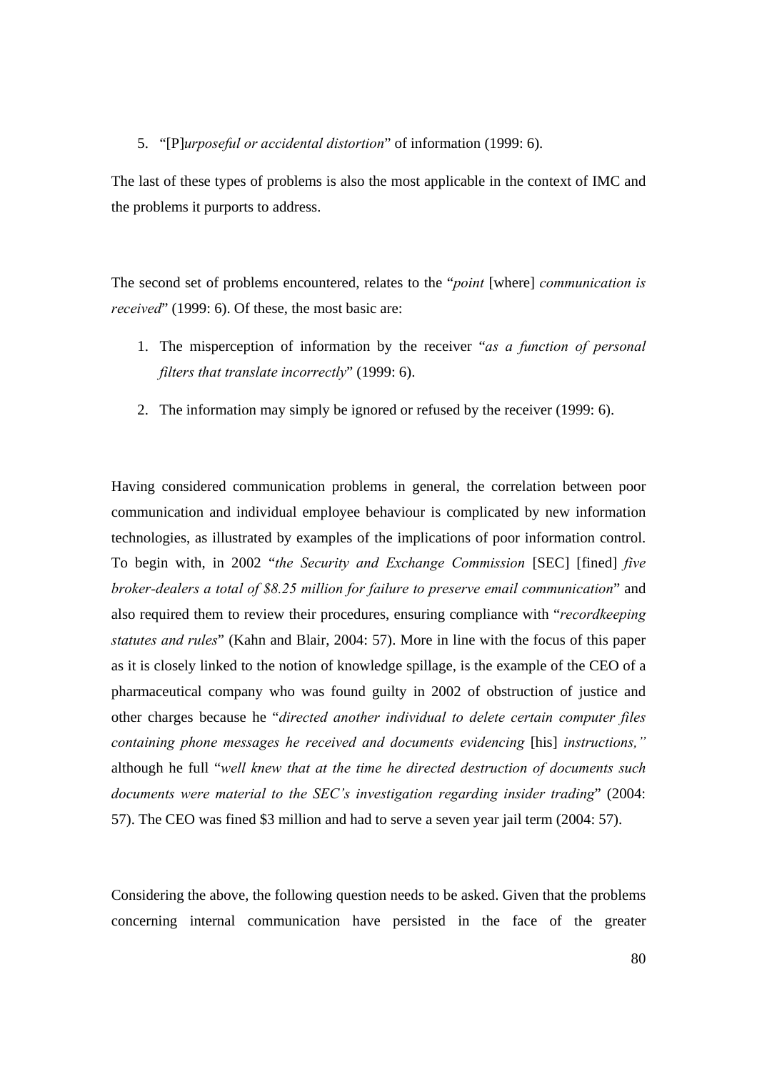5. "[P]*urposeful or accidental distortion*" of information (1999: 6).

The last of these types of problems is also the most applicable in the context of IMC and the problems it purports to address.

The second set of problems encountered, relates to the "*point* [where] *communication is received*" (1999: 6). Of these, the most basic are:

1. The misperception of information by the receiver "*as a function of personal filters that translate incorrectly*" (1999: 6).

2. The information may simply be ignored or refused by the receiver (1999: 6).

Having considered communication problems in general, the correlation between poor communication and individual employee behaviour is complicated by new information technologies, as illustrated by examples of the implications of poor information control. To begin with, in 2002 "*the Security and Exchange Commission* [SEC] [fined] *five broker-dealers a total of $8.25 million for failure to preserve email communication*" and also required them to review their procedures, ensuring compliance with "*recordkeeping statutes and rules*" (Kahn and Blair, 2004: 57). More in line with the focus of this paper as it is closely linked to the notion of knowledge spillage, is the example of the CEO of a pharmaceutical company who was found guilty in 2002 of obstruction of justice and other charges because he "*directed another individual to delete certain computer files containing phone messages he received and documents evidencing* [his] *instructions,"* although he full "*well knew that at the time he directed destruction of documents such documents were material to the SEC's investigation regarding insider trading*" (2004: 57). The CEO was fined $3 million and had to serve a seven year jail term (2004: 57).

Considering the above, the following question needs to be asked. Given that the problems concerning internal communication have persisted in the face of the greater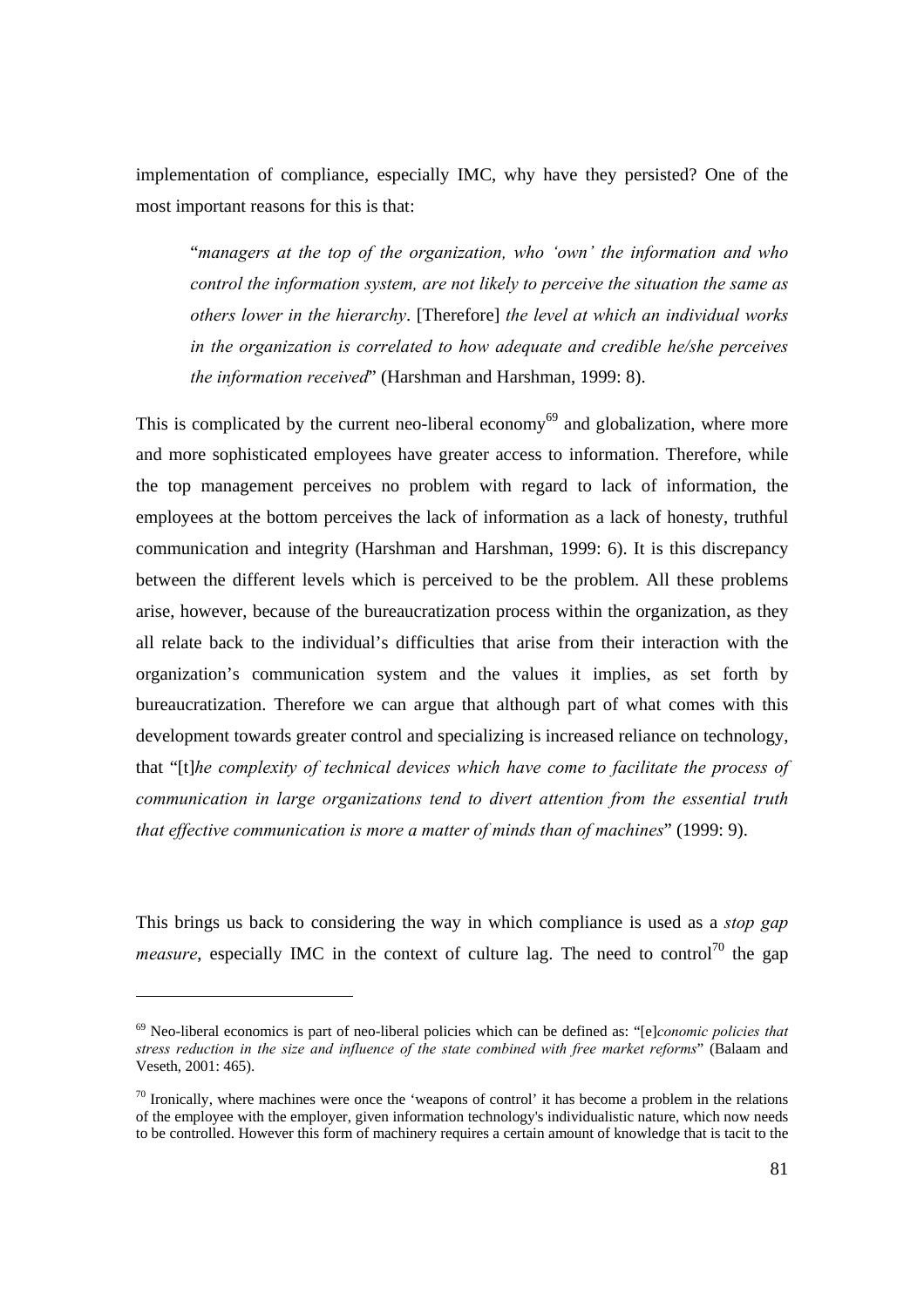implementation of compliance, especially IMC, why have they persisted? One of the most important reasons for this is that:

> "*managers at the top of the organization, who 'own' the information and who control the information system, are not likely to perceive the situation the same as others lower in the hierarchy*. [Therefore] *the level at which an individual works in the organization is correlated to how adequate and credible he/she perceives the information received*" (Harshman and Harshman, 1999: 8).

This is complicated by the current neo-liberal economy[69] and globalization, where more and more sophisticated employees have greater access to information. Therefore, while the top management perceives no problem with regard to lack of information, the employees at the bottom perceives the lack of information as a lack of honesty, truthful communication and integrity (Harshman and Harshman, 1999: 6). It is this discrepancy between the different levels which is perceived to be the problem. All these problems arise, however, because of the bureaucratization process within the organization, as they all relate back to the individual's difficulties that arise from their interaction with the organization's communication system and the values it implies, as set forth by bureaucratization. Therefore we can argue that although part of what comes with this development towards greater control and specializing is increased reliance on technology, that "[t]*he complexity of technical devices which have come to facilitate the process of communication in large organizations tend to divert attention from the essential truth that effective communication is more a matter of minds than of machines*" (1999: 9).

This brings us back to considering the way in which compliance is used as a *stop gap measure*, especially IMC in the context of culture lag. The need to control[70] the gap

[69] Neo-liberal economics is part of neo-liberal policies which can be defined as: "[e]*conomic policies that stress reduction in the size and influence of the state combined with free market reforms*" (Balaam and Veseth, 2001: 465).

[70] Ironically, where machines were once the 'weapons of control' it has become a problem in the relations of the employee with the employer, given information technology's individualistic nature, which now needs to be controlled. However this form of machinery requires a certain amount of knowledge that is tacit to the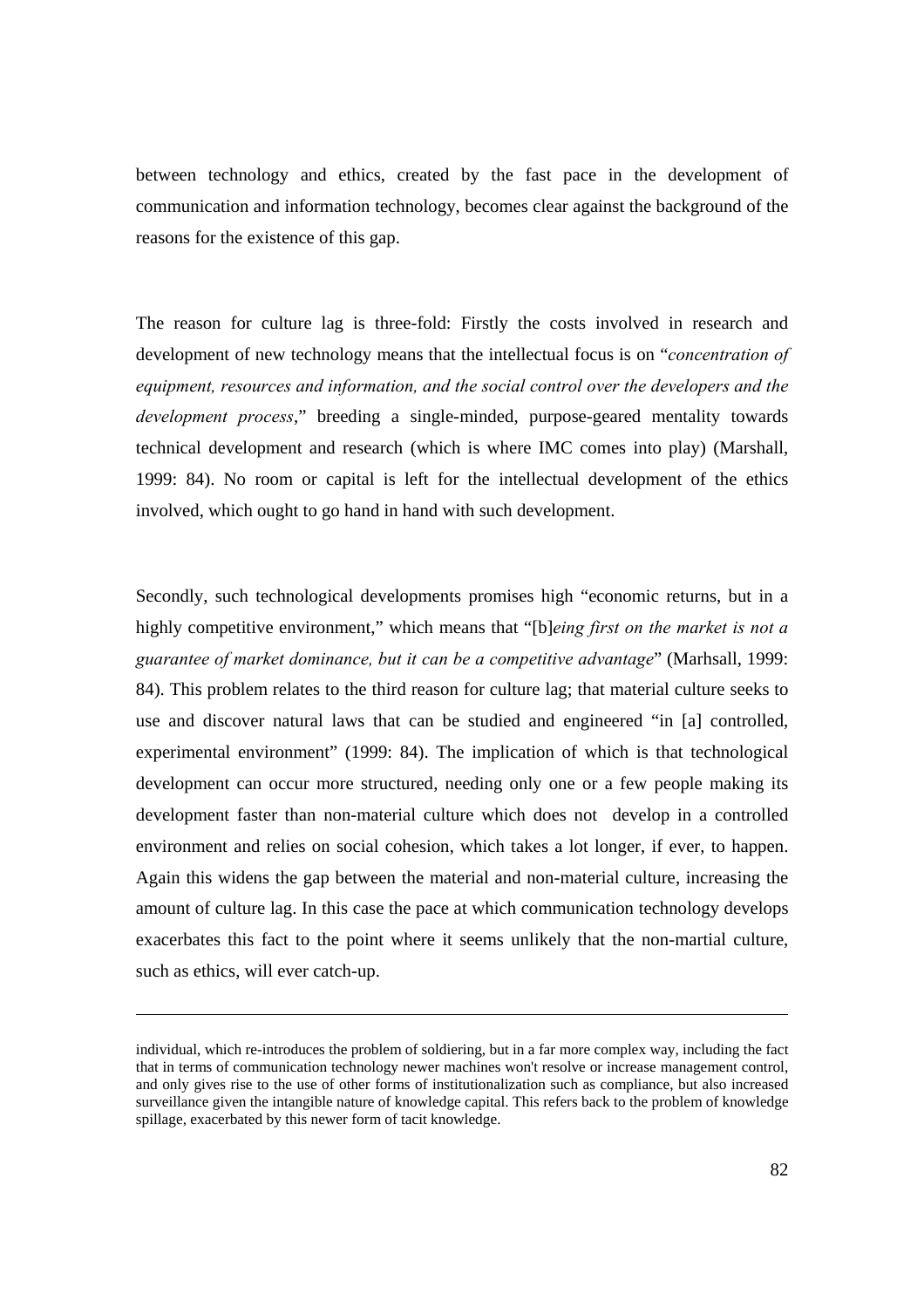between technology and ethics, created by the fast pace in the development of communication and information technology, becomes clear against the background of the reasons for the existence of this gap.

The reason for culture lag is three-fold: Firstly the costs involved in research and development of new technology means that the intellectual focus is on "*concentration of equipment, resources and information, and the social control over the developers and the development process*," breeding a single-minded, purpose-geared mentality towards technical development and research (which is where IMC comes into play) (Marshall, 1999: 84). No room or capital is left for the intellectual development of the ethics involved, which ought to go hand in hand with such development.

Secondly, such technological developments promises high "economic returns, but in a highly competitive environment," which means that "[b]*eing first on the market is not a guarantee of market dominance, but it can be a competitive advantage*" (Marhsall, 1999: 84). This problem relates to the third reason for culture lag; that material culture seeks to use and discover natural laws that can be studied and engineered "in [a] controlled, experimental environment" (1999: 84). The implication of which is that technological development can occur more structured, needing only one or a few people making its development faster than non-material culture which does not develop in a controlled environment and relies on social cohesion, which takes a lot longer, if ever, to happen. Again this widens the gap between the material and non-material culture, increasing the amount of culture lag. In this case the pace at which communication technology develops exacerbates this fact to the point where it seems unlikely that the non-martial culture, such as ethics, will ever catch-up.

---

individual, which re-introduces the problem of soldiering, but in a far more complex way, including the fact that in terms of communication technology newer machines won't resolve or increase management control, and only gives rise to the use of other forms of institutionalization such as compliance, but also increased surveillance given the intangible nature of knowledge capital. This refers back to the problem of knowledge spillage, exacerbated by this newer form of tacit knowledge.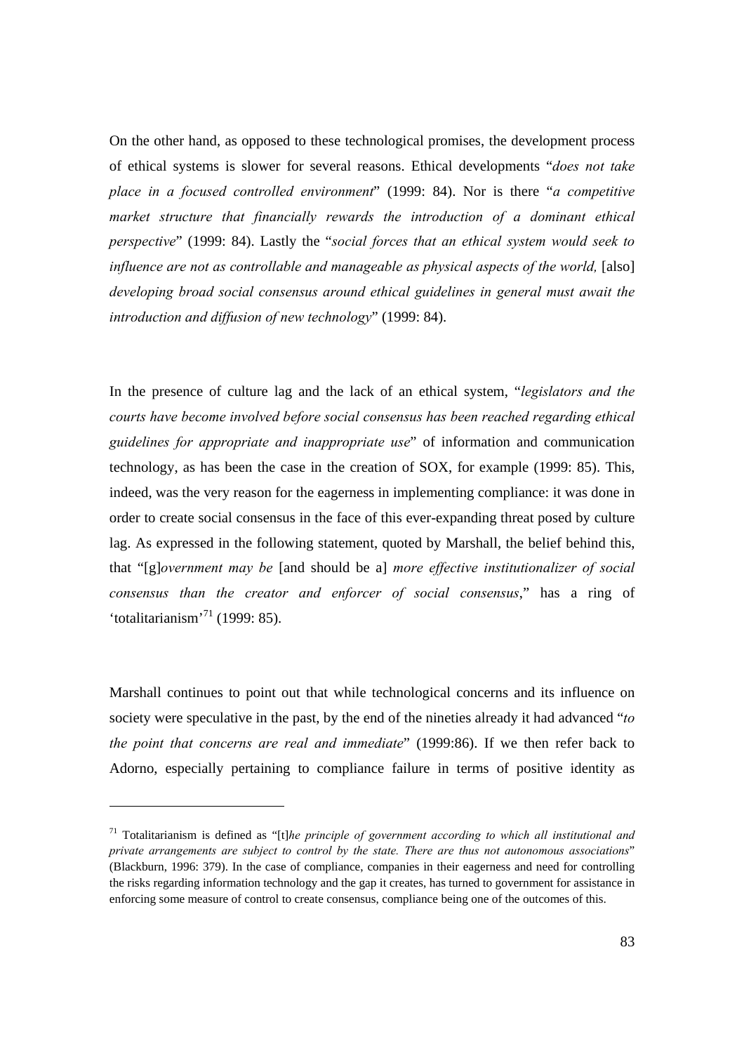On the other hand, as opposed to these technological promises, the development process of ethical systems is slower for several reasons. Ethical developments "*does not take place in a focused controlled environment*" (1999: 84). Nor is there "*a competitive market structure that financially rewards the introduction of a dominant ethical perspective*" (1999: 84). Lastly the "*social forces that an ethical system would seek to influence are not as controllable and manageable as physical aspects of the world,* [also] *developing broad social consensus around ethical guidelines in general must await the introduction and diffusion of new technology*" (1999: 84).

In the presence of culture lag and the lack of an ethical system, "*legislators and the courts have become involved before social consensus has been reached regarding ethical guidelines for appropriate and inappropriate use*" of information and communication technology, as has been the case in the creation of SOX, for example (1999: 85). This, indeed, was the very reason for the eagerness in implementing compliance: it was done in order to create social consensus in the face of this ever-expanding threat posed by culture lag. As expressed in the following statement, quoted by Marshall, the belief behind this, that "[g]*overnment may be* [and should be a] *more effective institutionalizer of social consensus than the creator and enforcer of social consensus*," has a ring of 'totalitarianism'[71] (1999: 85).

Marshall continues to point out that while technological concerns and its influence on society were speculative in the past, by the end of the nineties already it had advanced "*to the point that concerns are real and immediate*" (1999:86). If we then refer back to Adorno, especially pertaining to compliance failure in terms of positive identity as

---

[71] Totalitarianism is defined as "[t]*he principle of government according to which all institutional and private arrangements are subject to control by the state. There are thus not autonomous associations*" (Blackburn, 1996: 379). In the case of compliance, companies in their eagerness and need for controlling the risks regarding information technology and the gap it creates, has turned to government for assistance in enforcing some measure of control to create consensus, compliance being one of the outcomes of this.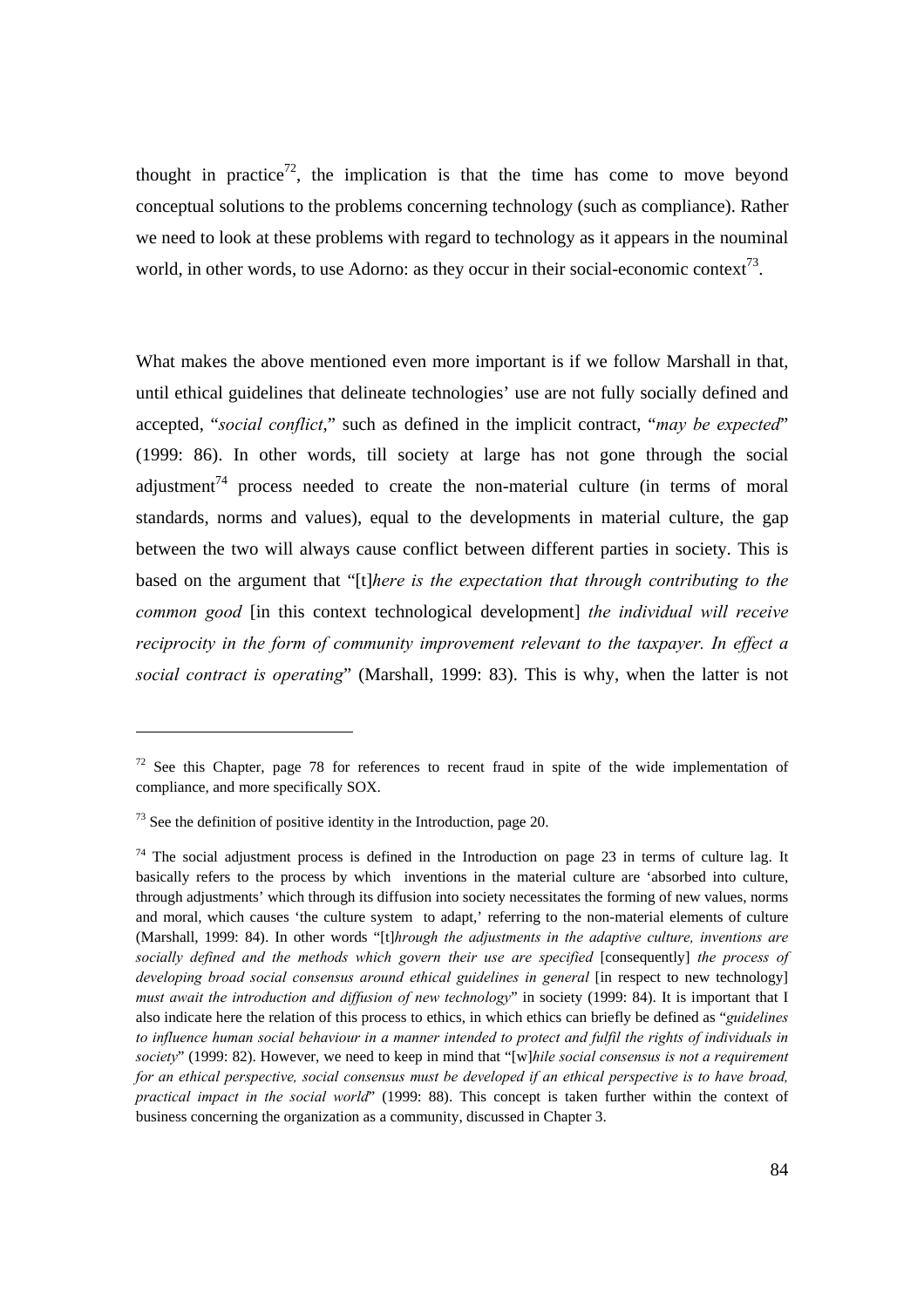thought in practice[72], the implication is that the time has come to move beyond conceptual solutions to the problems concerning technology (such as compliance). Rather we need to look at these problems with regard to technology as it appears in the nouminal world, in other words, to use Adorno: as they occur in their social-economic context[73].

What makes the above mentioned even more important is if we follow Marshall in that, until ethical guidelines that delineate technologies' use are not fully socially defined and accepted, "*social conflict*," such as defined in the implicit contract, "*may be expected*" (1999: 86). In other words, till society at large has not gone through the social adjustment[74] process needed to create the non-material culture (in terms of moral standards, norms and values), equal to the developments in material culture, the gap between the two will always cause conflict between different parties in society. This is based on the argument that "[t]*here is the expectation that through contributing to the common good* [in this context technological development] *the individual will receive reciprocity in the form of community improvement relevant to the taxpayer. In effect a social contract is operating*" (Marshall, 1999: 83). This is why, when the latter is not

---

[72] See this Chapter, page 78 for references to recent fraud in spite of the wide implementation of compliance, and more specifically SOX.

[73] See the definition of positive identity in the Introduction, page 20.

[74] The social adjustment process is defined in the Introduction on page 23 in terms of culture lag. It basically refers to the process by which inventions in the material culture are 'absorbed into culture, through adjustments' which through its diffusion into society necessitates the forming of new values, norms and moral, which causes 'the culture system to adapt,' referring to the non-material elements of culture (Marshall, 1999: 84). In other words "[t]*hrough the adjustments in the adaptive culture, inventions are socially defined and the methods which govern their use are specified* [consequently] *the process of developing broad social consensus around ethical guidelines in general* [in respect to new technology] *must await the introduction and diffusion of new technology*" in society (1999: 84). It is important that I also indicate here the relation of this process to ethics, in which ethics can briefly be defined as "*guidelines to influence human social behaviour in a manner intended to protect and fulfil the rights of individuals in society*" (1999: 82). However, we need to keep in mind that "[w]*hile social consensus is not a requirement for an ethical perspective, social consensus must be developed if an ethical perspective is to have broad, practical impact in the social world*" (1999: 88). This concept is taken further within the context of business concerning the organization as a community, discussed in Chapter 3.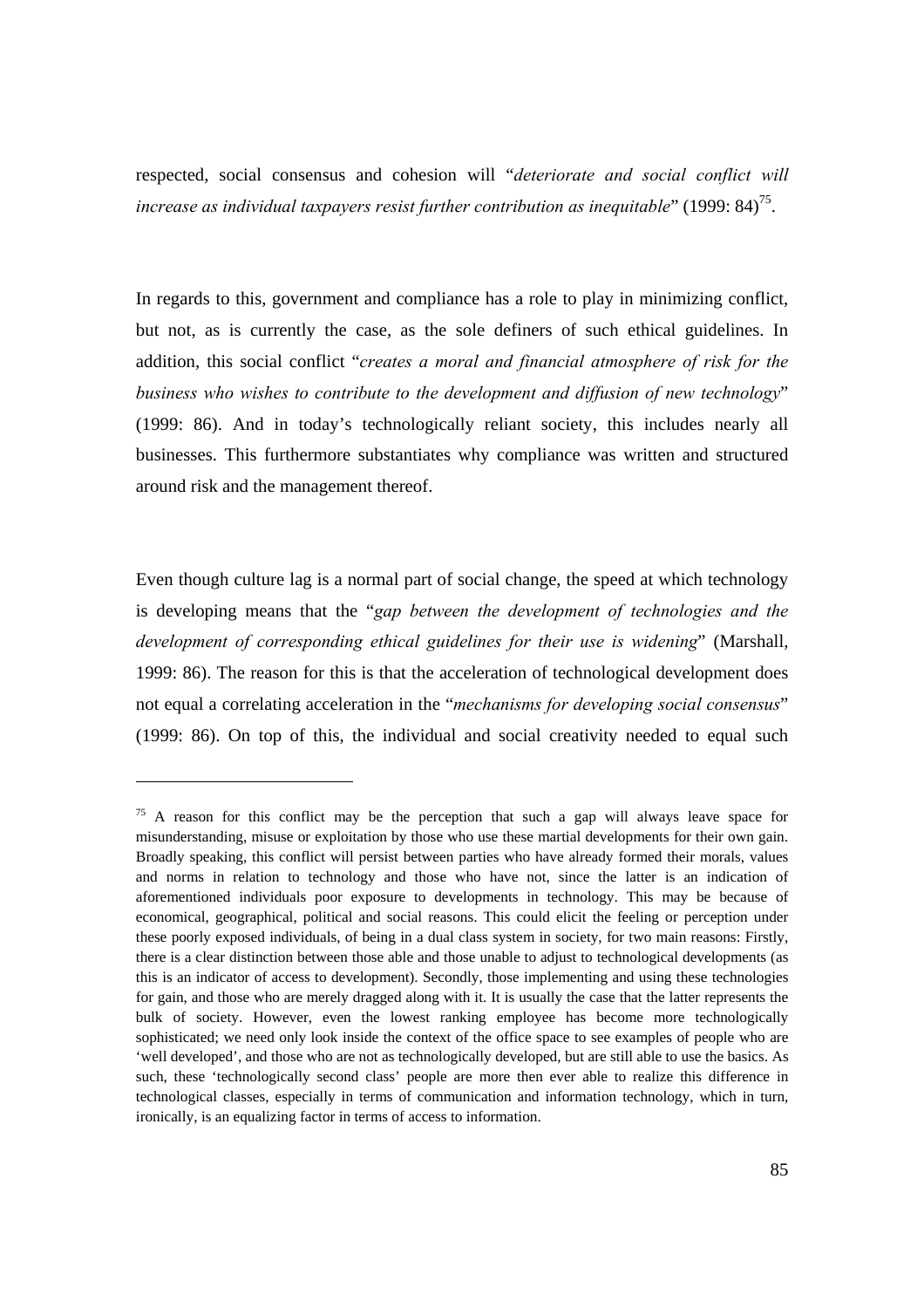respected, social consensus and cohesion will "*deteriorate and social conflict will increase as individual taxpayers resist further contribution as inequitable*" (1999: 84)[75].

In regards to this, government and compliance has a role to play in minimizing conflict, but not, as is currently the case, as the sole definers of such ethical guidelines. In addition, this social conflict "*creates a moral and financial atmosphere of risk for the business who wishes to contribute to the development and diffusion of new technology*" (1999: 86). And in today's technologically reliant society, this includes nearly all businesses. This furthermore substantiates why compliance was written and structured around risk and the management thereof.

Even though culture lag is a normal part of social change, the speed at which technology is developing means that the "*gap between the development of technologies and the development of corresponding ethical guidelines for their use is widening*" (Marshall, 1999: 86). The reason for this is that the acceleration of technological development does not equal a correlating acceleration in the "*mechanisms for developing social consensus*" (1999: 86). On top of this, the individual and social creativity needed to equal such

---

[75] A reason for this conflict may be the perception that such a gap will always leave space for misunderstanding, misuse or exploitation by those who use these martial developments for their own gain. Broadly speaking, this conflict will persist between parties who have already formed their morals, values and norms in relation to technology and those who have not, since the latter is an indication of aforementioned individuals poor exposure to developments in technology. This may be because of economical, geographical, political and social reasons. This could elicit the feeling or perception under these poorly exposed individuals, of being in a dual class system in society, for two main reasons: Firstly, there is a clear distinction between those able and those unable to adjust to technological developments (as this is an indicator of access to development). Secondly, those implementing and using these technologies for gain, and those who are merely dragged along with it. It is usually the case that the latter represents the bulk of society. However, even the lowest ranking employee has become more technologically sophisticated; we need only look inside the context of the office space to see examples of people who are 'well developed', and those who are not as technologically developed, but are still able to use the basics. As such, these 'technologically second class' people are more then ever able to realize this difference in technological classes, especially in terms of communication and information technology, which in turn, ironically, is an equalizing factor in terms of access to information.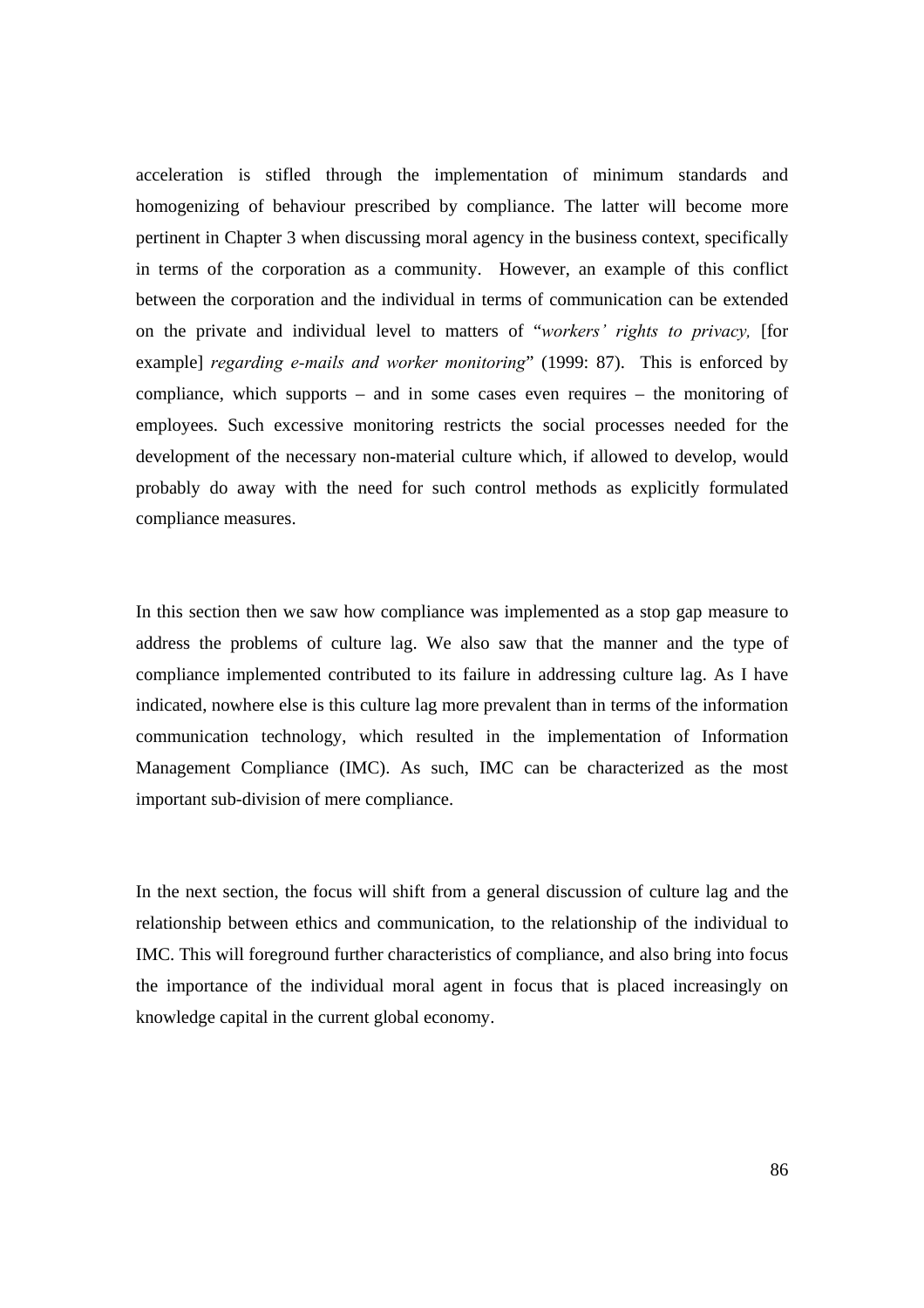acceleration is stifled through the implementation of minimum standards and homogenizing of behaviour prescribed by compliance. The latter will become more pertinent in Chapter 3 when discussing moral agency in the business context, specifically in terms of the corporation as a community. However, an example of this conflict between the corporation and the individual in terms of communication can be extended on the private and individual level to matters of "*workers' rights to privacy,* [for example] *regarding e-mails and worker monitoring*" (1999: 87). This is enforced by compliance, which supports – and in some cases even requires – the monitoring of employees. Such excessive monitoring restricts the social processes needed for the development of the necessary non-material culture which, if allowed to develop, would probably do away with the need for such control methods as explicitly formulated compliance measures.

In this section then we saw how compliance was implemented as a stop gap measure to address the problems of culture lag. We also saw that the manner and the type of compliance implemented contributed to its failure in addressing culture lag. As I have indicated, nowhere else is this culture lag more prevalent than in terms of the information communication technology, which resulted in the implementation of Information Management Compliance (IMC). As such, IMC can be characterized as the most important sub-division of mere compliance.

In the next section, the focus will shift from a general discussion of culture lag and the relationship between ethics and communication, to the relationship of the individual to IMC. This will foreground further characteristics of compliance, and also bring into focus the importance of the individual moral agent in focus that is placed increasingly on knowledge capital in the current global economy.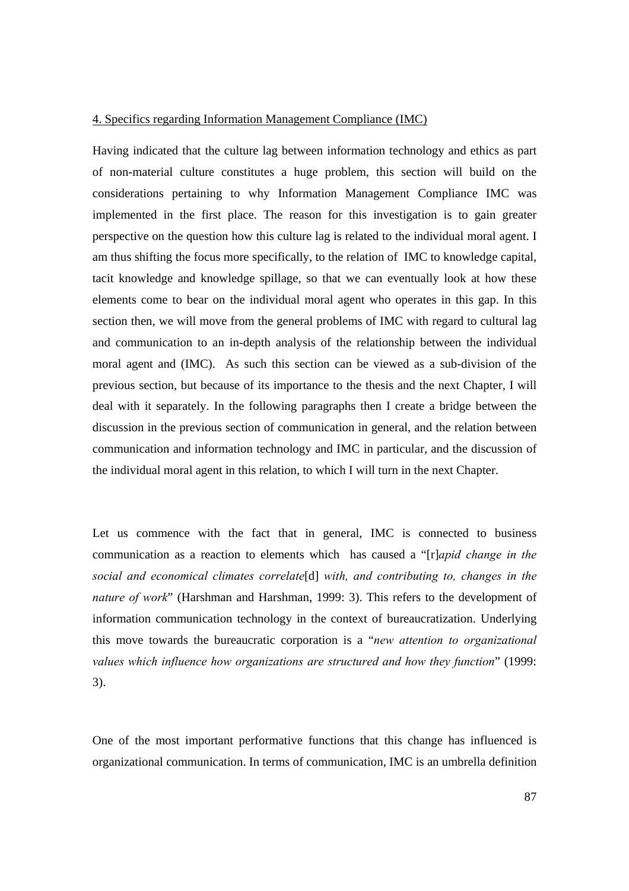## 4. Specifics regarding Information Management Compliance (IMC)

Having indicated that the culture lag between information technology and ethics as part of non-material culture constitutes a huge problem, this section will build on the considerations pertaining to why Information Management Compliance IMC was implemented in the first place. The reason for this investigation is to gain greater perspective on the question how this culture lag is related to the individual moral agent. I am thus shifting the focus more specifically, to the relation of IMC to knowledge capital, tacit knowledge and knowledge spillage, so that we can eventually look at how these elements come to bear on the individual moral agent who operates in this gap. In this section then, we will move from the general problems of IMC with regard to cultural lag and communication to an in-depth analysis of the relationship between the individual moral agent and (IMC). As such this section can be viewed as a sub-division of the previous section, but because of its importance to the thesis and the next Chapter, I will deal with it separately. In the following paragraphs then I create a bridge between the discussion in the previous section of communication in general, and the relation between communication and information technology and IMC in particular, and the discussion of the individual moral agent in this relation, to which I will turn in the next Chapter.

Let us commence with the fact that in general, IMC is connected to business communication as a reaction to elements which has caused a "[r]*apid change in the social and economical climates correlate*[d] *with, and contributing to, changes in the nature of work*" (Harshman and Harshman, 1999: 3). This refers to the development of information communication technology in the context of bureaucratization. Underlying this move towards the bureaucratic corporation is a "*new attention to organizational values which influence how organizations are structured and how they function*" (1999: 3).

One of the most important performative functions that this change has influenced is organizational communication. In terms of communication, IMC is an umbrella definition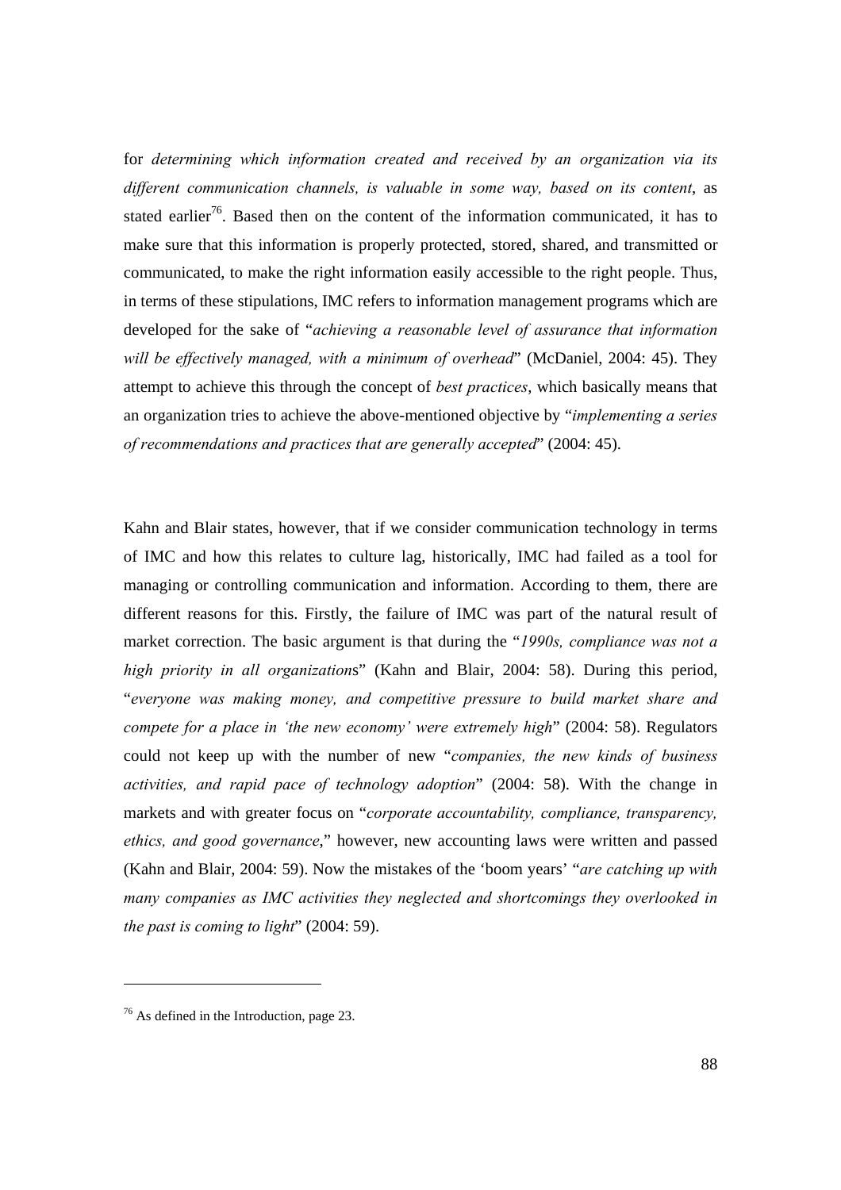for *determining which information created and received by an organization via its different communication channels, is valuable in some way, based on its content*, as stated earlier[76]. Based then on the content of the information communicated, it has to make sure that this information is properly protected, stored, shared, and transmitted or communicated, to make the right information easily accessible to the right people. Thus, in terms of these stipulations, IMC refers to information management programs which are developed for the sake of "*achieving a reasonable level of assurance that information will be effectively managed, with a minimum of overhead*" (McDaniel, 2004: 45). They attempt to achieve this through the concept of *best practices*, which basically means that an organization tries to achieve the above-mentioned objective by "*implementing a series of recommendations and practices that are generally accepted*" (2004: 45).

Kahn and Blair states, however, that if we consider communication technology in terms of IMC and how this relates to culture lag, historically, IMC had failed as a tool for managing or controlling communication and information. According to them, there are different reasons for this. Firstly, the failure of IMC was part of the natural result of market correction. The basic argument is that during the "*1990s, compliance was not a high priority in all organizations*" (Kahn and Blair, 2004: 58). During this period, "*everyone was making money, and competitive pressure to build market share and compete for a place in 'the new economy' were extremely high*" (2004: 58). Regulators could not keep up with the number of new "*companies, the new kinds of business activities, and rapid pace of technology adoption*" (2004: 58). With the change in markets and with greater focus on "*corporate accountability, compliance, transparency, ethics, and good governance*," however, new accounting laws were written and passed (Kahn and Blair, 2004: 59). Now the mistakes of the 'boom years' "*are catching up with many companies as IMC activities they neglected and shortcomings they overlooked in the past is coming to light*" (2004: 59).

---

[76] As defined in the Introduction, page 23.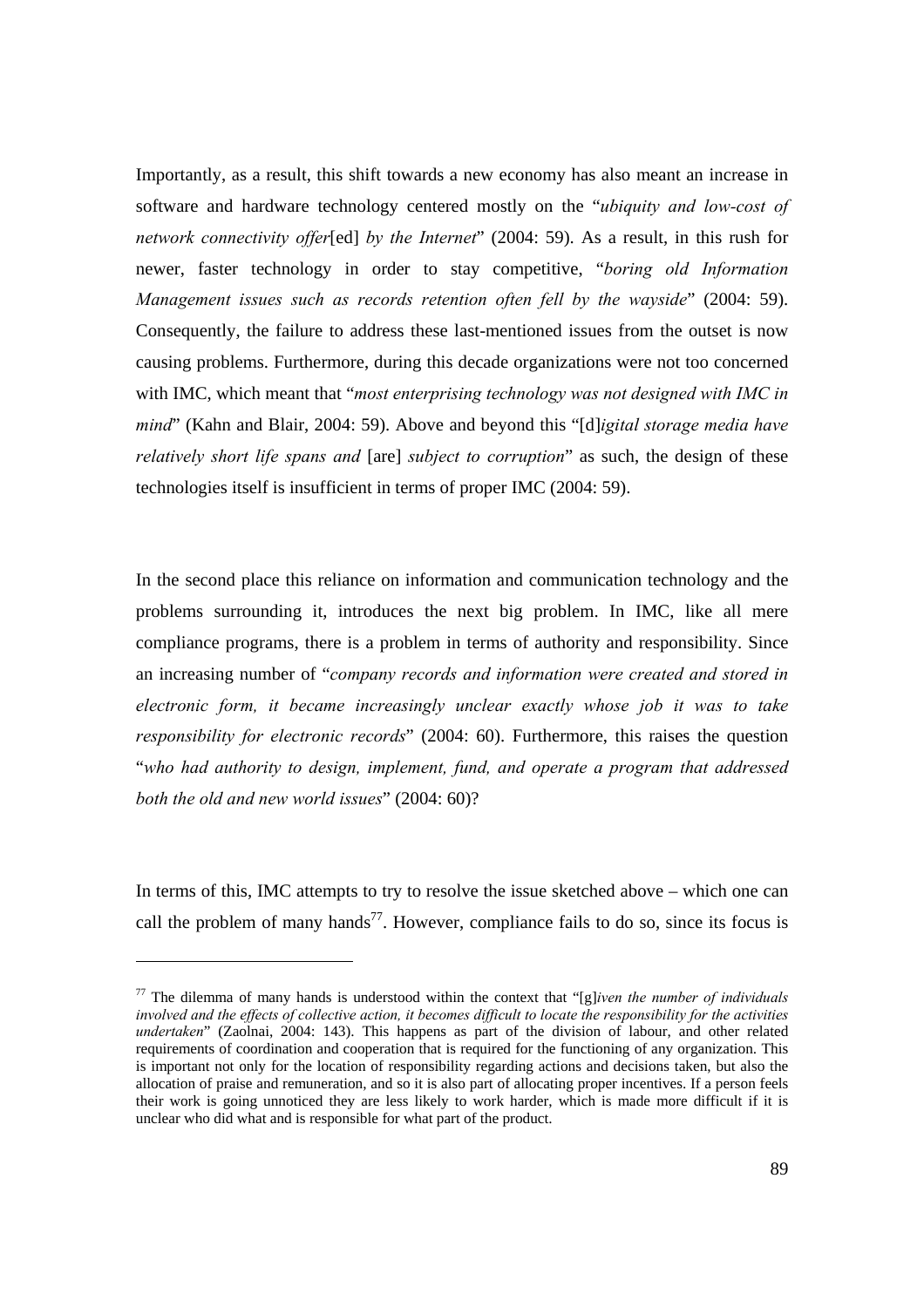Importantly, as a result, this shift towards a new economy has also meant an increase in software and hardware technology centered mostly on the "*ubiquity and low-cost of network connectivity offer*[ed] *by the Internet*" (2004: 59). As a result, in this rush for newer, faster technology in order to stay competitive, "*boring old Information Management issues such as records retention often fell by the wayside*" (2004: 59). Consequently, the failure to address these last-mentioned issues from the outset is now causing problems. Furthermore, during this decade organizations were not too concerned with IMC, which meant that "*most enterprising technology was not designed with IMC in mind*" (Kahn and Blair, 2004: 59). Above and beyond this "[d]*igital storage media have relatively short life spans and* [are] *subject to corruption*" as such, the design of these technologies itself is insufficient in terms of proper IMC (2004: 59).

In the second place this reliance on information and communication technology and the problems surrounding it, introduces the next big problem. In IMC, like all mere compliance programs, there is a problem in terms of authority and responsibility. Since an increasing number of "*company records and information were created and stored in electronic form, it became increasingly unclear exactly whose job it was to take responsibility for electronic records*" (2004: 60). Furthermore, this raises the question "*who had authority to design, implement, fund, and operate a program that addressed both the old and new world issues*" (2004: 60)?

In terms of this, IMC attempts to try to resolve the issue sketched above – which one can call the problem of many hands[77]. However, compliance fails to do so, since its focus is

[77] The dilemma of many hands is understood within the context that "[g]*iven the number of individuals involved and the effects of collective action, it becomes difficult to locate the responsibility for the activities undertaken*" (Zaolnai, 2004: 143). This happens as part of the division of labour, and other related requirements of coordination and cooperation that is required for the functioning of any organization. This is important not only for the location of responsibility regarding actions and decisions taken, but also the allocation of praise and remuneration, and so it is also part of allocating proper incentives. If a person feels their work is going unnoticed they are less likely to work harder, which is made more difficult if it is unclear who did what and is responsible for what part of the product.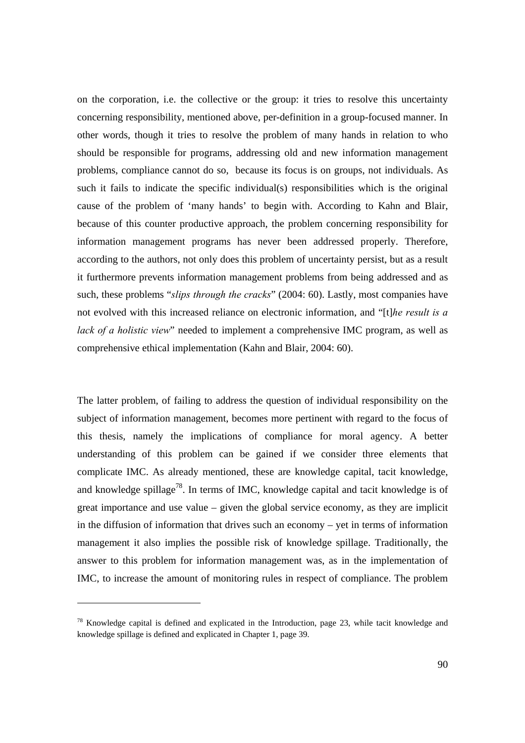on the corporation, i.e. the collective or the group: it tries to resolve this uncertainty concerning responsibility, mentioned above, per-definition in a group-focused manner. In other words, though it tries to resolve the problem of many hands in relation to who should be responsible for programs, addressing old and new information management problems, compliance cannot do so, because its focus is on groups, not individuals. As such it fails to indicate the specific individual(s) responsibilities which is the original cause of the problem of 'many hands' to begin with. According to Kahn and Blair, because of this counter productive approach, the problem concerning responsibility for information management programs has never been addressed properly. Therefore, according to the authors, not only does this problem of uncertainty persist, but as a result it furthermore prevents information management problems from being addressed and as such, these problems "*slips through the cracks*" (2004: 60). Lastly, most companies have not evolved with this increased reliance on electronic information, and "[t]*he result is a lack of a holistic view*" needed to implement a comprehensive IMC program, as well as comprehensive ethical implementation (Kahn and Blair, 2004: 60).

The latter problem, of failing to address the question of individual responsibility on the subject of information management, becomes more pertinent with regard to the focus of this thesis, namely the implications of compliance for moral agency. A better understanding of this problem can be gained if we consider three elements that complicate IMC. As already mentioned, these are knowledge capital, tacit knowledge, and knowledge spillage[78]. In terms of IMC, knowledge capital and tacit knowledge is of great importance and use value – given the global service economy, as they are implicit in the diffusion of information that drives such an economy – yet in terms of information management it also implies the possible risk of knowledge spillage. Traditionally, the answer to this problem for information management was, as in the implementation of IMC, to increase the amount of monitoring rules in respect of compliance. The problem

[78] Knowledge capital is defined and explicated in the Introduction, page 23, while tacit knowledge and knowledge spillage is defined and explicated in Chapter 1, page 39.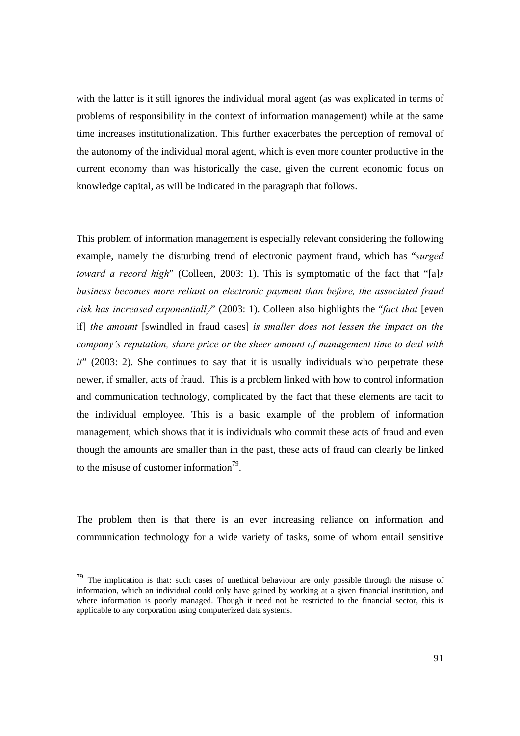with the latter is it still ignores the individual moral agent (as was explicated in terms of problems of responsibility in the context of information management) while at the same time increases institutionalization. This further exacerbates the perception of removal of the autonomy of the individual moral agent, which is even more counter productive in the current economy than was historically the case, given the current economic focus on knowledge capital, as will be indicated in the paragraph that follows.

This problem of information management is especially relevant considering the following example, namely the disturbing trend of electronic payment fraud, which has "*surged toward a record high*" (Colleen, 2003: 1). This is symptomatic of the fact that "[a]*s business becomes more reliant on electronic payment than before, the associated fraud risk has increased exponentially*" (2003: 1). Colleen also highlights the "*fact that* [even if] *the amount* [swindled in fraud cases] *is smaller does not lessen the impact on the company's reputation, share price or the sheer amount of management time to deal with it*" (2003: 2). She continues to say that it is usually individuals who perpetrate these newer, if smaller, acts of fraud. This is a problem linked with how to control information and communication technology, complicated by the fact that these elements are tacit to the individual employee. This is a basic example of the problem of information management, which shows that it is individuals who commit these acts of fraud and even though the amounts are smaller than in the past, these acts of fraud can clearly be linked to the misuse of customer information[79].

The problem then is that there is an ever increasing reliance on information and communication technology for a wide variety of tasks, some of whom entail sensitive

---

[79] The implication is that: such cases of unethical behaviour are only possible through the misuse of information, which an individual could only have gained by working at a given financial institution, and where information is poorly managed. Though it need not be restricted to the financial sector, this is applicable to any corporation using computerized data systems.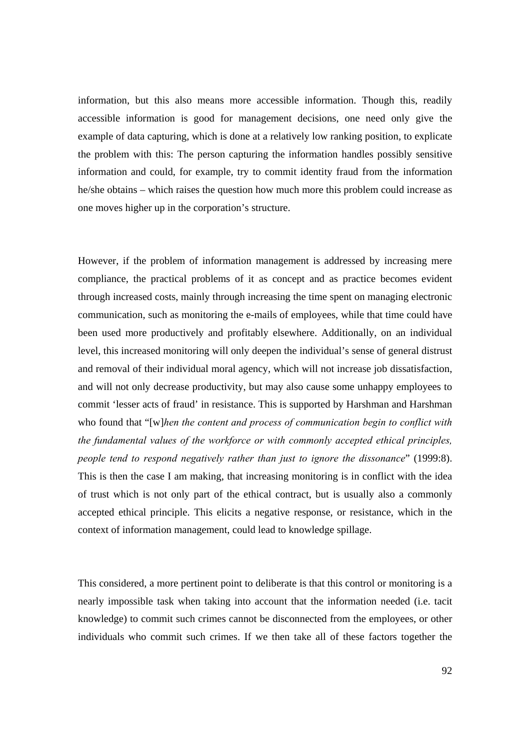information, but this also means more accessible information. Though this, readily accessible information is good for management decisions, one need only give the example of data capturing, which is done at a relatively low ranking position, to explicate the problem with this: The person capturing the information handles possibly sensitive information and could, for example, try to commit identity fraud from the information he/she obtains – which raises the question how much more this problem could increase as one moves higher up in the corporation's structure.

However, if the problem of information management is addressed by increasing mere compliance, the practical problems of it as concept and as practice becomes evident through increased costs, mainly through increasing the time spent on managing electronic communication, such as monitoring the e-mails of employees, while that time could have been used more productively and profitably elsewhere. Additionally, on an individual level, this increased monitoring will only deepen the individual's sense of general distrust and removal of their individual moral agency, which will not increase job dissatisfaction, and will not only decrease productivity, but may also cause some unhappy employees to commit 'lesser acts of fraud' in resistance. This is supported by Harshman and Harshman who found that "[w]*hen the content and process of communication begin to conflict with the fundamental values of the workforce or with commonly accepted ethical principles, people tend to respond negatively rather than just to ignore the dissonance*" (1999:8). This is then the case I am making, that increasing monitoring is in conflict with the idea of trust which is not only part of the ethical contract, but is usually also a commonly accepted ethical principle. This elicits a negative response, or resistance, which in the context of information management, could lead to knowledge spillage.

This considered, a more pertinent point to deliberate is that this control or monitoring is a nearly impossible task when taking into account that the information needed (i.e. tacit knowledge) to commit such crimes cannot be disconnected from the employees, or other individuals who commit such crimes. If we then take all of these factors together the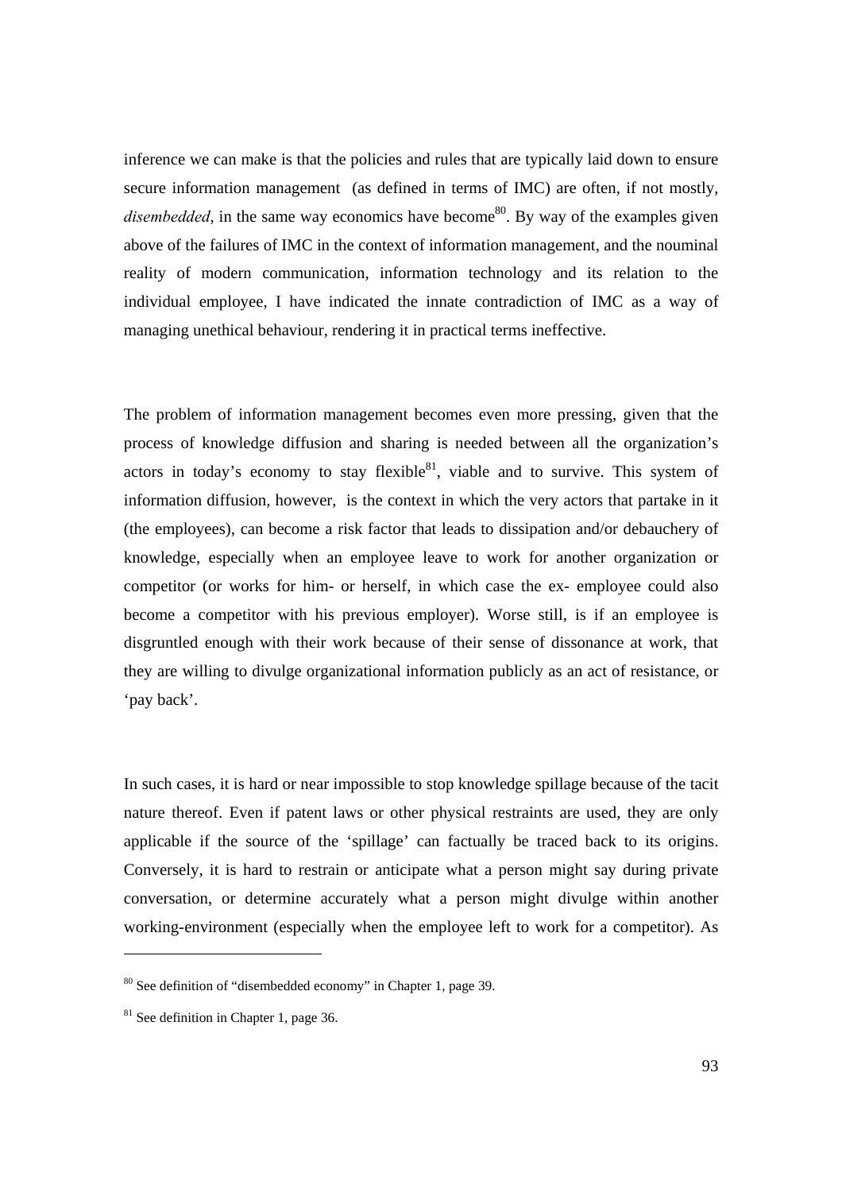inference we can make is that the policies and rules that are typically laid down to ensure secure information management (as defined in terms of IMC) are often, if not mostly, *disembedded*, in the same way economics have become[80]. By way of the examples given above of the failures of IMC in the context of information management, and the nouminal reality of modern communication, information technology and its relation to the individual employee, I have indicated the innate contradiction of IMC as a way of managing unethical behaviour, rendering it in practical terms ineffective.

The problem of information management becomes even more pressing, given that the process of knowledge diffusion and sharing is needed between all the organization's actors in today's economy to stay flexible[81], viable and to survive. This system of information diffusion, however, is the context in which the very actors that partake in it (the employees), can become a risk factor that leads to dissipation and/or debauchery of knowledge, especially when an employee leave to work for another organization or competitor (or works for him- or herself, in which case the ex- employee could also become a competitor with his previous employer). Worse still, is if an employee is disgruntled enough with their work because of their sense of dissonance at work, that they are willing to divulge organizational information publicly as an act of resistance, or 'pay back'.

In such cases, it is hard or near impossible to stop knowledge spillage because of the tacit nature thereof. Even if patent laws or other physical restraints are used, they are only applicable if the source of the 'spillage' can factually be traced back to its origins. Conversely, it is hard to restrain or anticipate what a person might say during private conversation, or determine accurately what a person might divulge within another working-environment (especially when the employee left to work for a competitor). As

---

[80] See definition of "disembedded economy" in Chapter 1, page 39.

[81] See definition in Chapter 1, page 36.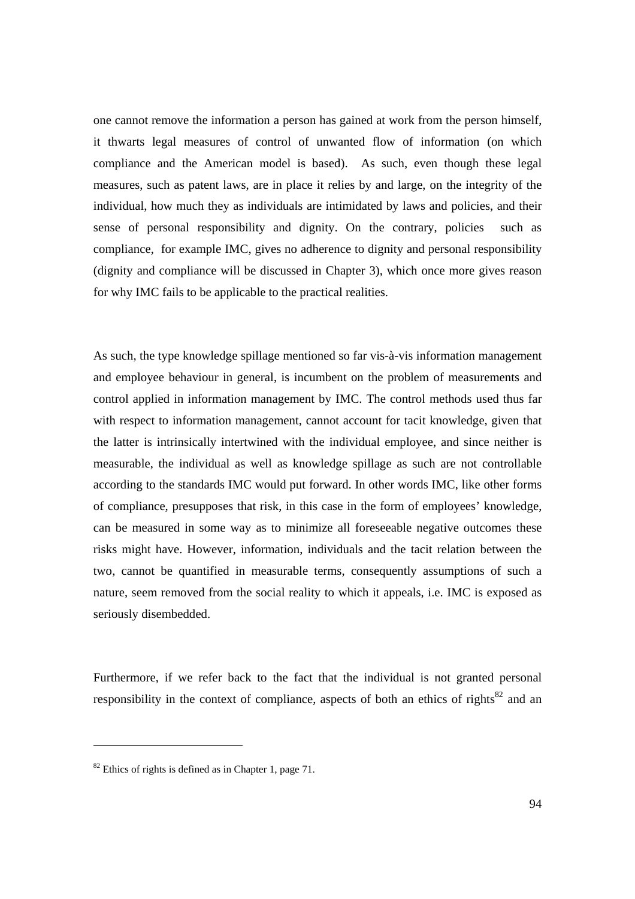one cannot remove the information a person has gained at work from the person himself, it thwarts legal measures of control of unwanted flow of information (on which compliance and the American model is based). As such, even though these legal measures, such as patent laws, are in place it relies by and large, on the integrity of the individual, how much they as individuals are intimidated by laws and policies, and their sense of personal responsibility and dignity. On the contrary, policies such as compliance, for example IMC, gives no adherence to dignity and personal responsibility (dignity and compliance will be discussed in Chapter 3), which once more gives reason for why IMC fails to be applicable to the practical realities.

As such, the type knowledge spillage mentioned so far vis-à-vis information management and employee behaviour in general, is incumbent on the problem of measurements and control applied in information management by IMC. The control methods used thus far with respect to information management, cannot account for tacit knowledge, given that the latter is intrinsically intertwined with the individual employee, and since neither is measurable, the individual as well as knowledge spillage as such are not controllable according to the standards IMC would put forward. In other words IMC, like other forms of compliance, presupposes that risk, in this case in the form of employees' knowledge, can be measured in some way as to minimize all foreseeable negative outcomes these risks might have. However, information, individuals and the tacit relation between the two, cannot be quantified in measurable terms, consequently assumptions of such a nature, seem removed from the social reality to which it appeals, i.e. IMC is exposed as seriously disembedded.

Furthermore, if we refer back to the fact that the individual is not granted personal responsibility in the context of compliance, aspects of both an ethics of rights[82] and an

[82] Ethics of rights is defined as in Chapter 1, page 71.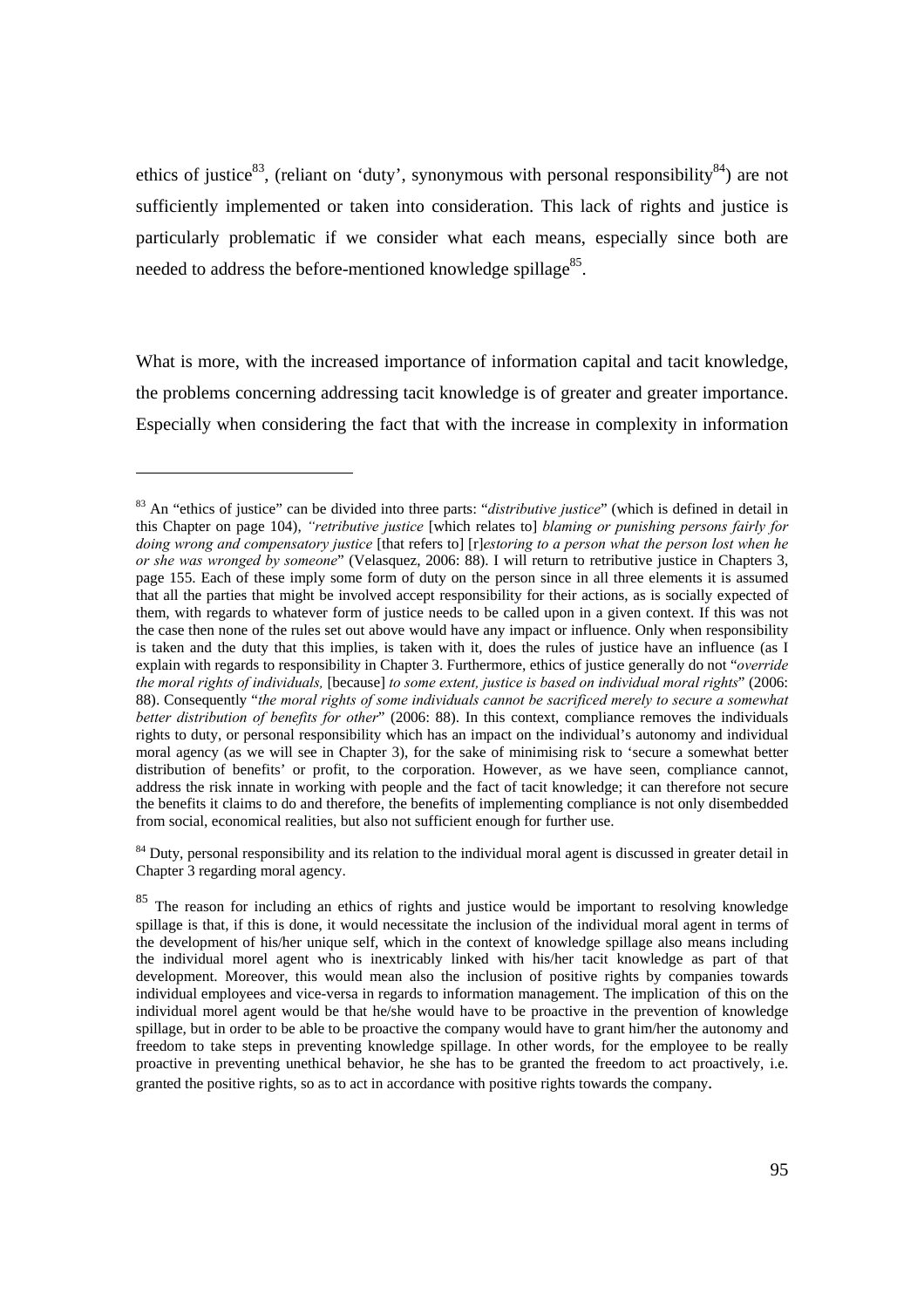ethics of justice[83], (reliant on 'duty', synonymous with personal responsibility[84]) are not sufficiently implemented or taken into consideration. This lack of rights and justice is particularly problematic if we consider what each means, especially since both are needed to address the before-mentioned knowledge spillage[85].

What is more, with the increased importance of information capital and tacit knowledge, the problems concerning addressing tacit knowledge is of greater and greater importance. Especially when considering the fact that with the increase in complexity in information

---

[83] An "ethics of justice" can be divided into three parts: "*distributive justice*" (which is defined in detail in this Chapter on page 104), *"retributive justice* [which relates to] *blaming or punishing persons fairly for doing wrong and compensatory justice* [that refers to] [r]*estoring to a person what the person lost when he or she was wronged by someone*" (Velasquez, 2006: 88). I will return to retributive justice in Chapters 3, page 155. Each of these imply some form of duty on the person since in all three elements it is assumed that all the parties that might be involved accept responsibility for their actions, as is socially expected of them, with regards to whatever form of justice needs to be called upon in a given context. If this was not the case then none of the rules set out above would have any impact or influence. Only when responsibility is taken and the duty that this implies, is taken with it, does the rules of justice have an influence (as I explain with regards to responsibility in Chapter 3. Furthermore, ethics of justice generally do not "*override the moral rights of individuals,* [because] *to some extent, justice is based on individual moral rights*" (2006: 88). Consequently "*the moral rights of some individuals cannot be sacrificed merely to secure a somewhat better distribution of benefits for other*" (2006: 88). In this context, compliance removes the individuals rights to duty, or personal responsibility which has an impact on the individual's autonomy and individual moral agency (as we will see in Chapter 3), for the sake of minimising risk to 'secure a somewhat better distribution of benefits' or profit, to the corporation. However, as we have seen, compliance cannot, address the risk innate in working with people and the fact of tacit knowledge; it can therefore not secure the benefits it claims to do and therefore, the benefits of implementing compliance is not only disembedded from social, economical realities, but also not sufficient enough for further use.

[84] Duty, personal responsibility and its relation to the individual moral agent is discussed in greater detail in Chapter 3 regarding moral agency.

[85] The reason for including an ethics of rights and justice would be important to resolving knowledge spillage is that, if this is done, it would necessitate the inclusion of the individual moral agent in terms of the development of his/her unique self, which in the context of knowledge spillage also means including the individual morel agent who is inextricably linked with his/her tacit knowledge as part of that development. Moreover, this would mean also the inclusion of positive rights by companies towards individual employees and vice-versa in regards to information management. The implication of this on the individual morel agent would be that he/she would have to be proactive in the prevention of knowledge spillage, but in order to be able to be proactive the company would have to grant him/her the autonomy and freedom to take steps in preventing knowledge spillage. In other words, for the employee to be really proactive in preventing unethical behavior, he she has to be granted the freedom to act proactively, i.e. granted the positive rights, so as to act in accordance with positive rights towards the company.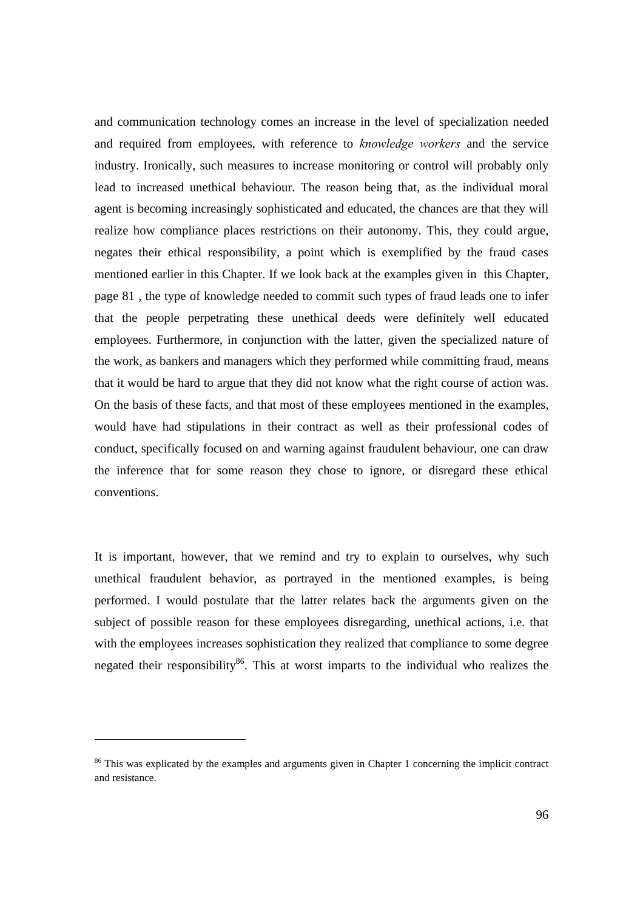and communication technology comes an increase in the level of specialization needed and required from employees, with reference to *knowledge workers* and the service industry. Ironically, such measures to increase monitoring or control will probably only lead to increased unethical behaviour. The reason being that, as the individual moral agent is becoming increasingly sophisticated and educated, the chances are that they will realize how compliance places restrictions on their autonomy. This, they could argue, negates their ethical responsibility, a point which is exemplified by the fraud cases mentioned earlier in this Chapter. If we look back at the examples given in this Chapter, page 81 , the type of knowledge needed to commit such types of fraud leads one to infer that the people perpetrating these unethical deeds were definitely well educated employees. Furthermore, in conjunction with the latter, given the specialized nature of the work, as bankers and managers which they performed while committing fraud, means that it would be hard to argue that they did not know what the right course of action was. On the basis of these facts, and that most of these employees mentioned in the examples, would have had stipulations in their contract as well as their professional codes of conduct, specifically focused on and warning against fraudulent behaviour, one can draw the inference that for some reason they chose to ignore, or disregard these ethical conventions.

It is important, however, that we remind and try to explain to ourselves, why such unethical fraudulent behavior, as portrayed in the mentioned examples, is being performed. I would postulate that the latter relates back the arguments given on the subject of possible reason for these employees disregarding, unethical actions, i.e. that with the employees increases sophistication they realized that compliance to some degree negated their responsibility[86]. This at worst imparts to the individual who realizes the

[86] This was explicated by the examples and arguments given in Chapter 1 concerning the implicit contract and resistance.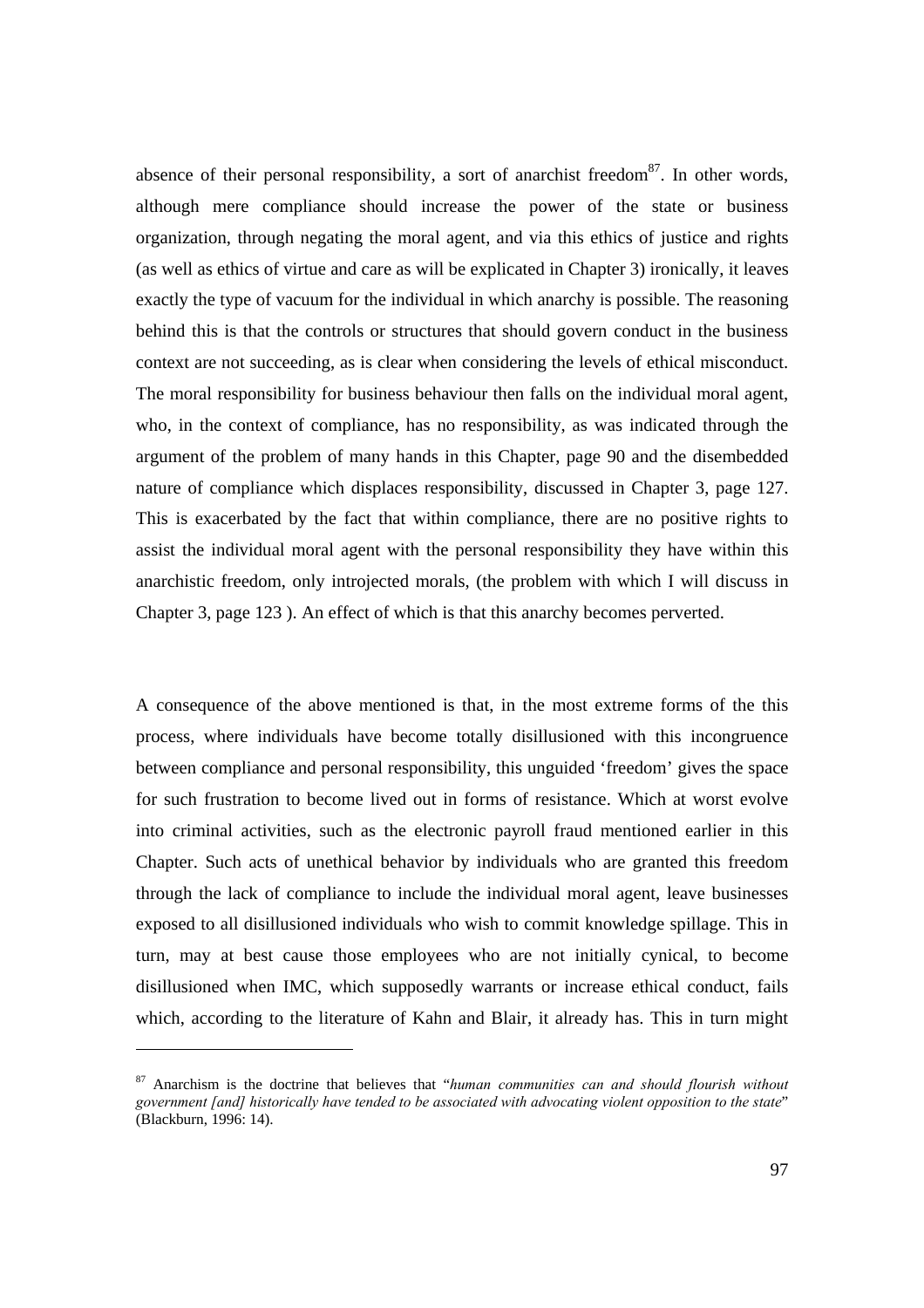absence of their personal responsibility, a sort of anarchist freedom[87]. In other words, although mere compliance should increase the power of the state or business organization, through negating the moral agent, and via this ethics of justice and rights (as well as ethics of virtue and care as will be explicated in Chapter 3) ironically, it leaves exactly the type of vacuum for the individual in which anarchy is possible. The reasoning behind this is that the controls or structures that should govern conduct in the business context are not succeeding, as is clear when considering the levels of ethical misconduct. The moral responsibility for business behaviour then falls on the individual moral agent, who, in the context of compliance, has no responsibility, as was indicated through the argument of the problem of many hands in this Chapter, page 90 and the disembedded nature of compliance which displaces responsibility, discussed in Chapter 3, page 127. This is exacerbated by the fact that within compliance, there are no positive rights to assist the individual moral agent with the personal responsibility they have within this anarchistic freedom, only introjected morals, (the problem with which I will discuss in Chapter 3, page 123 ). An effect of which is that this anarchy becomes perverted.

A consequence of the above mentioned is that, in the most extreme forms of the this process, where individuals have become totally disillusioned with this incongruence between compliance and personal responsibility, this unguided 'freedom' gives the space for such frustration to become lived out in forms of resistance. Which at worst evolve into criminal activities, such as the electronic payroll fraud mentioned earlier in this Chapter. Such acts of unethical behavior by individuals who are granted this freedom through the lack of compliance to include the individual moral agent, leave businesses exposed to all disillusioned individuals who wish to commit knowledge spillage. This in turn, may at best cause those employees who are not initially cynical, to become disillusioned when IMC, which supposedly warrants or increase ethical conduct, fails which, according to the literature of Kahn and Blair, it already has. This in turn might

---

[87] Anarchism is the doctrine that believes that "*human communities can and should flourish without government [and] historically have tended to be associated with advocating violent opposition to the state*" (Blackburn, 1996: 14).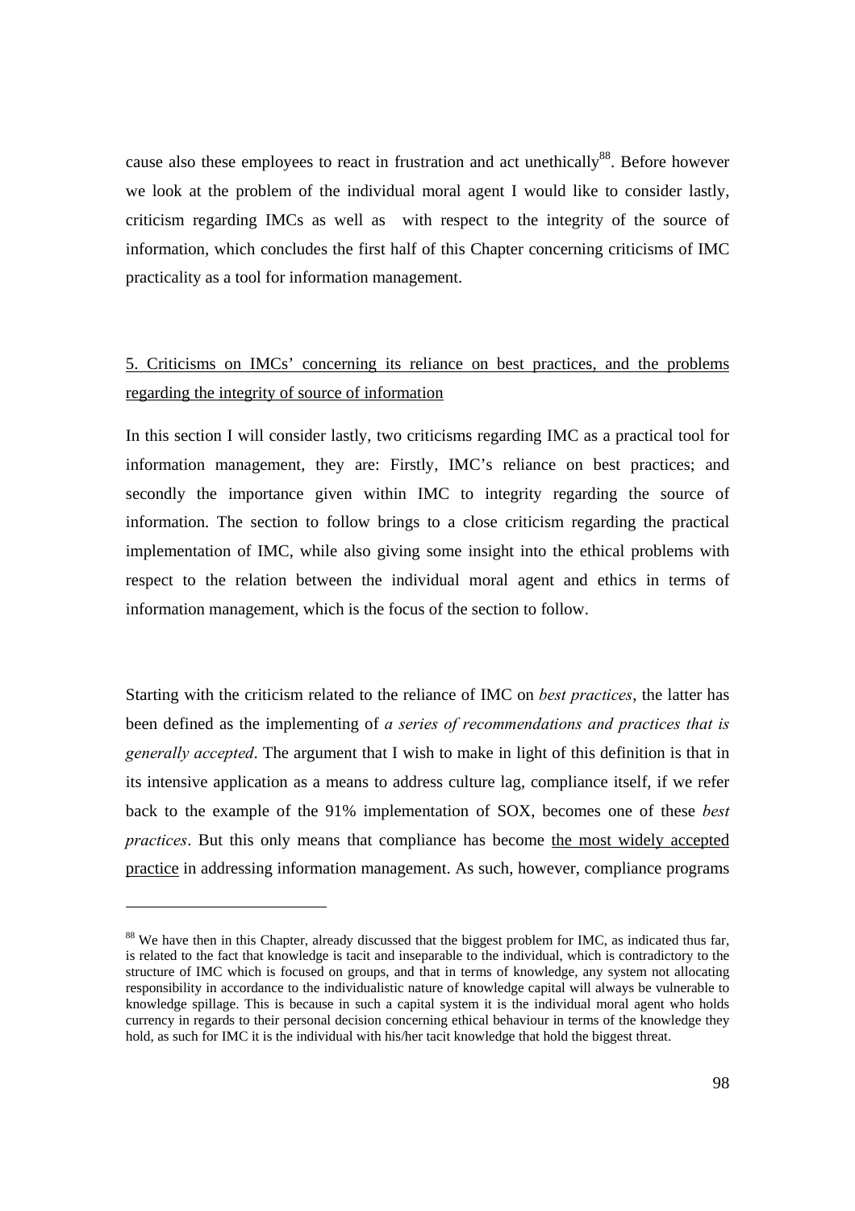cause also these employees to react in frustration and act unethically[88]. Before however we look at the problem of the individual moral agent I would like to consider lastly, criticism regarding IMCs as well as with respect to the integrity of the source of information, which concludes the first half of this Chapter concerning criticisms of IMC practicality as a tool for information management.

## 5. Criticisms on IMCs' concerning its reliance on best practices, and the problems regarding the integrity of source of information

In this section I will consider lastly, two criticisms regarding IMC as a practical tool for information management, they are: Firstly, IMC's reliance on best practices; and secondly the importance given within IMC to integrity regarding the source of information. The section to follow brings to a close criticism regarding the practical implementation of IMC, while also giving some insight into the ethical problems with respect to the relation between the individual moral agent and ethics in terms of information management, which is the focus of the section to follow.

Starting with the criticism related to the reliance of IMC on *best practices*, the latter has been defined as the implementing of *a series of recommendations and practices that is generally accepted*. The argument that I wish to make in light of this definition is that in its intensive application as a means to address culture lag, compliance itself, if we refer back to the example of the 91% implementation of SOX, becomes one of these *best practices*. But this only means that compliance has become the most widely accepted practice in addressing information management. As such, however, compliance programs

[88] We have then in this Chapter, already discussed that the biggest problem for IMC, as indicated thus far, is related to the fact that knowledge is tacit and inseparable to the individual, which is contradictory to the structure of IMC which is focused on groups, and that in terms of knowledge, any system not allocating responsibility in accordance to the individualistic nature of knowledge capital will always be vulnerable to knowledge spillage. This is because in such a capital system it is the individual moral agent who holds currency in regards to their personal decision concerning ethical behaviour in terms of the knowledge they hold, as such for IMC it is the individual with his/her tacit knowledge that hold the biggest threat.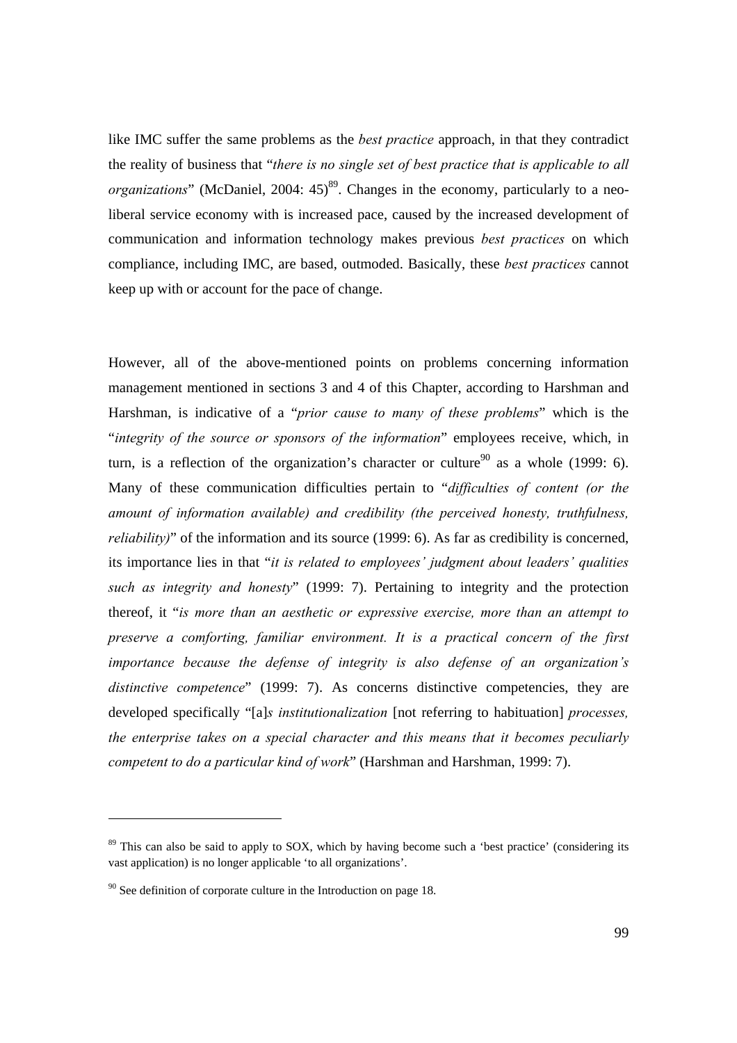like IMC suffer the same problems as the *best practice* approach, in that they contradict the reality of business that "*there is no single set of best practice that is applicable to all organizations*" (McDaniel, 2004: 45)[89]. Changes in the economy, particularly to a neo-liberal service economy with is increased pace, caused by the increased development of communication and information technology makes previous *best practices* on which compliance, including IMC, are based, outmoded. Basically, these *best practices* cannot keep up with or account for the pace of change.

However, all of the above-mentioned points on problems concerning information management mentioned in sections 3 and 4 of this Chapter, according to Harshman and Harshman, is indicative of a "*prior cause to many of these problems*" which is the "*integrity of the source or sponsors of the information*" employees receive, which, in turn, is a reflection of the organization's character or culture[90] as a whole (1999: 6). Many of these communication difficulties pertain to "*difficulties of content (or the amount of information available) and credibility (the perceived honesty, truthfulness, reliability)*" of the information and its source (1999: 6). As far as credibility is concerned, its importance lies in that "*it is related to employees' judgment about leaders' qualities such as integrity and honesty*" (1999: 7). Pertaining to integrity and the protection thereof, it "*is more than an aesthetic or expressive exercise, more than an attempt to preserve a comforting, familiar environment. It is a practical concern of the first importance because the defense of integrity is also defense of an organization's distinctive competence*" (1999: 7). As concerns distinctive competencies, they are developed specifically "[a]*s institutionalization* [not referring to habituation] *processes, the enterprise takes on a special character and this means that it becomes peculiarly competent to do a particular kind of work*" (Harshman and Harshman, 1999: 7).

---

[89] This can also be said to apply to SOX, which by having become such a 'best practice' (considering its vast application) is no longer applicable 'to all organizations'.

[90] See definition of corporate culture in the Introduction on page 18.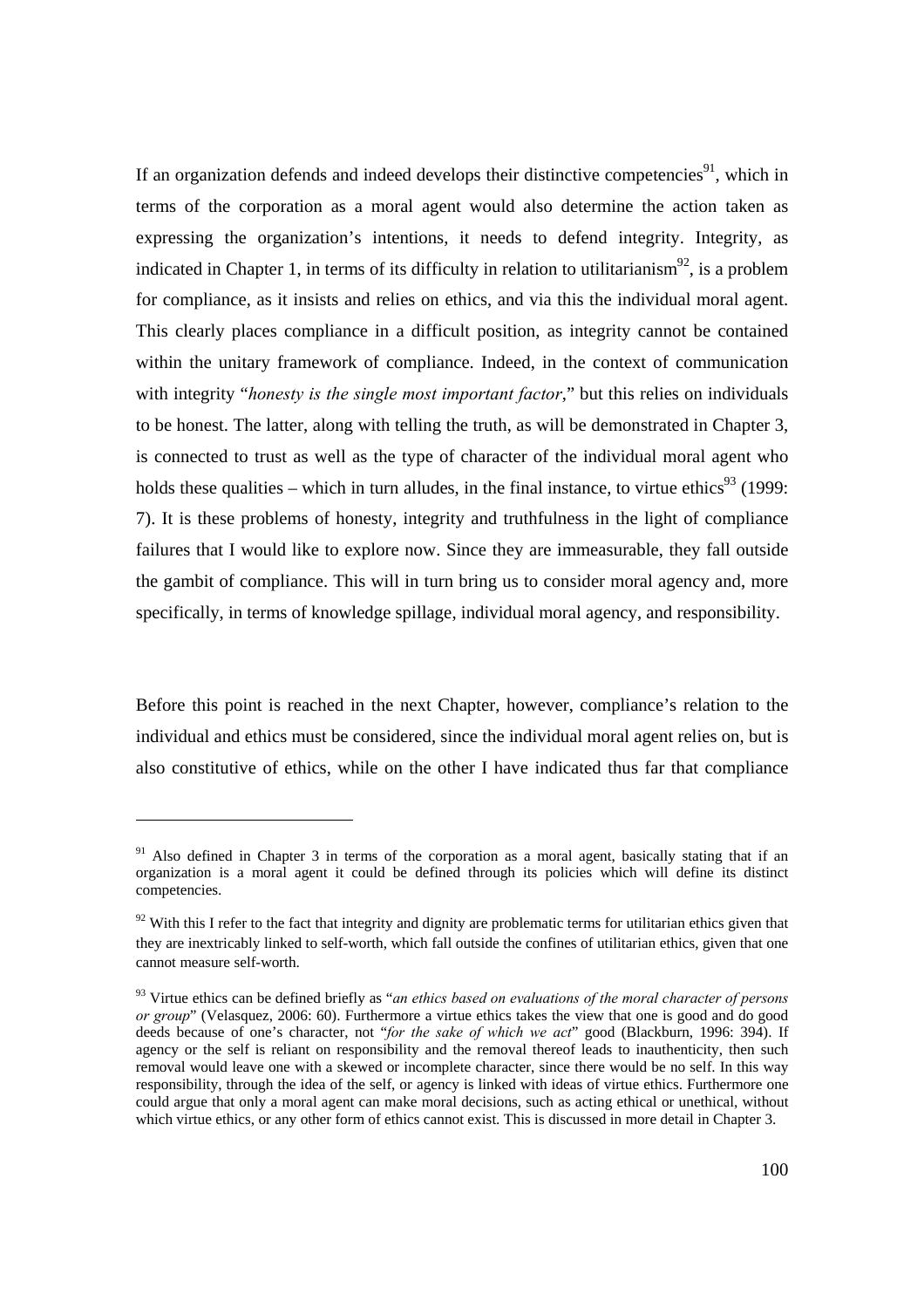If an organization defends and indeed develops their distinctive competencies[91], which in terms of the corporation as a moral agent would also determine the action taken as expressing the organization's intentions, it needs to defend integrity. Integrity, as indicated in Chapter 1, in terms of its difficulty in relation to utilitarianism[92], is a problem for compliance, as it insists and relies on ethics, and via this the individual moral agent. This clearly places compliance in a difficult position, as integrity cannot be contained within the unitary framework of compliance. Indeed, in the context of communication with integrity "*honesty is the single most important factor*," but this relies on individuals to be honest. The latter, along with telling the truth, as will be demonstrated in Chapter 3, is connected to trust as well as the type of character of the individual moral agent who holds these qualities – which in turn alludes, in the final instance, to virtue ethics[93] (1999: 7). It is these problems of honesty, integrity and truthfulness in the light of compliance failures that I would like to explore now. Since they are immeasurable, they fall outside the gambit of compliance. This will in turn bring us to consider moral agency and, more specifically, in terms of knowledge spillage, individual moral agency, and responsibility.

Before this point is reached in the next Chapter, however, compliance's relation to the individual and ethics must be considered, since the individual moral agent relies on, but is also constitutive of ethics, while on the other I have indicated thus far that compliance

---

[91] Also defined in Chapter 3 in terms of the corporation as a moral agent, basically stating that if an organization is a moral agent it could be defined through its policies which will define its distinct competencies.

[92] With this I refer to the fact that integrity and dignity are problematic terms for utilitarian ethics given that they are inextricably linked to self-worth, which fall outside the confines of utilitarian ethics, given that one cannot measure self-worth.

[93] Virtue ethics can be defined briefly as "*an ethics based on evaluations of the moral character of persons or group*" (Velasquez, 2006: 60). Furthermore a virtue ethics takes the view that one is good and do good deeds because of one's character, not "*for the sake of which we act*" good (Blackburn, 1996: 394). If agency or the self is reliant on responsibility and the removal thereof leads to inauthenticity, then such removal would leave one with a skewed or incomplete character, since there would be no self. In this way responsibility, through the idea of the self, or agency is linked with ideas of virtue ethics. Furthermore one could argue that only a moral agent can make moral decisions, such as acting ethical or unethical, without which virtue ethics, or any other form of ethics cannot exist. This is discussed in more detail in Chapter 3.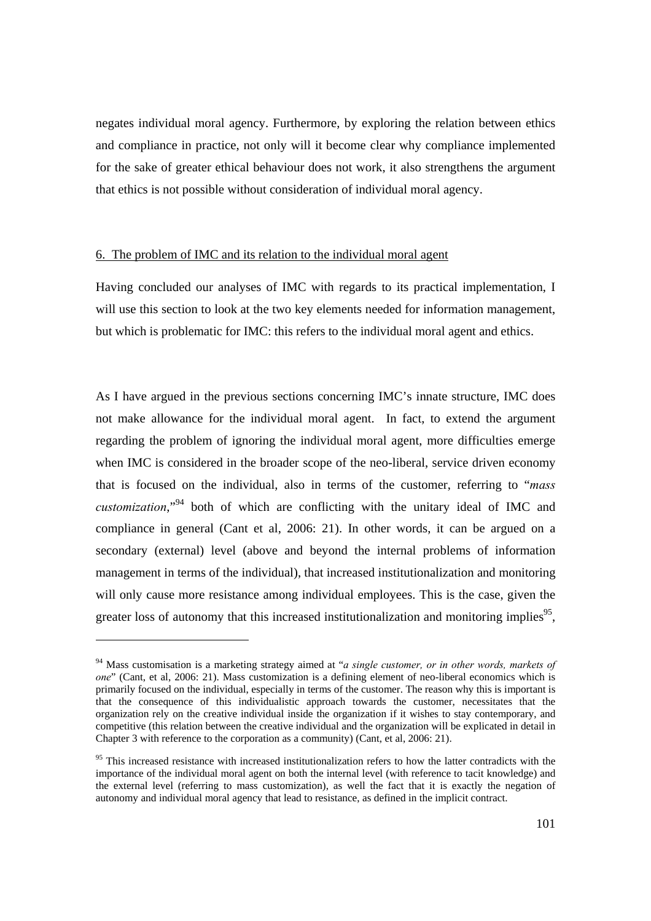negates individual moral agency. Furthermore, by exploring the relation between ethics and compliance in practice, not only will it become clear why compliance implemented for the sake of greater ethical behaviour does not work, it also strengthens the argument that ethics is not possible without consideration of individual moral agency.

## 6. The problem of IMC and its relation to the individual moral agent

Having concluded our analyses of IMC with regards to its practical implementation, I will use this section to look at the two key elements needed for information management, but which is problematic for IMC: this refers to the individual moral agent and ethics.

As I have argued in the previous sections concerning IMC's innate structure, IMC does not make allowance for the individual moral agent. In fact, to extend the argument regarding the problem of ignoring the individual moral agent, more difficulties emerge when IMC is considered in the broader scope of the neo-liberal, service driven economy that is focused on the individual, also in terms of the customer, referring to "*mass customization*,"[94] both of which are conflicting with the unitary ideal of IMC and compliance in general (Cant et al, 2006: 21). In other words, it can be argued on a secondary (external) level (above and beyond the internal problems of information management in terms of the individual), that increased institutionalization and monitoring will only cause more resistance among individual employees. This is the case, given the greater loss of autonomy that this increased institutionalization and monitoring implies[95],

---

[94] Mass customisation is a marketing strategy aimed at "*a single customer, or in other words, markets of one*" (Cant, et al, 2006: 21). Mass customization is a defining element of neo-liberal economics which is primarily focused on the individual, especially in terms of the customer. The reason why this is important is that the consequence of this individualistic approach towards the customer, necessitates that the organization rely on the creative individual inside the organization if it wishes to stay contemporary, and competitive (this relation between the creative individual and the organization will be explicated in detail in Chapter 3 with reference to the corporation as a community) (Cant, et al, 2006: 21).

[95] This increased resistance with increased institutionalization refers to how the latter contradicts with the importance of the individual moral agent on both the internal level (with reference to tacit knowledge) and the external level (referring to mass customization), as well the fact that it is exactly the negation of autonomy and individual moral agency that lead to resistance, as defined in the implicit contract.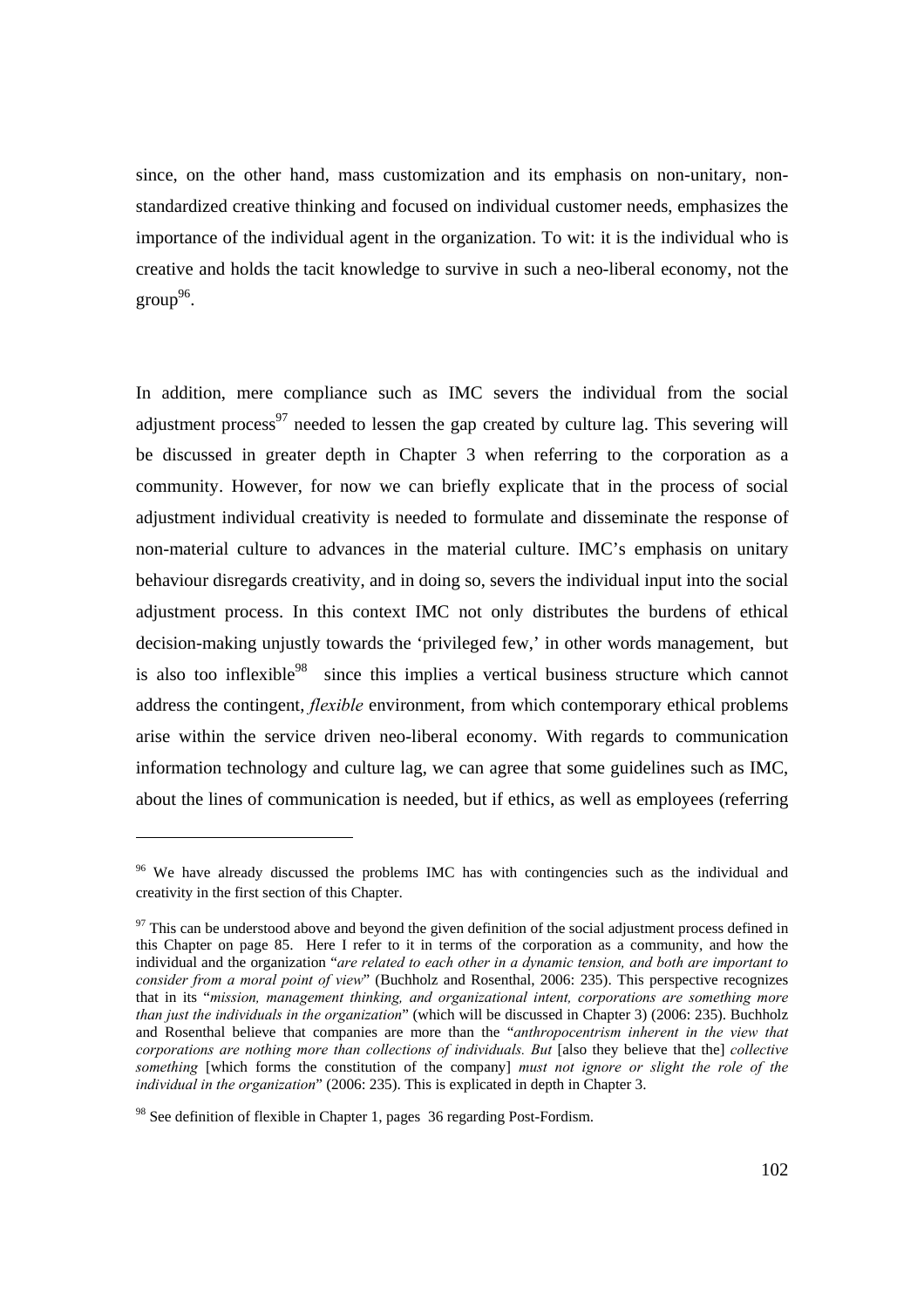since, on the other hand, mass customization and its emphasis on non-unitary, non-standardized creative thinking and focused on individual customer needs, emphasizes the importance of the individual agent in the organization. To wit: it is the individual who is creative and holds the tacit knowledge to survive in such a neo-liberal economy, not the group[96].

In addition, mere compliance such as IMC severs the individual from the social adjustment process[97] needed to lessen the gap created by culture lag. This severing will be discussed in greater depth in Chapter 3 when referring to the corporation as a community. However, for now we can briefly explicate that in the process of social adjustment individual creativity is needed to formulate and disseminate the response of non-material culture to advances in the material culture. IMC's emphasis on unitary behaviour disregards creativity, and in doing so, severs the individual input into the social adjustment process. In this context IMC not only distributes the burdens of ethical decision-making unjustly towards the 'privileged few,' in other words management, but is also too inflexible[98] since this implies a vertical business structure which cannot address the contingent, *flexible* environment, from which contemporary ethical problems arise within the service driven neo-liberal economy. With regards to communication information technology and culture lag, we can agree that some guidelines such as IMC, about the lines of communication is needed, but if ethics, as well as employees (referring

---

[96] We have already discussed the problems IMC has with contingencies such as the individual and creativity in the first section of this Chapter.

[97] This can be understood above and beyond the given definition of the social adjustment process defined in this Chapter on page 85. Here I refer to it in terms of the corporation as a community, and how the individual and the organization "*are related to each other in a dynamic tension, and both are important to consider from a moral point of view*" (Buchholz and Rosenthal, 2006: 235). This perspective recognizes that in its "*mission, management thinking, and organizational intent, corporations are something more than just the individuals in the organization*" (which will be discussed in Chapter 3) (2006: 235). Buchholz and Rosenthal believe that companies are more than the "*anthropocentrism inherent in the view that corporations are nothing more than collections of individuals. But* [also they believe that the] *collective something* [which forms the constitution of the company] *must not ignore or slight the role of the individual in the organization*" (2006: 235). This is explicated in depth in Chapter 3.

[98] See definition of flexible in Chapter 1, pages 36 regarding Post-Fordism.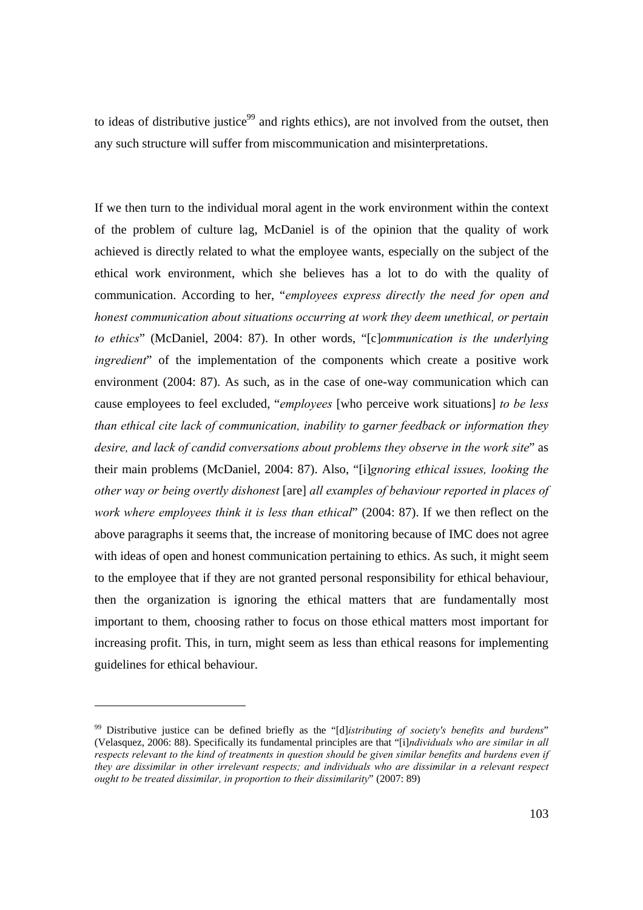to ideas of distributive justice[99] and rights ethics), are not involved from the outset, then any such structure will suffer from miscommunication and misinterpretations.

If we then turn to the individual moral agent in the work environment within the context of the problem of culture lag, McDaniel is of the opinion that the quality of work achieved is directly related to what the employee wants, especially on the subject of the ethical work environment, which she believes has a lot to do with the quality of communication. According to her, "*employees express directly the need for open and honest communication about situations occurring at work they deem unethical, or pertain to ethics*" (McDaniel, 2004: 87). In other words, "[c]*ommunication is the underlying ingredient*" of the implementation of the components which create a positive work environment (2004: 87). As such, as in the case of one-way communication which can cause employees to feel excluded, "*employees* [who perceive work situations] *to be less than ethical cite lack of communication, inability to garner feedback or information they desire, and lack of candid conversations about problems they observe in the work site*" as their main problems (McDaniel, 2004: 87). Also, "[i]*gnoring ethical issues, looking the other way or being overtly dishonest* [are] *all examples of behaviour reported in places of work where employees think it is less than ethical*" (2004: 87). If we then reflect on the above paragraphs it seems that, the increase of monitoring because of IMC does not agree with ideas of open and honest communication pertaining to ethics. As such, it might seem to the employee that if they are not granted personal responsibility for ethical behaviour, then the organization is ignoring the ethical matters that are fundamentally most important to them, choosing rather to focus on those ethical matters most important for increasing profit. This, in turn, might seem as less than ethical reasons for implementing guidelines for ethical behaviour.

---

[99] Distributive justice can be defined briefly as the "[d]*istributing of society's benefits and burdens*" (Velasquez, 2006: 88). Specifically its fundamental principles are that "[i]*ndividuals who are similar in all respects relevant to the kind of treatments in question should be given similar benefits and burdens even if they are dissimilar in other irrelevant respects; and individuals who are dissimilar in a relevant respect ought to be treated dissimilar, in proportion to their dissimilarity*" (2007: 89)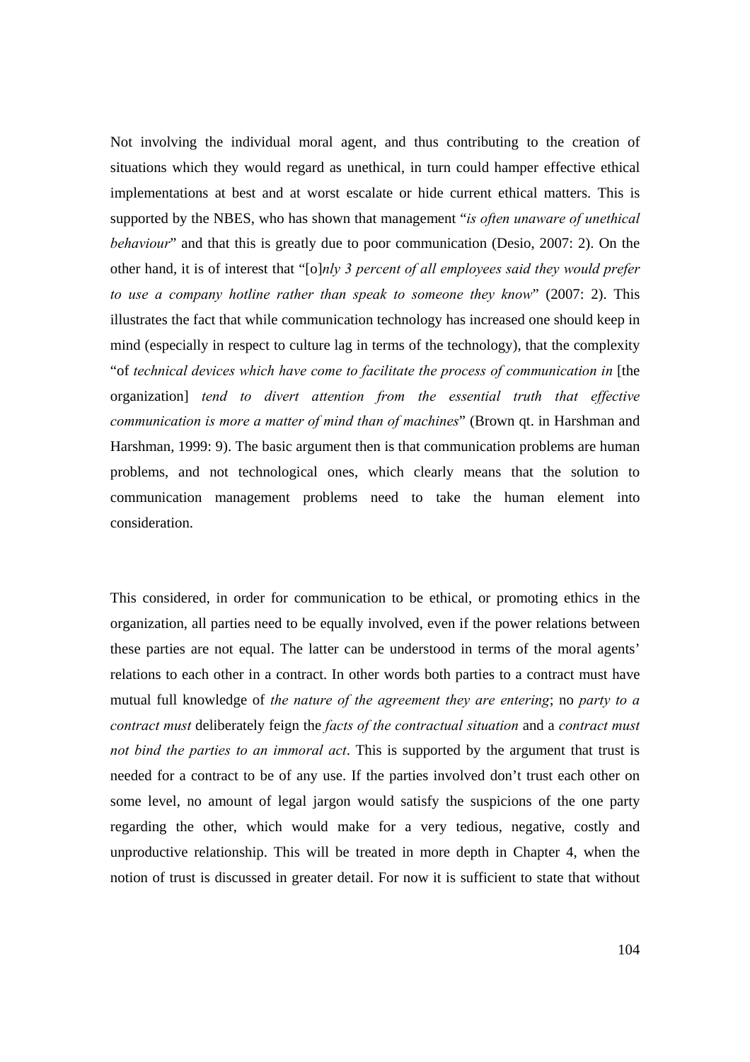Not involving the individual moral agent, and thus contributing to the creation of situations which they would regard as unethical, in turn could hamper effective ethical implementations at best and at worst escalate or hide current ethical matters. This is supported by the NBES, who has shown that management "*is often unaware of unethical behaviour*" and that this is greatly due to poor communication (Desio, 2007: 2). On the other hand, it is of interest that "[o]*nly 3 percent of all employees said they would prefer to use a company hotline rather than speak to someone they know*" (2007: 2). This illustrates the fact that while communication technology has increased one should keep in mind (especially in respect to culture lag in terms of the technology), that the complexity "of *technical devices which have come to facilitate the process of communication in* [the organization] *tend to divert attention from the essential truth that effective communication is more a matter of mind than of machines*" (Brown qt. in Harshman and Harshman, 1999: 9). The basic argument then is that communication problems are human problems, and not technological ones, which clearly means that the solution to communication management problems need to take the human element into consideration.

This considered, in order for communication to be ethical, or promoting ethics in the organization, all parties need to be equally involved, even if the power relations between these parties are not equal. The latter can be understood in terms of the moral agents' relations to each other in a contract. In other words both parties to a contract must have mutual full knowledge of *the nature of the agreement they are entering*; no *party to a contract must* deliberately feign the *facts of the contractual situation* and a *contract must not bind the parties to an immoral act*. This is supported by the argument that trust is needed for a contract to be of any use. If the parties involved don't trust each other on some level, no amount of legal jargon would satisfy the suspicions of the one party regarding the other, which would make for a very tedious, negative, costly and unproductive relationship. This will be treated in more depth in Chapter 4, when the notion of trust is discussed in greater detail. For now it is sufficient to state that without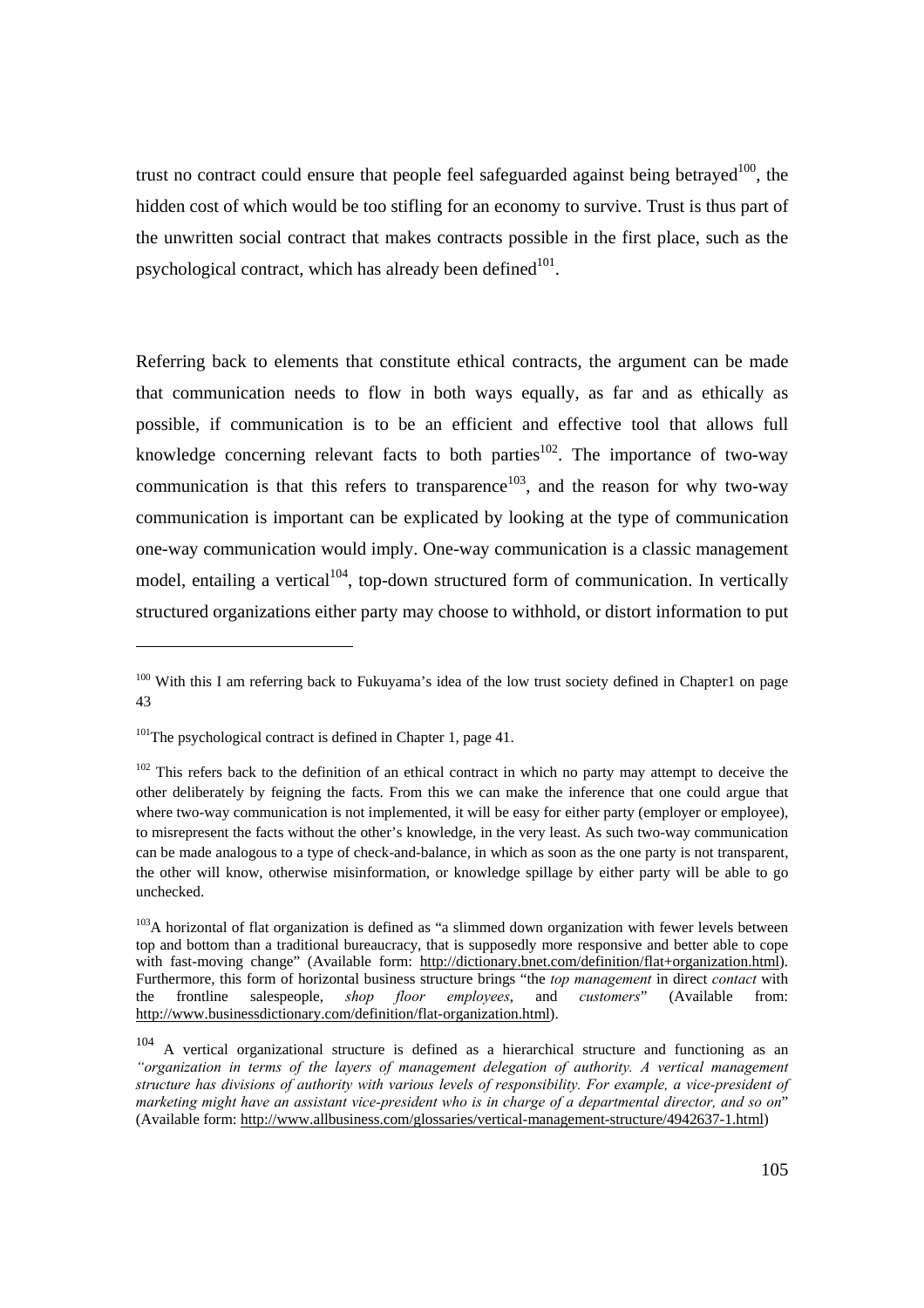trust no contract could ensure that people feel safeguarded against being betrayed[100], the hidden cost of which would be too stifling for an economy to survive. Trust is thus part of the unwritten social contract that makes contracts possible in the first place, such as the psychological contract, which has already been defined[101].

Referring back to elements that constitute ethical contracts, the argument can be made that communication needs to flow in both ways equally, as far and as ethically as possible, if communication is to be an efficient and effective tool that allows full knowledge concerning relevant facts to both parties[102]. The importance of two-way communication is that this refers to transparence[103], and the reason for why two-way communication is important can be explicated by looking at the type of communication one-way communication would imply. One-way communication is a classic management model, entailing a vertical[104], top-down structured form of communication. In vertically structured organizations either party may choose to withhold, or distort information to put

---

[100] With this I am referring back to Fukuyama's idea of the low trust society defined in Chapter1 on page 43

[101] The psychological contract is defined in Chapter 1, page 41.

[102] This refers back to the definition of an ethical contract in which no party may attempt to deceive the other deliberately by feigning the facts. From this we can make the inference that one could argue that where two-way communication is not implemented, it will be easy for either party (employer or employee), to misrepresent the facts without the other's knowledge, in the very least. As such two-way communication can be made analogous to a type of check-and-balance, in which as soon as the one party is not transparent, the other will know, otherwise misinformation, or knowledge spillage by either party will be able to go unchecked.

[103] A horizontal of flat organization is defined as "a slimmed down organization with fewer levels between top and bottom than a traditional bureaucracy, that is supposedly more responsive and better able to cope with fast-moving change" (Available form: http://dictionary.bnet.com/definition/flat+organization.html). Furthermore, this form of horizontal business structure brings "the *top management* in direct *contact* with the frontline salespeople, *shop floor employees*, and *customers*" (Available from: http://www.businessdictionary.com/definition/flat-organization.html).

[104] A vertical organizational structure is defined as a hierarchical structure and functioning as an *"organization in terms of the layers of management delegation of authority. A vertical management structure has divisions of authority with various levels of responsibility. For example, a vice-president of marketing might have an assistant vice-president who is in charge of a departmental director, and so on*" (Available form: http://www.allbusiness.com/glossaries/vertical-management-structure/4942637-1.html)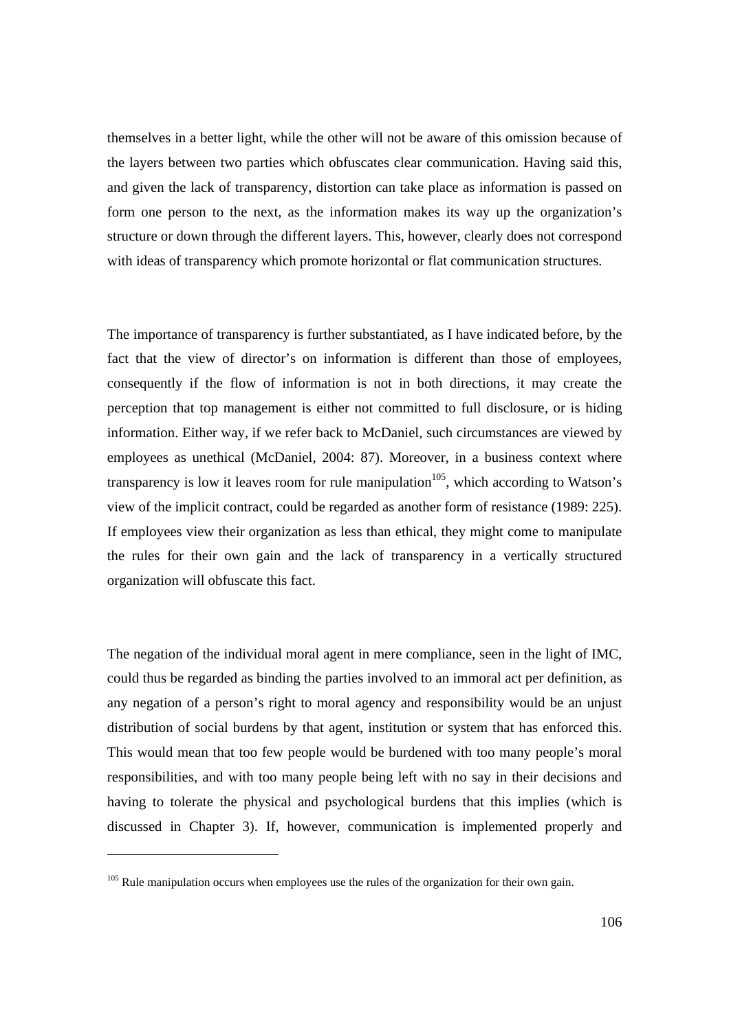themselves in a better light, while the other will not be aware of this omission because of the layers between two parties which obfuscates clear communication. Having said this, and given the lack of transparency, distortion can take place as information is passed on form one person to the next, as the information makes its way up the organization's structure or down through the different layers. This, however, clearly does not correspond with ideas of transparency which promote horizontal or flat communication structures.

The importance of transparency is further substantiated, as I have indicated before, by the fact that the view of director's on information is different than those of employees, consequently if the flow of information is not in both directions, it may create the perception that top management is either not committed to full disclosure, or is hiding information. Either way, if we refer back to McDaniel, such circumstances are viewed by employees as unethical (McDaniel, 2004: 87). Moreover, in a business context where transparency is low it leaves room for rule manipulation[105], which according to Watson's view of the implicit contract, could be regarded as another form of resistance (1989: 225). If employees view their organization as less than ethical, they might come to manipulate the rules for their own gain and the lack of transparency in a vertically structured organization will obfuscate this fact.

The negation of the individual moral agent in mere compliance, seen in the light of IMC, could thus be regarded as binding the parties involved to an immoral act per definition, as any negation of a person's right to moral agency and responsibility would be an unjust distribution of social burdens by that agent, institution or system that has enforced this. This would mean that too few people would be burdened with too many people's moral responsibilities, and with too many people being left with no say in their decisions and having to tolerate the physical and psychological burdens that this implies (which is discussed in Chapter 3). If, however, communication is implemented properly and

[105] Rule manipulation occurs when employees use the rules of the organization for their own gain.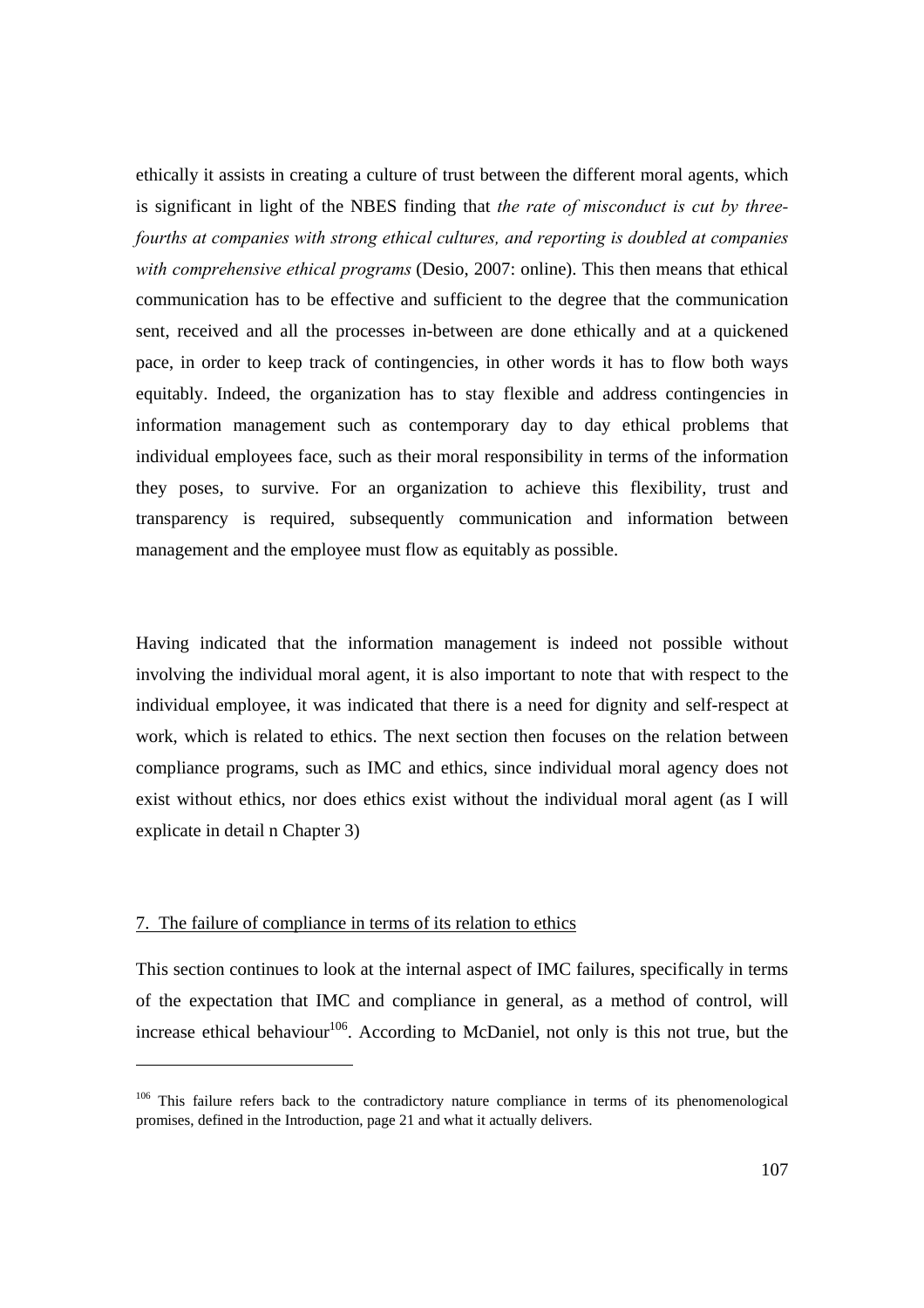ethically it assists in creating a culture of trust between the different moral agents, which is significant in light of the NBES finding that *the rate of misconduct is cut by three-fourths at companies with strong ethical cultures, and reporting is doubled at companies with comprehensive ethical programs* (Desio, 2007: online). This then means that ethical communication has to be effective and sufficient to the degree that the communication sent, received and all the processes in-between are done ethically and at a quickened pace, in order to keep track of contingencies, in other words it has to flow both ways equitably. Indeed, the organization has to stay flexible and address contingencies in information management such as contemporary day to day ethical problems that individual employees face, such as their moral responsibility in terms of the information they poses, to survive. For an organization to achieve this flexibility, trust and transparency is required, subsequently communication and information between management and the employee must flow as equitably as possible.

Having indicated that the information management is indeed not possible without involving the individual moral agent, it is also important to note that with respect to the individual employee, it was indicated that there is a need for dignity and self-respect at work, which is related to ethics. The next section then focuses on the relation between compliance programs, such as IMC and ethics, since individual moral agency does not exist without ethics, nor does ethics exist without the individual moral agent (as I will explicate in detail n Chapter 3)

## 7. The failure of compliance in terms of its relation to ethics

This section continues to look at the internal aspect of IMC failures, specifically in terms of the expectation that IMC and compliance in general, as a method of control, will increase ethical behaviour[106]. According to McDaniel, not only is this not true, but the

[106] This failure refers back to the contradictory nature compliance in terms of its phenomenological promises, defined in the Introduction, page 21 and what it actually delivers.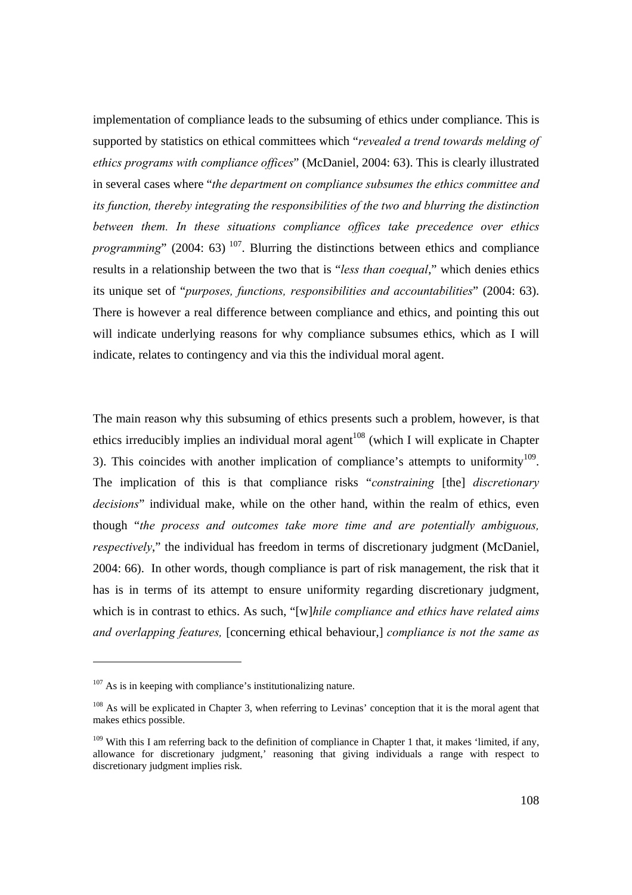implementation of compliance leads to the subsuming of ethics under compliance. This is supported by statistics on ethical committees which "*revealed a trend towards melding of ethics programs with compliance offices*" (McDaniel, 2004: 63). This is clearly illustrated in several cases where "*the department on compliance subsumes the ethics committee and its function, thereby integrating the responsibilities of the two and blurring the distinction between them. In these situations compliance offices take precedence over ethics programming*" (2004: 63) [107]. Blurring the distinctions between ethics and compliance results in a relationship between the two that is "*less than coequal*," which denies ethics its unique set of "*purposes, functions, responsibilities and accountabilities*" (2004: 63). There is however a real difference between compliance and ethics, and pointing this out will indicate underlying reasons for why compliance subsumes ethics, which as I will indicate, relates to contingency and via this the individual moral agent.

The main reason why this subsuming of ethics presents such a problem, however, is that ethics irreducibly implies an individual moral agent[108] (which I will explicate in Chapter 3). This coincides with another implication of compliance's attempts to uniformity[109]. The implication of this is that compliance risks "*constraining* [the] *discretionary decisions*" individual make, while on the other hand, within the realm of ethics, even though "*the process and outcomes take more time and are potentially ambiguous, respectively*," the individual has freedom in terms of discretionary judgment (McDaniel, 2004: 66). In other words, though compliance is part of risk management, the risk that it has is in terms of its attempt to ensure uniformity regarding discretionary judgment, which is in contrast to ethics. As such, "[w]*hile compliance and ethics have related aims and overlapping features,* [concerning ethical behaviour,] *compliance is not the same as*

---

[107] As is in keeping with compliance's institutionalizing nature.

[108] As will be explicated in Chapter 3, when referring to Levinas' conception that it is the moral agent that makes ethics possible.

[109] With this I am referring back to the definition of compliance in Chapter 1 that, it makes 'limited, if any, allowance for discretionary judgment,' reasoning that giving individuals a range with respect to discretionary judgment implies risk.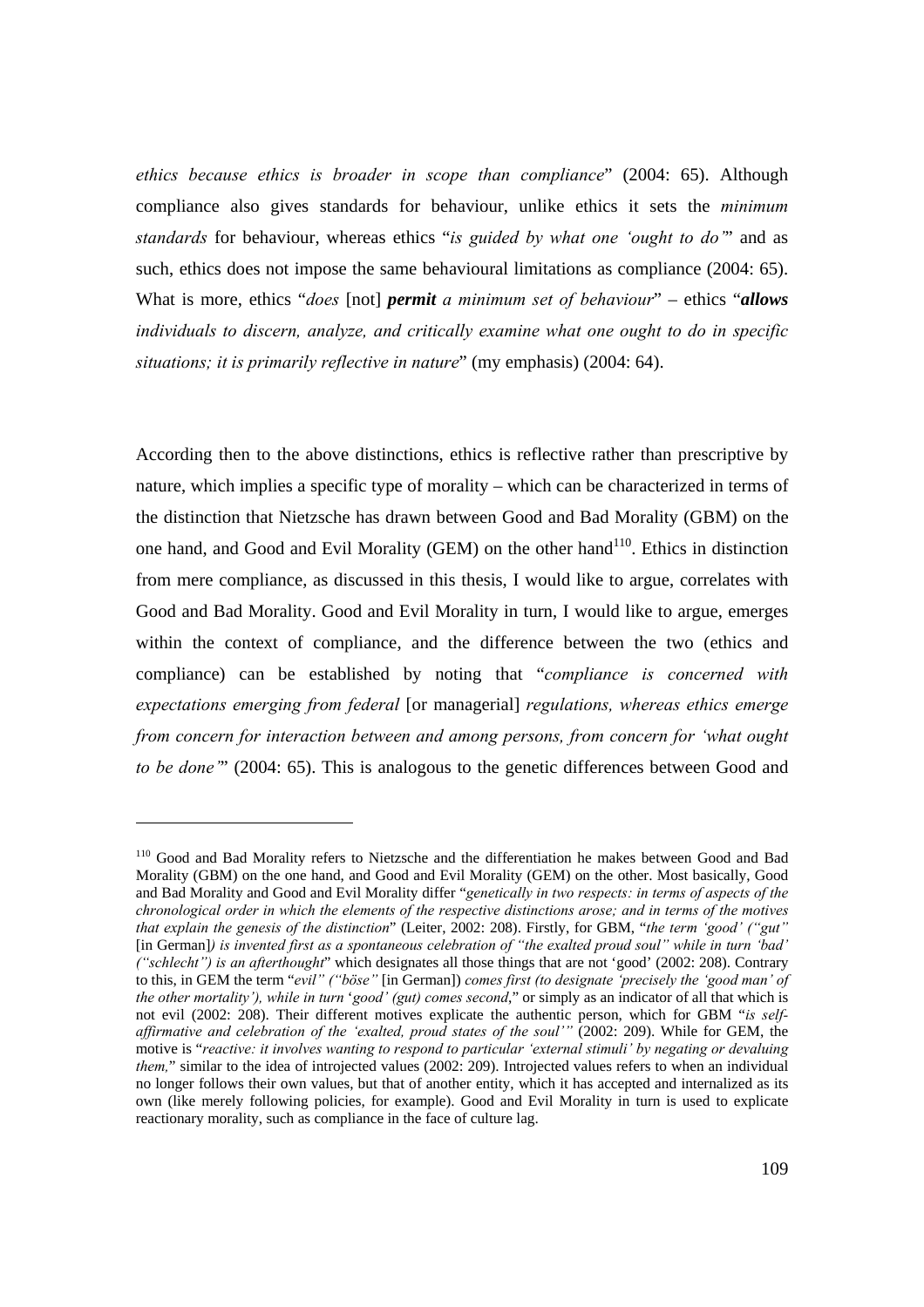*ethics because ethics is broader in scope than compliance*" (2004: 65). Although compliance also gives standards for behaviour, unlike ethics it sets the *minimum standards* for behaviour, whereas ethics "*is guided by what one 'ought to do'*" and as such, ethics does not impose the same behavioural limitations as compliance (2004: 65). What is more, ethics "*does* [not] ***permit*** *a minimum set of behaviour*" – ethics "***allows*** *individuals to discern, analyze, and critically examine what one ought to do in specific situations; it is primarily reflective in nature*" (my emphasis) (2004: 64).

According then to the above distinctions, ethics is reflective rather than prescriptive by nature, which implies a specific type of morality – which can be characterized in terms of the distinction that Nietzsche has drawn between Good and Bad Morality (GBM) on the one hand, and Good and Evil Morality (GEM) on the other hand[110]. Ethics in distinction from mere compliance, as discussed in this thesis, I would like to argue, correlates with Good and Bad Morality. Good and Evil Morality in turn, I would like to argue, emerges within the context of compliance, and the difference between the two (ethics and compliance) can be established by noting that "*compliance is concerned with expectations emerging from federal* [or managerial] *regulations, whereas ethics emerge from concern for interaction between and among persons, from concern for 'what ought to be done'*" (2004: 65). This is analogous to the genetic differences between Good and

---

[110] Good and Bad Morality refers to Nietzsche and the differentiation he makes between Good and Bad Morality (GBM) on the one hand, and Good and Evil Morality (GEM) on the other. Most basically, Good and Bad Morality and Good and Evil Morality differ "*genetically in two respects: in terms of aspects of the chronological order in which the elements of the respective distinctions arose; and in terms of the motives that explain the genesis of the distinction*" (Leiter, 2002: 208). Firstly, for GBM, "*the term 'good' ("gut"* [in German]*) is invented first as a spontaneous celebration of "the exalted proud soul" while in turn 'bad' ("schlecht") is an afterthought*" which designates all those things that are not 'good' (2002: 208). Contrary to this, in GEM the term "*evil" ("böse"* [in German]) *comes first (to designate 'precisely the 'good man' of the other mortality'), while in turn 'good' (gut) comes second*," or simply as an indicator of all that which is not evil (2002: 208). Their different motives explicate the authentic person, which for GBM "*is self-affirmative and celebration of the 'exalted, proud states of the soul'*" (2002: 209). While for GEM, the motive is "*reactive: it involves wanting to respond to particular 'external stimuli' by negating or devaluing them,*" similar to the idea of introjected values (2002: 209). Introjected values refers to when an individual no longer follows their own values, but that of another entity, which it has accepted and internalized as its own (like merely following policies, for example). Good and Evil Morality in turn is used to explicate reactionary morality, such as compliance in the face of culture lag.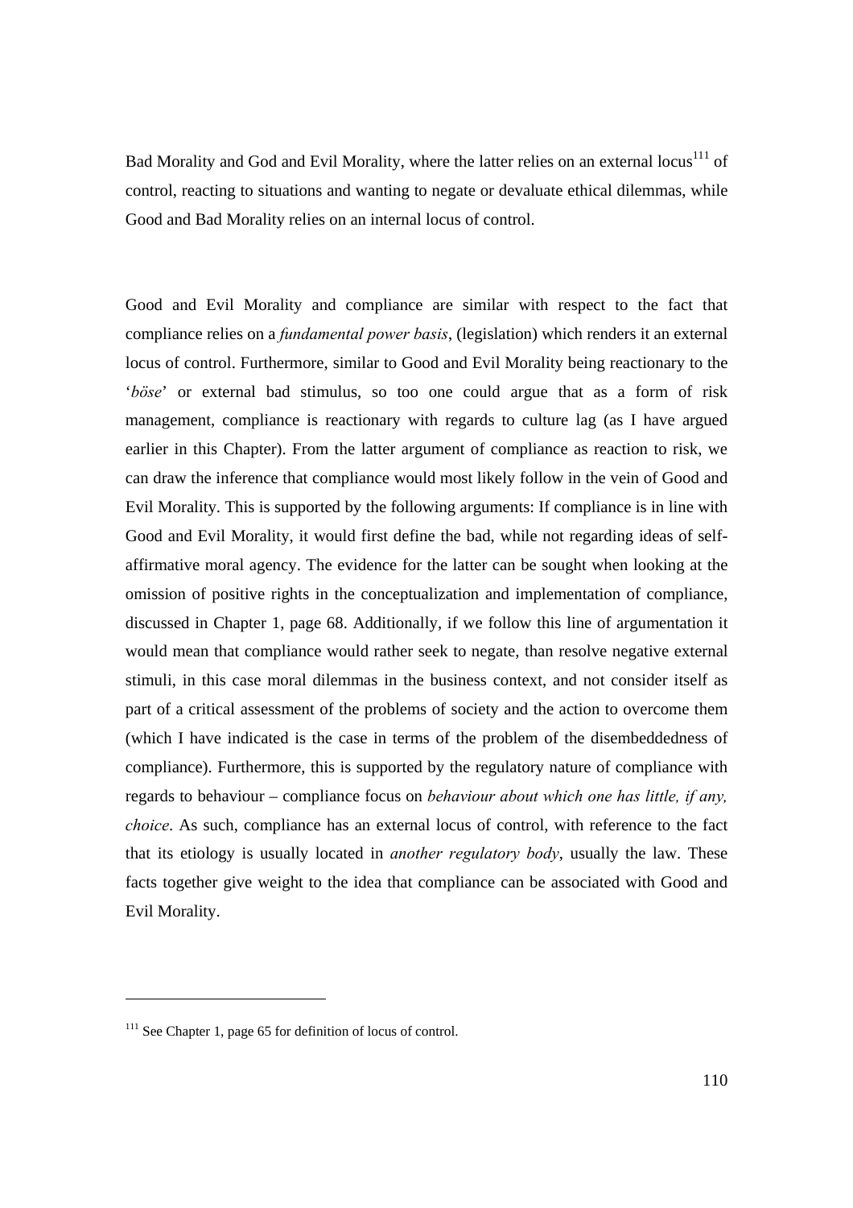Bad Morality and God and Evil Morality, where the latter relies on an external locus[111] of control, reacting to situations and wanting to negate or devaluate ethical dilemmas, while Good and Bad Morality relies on an internal locus of control.

Good and Evil Morality and compliance are similar with respect to the fact that compliance relies on a *fundamental power basis*, (legislation) which renders it an external locus of control. Furthermore, similar to Good and Evil Morality being reactionary to the '*böse*' or external bad stimulus, so too one could argue that as a form of risk management, compliance is reactionary with regards to culture lag (as I have argued earlier in this Chapter). From the latter argument of compliance as reaction to risk, we can draw the inference that compliance would most likely follow in the vein of Good and Evil Morality. This is supported by the following arguments: If compliance is in line with Good and Evil Morality, it would first define the bad, while not regarding ideas of self-affirmative moral agency. The evidence for the latter can be sought when looking at the omission of positive rights in the conceptualization and implementation of compliance, discussed in Chapter 1, page 68. Additionally, if we follow this line of argumentation it would mean that compliance would rather seek to negate, than resolve negative external stimuli, in this case moral dilemmas in the business context, and not consider itself as part of a critical assessment of the problems of society and the action to overcome them (which I have indicated is the case in terms of the problem of the disembeddedness of compliance). Furthermore, this is supported by the regulatory nature of compliance with regards to behaviour – compliance focus on *behaviour about which one has little, if any, choice*. As such, compliance has an external locus of control, with reference to the fact that its etiology is usually located in *another regulatory body*, usually the law. These facts together give weight to the idea that compliance can be associated with Good and Evil Morality.

[111] See Chapter 1, page 65 for definition of locus of control.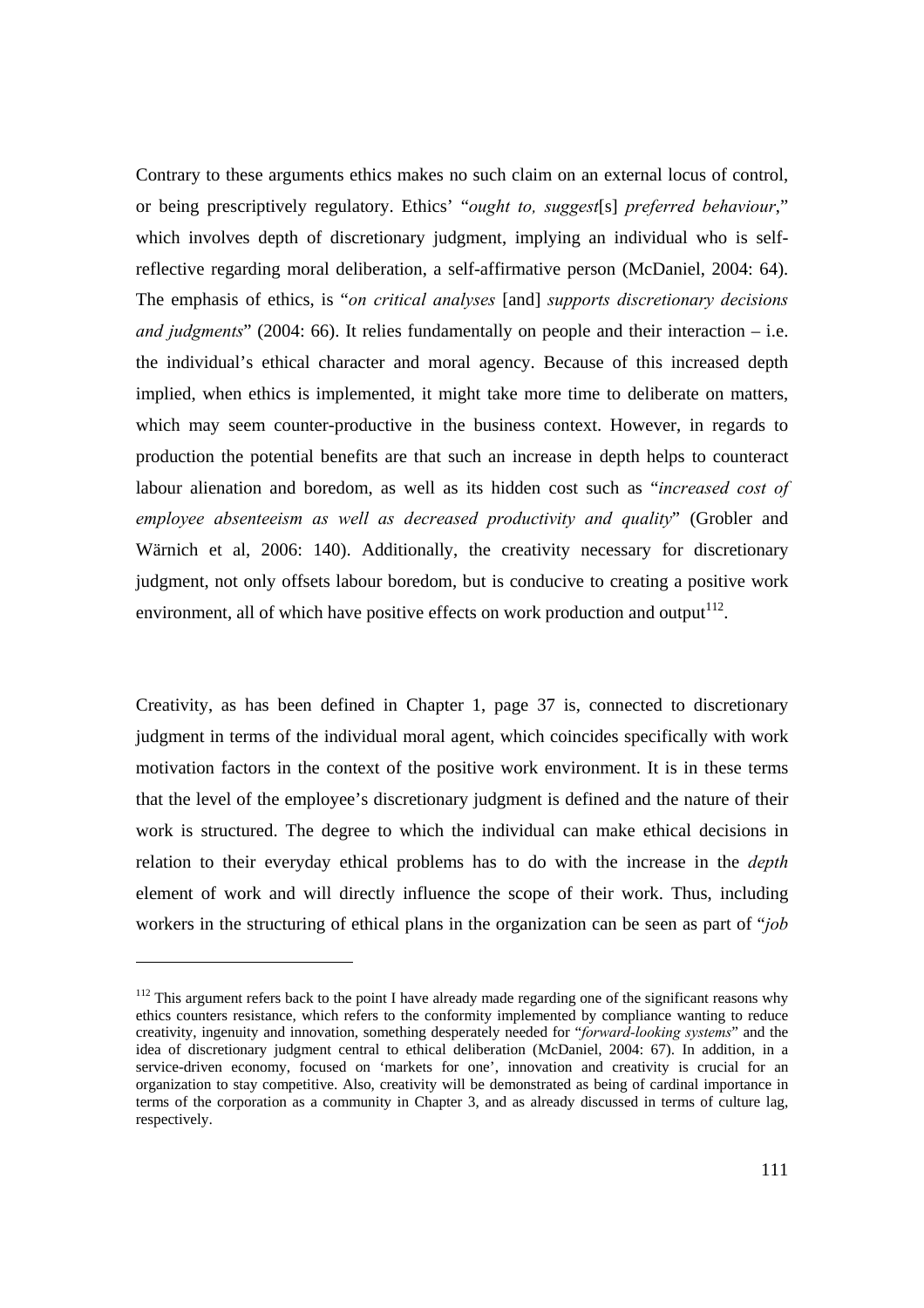Contrary to these arguments ethics makes no such claim on an external locus of control, or being prescriptively regulatory. Ethics' "*ought to, suggest*[s] *preferred behaviour*," which involves depth of discretionary judgment, implying an individual who is self-reflective regarding moral deliberation, a self-affirmative person (McDaniel, 2004: 64). The emphasis of ethics, is "*on critical analyses* [and] *supports discretionary decisions and judgments*" (2004: 66). It relies fundamentally on people and their interaction – i.e. the individual's ethical character and moral agency. Because of this increased depth implied, when ethics is implemented, it might take more time to deliberate on matters, which may seem counter-productive in the business context. However, in regards to production the potential benefits are that such an increase in depth helps to counteract labour alienation and boredom, as well as its hidden cost such as "*increased cost of employee absenteeism as well as decreased productivity and quality*" (Grobler and Wärnich et al, 2006: 140). Additionally, the creativity necessary for discretionary judgment, not only offsets labour boredom, but is conducive to creating a positive work environment, all of which have positive effects on work production and output[112].

Creativity, as has been defined in Chapter 1, page 37 is, connected to discretionary judgment in terms of the individual moral agent, which coincides specifically with work motivation factors in the context of the positive work environment. It is in these terms that the level of the employee's discretionary judgment is defined and the nature of their work is structured. The degree to which the individual can make ethical decisions in relation to their everyday ethical problems has to do with the increase in the *depth* element of work and will directly influence the scope of their work. Thus, including workers in the structuring of ethical plans in the organization can be seen as part of "*job*

---

[112] This argument refers back to the point I have already made regarding one of the significant reasons why ethics counters resistance, which refers to the conformity implemented by compliance wanting to reduce creativity, ingenuity and innovation, something desperately needed for "*forward-looking systems*" and the idea of discretionary judgment central to ethical deliberation (McDaniel, 2004: 67). In addition, in a service-driven economy, focused on 'markets for one', innovation and creativity is crucial for an organization to stay competitive. Also, creativity will be demonstrated as being of cardinal importance in terms of the corporation as a community in Chapter 3, and as already discussed in terms of culture lag, respectively.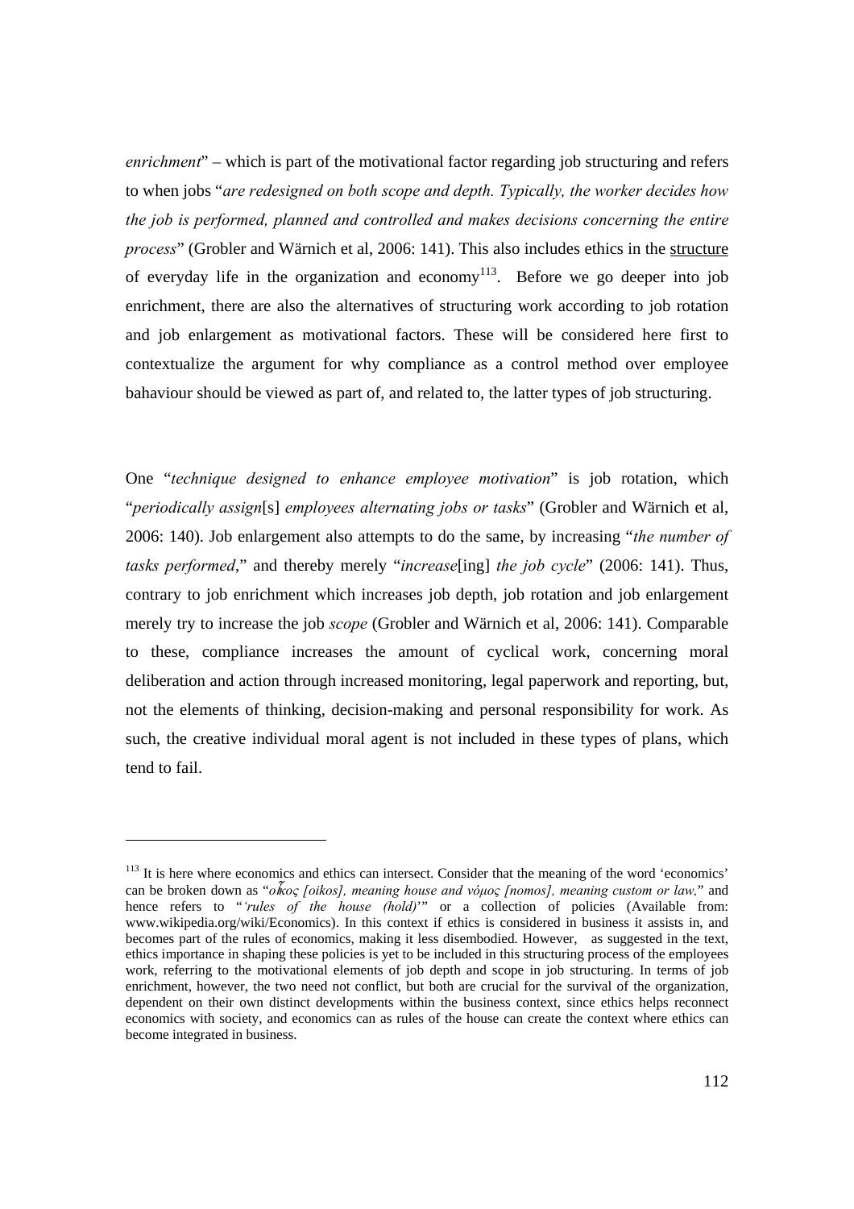*enrichment*" – which is part of the motivational factor regarding job structuring and refers to when jobs "*are redesigned on both scope and depth. Typically, the worker decides how the job is performed, planned and controlled and makes decisions concerning the entire process*" (Grobler and Wärnich et al, 2006: 141). This also includes ethics in the structure of everyday life in the organization and economy[113]. Before we go deeper into job enrichment, there are also the alternatives of structuring work according to job rotation and job enlargement as motivational factors. These will be considered here first to contextualize the argument for why compliance as a control method over employee bahaviour should be viewed as part of, and related to, the latter types of job structuring.

One "*technique designed to enhance employee motivation*" is job rotation, which "*periodically assign*[s] *employees alternating jobs or tasks*" (Grobler and Wärnich et al, 2006: 140). Job enlargement also attempts to do the same, by increasing "*the number of tasks performed*," and thereby merely "*increase*[ing] *the job cycle*" (2006: 141). Thus, contrary to job enrichment which increases job depth, job rotation and job enlargement merely try to increase the job *scope* (Grobler and Wärnich et al, 2006: 141). Comparable to these, compliance increases the amount of cyclical work, concerning moral deliberation and action through increased monitoring, legal paperwork and reporting, but, not the elements of thinking, decision-making and personal responsibility for work. As such, the creative individual moral agent is not included in these types of plans, which tend to fail.

---

[113] It is here where economics and ethics can intersect. Consider that the meaning of the word 'economics' can be broken down as "*οἶκος [oikos], meaning house and νόμος [nomos], meaning custom or law,*" and hence refers to "*'rules of the house (hold)'*" or a collection of policies (Available from: www.wikipedia.org/wiki/Economics). In this context if ethics is considered in business it assists in, and becomes part of the rules of economics, making it less disembodied. However, as suggested in the text, ethics importance in shaping these policies is yet to be included in this structuring process of the employees work, referring to the motivational elements of job depth and scope in job structuring. In terms of job enrichment, however, the two need not conflict, but both are crucial for the survival of the organization, dependent on their own distinct developments within the business context, since ethics helps reconnect economics with society, and economics can as rules of the house can create the context where ethics can become integrated in business.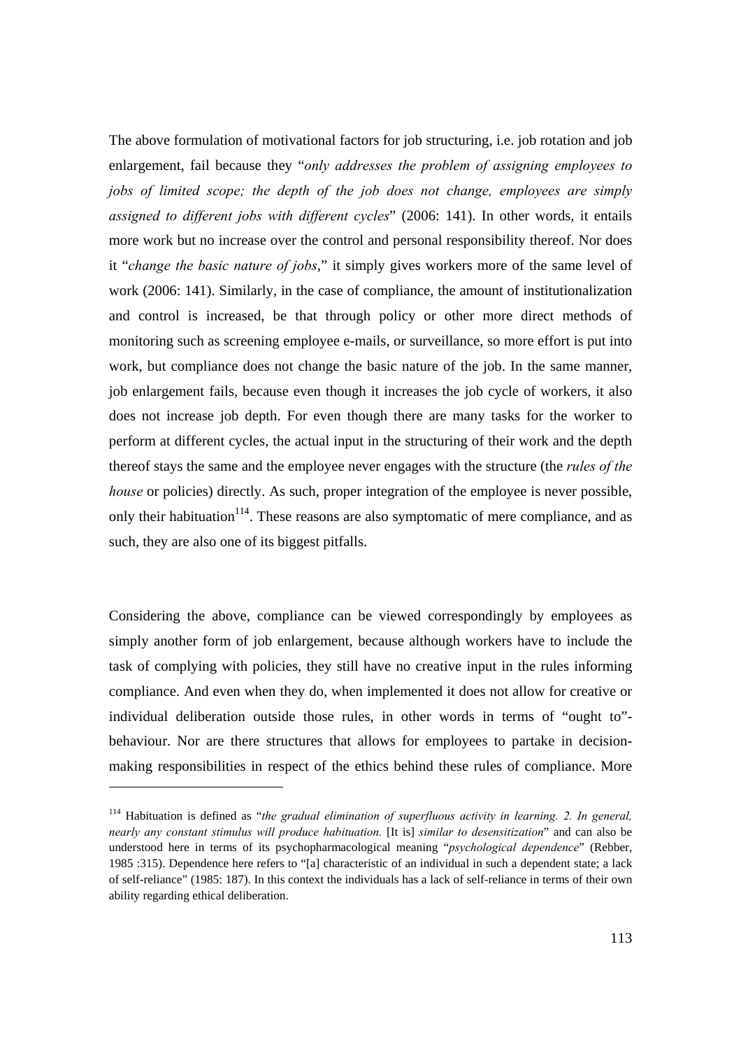The above formulation of motivational factors for job structuring, i.e. job rotation and job enlargement, fail because they "*only addresses the problem of assigning employees to jobs of limited scope; the depth of the job does not change, employees are simply assigned to different jobs with different cycles*" (2006: 141). In other words, it entails more work but no increase over the control and personal responsibility thereof. Nor does it "*change the basic nature of jobs*," it simply gives workers more of the same level of work (2006: 141). Similarly, in the case of compliance, the amount of institutionalization and control is increased, be that through policy or other more direct methods of monitoring such as screening employee e-mails, or surveillance, so more effort is put into work, but compliance does not change the basic nature of the job. In the same manner, job enlargement fails, because even though it increases the job cycle of workers, it also does not increase job depth. For even though there are many tasks for the worker to perform at different cycles, the actual input in the structuring of their work and the depth thereof stays the same and the employee never engages with the structure (the *rules of the house* or policies) directly. As such, proper integration of the employee is never possible, only their habituation[114]. These reasons are also symptomatic of mere compliance, and as such, they are also one of its biggest pitfalls.

Considering the above, compliance can be viewed correspondingly by employees as simply another form of job enlargement, because although workers have to include the task of complying with policies, they still have no creative input in the rules informing compliance. And even when they do, when implemented it does not allow for creative or individual deliberation outside those rules, in other words in terms of "ought to"-behaviour. Nor are there structures that allows for employees to partake in decision-making responsibilities in respect of the ethics behind these rules of compliance. More

---

[114] Habituation is defined as "*the gradual elimination of superfluous activity in learning. 2. In general, nearly any constant stimulus will produce habituation.* [It is] *similar to desensitization*" and can also be understood here in terms of its psychopharmacological meaning "*psychological dependence*" (Rebber, 1985 :315). Dependence here refers to "[a] characteristic of an individual in such a dependent state; a lack of self-reliance" (1985: 187). In this context the individuals has a lack of self-reliance in terms of their own ability regarding ethical deliberation.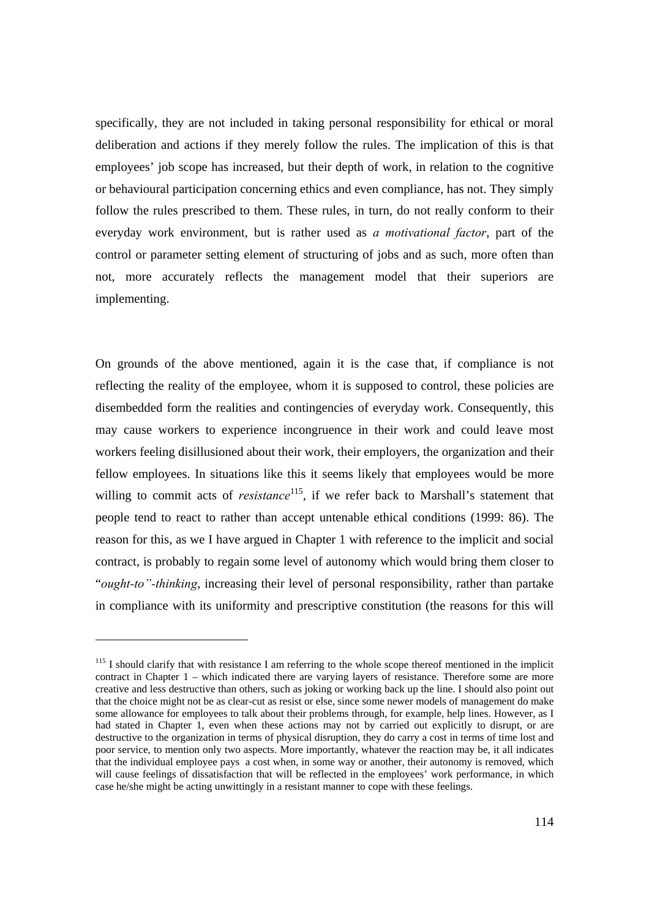specifically, they are not included in taking personal responsibility for ethical or moral deliberation and actions if they merely follow the rules. The implication of this is that employees' job scope has increased, but their depth of work, in relation to the cognitive or behavioural participation concerning ethics and even compliance, has not. They simply follow the rules prescribed to them. These rules, in turn, do not really conform to their everyday work environment, but is rather used as *a motivational factor*, part of the control or parameter setting element of structuring of jobs and as such, more often than not, more accurately reflects the management model that their superiors are implementing.

On grounds of the above mentioned, again it is the case that, if compliance is not reflecting the reality of the employee, whom it is supposed to control, these policies are disembedded form the realities and contingencies of everyday work. Consequently, this may cause workers to experience incongruence in their work and could leave most workers feeling disillusioned about their work, their employers, the organization and their fellow employees. In situations like this it seems likely that employees would be more willing to commit acts of *resistance*[115], if we refer back to Marshall's statement that people tend to react to rather than accept untenable ethical conditions (1999: 86). The reason for this, as we I have argued in Chapter 1 with reference to the implicit and social contract, is probably to regain some level of autonomy which would bring them closer to "*ought-to"-thinking*, increasing their level of personal responsibility, rather than partake in compliance with its uniformity and prescriptive constitution (the reasons for this will

[115] I should clarify that with resistance I am referring to the whole scope thereof mentioned in the implicit contract in Chapter 1 – which indicated there are varying layers of resistance. Therefore some are more creative and less destructive than others, such as joking or working back up the line. I should also point out that the choice might not be as clear-cut as resist or else, since some newer models of management do make some allowance for employees to talk about their problems through, for example, help lines. However, as I had stated in Chapter 1, even when these actions may not by carried out explicitly to disrupt, or are destructive to the organization in terms of physical disruption, they do carry a cost in terms of time lost and poor service, to mention only two aspects. More importantly, whatever the reaction may be, it all indicates that the individual employee pays a cost when, in some way or another, their autonomy is removed, which will cause feelings of dissatisfaction that will be reflected in the employees' work performance, in which case he/she might be acting unwittingly in a resistant manner to cope with these feelings.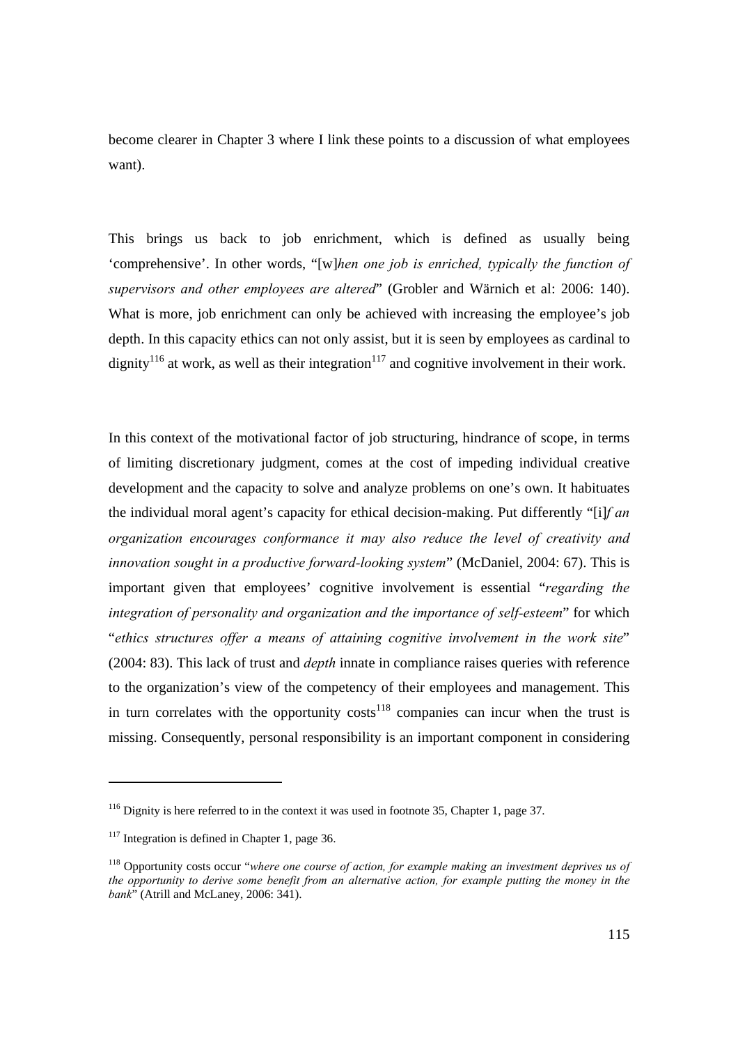become clearer in Chapter 3 where I link these points to a discussion of what employees want).

This brings us back to job enrichment, which is defined as usually being 'comprehensive'. In other words, "[w]*hen one job is enriched, typically the function of supervisors and other employees are altered*" (Grobler and Wärnich et al: 2006: 140). What is more, job enrichment can only be achieved with increasing the employee's job depth. In this capacity ethics can not only assist, but it is seen by employees as cardinal to dignity[116] at work, as well as their integration[117] and cognitive involvement in their work.

In this context of the motivational factor of job structuring, hindrance of scope, in terms of limiting discretionary judgment, comes at the cost of impeding individual creative development and the capacity to solve and analyze problems on one's own. It habituates the individual moral agent's capacity for ethical decision-making. Put differently "[i]*f an organization encourages conformance it may also reduce the level of creativity and innovation sought in a productive forward-looking system*" (McDaniel, 2004: 67). This is important given that employees' cognitive involvement is essential "*regarding the integration of personality and organization and the importance of self-esteem*" for which "*ethics structures offer a means of attaining cognitive involvement in the work site*" (2004: 83). This lack of trust and *depth* innate in compliance raises queries with reference to the organization's view of the competency of their employees and management. This in turn correlates with the opportunity costs[118] companies can incur when the trust is missing. Consequently, personal responsibility is an important component in considering

---

[116] Dignity is here referred to in the context it was used in footnote 35, Chapter 1, page 37.

[117] Integration is defined in Chapter 1, page 36.

[118] Opportunity costs occur "*where one course of action, for example making an investment deprives us of the opportunity to derive some benefit from an alternative action, for example putting the money in the bank*" (Atrill and McLaney, 2006: 341).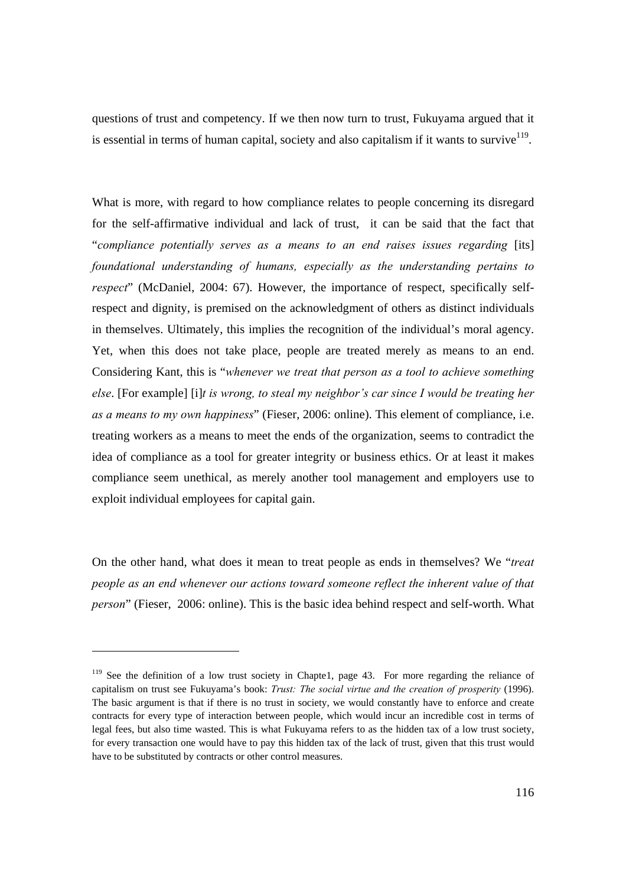questions of trust and competency. If we then now turn to trust, Fukuyama argued that it is essential in terms of human capital, society and also capitalism if it wants to survive[119].

What is more, with regard to how compliance relates to people concerning its disregard for the self-affirmative individual and lack of trust, it can be said that the fact that "*compliance potentially serves as a means to an end raises issues regarding* [its] *foundational understanding of humans, especially as the understanding pertains to respect*" (McDaniel, 2004: 67). However, the importance of respect, specifically self-respect and dignity, is premised on the acknowledgment of others as distinct individuals in themselves. Ultimately, this implies the recognition of the individual's moral agency. Yet, when this does not take place, people are treated merely as means to an end. Considering Kant, this is "*whenever we treat that person as a tool to achieve something else*. [For example] [i]*t is wrong, to steal my neighbor's car since I would be treating her as a means to my own happiness*" (Fieser, 2006: online). This element of compliance, i.e. treating workers as a means to meet the ends of the organization, seems to contradict the idea of compliance as a tool for greater integrity or business ethics. Or at least it makes compliance seem unethical, as merely another tool management and employers use to exploit individual employees for capital gain.

On the other hand, what does it mean to treat people as ends in themselves? We "*treat people as an end whenever our actions toward someone reflect the inherent value of that person*" (Fieser, 2006: online). This is the basic idea behind respect and self-worth. What

---

[119] See the definition of a low trust society in Chapte1, page 43. For more regarding the reliance of capitalism on trust see Fukuyama's book: *Trust: The social virtue and the creation of prosperity* (1996). The basic argument is that if there is no trust in society, we would constantly have to enforce and create contracts for every type of interaction between people, which would incur an incredible cost in terms of legal fees, but also time wasted. This is what Fukuyama refers to as the hidden tax of a low trust society, for every transaction one would have to pay this hidden tax of the lack of trust, given that this trust would have to be substituted by contracts or other control measures.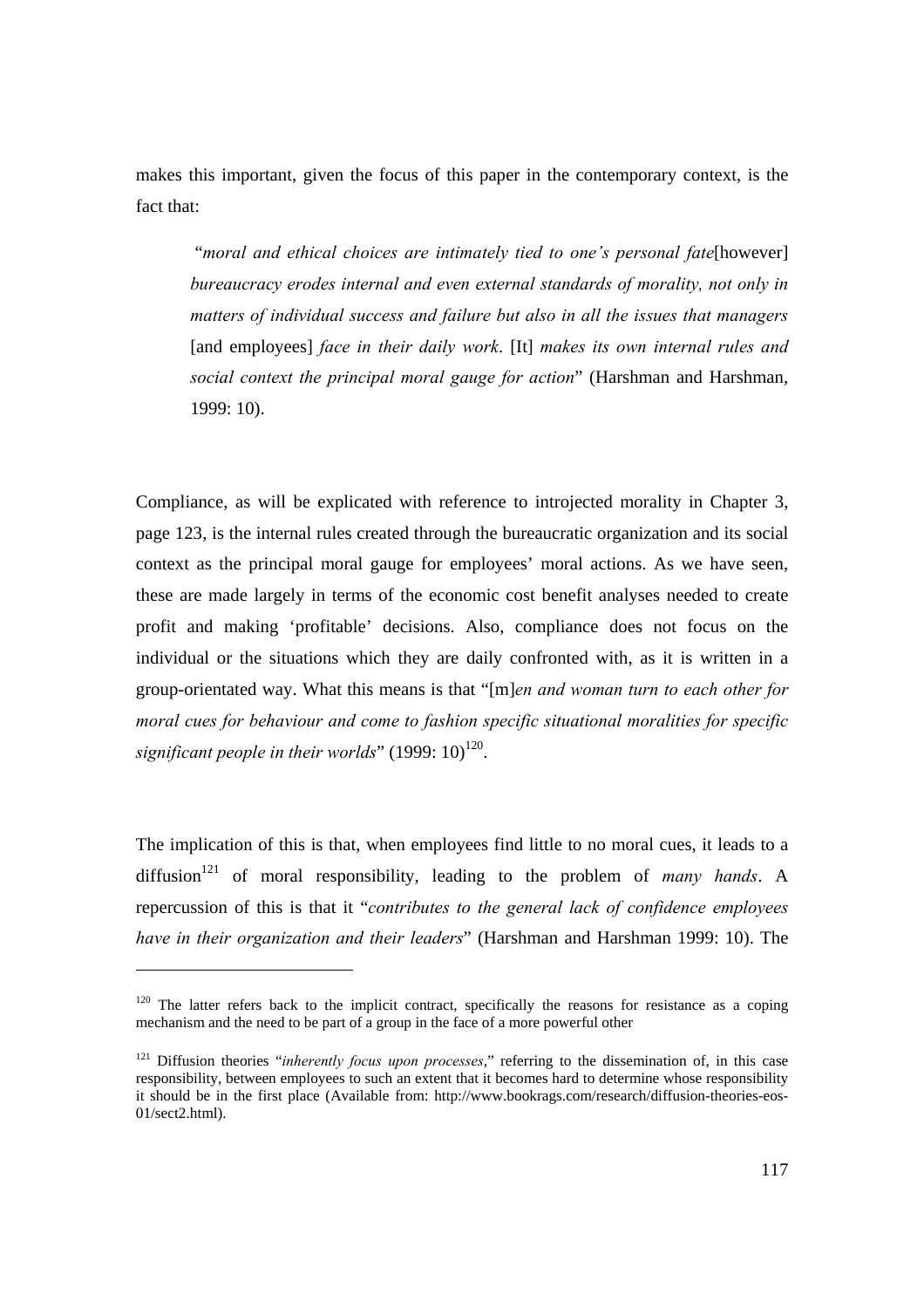makes this important, given the focus of this paper in the contemporary context, is the fact that:

> "*moral and ethical choices are intimately tied to one's personal fate*[however] *bureaucracy erodes internal and even external standards of morality, not only in matters of individual success and failure but also in all the issues that managers* [and employees] *face in their daily work*. [It] *makes its own internal rules and social context the principal moral gauge for action*" (Harshman and Harshman, 1999: 10).

Compliance, as will be explicated with reference to introjected morality in Chapter 3, page 123, is the internal rules created through the bureaucratic organization and its social context as the principal moral gauge for employees' moral actions. As we have seen, these are made largely in terms of the economic cost benefit analyses needed to create profit and making 'profitable' decisions. Also, compliance does not focus on the individual or the situations which they are daily confronted with, as it is written in a group-orientated way. What this means is that "[m]*en and woman turn to each other for moral cues for behaviour and come to fashion specific situational moralities for specific significant people in their worlds*" (1999: 10)[120].

The implication of this is that, when employees find little to no moral cues, it leads to a diffusion[121] of moral responsibility, leading to the problem of *many hands*. A repercussion of this is that it "*contributes to the general lack of confidence employees have in their organization and their leaders*" (Harshman and Harshman 1999: 10). The

---

[120] The latter refers back to the implicit contract, specifically the reasons for resistance as a coping mechanism and the need to be part of a group in the face of a more powerful other

[121] Diffusion theories "*inherently focus upon processes*," referring to the dissemination of, in this case responsibility, between employees to such an extent that it becomes hard to determine whose responsibility it should be in the first place (Available from: http://www.bookrags.com/research/diffusion-theories-eos-01/sect2.html).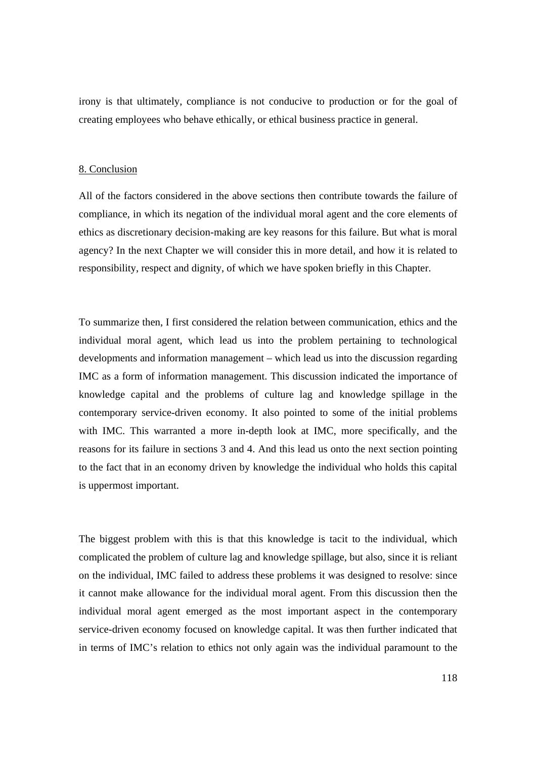irony is that ultimately, compliance is not conducive to production or for the goal of creating employees who behave ethically, or ethical business practice in general.

## 8. Conclusion

All of the factors considered in the above sections then contribute towards the failure of compliance, in which its negation of the individual moral agent and the core elements of ethics as discretionary decision-making are key reasons for this failure. But what is moral agency? In the next Chapter we will consider this in more detail, and how it is related to responsibility, respect and dignity, of which we have spoken briefly in this Chapter.

To summarize then, I first considered the relation between communication, ethics and the individual moral agent, which lead us into the problem pertaining to technological developments and information management – which lead us into the discussion regarding IMC as a form of information management. This discussion indicated the importance of knowledge capital and the problems of culture lag and knowledge spillage in the contemporary service-driven economy. It also pointed to some of the initial problems with IMC. This warranted a more in-depth look at IMC, more specifically, and the reasons for its failure in sections 3 and 4. And this lead us onto the next section pointing to the fact that in an economy driven by knowledge the individual who holds this capital is uppermost important.

The biggest problem with this is that this knowledge is tacit to the individual, which complicated the problem of culture lag and knowledge spillage, but also, since it is reliant on the individual, IMC failed to address these problems it was designed to resolve: since it cannot make allowance for the individual moral agent. From this discussion then the individual moral agent emerged as the most important aspect in the contemporary service-driven economy focused on knowledge capital. It was then further indicated that in terms of IMC's relation to ethics not only again was the individual paramount to the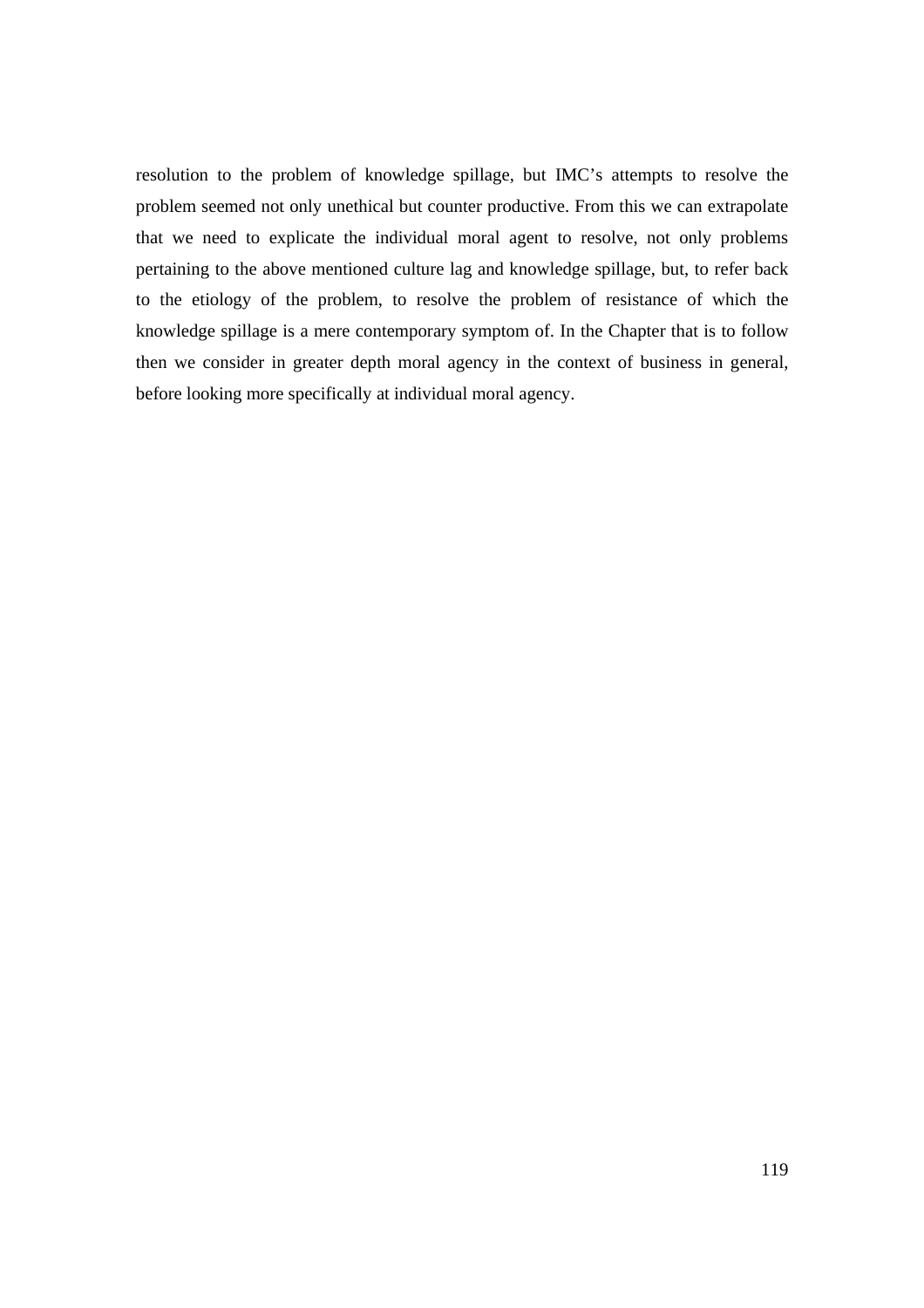resolution to the problem of knowledge spillage, but IMC's attempts to resolve the problem seemed not only unethical but counter productive. From this we can extrapolate that we need to explicate the individual moral agent to resolve, not only problems pertaining to the above mentioned culture lag and knowledge spillage, but, to refer back to the etiology of the problem, to resolve the problem of resistance of which the knowledge spillage is a mere contemporary symptom of. In the Chapter that is to follow then we consider in greater depth moral agency in the context of business in general, before looking more specifically at individual moral agency.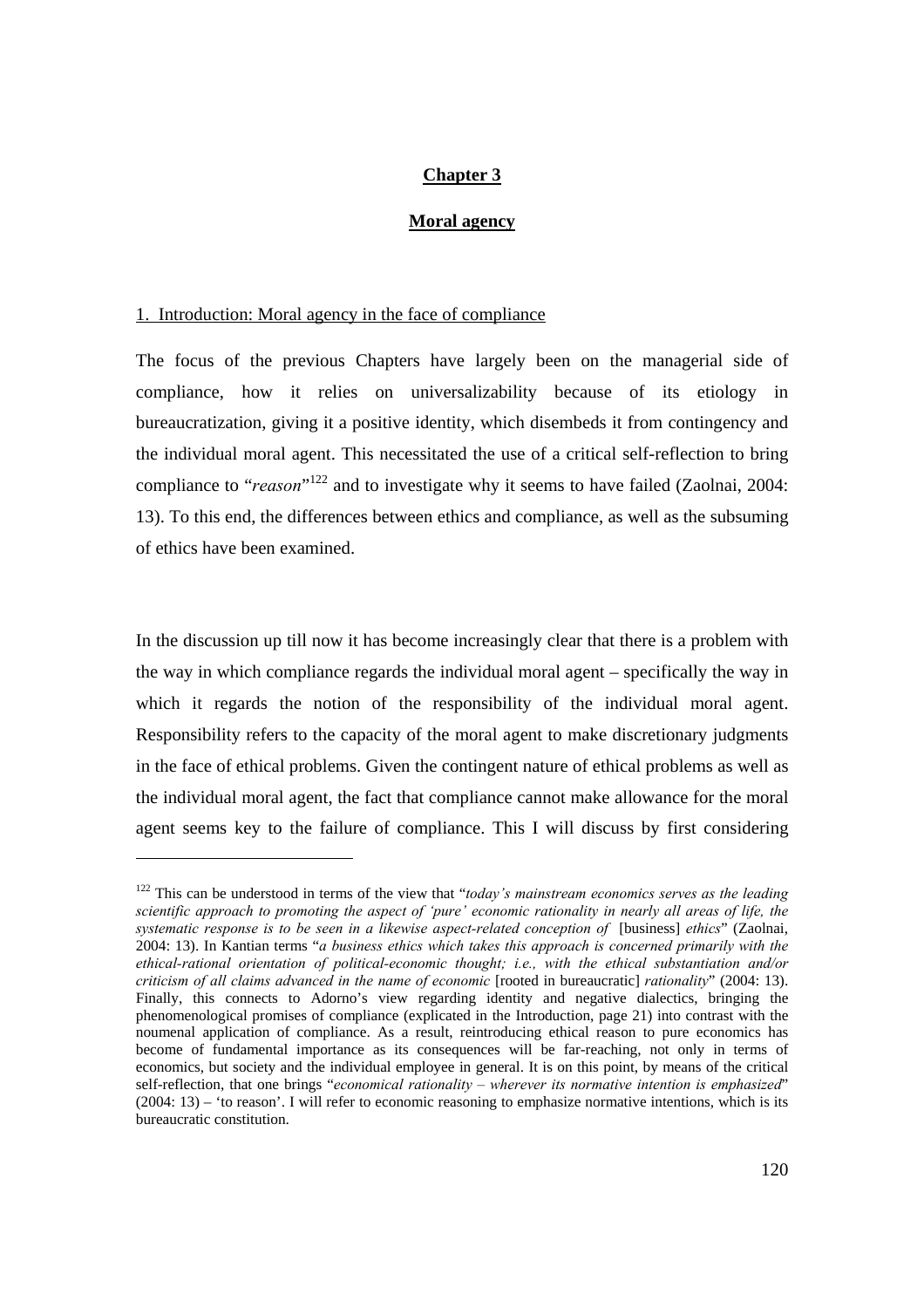# Chapter 3

## Moral agency

### 1. Introduction: Moral agency in the face of compliance

The focus of the previous Chapters have largely been on the managerial side of compliance, how it relies on universalizability because of its etiology in bureaucratization, giving it a positive identity, which disembeds it from contingency and the individual moral agent. This necessitated the use of a critical self-reflection to bring compliance to "*reason*"[122] and to investigate why it seems to have failed (Zaolnai, 2004: 13). To this end, the differences between ethics and compliance, as well as the subsuming of ethics have been examined.

In the discussion up till now it has become increasingly clear that there is a problem with the way in which compliance regards the individual moral agent – specifically the way in which it regards the notion of the responsibility of the individual moral agent. Responsibility refers to the capacity of the moral agent to make discretionary judgments in the face of ethical problems. Given the contingent nature of ethical problems as well as the individual moral agent, the fact that compliance cannot make allowance for the moral agent seems key to the failure of compliance. This I will discuss by first considering

---

[122] This can be understood in terms of the view that "*today's mainstream economics serves as the leading scientific approach to promoting the aspect of 'pure' economic rationality in nearly all areas of life, the systematic response is to be seen in a likewise aspect-related conception of* [business] *ethics*" (Zaolnai, 2004: 13). In Kantian terms "*a business ethics which takes this approach is concerned primarily with the ethical-rational orientation of political-economic thought; i.e., with the ethical substantiation and/or criticism of all claims advanced in the name of economic* [rooted in bureaucratic] *rationality*" (2004: 13). Finally, this connects to Adorno's view regarding identity and negative dialectics, bringing the phenomenological promises of compliance (explicated in the Introduction, page 21) into contrast with the noumenal application of compliance. As a result, reintroducing ethical reason to pure economics has become of fundamental importance as its consequences will be far-reaching, not only in terms of economics, but society and the individual employee in general. It is on this point, by means of the critical self-reflection, that one brings "*economical rationality – wherever its normative intention is emphasized*" (2004: 13) – 'to reason'. I will refer to economic reasoning to emphasize normative intentions, which is its bureaucratic constitution.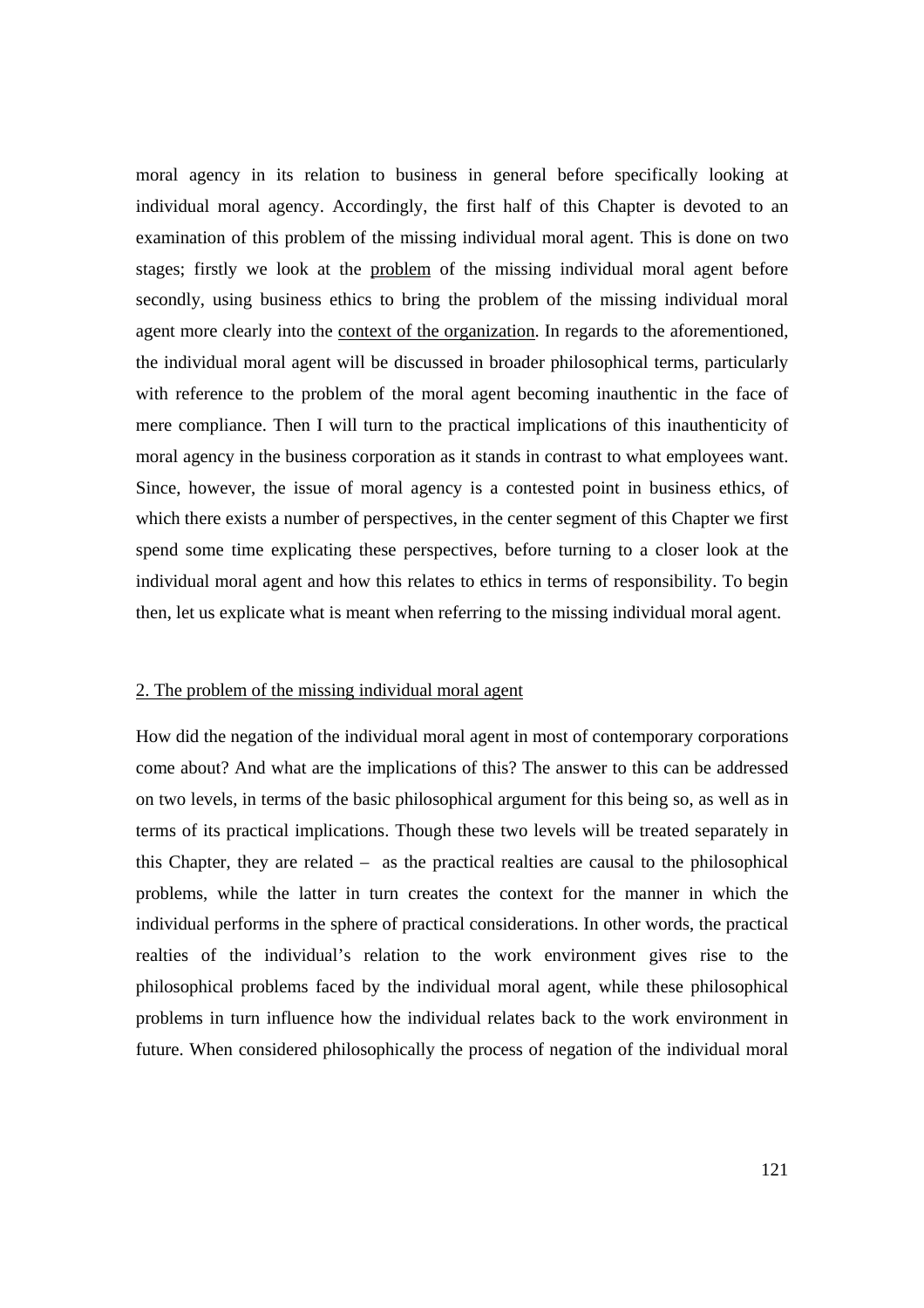moral agency in its relation to business in general before specifically looking at individual moral agency. Accordingly, the first half of this Chapter is devoted to an examination of this problem of the missing individual moral agent. This is done on two stages; firstly we look at the <u>problem</u> of the missing individual moral agent before secondly, using business ethics to bring the problem of the missing individual moral agent more clearly into the <u>context of the organization</u>. In regards to the aforementioned, the individual moral agent will be discussed in broader philosophical terms, particularly with reference to the problem of the moral agent becoming inauthentic in the face of mere compliance. Then I will turn to the practical implications of this inauthenticity of moral agency in the business corporation as it stands in contrast to what employees want. Since, however, the issue of moral agency is a contested point in business ethics, of which there exists a number of perspectives, in the center segment of this Chapter we first spend some time explicating these perspectives, before turning to a closer look at the individual moral agent and how this relates to ethics in terms of responsibility. To begin then, let us explicate what is meant when referring to the missing individual moral agent.

## <u>2. The problem of the missing individual moral agent</u>

How did the negation of the individual moral agent in most of contemporary corporations come about? And what are the implications of this? The answer to this can be addressed on two levels, in terms of the basic philosophical argument for this being so, as well as in terms of its practical implications. Though these two levels will be treated separately in this Chapter, they are related – as the practical realties are causal to the philosophical problems, while the latter in turn creates the context for the manner in which the individual performs in the sphere of practical considerations. In other words, the practical realties of the individual's relation to the work environment gives rise to the philosophical problems faced by the individual moral agent, while these philosophical problems in turn influence how the individual relates back to the work environment in future. When considered philosophically the process of negation of the individual moral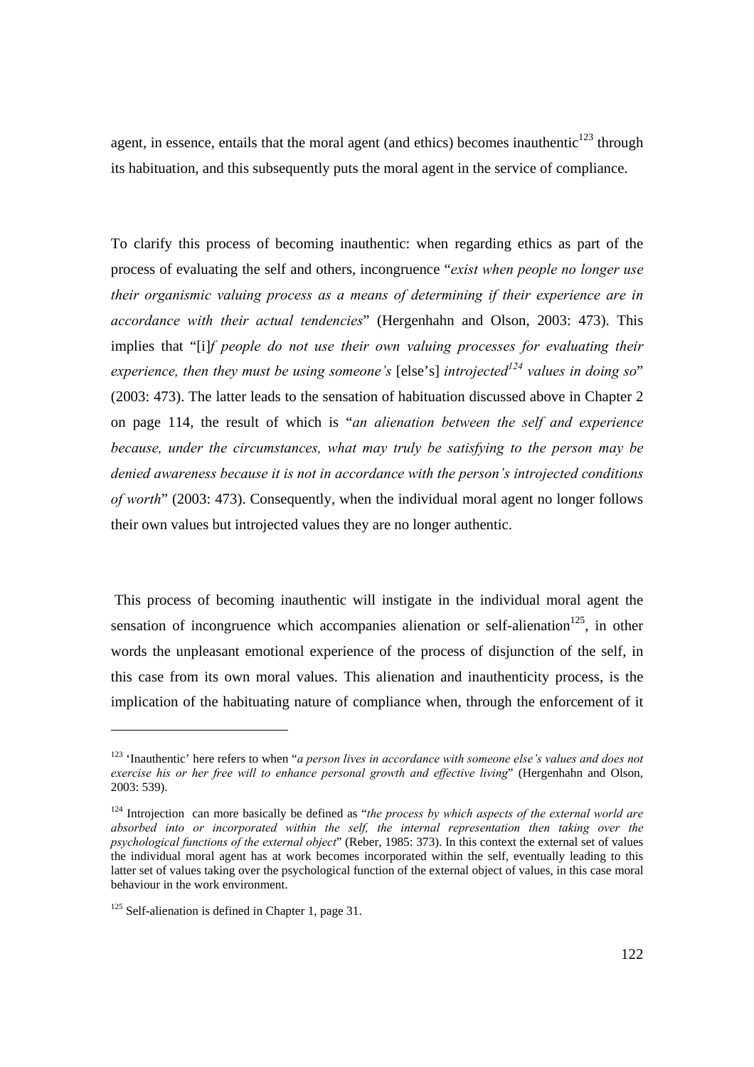agent, in essence, entails that the moral agent (and ethics) becomes inauthentic[123] through its habituation, and this subsequently puts the moral agent in the service of compliance.

To clarify this process of becoming inauthentic: when regarding ethics as part of the process of evaluating the self and others, incongruence "*exist when people no longer use their organismic valuing process as a means of determining if their experience are in accordance with their actual tendencies*" (Hergenhahn and Olson, 2003: 473). This implies that "[i]*f people do not use their own valuing processes for evaluating their experience, then they must be using someone's* [else's] *introjected*[124] *values in doing so*" (2003: 473). The latter leads to the sensation of habituation discussed above in Chapter 2 on page 114, the result of which is "*an alienation between the self and experience because, under the circumstances, what may truly be satisfying to the person may be denied awareness because it is not in accordance with the person's introjected conditions of worth*" (2003: 473). Consequently, when the individual moral agent no longer follows their own values but introjected values they are no longer authentic.

This process of becoming inauthentic will instigate in the individual moral agent the sensation of incongruence which accompanies alienation or self-alienation[125], in other words the unpleasant emotional experience of the process of disjunction of the self, in this case from its own moral values. This alienation and inauthenticity process, is the implication of the habituating nature of compliance when, through the enforcement of it

---

[123] 'Inauthentic' here refers to when "*a person lives in accordance with someone else's values and does not exercise his or her free will to enhance personal growth and effective living*" (Hergenhahn and Olson, 2003: 539).

[124] Introjection can more basically be defined as "*the process by which aspects of the external world are absorbed into or incorporated within the self, the internal representation then taking over the psychological functions of the external object*" (Reber, 1985: 373). In this context the external set of values the individual moral agent has at work becomes incorporated within the self, eventually leading to this latter set of values taking over the psychological function of the external object of values, in this case moral behaviour in the work environment.

[125] Self-alienation is defined in Chapter 1, page 31.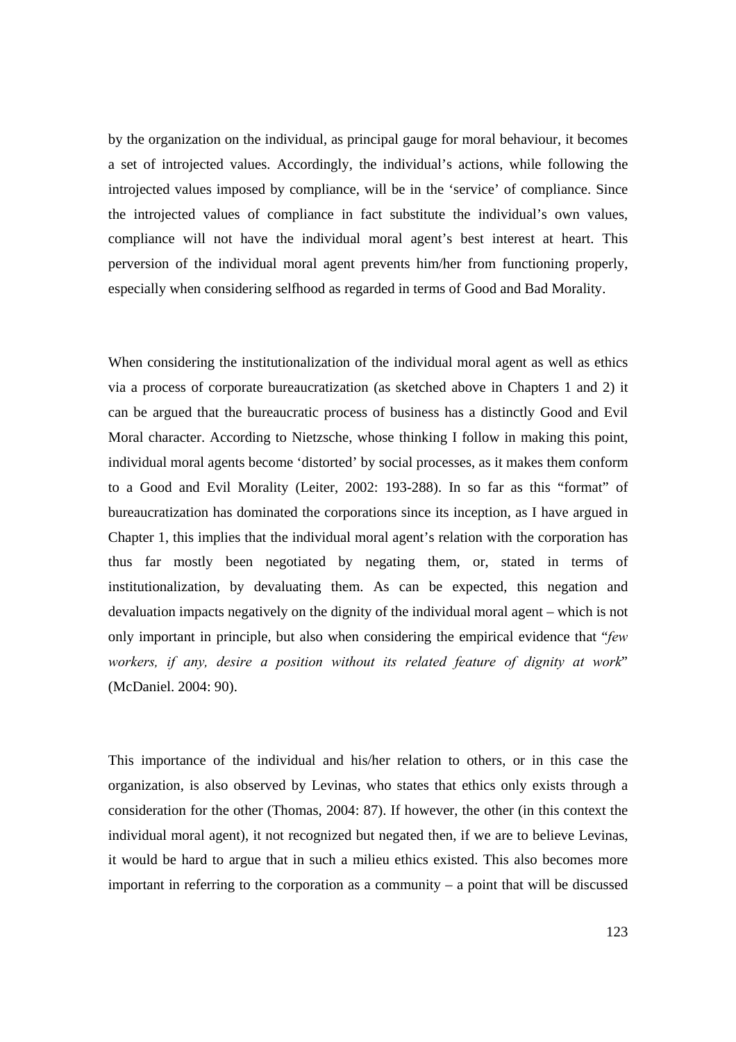by the organization on the individual, as principal gauge for moral behaviour, it becomes a set of introjected values. Accordingly, the individual's actions, while following the introjected values imposed by compliance, will be in the 'service' of compliance. Since the introjected values of compliance in fact substitute the individual's own values, compliance will not have the individual moral agent's best interest at heart. This perversion of the individual moral agent prevents him/her from functioning properly, especially when considering selfhood as regarded in terms of Good and Bad Morality.

When considering the institutionalization of the individual moral agent as well as ethics via a process of corporate bureaucratization (as sketched above in Chapters 1 and 2) it can be argued that the bureaucratic process of business has a distinctly Good and Evil Moral character. According to Nietzsche, whose thinking I follow in making this point, individual moral agents become 'distorted' by social processes, as it makes them conform to a Good and Evil Morality (Leiter, 2002: 193-288). In so far as this "format" of bureaucratization has dominated the corporations since its inception, as I have argued in Chapter 1, this implies that the individual moral agent's relation with the corporation has thus far mostly been negotiated by negating them, or, stated in terms of institutionalization, by devaluating them. As can be expected, this negation and devaluation impacts negatively on the dignity of the individual moral agent – which is not only important in principle, but also when considering the empirical evidence that "*few workers, if any, desire a position without its related feature of dignity at work*" (McDaniel. 2004: 90).

This importance of the individual and his/her relation to others, or in this case the organization, is also observed by Levinas, who states that ethics only exists through a consideration for the other (Thomas, 2004: 87). If however, the other (in this context the individual moral agent), it not recognized but negated then, if we are to believe Levinas, it would be hard to argue that in such a milieu ethics existed. This also becomes more important in referring to the corporation as a community – a point that will be discussed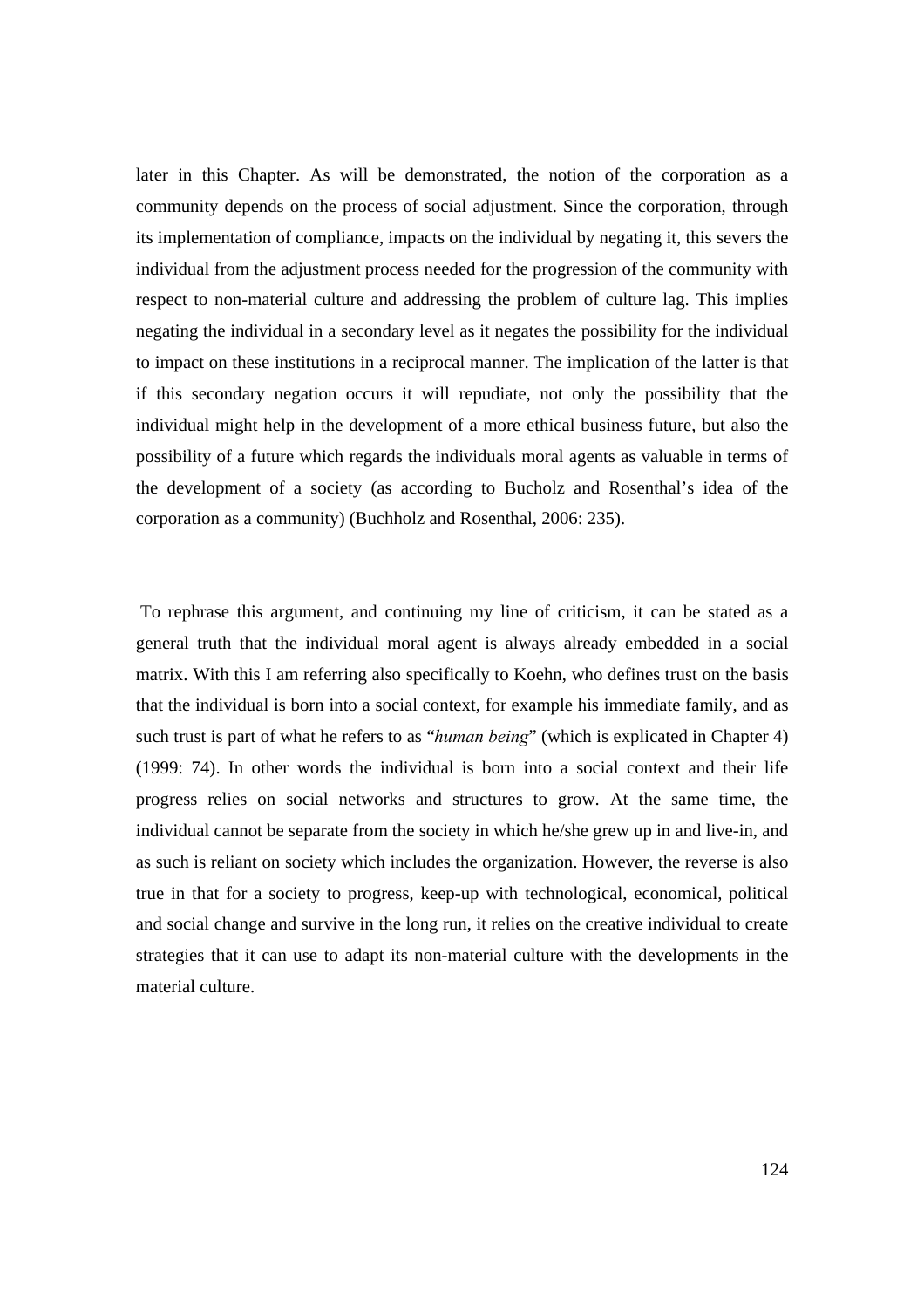later in this Chapter. As will be demonstrated, the notion of the corporation as a community depends on the process of social adjustment. Since the corporation, through its implementation of compliance, impacts on the individual by negating it, this severs the individual from the adjustment process needed for the progression of the community with respect to non-material culture and addressing the problem of culture lag. This implies negating the individual in a secondary level as it negates the possibility for the individual to impact on these institutions in a reciprocal manner. The implication of the latter is that if this secondary negation occurs it will repudiate, not only the possibility that the individual might help in the development of a more ethical business future, but also the possibility of a future which regards the individuals moral agents as valuable in terms of the development of a society (as according to Bucholz and Rosenthal's idea of the corporation as a community) (Buchholz and Rosenthal, 2006: 235).

To rephrase this argument, and continuing my line of criticism, it can be stated as a general truth that the individual moral agent is always already embedded in a social matrix. With this I am referring also specifically to Koehn, who defines trust on the basis that the individual is born into a social context, for example his immediate family, and as such trust is part of what he refers to as "*human being*" (which is explicated in Chapter 4) (1999: 74). In other words the individual is born into a social context and their life progress relies on social networks and structures to grow. At the same time, the individual cannot be separate from the society in which he/she grew up in and live-in, and as such is reliant on society which includes the organization. However, the reverse is also true in that for a society to progress, keep-up with technological, economical, political and social change and survive in the long run, it relies on the creative individual to create strategies that it can use to adapt its non-material culture with the developments in the material culture.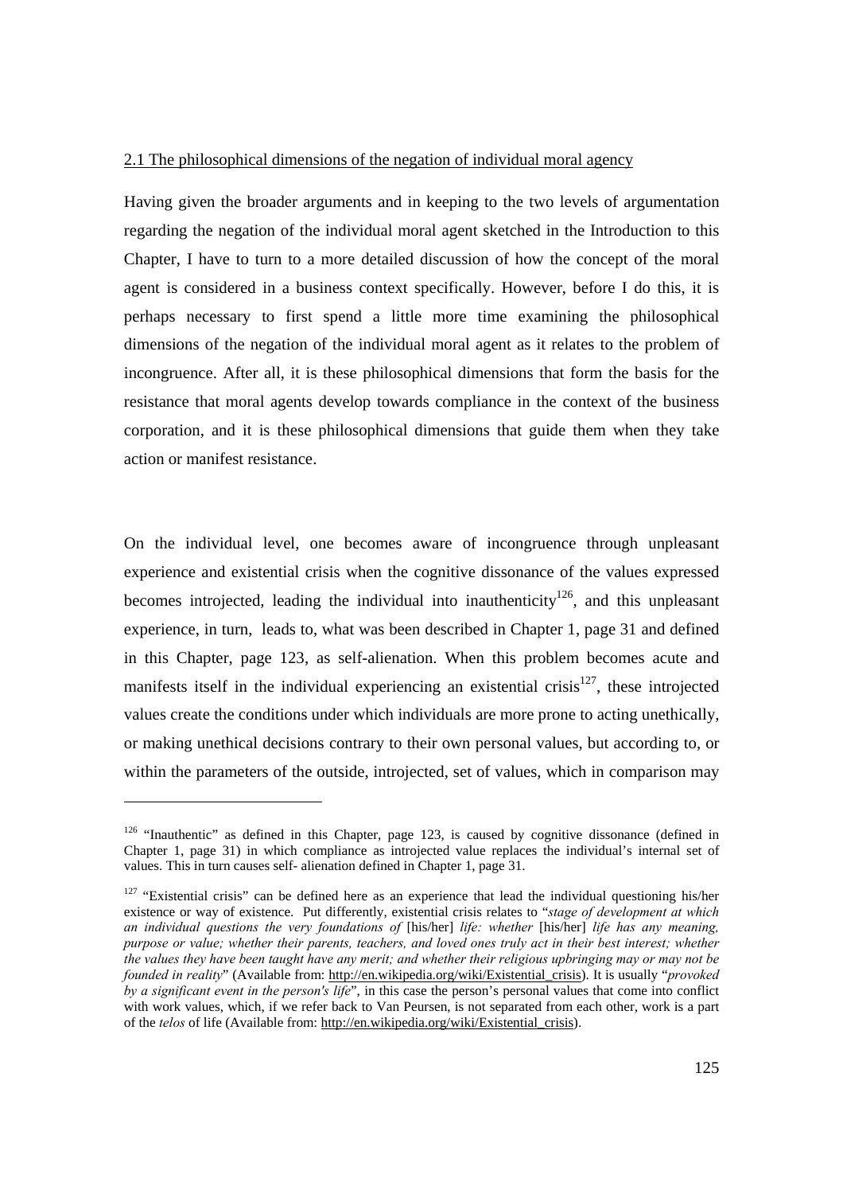2.1 The philosophical dimensions of the negation of individual moral agency

Having given the broader arguments and in keeping to the two levels of argumentation regarding the negation of the individual moral agent sketched in the Introduction to this Chapter, I have to turn to a more detailed discussion of how the concept of the moral agent is considered in a business context specifically. However, before I do this, it is perhaps necessary to first spend a little more time examining the philosophical dimensions of the negation of the individual moral agent as it relates to the problem of incongruence. After all, it is these philosophical dimensions that form the basis for the resistance that moral agents develop towards compliance in the context of the business corporation, and it is these philosophical dimensions that guide them when they take action or manifest resistance.

On the individual level, one becomes aware of incongruence through unpleasant experience and existential crisis when the cognitive dissonance of the values expressed becomes introjected, leading the individual into inauthenticity[126], and this unpleasant experience, in turn, leads to, what was been described in Chapter 1, page 31 and defined in this Chapter, page 123, as self-alienation. When this problem becomes acute and manifests itself in the individual experiencing an existential crisis[127], these introjected values create the conditions under which individuals are more prone to acting unethically, or making unethical decisions contrary to their own personal values, but according to, or within the parameters of the outside, introjected, set of values, which in comparison may

---

[126] "Inauthentic" as defined in this Chapter, page 123, is caused by cognitive dissonance (defined in Chapter 1, page 31) in which compliance as introjected value replaces the individual's internal set of values. This in turn causes self- alienation defined in Chapter 1, page 31.

[127] "Existential crisis" can be defined here as an experience that lead the individual questioning his/her existence or way of existence. Put differently, existential crisis relates to "*stage of development at which an individual questions the very foundations of* [his/her] *life: whether* [his/her] *life has any meaning, purpose or value; whether their parents, teachers, and loved ones truly act in their best interest; whether the values they have been taught have any merit; and whether their religious upbringing may or may not be founded in reality*" (Available from: http://en.wikipedia.org/wiki/Existential_crisis). It is usually "*provoked by a significant event in the person's life*", in this case the person's personal values that come into conflict with work values, which, if we refer back to Van Peursen, is not separated from each other, work is a part of the *telos* of life (Available from: http://en.wikipedia.org/wiki/Existential_crisis).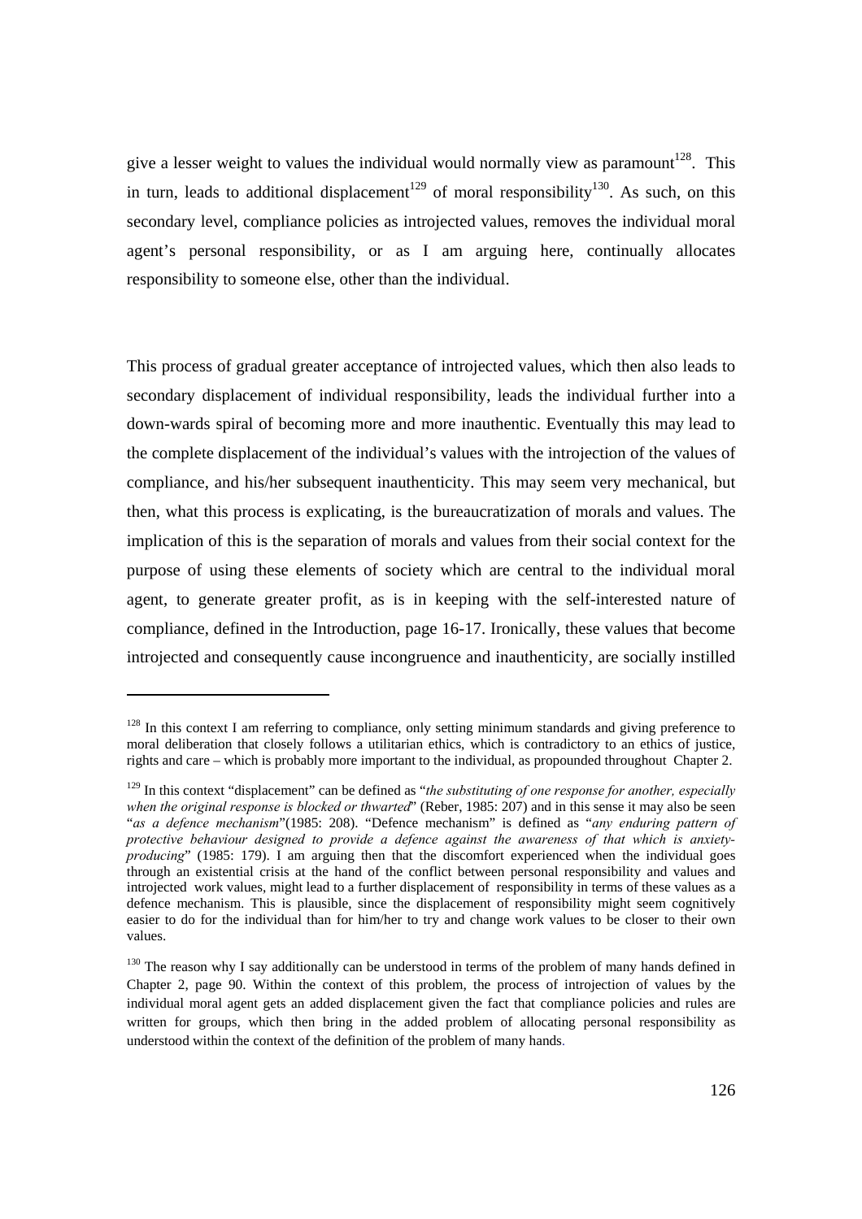give a lesser weight to values the individual would normally view as paramount[128]. This in turn, leads to additional displacement[129] of moral responsibility[130]. As such, on this secondary level, compliance policies as introjected values, removes the individual moral agent's personal responsibility, or as I am arguing here, continually allocates responsibility to someone else, other than the individual.

This process of gradual greater acceptance of introjected values, which then also leads to secondary displacement of individual responsibility, leads the individual further into a down-wards spiral of becoming more and more inauthentic. Eventually this may lead to the complete displacement of the individual's values with the introjection of the values of compliance, and his/her subsequent inauthenticity. This may seem very mechanical, but then, what this process is explicating, is the bureaucratization of morals and values. The implication of this is the separation of morals and values from their social context for the purpose of using these elements of society which are central to the individual moral agent, to generate greater profit, as is in keeping with the self-interested nature of compliance, defined in the Introduction, page 16-17. Ironically, these values that become introjected and consequently cause incongruence and inauthenticity, are socially instilled

---

[128] In this context I am referring to compliance, only setting minimum standards and giving preference to moral deliberation that closely follows a utilitarian ethics, which is contradictory to an ethics of justice, rights and care – which is probably more important to the individual, as propounded throughout Chapter 2.

[129] In this context "displacement" can be defined as "*the substituting of one response for another, especially when the original response is blocked or thwarted*" (Reber, 1985: 207) and in this sense it may also be seen "*as a defence mechanism*"(1985: 208). "Defence mechanism" is defined as "*any enduring pattern of protective behaviour designed to provide a defence against the awareness of that which is anxiety-producing*" (1985: 179). I am arguing then that the discomfort experienced when the individual goes through an existential crisis at the hand of the conflict between personal responsibility and values and introjected work values, might lead to a further displacement of responsibility in terms of these values as a defence mechanism. This is plausible, since the displacement of responsibility might seem cognitively easier to do for the individual than for him/her to try and change work values to be closer to their own values.

[130] The reason why I say additionally can be understood in terms of the problem of many hands defined in Chapter 2, page 90. Within the context of this problem, the process of introjection of values by the individual moral agent gets an added displacement given the fact that compliance policies and rules are written for groups, which then bring in the added problem of allocating personal responsibility as understood within the context of the definition of the problem of many hands.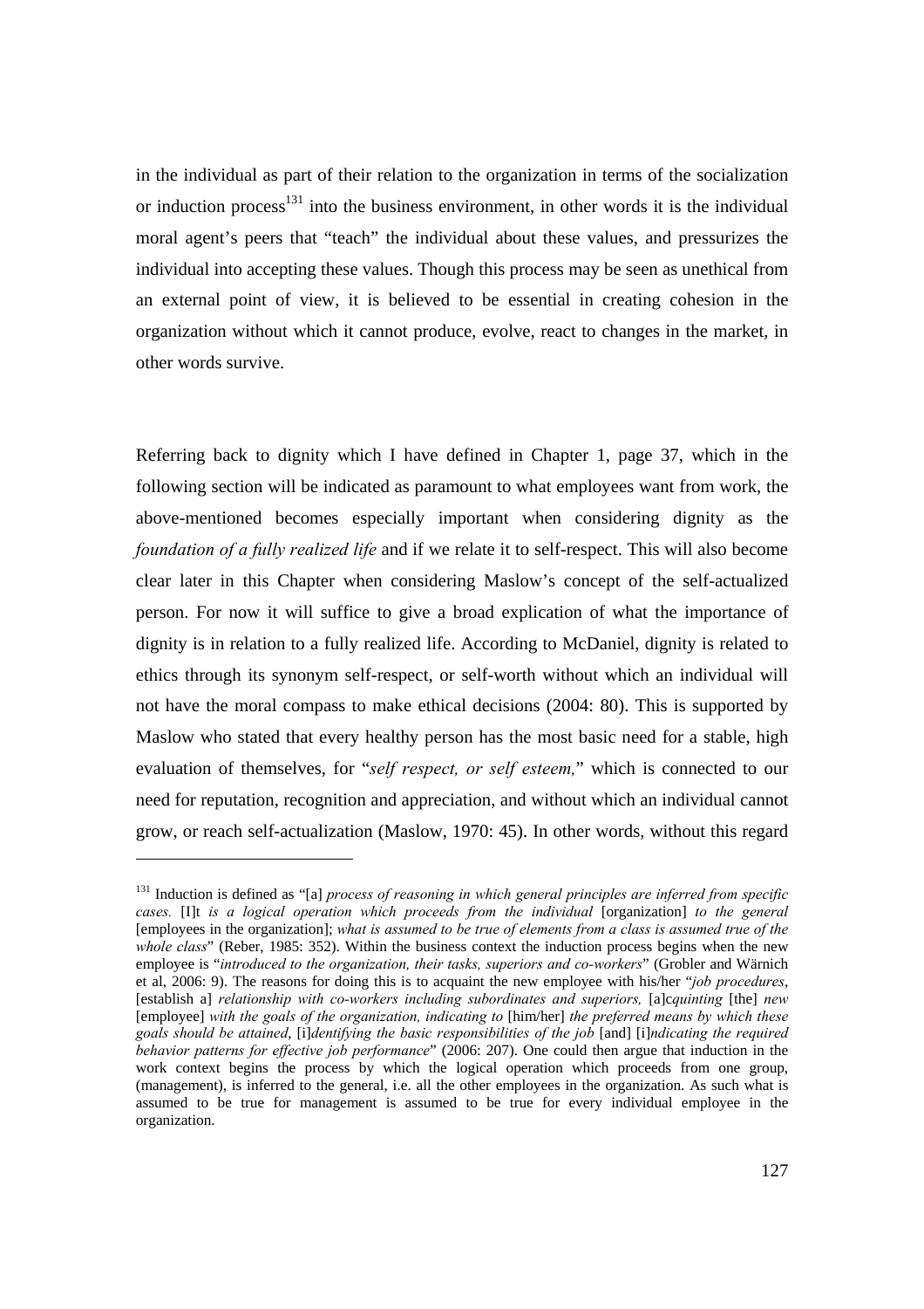in the individual as part of their relation to the organization in terms of the socialization or induction process[131] into the business environment, in other words it is the individual moral agent's peers that "teach" the individual about these values, and pressurizes the individual into accepting these values. Though this process may be seen as unethical from an external point of view, it is believed to be essential in creating cohesion in the organization without which it cannot produce, evolve, react to changes in the market, in other words survive.

Referring back to dignity which I have defined in Chapter 1, page 37, which in the following section will be indicated as paramount to what employees want from work, the above-mentioned becomes especially important when considering dignity as the *foundation of a fully realized life* and if we relate it to self-respect. This will also become clear later in this Chapter when considering Maslow's concept of the self-actualized person. For now it will suffice to give a broad explication of what the importance of dignity is in relation to a fully realized life. According to McDaniel, dignity is related to ethics through its synonym self-respect, or self-worth without which an individual will not have the moral compass to make ethical decisions (2004: 80). This is supported by Maslow who stated that every healthy person has the most basic need for a stable, high evaluation of themselves, for "*self respect, or self esteem,*" which is connected to our need for reputation, recognition and appreciation, and without which an individual cannot grow, or reach self-actualization (Maslow, 1970: 45). In other words, without this regard

---

[131] Induction is defined as "[a] *process of reasoning in which general principles are inferred from specific cases.* [I]t *is a logical operation which proceeds from the individual* [organization] *to the general* [employees in the organization]; *what is assumed to be true of elements from a class is assumed true of the whole class*" (Reber, 1985: 352). Within the business context the induction process begins when the new employee is "*introduced to the organization, their tasks, superiors and co-workers*" (Grobler and Wärnich et al, 2006: 9). The reasons for doing this is to acquaint the new employee with his/her "*job procedures*, [establish a] *relationship with co-workers including subordinates and superiors,* [a]*cquinting* [the] *new* [employee] *with the goals of the organization, indicating to* [him/her] *the preferred means by which these goals should be attained*, [i]*dentifying the basic responsibilities of the job* [and] [i]*ndicating the required behavior patterns for effective job performance*" (2006: 207). One could then argue that induction in the work context begins the process by which the logical operation which proceeds from one group, (management), is inferred to the general, i.e. all the other employees in the organization. As such what is assumed to be true for management is assumed to be true for every individual employee in the organization.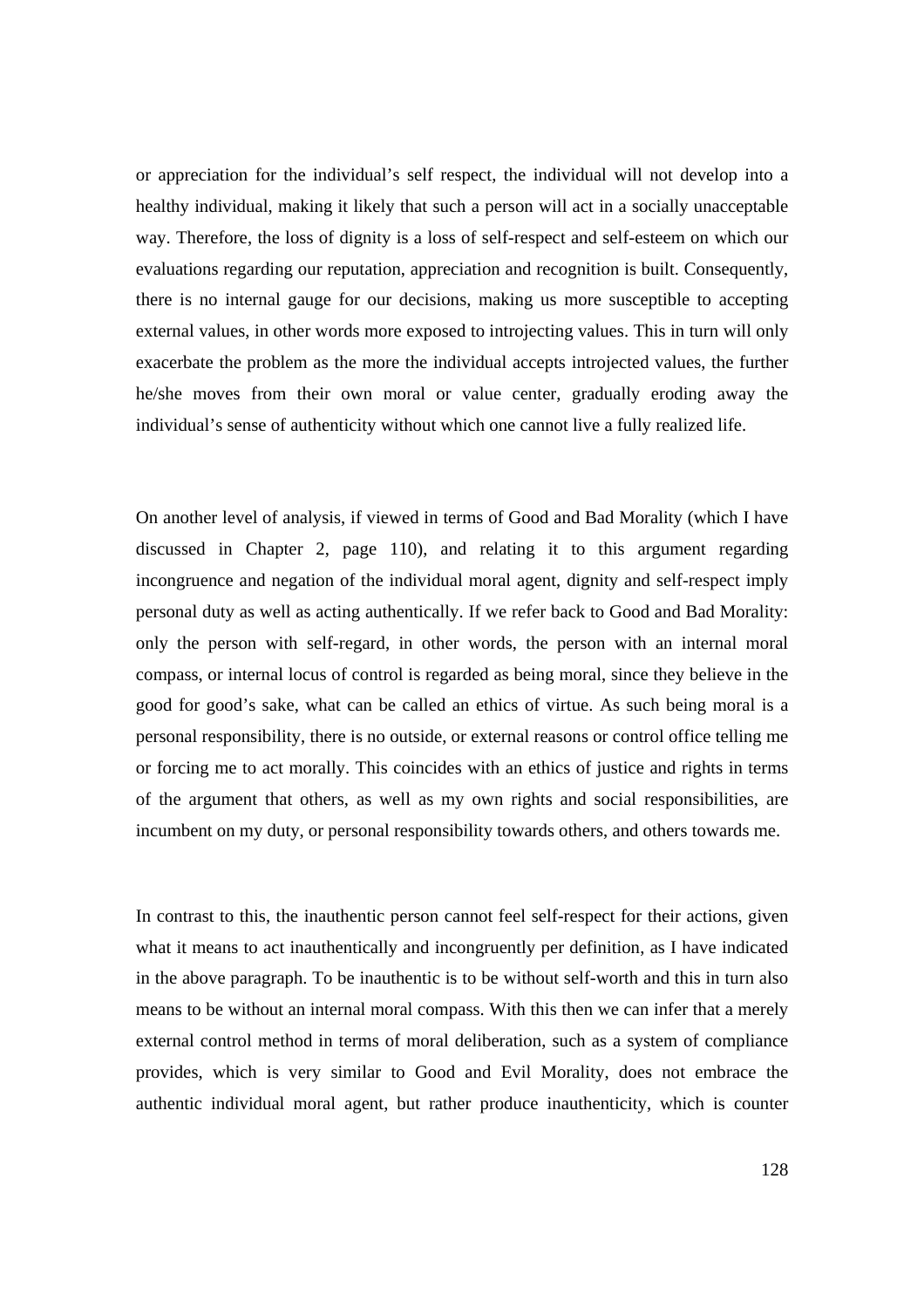or appreciation for the individual's self respect, the individual will not develop into a healthy individual, making it likely that such a person will act in a socially unacceptable way. Therefore, the loss of dignity is a loss of self-respect and self-esteem on which our evaluations regarding our reputation, appreciation and recognition is built. Consequently, there is no internal gauge for our decisions, making us more susceptible to accepting external values, in other words more exposed to introjecting values. This in turn will only exacerbate the problem as the more the individual accepts introjected values, the further he/she moves from their own moral or value center, gradually eroding away the individual's sense of authenticity without which one cannot live a fully realized life.

On another level of analysis, if viewed in terms of Good and Bad Morality (which I have discussed in Chapter 2, page 110), and relating it to this argument regarding incongruence and negation of the individual moral agent, dignity and self-respect imply personal duty as well as acting authentically. If we refer back to Good and Bad Morality: only the person with self-regard, in other words, the person with an internal moral compass, or internal locus of control is regarded as being moral, since they believe in the good for good's sake, what can be called an ethics of virtue. As such being moral is a personal responsibility, there is no outside, or external reasons or control office telling me or forcing me to act morally. This coincides with an ethics of justice and rights in terms of the argument that others, as well as my own rights and social responsibilities, are incumbent on my duty, or personal responsibility towards others, and others towards me.

In contrast to this, the inauthentic person cannot feel self-respect for their actions, given what it means to act inauthentically and incongruently per definition, as I have indicated in the above paragraph. To be inauthentic is to be without self-worth and this in turn also means to be without an internal moral compass. With this then we can infer that a merely external control method in terms of moral deliberation, such as a system of compliance provides, which is very similar to Good and Evil Morality, does not embrace the authentic individual moral agent, but rather produce inauthenticity, which is counter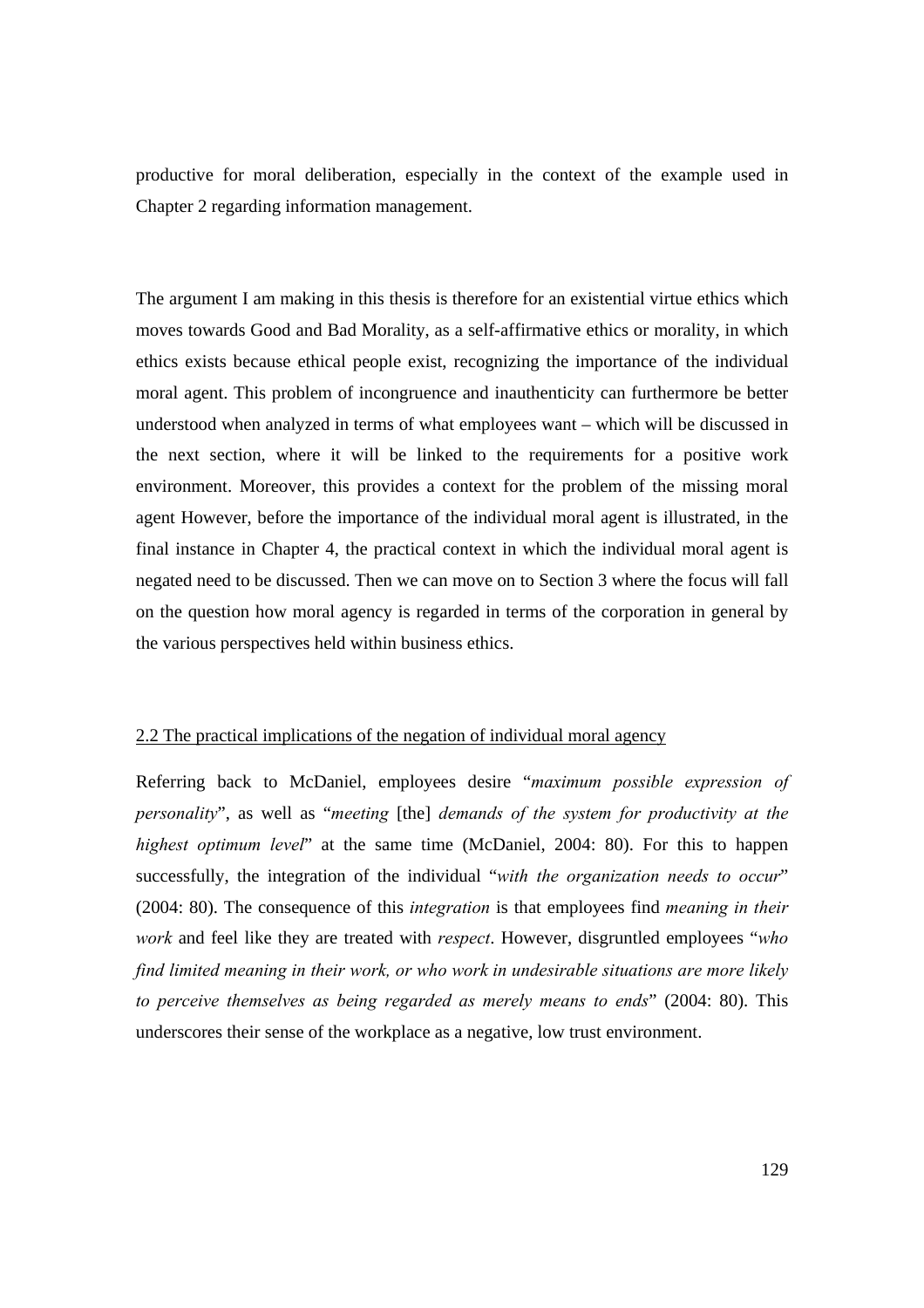productive for moral deliberation, especially in the context of the example used in Chapter 2 regarding information management.

The argument I am making in this thesis is therefore for an existential virtue ethics which moves towards Good and Bad Morality, as a self-affirmative ethics or morality, in which ethics exists because ethical people exist, recognizing the importance of the individual moral agent. This problem of incongruence and inauthenticity can furthermore be better understood when analyzed in terms of what employees want – which will be discussed in the next section, where it will be linked to the requirements for a positive work environment. Moreover, this provides a context for the problem of the missing moral agent However, before the importance of the individual moral agent is illustrated, in the final instance in Chapter 4, the practical context in which the individual moral agent is negated need to be discussed. Then we can move on to Section 3 where the focus will fall on the question how moral agency is regarded in terms of the corporation in general by the various perspectives held within business ethics.

## 2.2 The practical implications of the negation of individual moral agency

Referring back to McDaniel, employees desire "*maximum possible expression of personality*", as well as "*meeting* [the] *demands of the system for productivity at the highest optimum level*" at the same time (McDaniel, 2004: 80). For this to happen successfully, the integration of the individual "*with the organization needs to occur*" (2004: 80). The consequence of this *integration* is that employees find *meaning in their work* and feel like they are treated with *respect*. However, disgruntled employees "*who find limited meaning in their work, or who work in undesirable situations are more likely to perceive themselves as being regarded as merely means to ends*" (2004: 80). This underscores their sense of the workplace as a negative, low trust environment.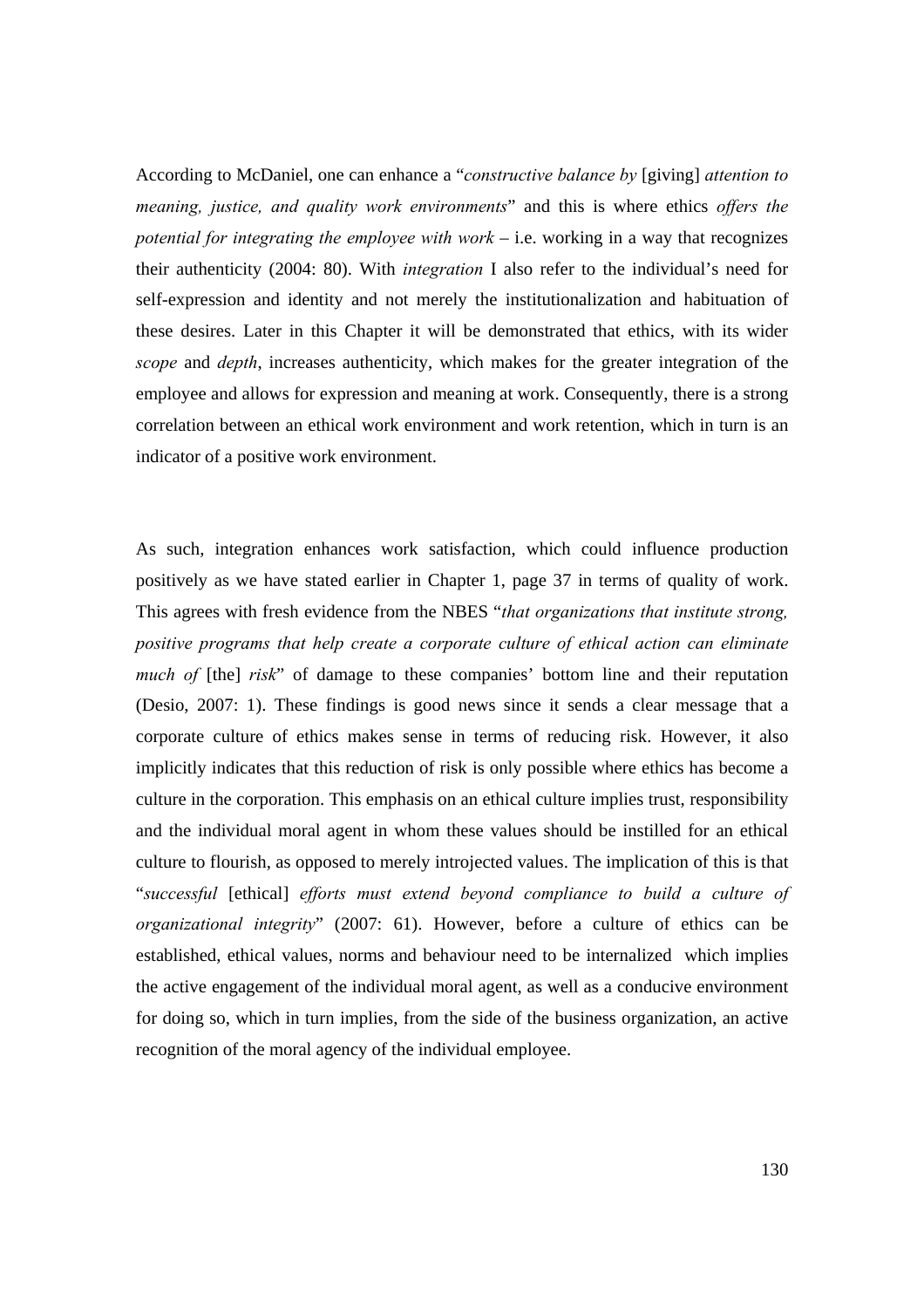According to McDaniel, one can enhance a "*constructive balance by* [giving] *attention to meaning, justice, and quality work environments*" and this is where ethics *offers the potential for integrating the employee with work* – i.e. working in a way that recognizes their authenticity (2004: 80). With *integration* I also refer to the individual's need for self-expression and identity and not merely the institutionalization and habituation of these desires. Later in this Chapter it will be demonstrated that ethics, with its wider *scope* and *depth*, increases authenticity, which makes for the greater integration of the employee and allows for expression and meaning at work. Consequently, there is a strong correlation between an ethical work environment and work retention, which in turn is an indicator of a positive work environment.

As such, integration enhances work satisfaction, which could influence production positively as we have stated earlier in Chapter 1, page 37 in terms of quality of work. This agrees with fresh evidence from the NBES "*that organizations that institute strong, positive programs that help create a corporate culture of ethical action can eliminate much of* [the] *risk*" of damage to these companies' bottom line and their reputation (Desio, 2007: 1). These findings is good news since it sends a clear message that a corporate culture of ethics makes sense in terms of reducing risk. However, it also implicitly indicates that this reduction of risk is only possible where ethics has become a culture in the corporation. This emphasis on an ethical culture implies trust, responsibility and the individual moral agent in whom these values should be instilled for an ethical culture to flourish, as opposed to merely introjected values. The implication of this is that "*successful* [ethical] *efforts must extend beyond compliance to build a culture of organizational integrity*" (2007: 61). However, before a culture of ethics can be established, ethical values, norms and behaviour need to be internalized which implies the active engagement of the individual moral agent, as well as a conducive environment for doing so, which in turn implies, from the side of the business organization, an active recognition of the moral agency of the individual employee.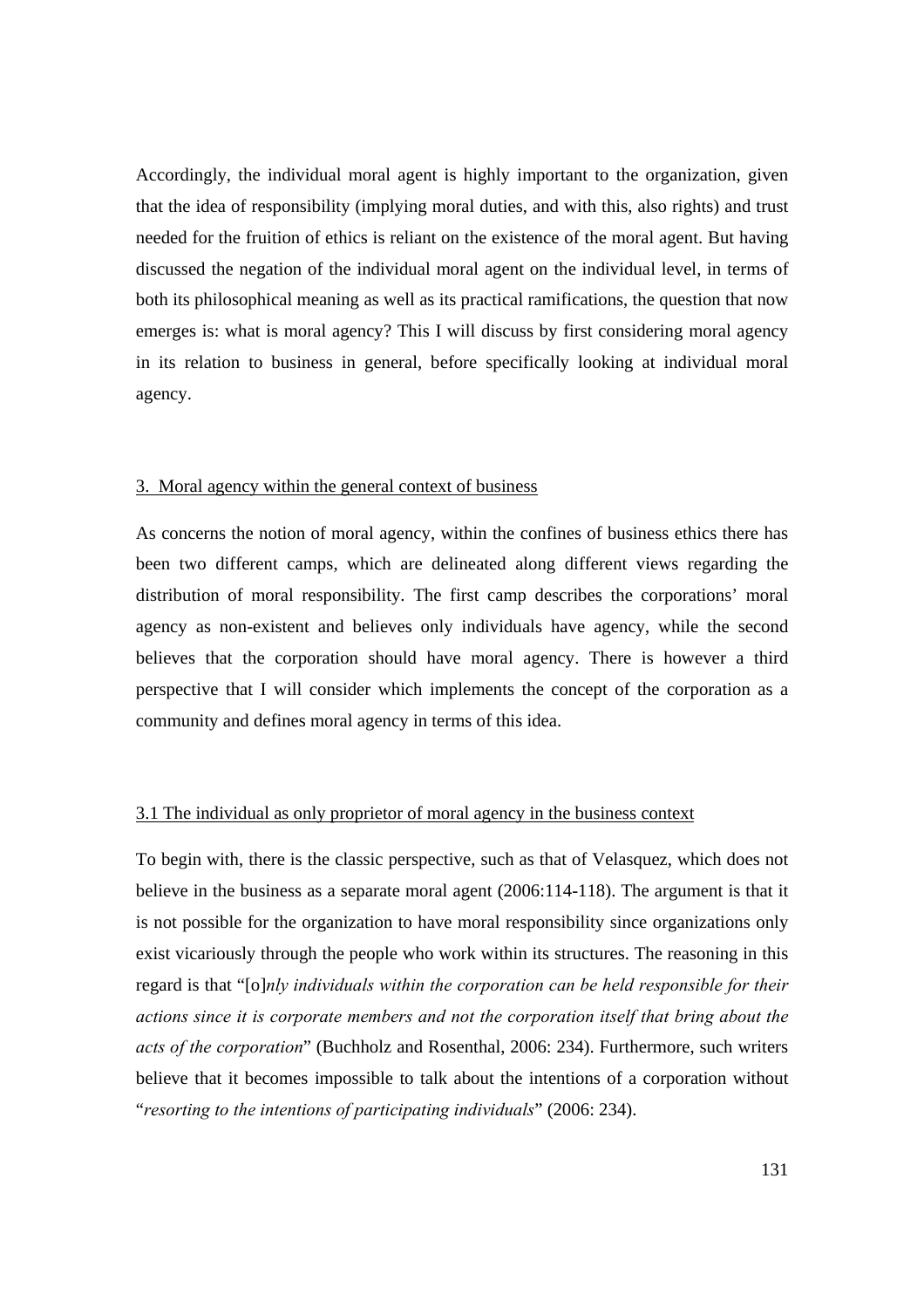Accordingly, the individual moral agent is highly important to the organization, given that the idea of responsibility (implying moral duties, and with this, also rights) and trust needed for the fruition of ethics is reliant on the existence of the moral agent. But having discussed the negation of the individual moral agent on the individual level, in terms of both its philosophical meaning as well as its practical ramifications, the question that now emerges is: what is moral agency? This I will discuss by first considering moral agency in its relation to business in general, before specifically looking at individual moral agency.

## 3. Moral agency within the general context of business

As concerns the notion of moral agency, within the confines of business ethics there has been two different camps, which are delineated along different views regarding the distribution of moral responsibility. The first camp describes the corporations' moral agency as non-existent and believes only individuals have agency, while the second believes that the corporation should have moral agency. There is however a third perspective that I will consider which implements the concept of the corporation as a community and defines moral agency in terms of this idea.

### 3.1 The individual as only proprietor of moral agency in the business context

To begin with, there is the classic perspective, such as that of Velasquez, which does not believe in the business as a separate moral agent (2006:114-118). The argument is that it is not possible for the organization to have moral responsibility since organizations only exist vicariously through the people who work within its structures. The reasoning in this regard is that "[o]*nly individuals within the corporation can be held responsible for their actions since it is corporate members and not the corporation itself that bring about the acts of the corporation*" (Buchholz and Rosenthal, 2006: 234). Furthermore, such writers believe that it becomes impossible to talk about the intentions of a corporation without "*resorting to the intentions of participating individuals*" (2006: 234).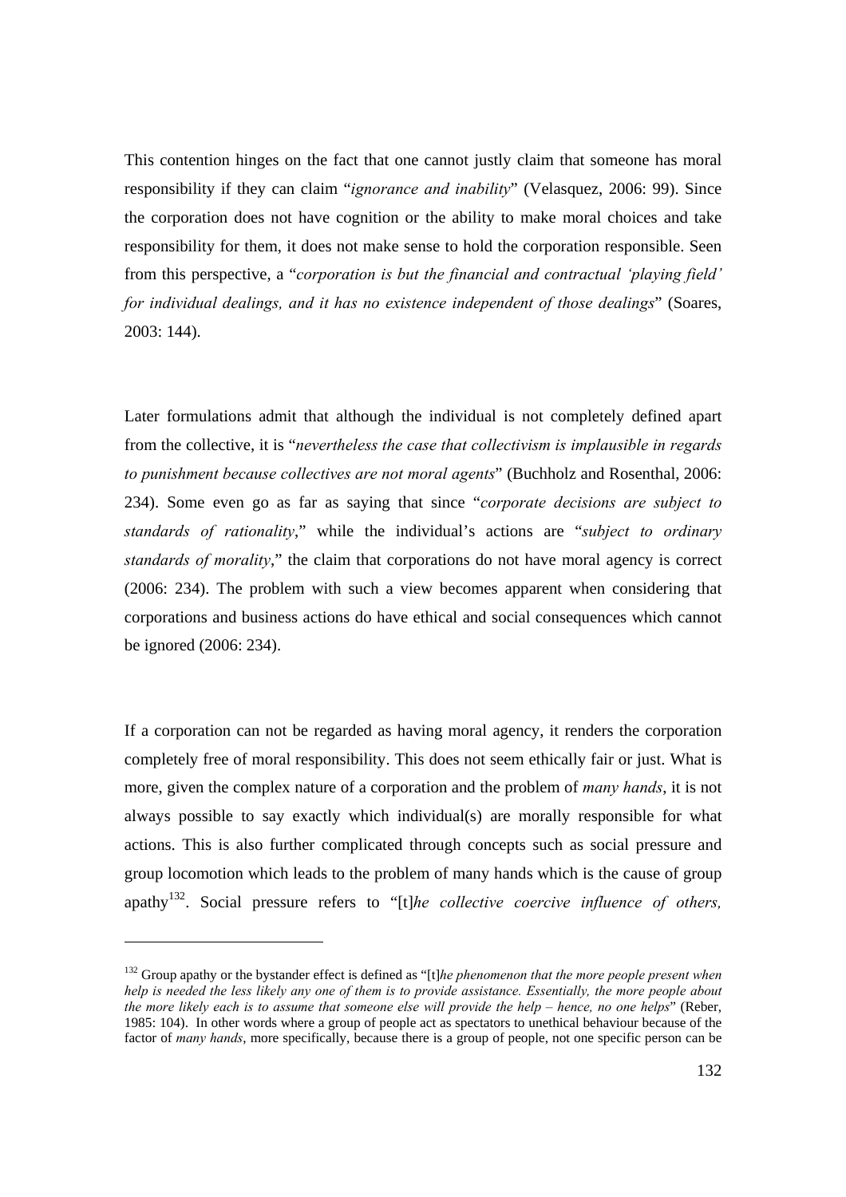This contention hinges on the fact that one cannot justly claim that someone has moral responsibility if they can claim "*ignorance and inability*" (Velasquez, 2006: 99). Since the corporation does not have cognition or the ability to make moral choices and take responsibility for them, it does not make sense to hold the corporation responsible. Seen from this perspective, a "*corporation is but the financial and contractual 'playing field' for individual dealings, and it has no existence independent of those dealings*" (Soares, 2003: 144).

Later formulations admit that although the individual is not completely defined apart from the collective, it is "*nevertheless the case that collectivism is implausible in regards to punishment because collectives are not moral agents*" (Buchholz and Rosenthal, 2006: 234). Some even go as far as saying that since "*corporate decisions are subject to standards of rationality*," while the individual's actions are "*subject to ordinary standards of morality*," the claim that corporations do not have moral agency is correct (2006: 234). The problem with such a view becomes apparent when considering that corporations and business actions do have ethical and social consequences which cannot be ignored (2006: 234).

If a corporation can not be regarded as having moral agency, it renders the corporation completely free of moral responsibility. This does not seem ethically fair or just. What is more, given the complex nature of a corporation and the problem of *many hands*, it is not always possible to say exactly which individual(s) are morally responsible for what actions. This is also further complicated through concepts such as social pressure and group locomotion which leads to the problem of many hands which is the cause of group apathy[132]. Social pressure refers to "[t]*he collective coercive influence of others,*

[132] Group apathy or the bystander effect is defined as "[t]*he phenomenon that the more people present when help is needed the less likely any one of them is to provide assistance. Essentially, the more people about the more likely each is to assume that someone else will provide the help – hence, no one helps*" (Reber, 1985: 104). In other words where a group of people act as spectators to unethical behaviour because of the factor of *many hands*, more specifically, because there is a group of people, not one specific person can be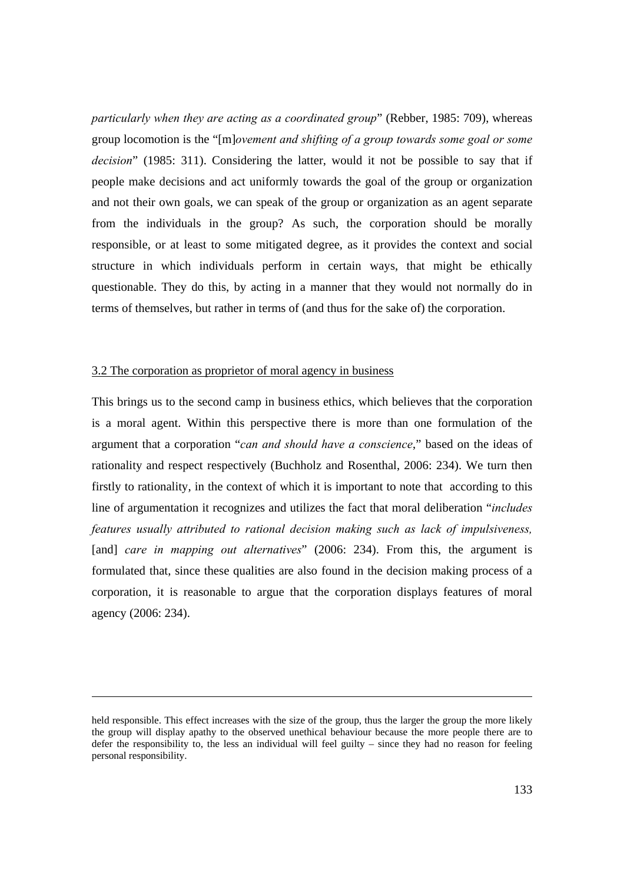*particularly when they are acting as a coordinated group*" (Rebber, 1985: 709), whereas group locomotion is the "[m]*ovement and shifting of a group towards some goal or some decision*" (1985: 311). Considering the latter, would it not be possible to say that if people make decisions and act uniformly towards the goal of the group or organization and not their own goals, we can speak of the group or organization as an agent separate from the individuals in the group? As such, the corporation should be morally responsible, or at least to some mitigated degree, as it provides the context and social structure in which individuals perform in certain ways, that might be ethically questionable. They do this, by acting in a manner that they would not normally do in terms of themselves, but rather in terms of (and thus for the sake of) the corporation.

### 3.2 The corporation as proprietor of moral agency in business

This brings us to the second camp in business ethics, which believes that the corporation is a moral agent. Within this perspective there is more than one formulation of the argument that a corporation "*can and should have a conscience*," based on the ideas of rationality and respect respectively (Buchholz and Rosenthal, 2006: 234). We turn then firstly to rationality, in the context of which it is important to note that according to this line of argumentation it recognizes and utilizes the fact that moral deliberation "*includes features usually attributed to rational decision making such as lack of impulsiveness,* [and] *care in mapping out alternatives*" (2006: 234). From this, the argument is formulated that, since these qualities are also found in the decision making process of a corporation, it is reasonable to argue that the corporation displays features of moral agency (2006: 234).

---

held responsible. This effect increases with the size of the group, thus the larger the group the more likely the group will display apathy to the observed unethical behaviour because the more people there are to defer the responsibility to, the less an individual will feel guilty – since they had no reason for feeling personal responsibility.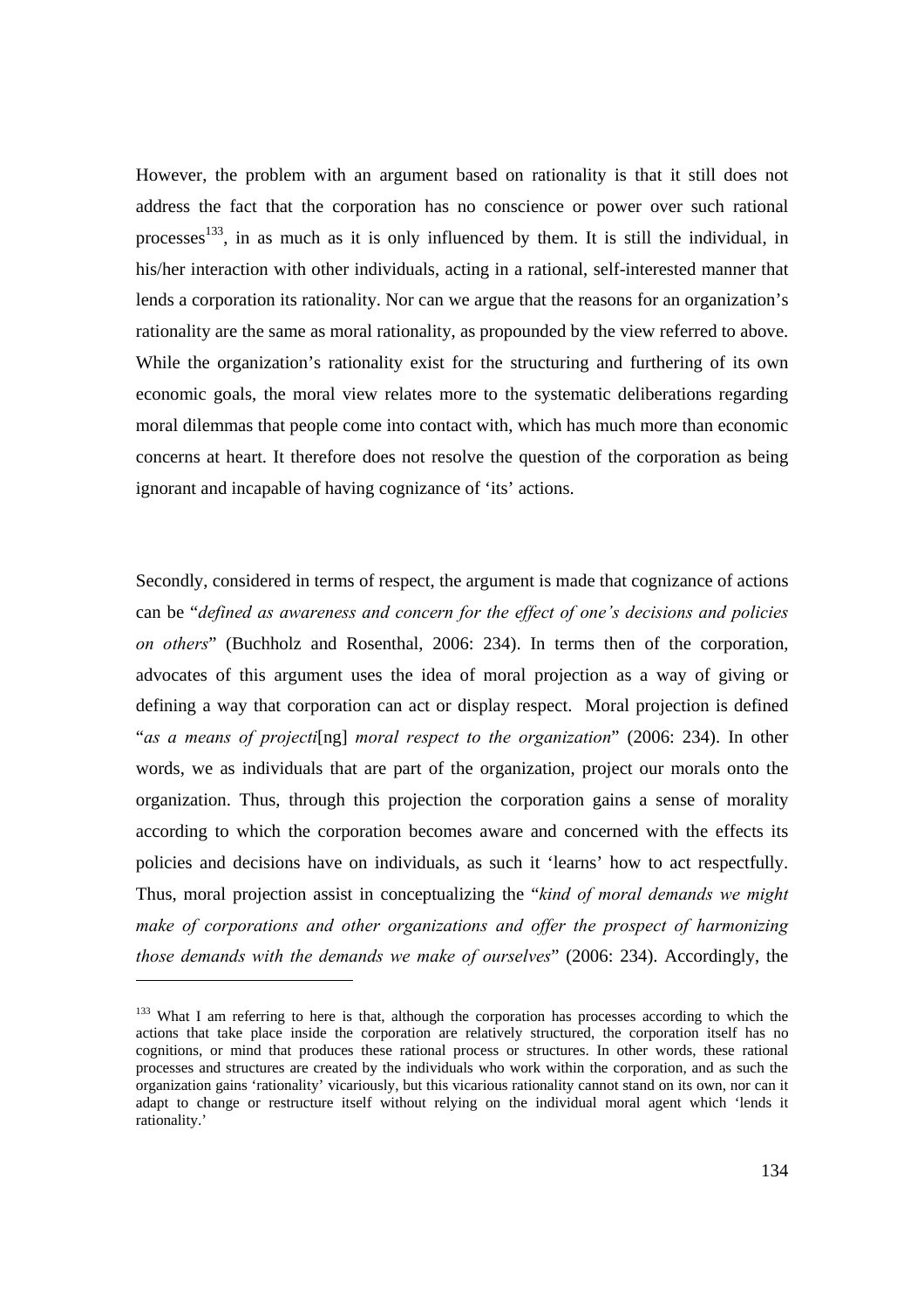However, the problem with an argument based on rationality is that it still does not address the fact that the corporation has no conscience or power over such rational processes[133], in as much as it is only influenced by them. It is still the individual, in his/her interaction with other individuals, acting in a rational, self-interested manner that lends a corporation its rationality. Nor can we argue that the reasons for an organization's rationality are the same as moral rationality, as propounded by the view referred to above. While the organization's rationality exist for the structuring and furthering of its own economic goals, the moral view relates more to the systematic deliberations regarding moral dilemmas that people come into contact with, which has much more than economic concerns at heart. It therefore does not resolve the question of the corporation as being ignorant and incapable of having cognizance of 'its' actions.

Secondly, considered in terms of respect, the argument is made that cognizance of actions can be "*defined as awareness and concern for the effect of one's decisions and policies on others*" (Buchholz and Rosenthal, 2006: 234). In terms then of the corporation, advocates of this argument uses the idea of moral projection as a way of giving or defining a way that corporation can act or display respect. Moral projection is defined "*as a means of projecti*[ng] *moral respect to the organization*" (2006: 234). In other words, we as individuals that are part of the organization, project our morals onto the organization. Thus, through this projection the corporation gains a sense of morality according to which the corporation becomes aware and concerned with the effects its policies and decisions have on individuals, as such it 'learns' how to act respectfully. Thus, moral projection assist in conceptualizing the "*kind of moral demands we might make of corporations and other organizations and offer the prospect of harmonizing those demands with the demands we make of ourselves*" (2006: 234). Accordingly, the

[133] What I am referring to here is that, although the corporation has processes according to which the actions that take place inside the corporation are relatively structured, the corporation itself has no cognitions, or mind that produces these rational process or structures. In other words, these rational processes and structures are created by the individuals who work within the corporation, and as such the organization gains 'rationality' vicariously, but this vicarious rationality cannot stand on its own, nor can it adapt to change or restructure itself without relying on the individual moral agent which 'lends it rationality.'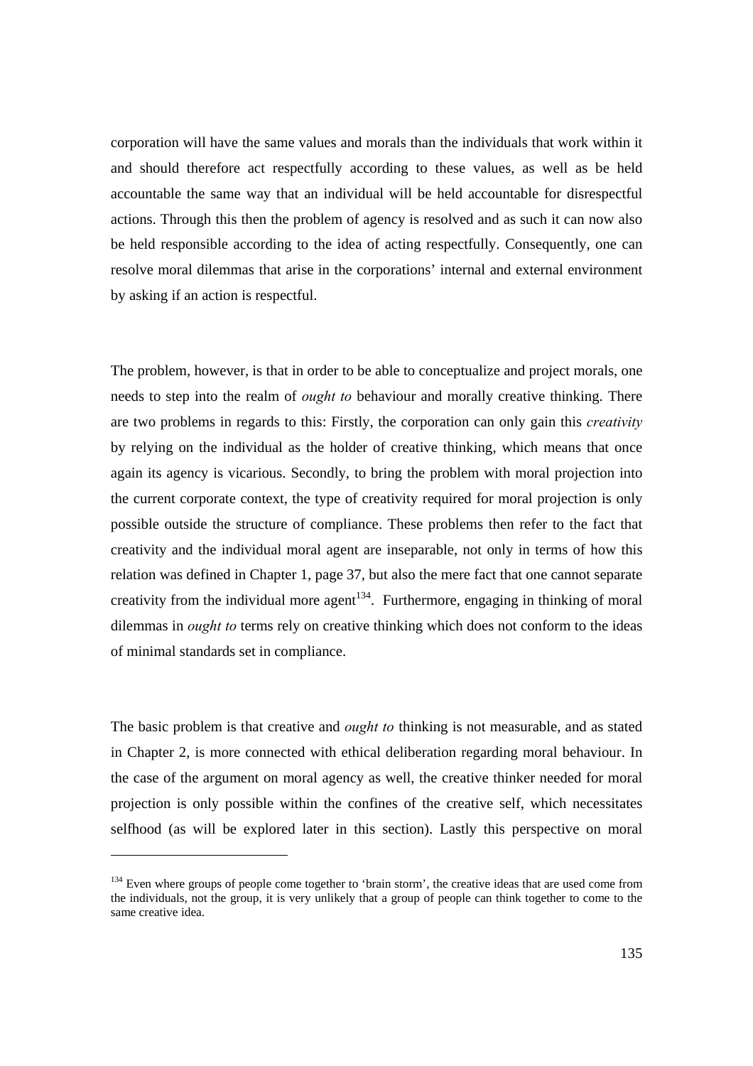corporation will have the same values and morals than the individuals that work within it and should therefore act respectfully according to these values, as well as be held accountable the same way that an individual will be held accountable for disrespectful actions. Through this then the problem of agency is resolved and as such it can now also be held responsible according to the idea of acting respectfully. Consequently, one can resolve moral dilemmas that arise in the corporations' internal and external environment by asking if an action is respectful.

The problem, however, is that in order to be able to conceptualize and project morals, one needs to step into the realm of *ought to* behaviour and morally creative thinking. There are two problems in regards to this: Firstly, the corporation can only gain this *creativity* by relying on the individual as the holder of creative thinking, which means that once again its agency is vicarious. Secondly, to bring the problem with moral projection into the current corporate context, the type of creativity required for moral projection is only possible outside the structure of compliance. These problems then refer to the fact that creativity and the individual moral agent are inseparable, not only in terms of how this relation was defined in Chapter 1, page 37, but also the mere fact that one cannot separate creativity from the individual more agent[134]. Furthermore, engaging in thinking of moral dilemmas in *ought to* terms rely on creative thinking which does not conform to the ideas of minimal standards set in compliance.

The basic problem is that creative and *ought to* thinking is not measurable, and as stated in Chapter 2, is more connected with ethical deliberation regarding moral behaviour. In the case of the argument on moral agency as well, the creative thinker needed for moral projection is only possible within the confines of the creative self, which necessitates selfhood (as will be explored later in this section). Lastly this perspective on moral

---

[134] Even where groups of people come together to 'brain storm', the creative ideas that are used come from the individuals, not the group, it is very unlikely that a group of people can think together to come to the same creative idea.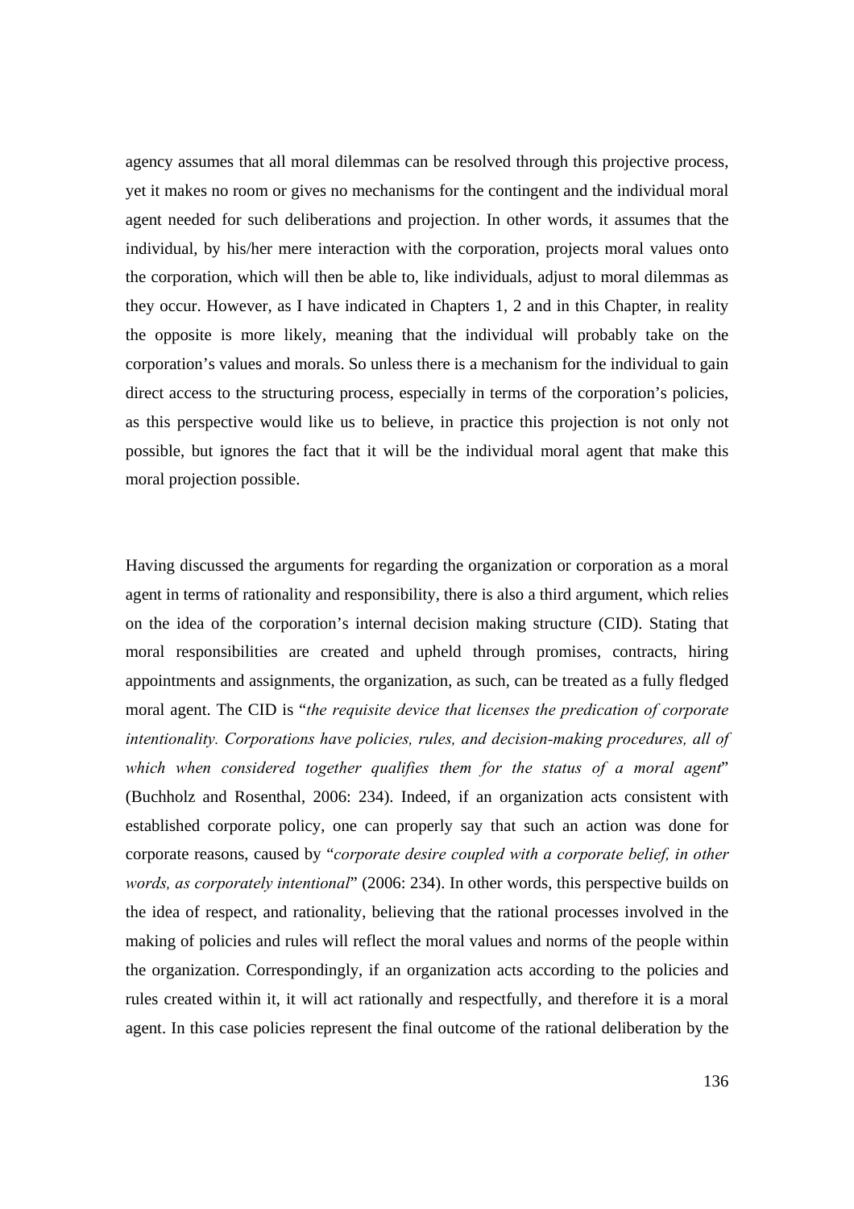agency assumes that all moral dilemmas can be resolved through this projective process, yet it makes no room or gives no mechanisms for the contingent and the individual moral agent needed for such deliberations and projection. In other words, it assumes that the individual, by his/her mere interaction with the corporation, projects moral values onto the corporation, which will then be able to, like individuals, adjust to moral dilemmas as they occur. However, as I have indicated in Chapters 1, 2 and in this Chapter, in reality the opposite is more likely, meaning that the individual will probably take on the corporation's values and morals. So unless there is a mechanism for the individual to gain direct access to the structuring process, especially in terms of the corporation's policies, as this perspective would like us to believe, in practice this projection is not only not possible, but ignores the fact that it will be the individual moral agent that make this moral projection possible.

Having discussed the arguments for regarding the organization or corporation as a moral agent in terms of rationality and responsibility, there is also a third argument, which relies on the idea of the corporation's internal decision making structure (CID). Stating that moral responsibilities are created and upheld through promises, contracts, hiring appointments and assignments, the organization, as such, can be treated as a fully fledged moral agent. The CID is "*the requisite device that licenses the predication of corporate intentionality. Corporations have policies, rules, and decision-making procedures, all of which when considered together qualifies them for the status of a moral agent*" (Buchholz and Rosenthal, 2006: 234). Indeed, if an organization acts consistent with established corporate policy, one can properly say that such an action was done for corporate reasons, caused by "*corporate desire coupled with a corporate belief, in other words, as corporately intentional*" (2006: 234). In other words, this perspective builds on the idea of respect, and rationality, believing that the rational processes involved in the making of policies and rules will reflect the moral values and norms of the people within the organization. Correspondingly, if an organization acts according to the policies and rules created within it, it will act rationally and respectfully, and therefore it is a moral agent. In this case policies represent the final outcome of the rational deliberation by the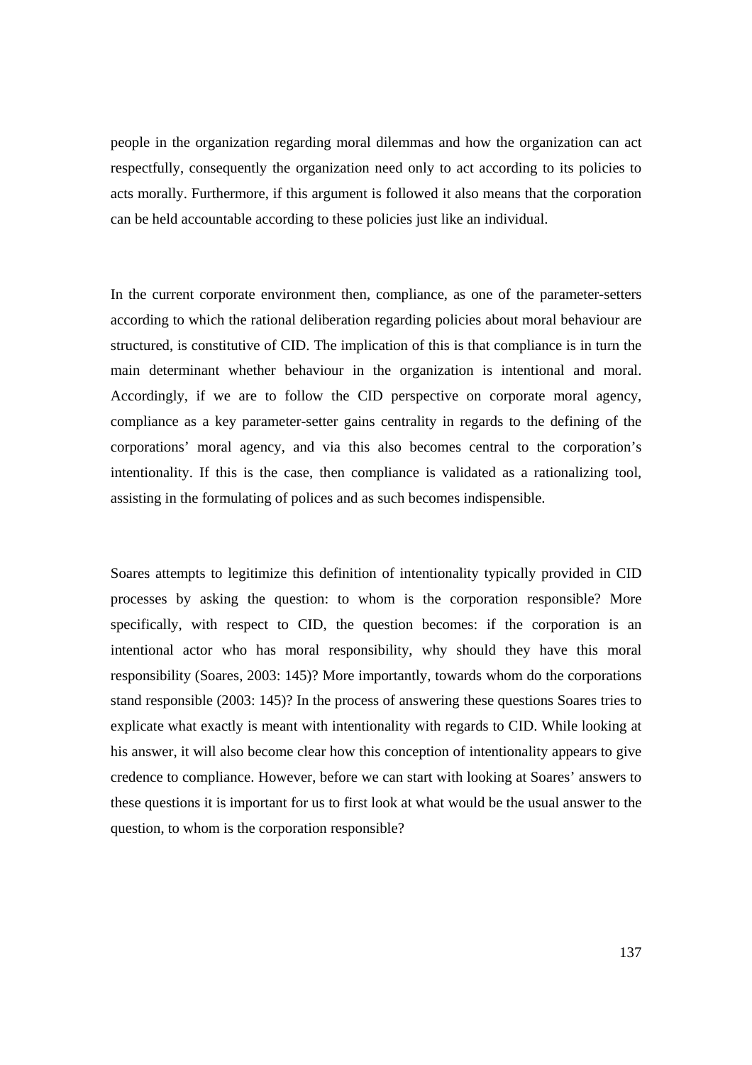people in the organization regarding moral dilemmas and how the organization can act respectfully, consequently the organization need only to act according to its policies to acts morally. Furthermore, if this argument is followed it also means that the corporation can be held accountable according to these policies just like an individual.

In the current corporate environment then, compliance, as one of the parameter-setters according to which the rational deliberation regarding policies about moral behaviour are structured, is constitutive of CID. The implication of this is that compliance is in turn the main determinant whether behaviour in the organization is intentional and moral. Accordingly, if we are to follow the CID perspective on corporate moral agency, compliance as a key parameter-setter gains centrality in regards to the defining of the corporations' moral agency, and via this also becomes central to the corporation's intentionality. If this is the case, then compliance is validated as a rationalizing tool, assisting in the formulating of polices and as such becomes indispensible.

Soares attempts to legitimize this definition of intentionality typically provided in CID processes by asking the question: to whom is the corporation responsible? More specifically, with respect to CID, the question becomes: if the corporation is an intentional actor who has moral responsibility, why should they have this moral responsibility (Soares, 2003: 145)? More importantly, towards whom do the corporations stand responsible (2003: 145)? In the process of answering these questions Soares tries to explicate what exactly is meant with intentionality with regards to CID. While looking at his answer, it will also become clear how this conception of intentionality appears to give credence to compliance. However, before we can start with looking at Soares' answers to these questions it is important for us to first look at what would be the usual answer to the question, to whom is the corporation responsible?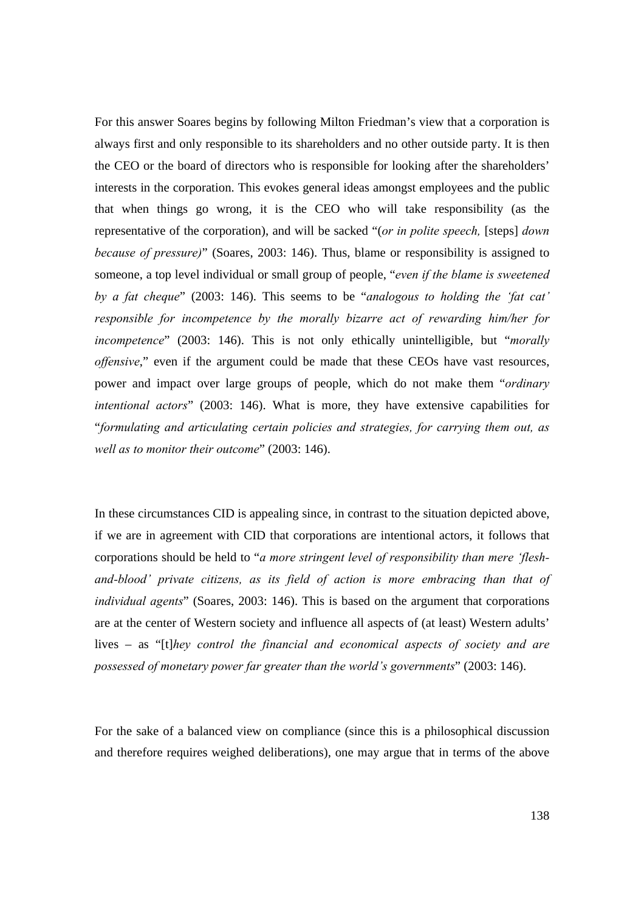For this answer Soares begins by following Milton Friedman's view that a corporation is always first and only responsible to its shareholders and no other outside party. It is then the CEO or the board of directors who is responsible for looking after the shareholders' interests in the corporation. This evokes general ideas amongst employees and the public that when things go wrong, it is the CEO who will take responsibility (as the representative of the corporation), and will be sacked "(*or in polite speech,* [steps] *down because of pressure)*" (Soares, 2003: 146). Thus, blame or responsibility is assigned to someone, a top level individual or small group of people, "*even if the blame is sweetened by a fat cheque*" (2003: 146). This seems to be "*analogous to holding the 'fat cat' responsible for incompetence by the morally bizarre act of rewarding him/her for incompetence*" (2003: 146). This is not only ethically unintelligible, but "*morally offensive*," even if the argument could be made that these CEOs have vast resources, power and impact over large groups of people, which do not make them "*ordinary intentional actors*" (2003: 146). What is more, they have extensive capabilities for "*formulating and articulating certain policies and strategies, for carrying them out, as well as to monitor their outcome*" (2003: 146).

In these circumstances CID is appealing since, in contrast to the situation depicted above, if we are in agreement with CID that corporations are intentional actors, it follows that corporations should be held to "*a more stringent level of responsibility than mere 'flesh-and-blood' private citizens, as its field of action is more embracing than that of individual agents*" (Soares, 2003: 146). This is based on the argument that corporations are at the center of Western society and influence all aspects of (at least) Western adults' lives – as "[t]*hey control the financial and economical aspects of society and are possessed of monetary power far greater than the world's governments*" (2003: 146).

For the sake of a balanced view on compliance (since this is a philosophical discussion and therefore requires weighed deliberations), one may argue that in terms of the above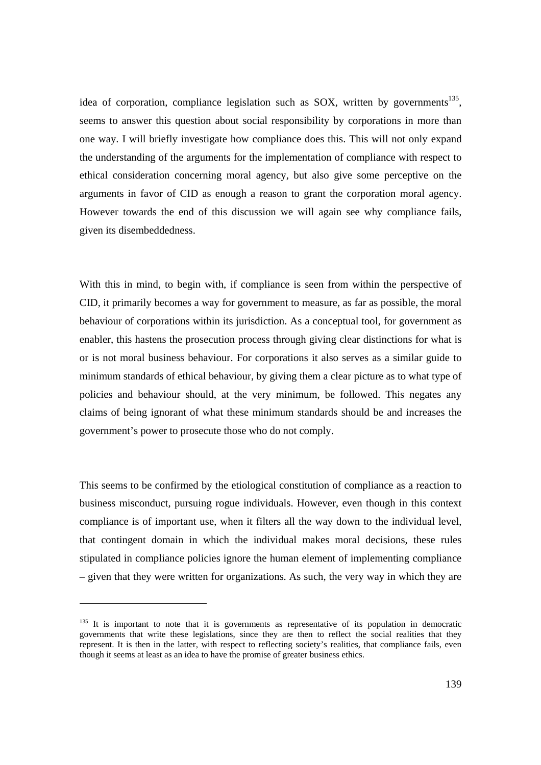idea of corporation, compliance legislation such as SOX, written by governments[135], seems to answer this question about social responsibility by corporations in more than one way. I will briefly investigate how compliance does this. This will not only expand the understanding of the arguments for the implementation of compliance with respect to ethical consideration concerning moral agency, but also give some perceptive on the arguments in favor of CID as enough a reason to grant the corporation moral agency. However towards the end of this discussion we will again see why compliance fails, given its disembeddedness.

With this in mind, to begin with, if compliance is seen from within the perspective of CID, it primarily becomes a way for government to measure, as far as possible, the moral behaviour of corporations within its jurisdiction. As a conceptual tool, for government as enabler, this hastens the prosecution process through giving clear distinctions for what is or is not moral business behaviour. For corporations it also serves as a similar guide to minimum standards of ethical behaviour, by giving them a clear picture as to what type of policies and behaviour should, at the very minimum, be followed. This negates any claims of being ignorant of what these minimum standards should be and increases the government's power to prosecute those who do not comply.

This seems to be confirmed by the etiological constitution of compliance as a reaction to business misconduct, pursuing rogue individuals. However, even though in this context compliance is of important use, when it filters all the way down to the individual level, that contingent domain in which the individual makes moral decisions, these rules stipulated in compliance policies ignore the human element of implementing compliance – given that they were written for organizations. As such, the very way in which they are

[135] It is important to note that it is governments as representative of its population in democratic governments that write these legislations, since they are then to reflect the social realities that they represent. It is then in the latter, with respect to reflecting society's realities, that compliance fails, even though it seems at least as an idea to have the promise of greater business ethics.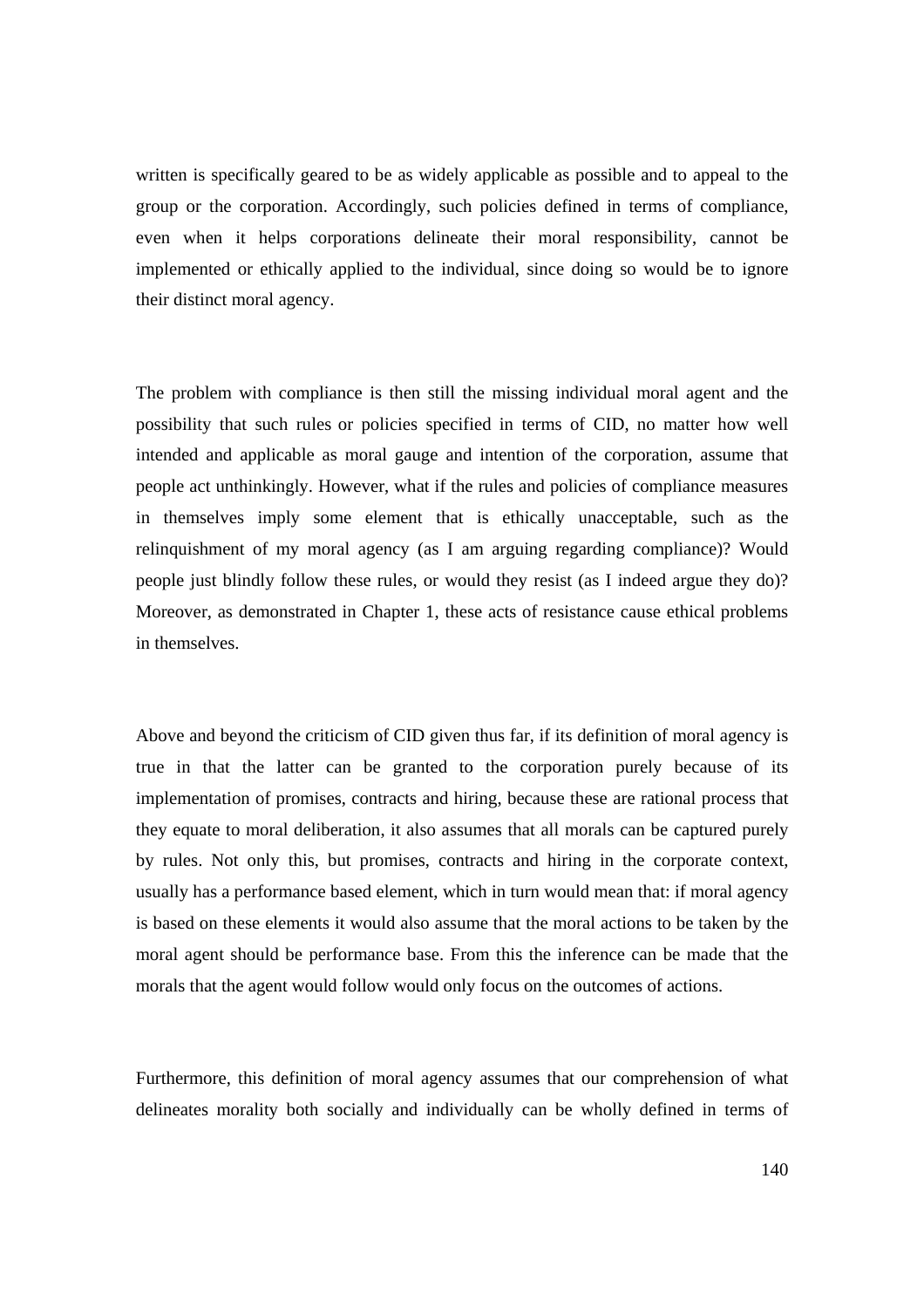written is specifically geared to be as widely applicable as possible and to appeal to the group or the corporation. Accordingly, such policies defined in terms of compliance, even when it helps corporations delineate their moral responsibility, cannot be implemented or ethically applied to the individual, since doing so would be to ignore their distinct moral agency.

The problem with compliance is then still the missing individual moral agent and the possibility that such rules or policies specified in terms of CID, no matter how well intended and applicable as moral gauge and intention of the corporation, assume that people act unthinkingly. However, what if the rules and policies of compliance measures in themselves imply some element that is ethically unacceptable, such as the relinquishment of my moral agency (as I am arguing regarding compliance)? Would people just blindly follow these rules, or would they resist (as I indeed argue they do)? Moreover, as demonstrated in Chapter 1, these acts of resistance cause ethical problems in themselves.

Above and beyond the criticism of CID given thus far, if its definition of moral agency is true in that the latter can be granted to the corporation purely because of its implementation of promises, contracts and hiring, because these are rational process that they equate to moral deliberation, it also assumes that all morals can be captured purely by rules. Not only this, but promises, contracts and hiring in the corporate context, usually has a performance based element, which in turn would mean that: if moral agency is based on these elements it would also assume that the moral actions to be taken by the moral agent should be performance base. From this the inference can be made that the morals that the agent would follow would only focus on the outcomes of actions.

Furthermore, this definition of moral agency assumes that our comprehension of what delineates morality both socially and individually can be wholly defined in terms of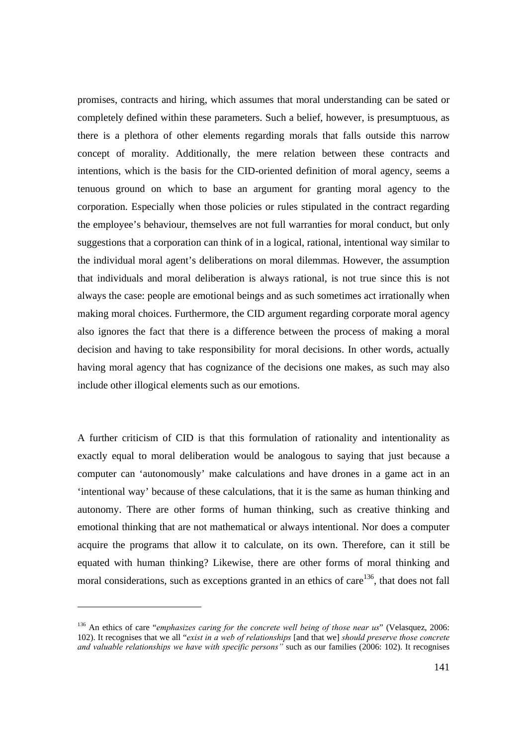promises, contracts and hiring, which assumes that moral understanding can be sated or completely defined within these parameters. Such a belief, however, is presumptuous, as there is a plethora of other elements regarding morals that falls outside this narrow concept of morality. Additionally, the mere relation between these contracts and intentions, which is the basis for the CID-oriented definition of moral agency, seems a tenuous ground on which to base an argument for granting moral agency to the corporation. Especially when those policies or rules stipulated in the contract regarding the employee's behaviour, themselves are not full warranties for moral conduct, but only suggestions that a corporation can think of in a logical, rational, intentional way similar to the individual moral agent's deliberations on moral dilemmas. However, the assumption that individuals and moral deliberation is always rational, is not true since this is not always the case: people are emotional beings and as such sometimes act irrationally when making moral choices. Furthermore, the CID argument regarding corporate moral agency also ignores the fact that there is a difference between the process of making a moral decision and having to take responsibility for moral decisions. In other words, actually having moral agency that has cognizance of the decisions one makes, as such may also include other illogical elements such as our emotions.

A further criticism of CID is that this formulation of rationality and intentionality as exactly equal to moral deliberation would be analogous to saying that just because a computer can 'autonomously' make calculations and have drones in a game act in an 'intentional way' because of these calculations, that it is the same as human thinking and autonomy. There are other forms of human thinking, such as creative thinking and emotional thinking that are not mathematical or always intentional. Nor does a computer acquire the programs that allow it to calculate, on its own. Therefore, can it still be equated with human thinking? Likewise, there are other forms of moral thinking and moral considerations, such as exceptions granted in an ethics of care[136], that does not fall

---

[136] An ethics of care "*emphasizes caring for the concrete well being of those near us*" (Velasquez, 2006: 102). It recognises that we all "*exist in a web of relationships* [and that we] *should preserve those concrete and valuable relationships we have with specific persons"* such as our families (2006: 102). It recognises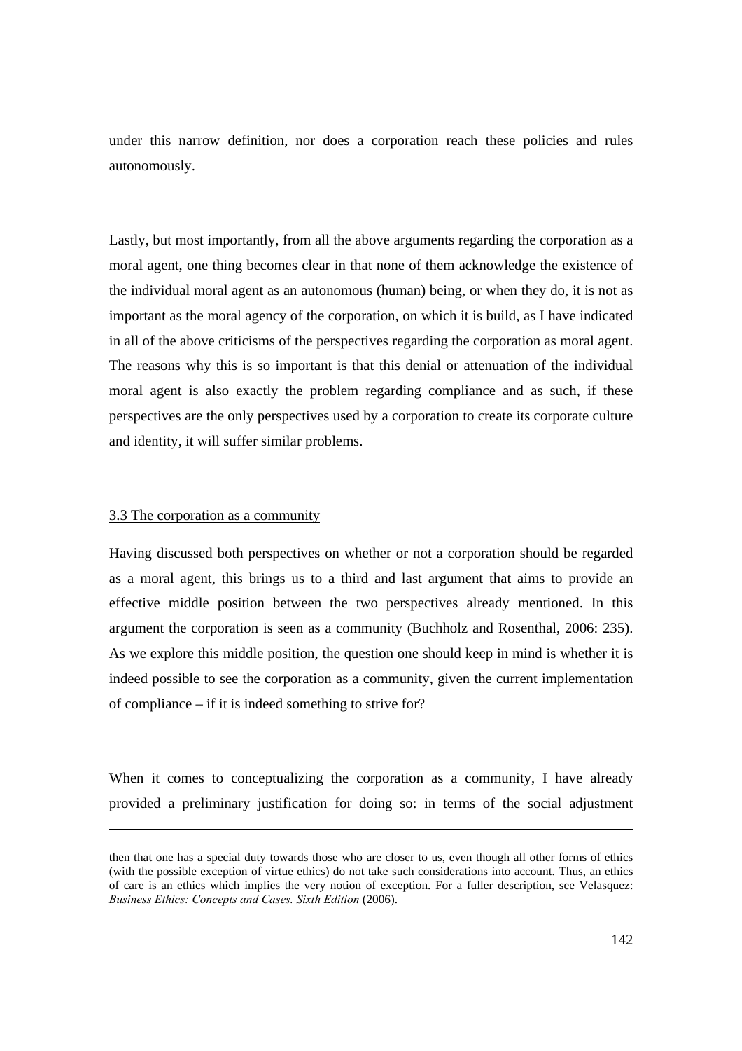under this narrow definition, nor does a corporation reach these policies and rules autonomously.

Lastly, but most importantly, from all the above arguments regarding the corporation as a moral agent, one thing becomes clear in that none of them acknowledge the existence of the individual moral agent as an autonomous (human) being, or when they do, it is not as important as the moral agency of the corporation, on which it is build, as I have indicated in all of the above criticisms of the perspectives regarding the corporation as moral agent. The reasons why this is so important is that this denial or attenuation of the individual moral agent is also exactly the problem regarding compliance and as such, if these perspectives are the only perspectives used by a corporation to create its corporate culture and identity, it will suffer similar problems.

### 3.3 The corporation as a community

Having discussed both perspectives on whether or not a corporation should be regarded as a moral agent, this brings us to a third and last argument that aims to provide an effective middle position between the two perspectives already mentioned. In this argument the corporation is seen as a community (Buchholz and Rosenthal, 2006: 235). As we explore this middle position, the question one should keep in mind is whether it is indeed possible to see the corporation as a community, given the current implementation of compliance – if it is indeed something to strive for?

When it comes to conceptualizing the corporation as a community, I have already provided a preliminary justification for doing so: in terms of the social adjustment

---

then that one has a special duty towards those who are closer to us, even though all other forms of ethics (with the possible exception of virtue ethics) do not take such considerations into account. Thus, an ethics of care is an ethics which implies the very notion of exception. For a fuller description, see Velasquez: *Business Ethics: Concepts and Cases. Sixth Edition* (2006).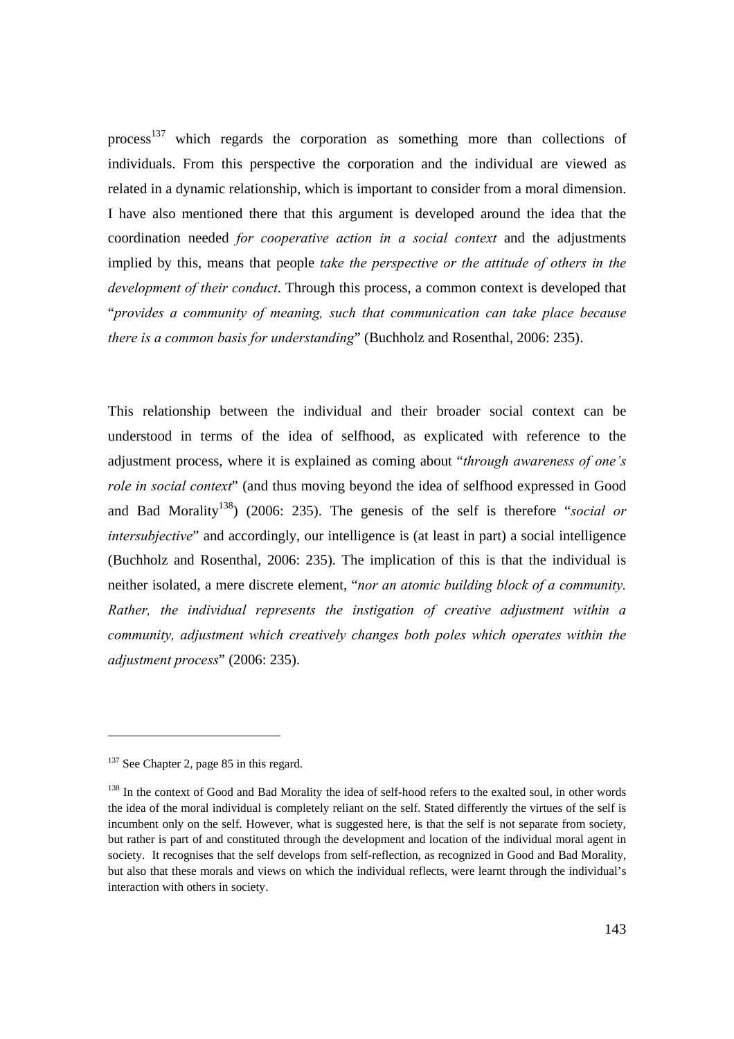process[137] which regards the corporation as something more than collections of individuals. From this perspective the corporation and the individual are viewed as related in a dynamic relationship, which is important to consider from a moral dimension. I have also mentioned there that this argument is developed around the idea that the coordination needed *for cooperative action in a social context* and the adjustments implied by this, means that people *take the perspective or the attitude of others in the development of their conduct*. Through this process, a common context is developed that "*provides a community of meaning, such that communication can take place because there is a common basis for understanding*" (Buchholz and Rosenthal, 2006: 235).

This relationship between the individual and their broader social context can be understood in terms of the idea of selfhood, as explicated with reference to the adjustment process, where it is explained as coming about "*through awareness of one's role in social context*" (and thus moving beyond the idea of selfhood expressed in Good and Bad Morality[138]) (2006: 235). The genesis of the self is therefore "*social or intersubjective*" and accordingly, our intelligence is (at least in part) a social intelligence (Buchholz and Rosenthal, 2006: 235). The implication of this is that the individual is neither isolated, a mere discrete element, "*nor an atomic building block of a community. Rather, the individual represents the instigation of creative adjustment within a community, adjustment which creatively changes both poles which operates within the adjustment process*" (2006: 235).

---

[137] See Chapter 2, page 85 in this regard.

[138] In the context of Good and Bad Morality the idea of self-hood refers to the exalted soul, in other words the idea of the moral individual is completely reliant on the self. Stated differently the virtues of the self is incumbent only on the self. However, what is suggested here, is that the self is not separate from society, but rather is part of and constituted through the development and location of the individual moral agent in society. It recognises that the self develops from self-reflection, as recognized in Good and Bad Morality, but also that these morals and views on which the individual reflects, were learnt through the individual's interaction with others in society.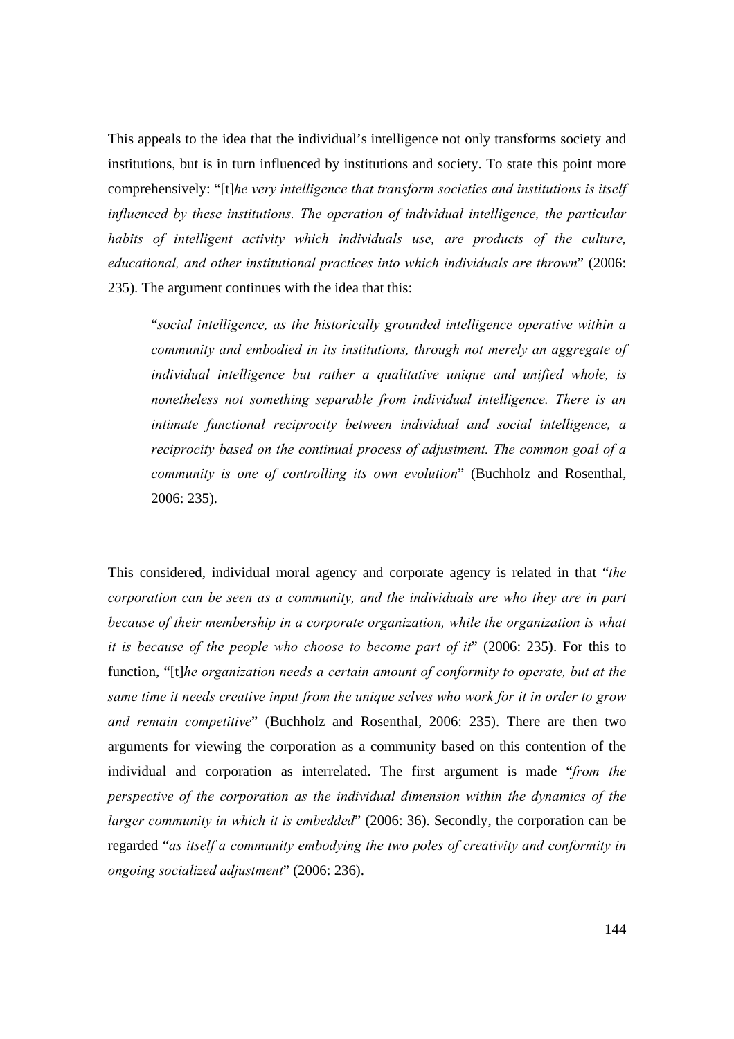This appeals to the idea that the individual's intelligence not only transforms society and institutions, but is in turn influenced by institutions and society. To state this point more comprehensively: "[t]*he very intelligence that transform societies and institutions is itself influenced by these institutions. The operation of individual intelligence, the particular habits of intelligent activity which individuals use, are products of the culture, educational, and other institutional practices into which individuals are thrown*" (2006: 235). The argument continues with the idea that this:

> "*social intelligence, as the historically grounded intelligence operative within a community and embodied in its institutions, through not merely an aggregate of individual intelligence but rather a qualitative unique and unified whole, is nonetheless not something separable from individual intelligence. There is an intimate functional reciprocity between individual and social intelligence, a reciprocity based on the continual process of adjustment. The common goal of a community is one of controlling its own evolution*" (Buchholz and Rosenthal, 2006: 235).

This considered, individual moral agency and corporate agency is related in that "*the corporation can be seen as a community, and the individuals are who they are in part because of their membership in a corporate organization, while the organization is what it is because of the people who choose to become part of it*" (2006: 235). For this to function, "[t]*he organization needs a certain amount of conformity to operate, but at the same time it needs creative input from the unique selves who work for it in order to grow and remain competitive*" (Buchholz and Rosenthal, 2006: 235). There are then two arguments for viewing the corporation as a community based on this contention of the individual and corporation as interrelated. The first argument is made "*from the perspective of the corporation as the individual dimension within the dynamics of the larger community in which it is embedded*" (2006: 36). Secondly, the corporation can be regarded "*as itself a community embodying the two poles of creativity and conformity in ongoing socialized adjustment*" (2006: 236).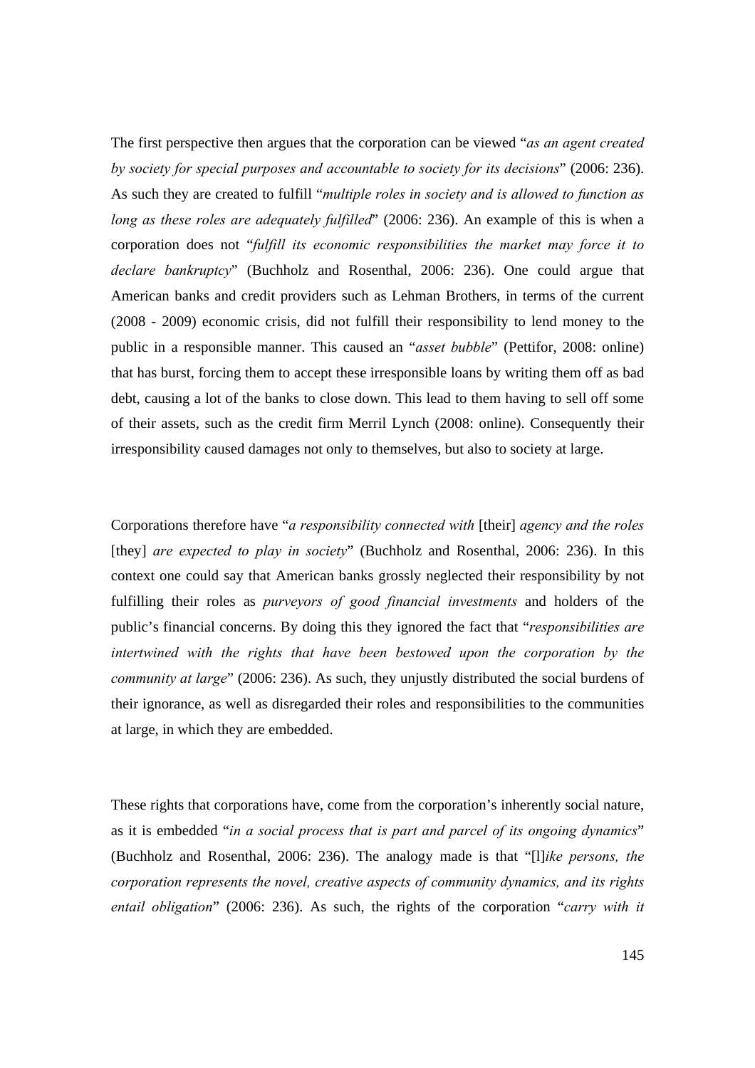The first perspective then argues that the corporation can be viewed "*as an agent created by society for special purposes and accountable to society for its decisions*" (2006: 236). As such they are created to fulfill "*multiple roles in society and is allowed to function as long as these roles are adequately fulfilled*" (2006: 236). An example of this is when a corporation does not "*fulfill its economic responsibilities the market may force it to declare bankruptcy*" (Buchholz and Rosenthal, 2006: 236). One could argue that American banks and credit providers such as Lehman Brothers, in terms of the current (2008 - 2009) economic crisis, did not fulfill their responsibility to lend money to the public in a responsible manner. This caused an "*asset bubble*" (Pettifor, 2008: online) that has burst, forcing them to accept these irresponsible loans by writing them off as bad debt, causing a lot of the banks to close down. This lead to them having to sell off some of their assets, such as the credit firm Merril Lynch (2008: online). Consequently their irresponsibility caused damages not only to themselves, but also to society at large.

Corporations therefore have "*a responsibility connected with* [their] *agency and the roles* [they] *are expected to play in society*" (Buchholz and Rosenthal, 2006: 236). In this context one could say that American banks grossly neglected their responsibility by not fulfilling their roles as *purveyors of good financial investments* and holders of the public's financial concerns. By doing this they ignored the fact that "*responsibilities are intertwined with the rights that have been bestowed upon the corporation by the community at large*" (2006: 236). As such, they unjustly distributed the social burdens of their ignorance, as well as disregarded their roles and responsibilities to the communities at large, in which they are embedded.

These rights that corporations have, come from the corporation's inherently social nature, as it is embedded "*in a social process that is part and parcel of its ongoing dynamics*" (Buchholz and Rosenthal, 2006: 236). The analogy made is that "[l]*ike persons, the corporation represents the novel, creative aspects of community dynamics, and its rights entail obligation*" (2006: 236). As such, the rights of the corporation "*carry with it*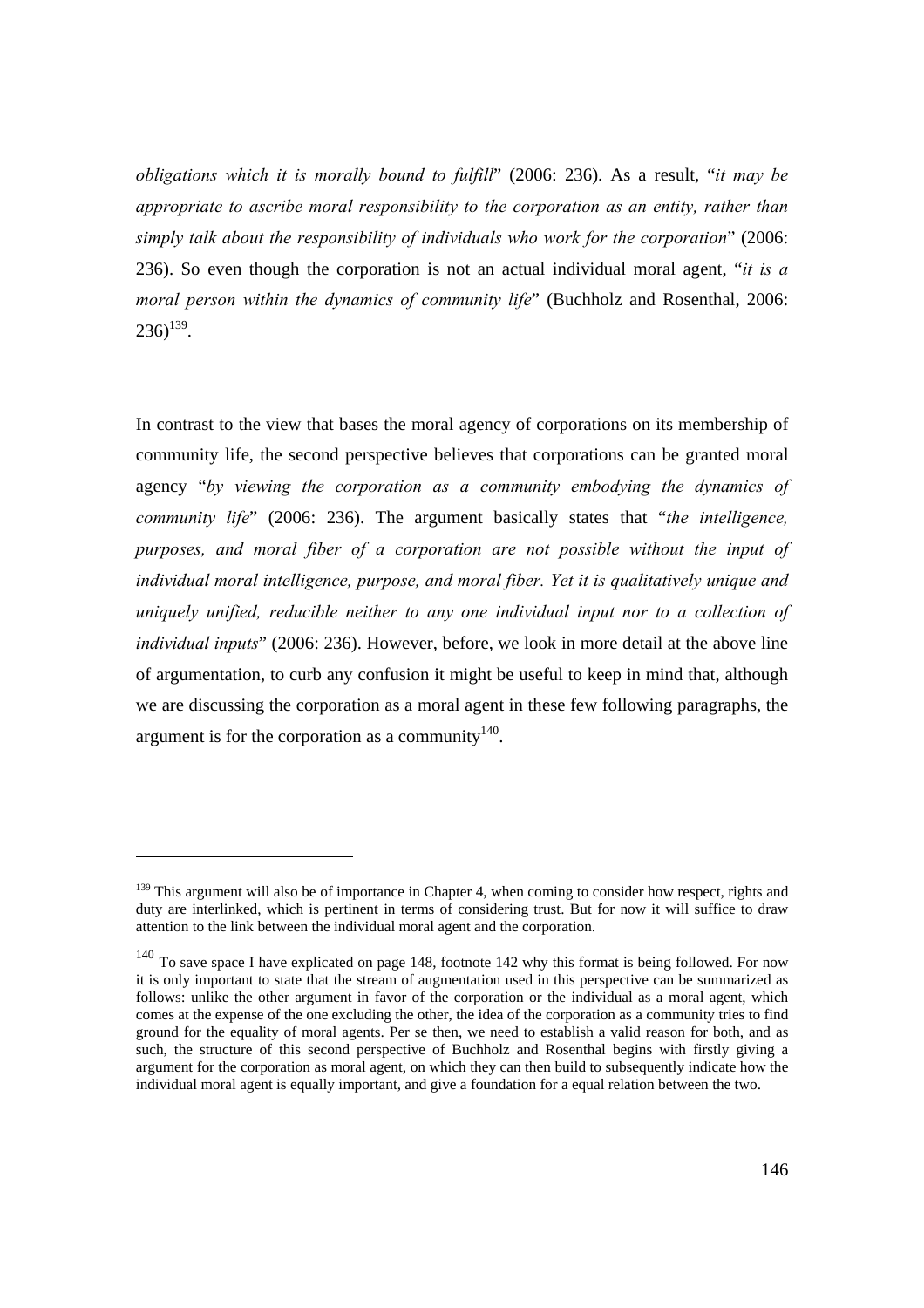*obligations which it is morally bound to fulfill*" (2006: 236). As a result, "*it may be appropriate to ascribe moral responsibility to the corporation as an entity, rather than simply talk about the responsibility of individuals who work for the corporation*" (2006: 236). So even though the corporation is not an actual individual moral agent, "*it is a moral person within the dynamics of community life*" (Buchholz and Rosenthal, 2006: 236)[139].

In contrast to the view that bases the moral agency of corporations on its membership of community life, the second perspective believes that corporations can be granted moral agency "*by viewing the corporation as a community embodying the dynamics of community life*" (2006: 236). The argument basically states that "*the intelligence, purposes, and moral fiber of a corporation are not possible without the input of individual moral intelligence, purpose, and moral fiber. Yet it is qualitatively unique and uniquely unified, reducible neither to any one individual input nor to a collection of individual inputs*" (2006: 236). However, before, we look in more detail at the above line of argumentation, to curb any confusion it might be useful to keep in mind that, although we are discussing the corporation as a moral agent in these few following paragraphs, the argument is for the corporation as a community[140].

---

[139] This argument will also be of importance in Chapter 4, when coming to consider how respect, rights and duty are interlinked, which is pertinent in terms of considering trust. But for now it will suffice to draw attention to the link between the individual moral agent and the corporation.

[140] To save space I have explicated on page 148, footnote 142 why this format is being followed. For now it is only important to state that the stream of augmentation used in this perspective can be summarized as follows: unlike the other argument in favor of the corporation or the individual as a moral agent, which comes at the expense of the one excluding the other, the idea of the corporation as a community tries to find ground for the equality of moral agents. Per se then, we need to establish a valid reason for both, and as such, the structure of this second perspective of Buchholz and Rosenthal begins with firstly giving a argument for the corporation as moral agent, on which they can then build to subsequently indicate how the individual moral agent is equally important, and give a foundation for a equal relation between the two.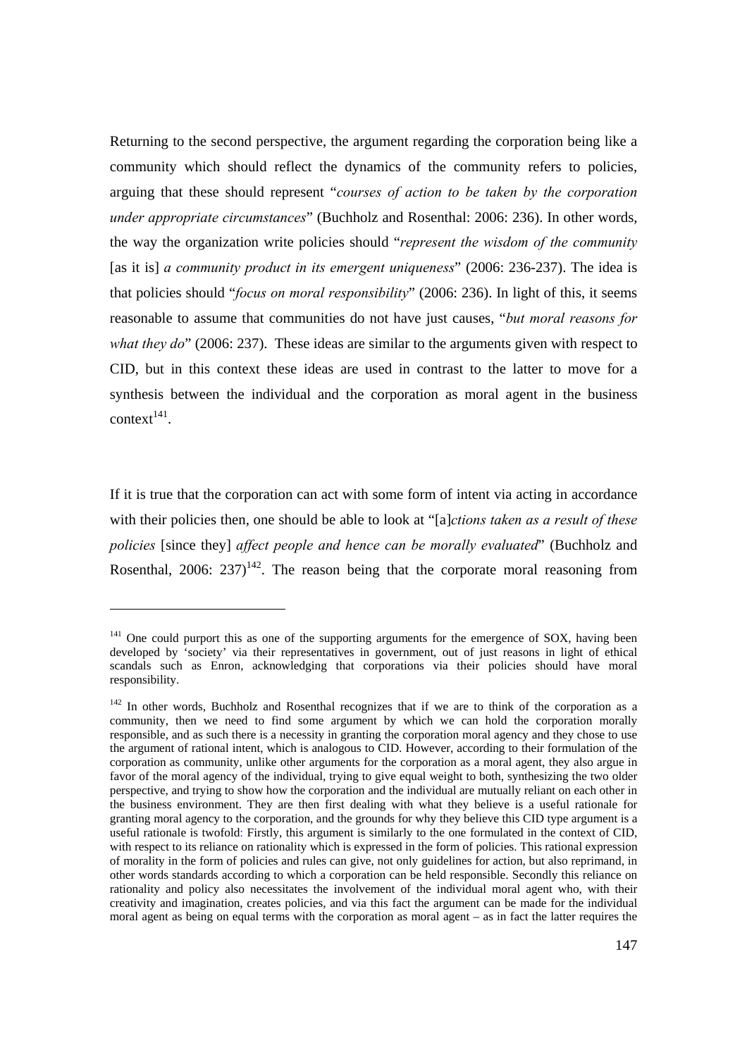Returning to the second perspective, the argument regarding the corporation being like a community which should reflect the dynamics of the community refers to policies, arguing that these should represent "*courses of action to be taken by the corporation under appropriate circumstances*" (Buchholz and Rosenthal: 2006: 236). In other words, the way the organization write policies should "*represent the wisdom of the community* [as it is] *a community product in its emergent uniqueness*" (2006: 236-237). The idea is that policies should "*focus on moral responsibility*" (2006: 236). In light of this, it seems reasonable to assume that communities do not have just causes, "*but moral reasons for what they do*" (2006: 237). These ideas are similar to the arguments given with respect to CID, but in this context these ideas are used in contrast to the latter to move for a synthesis between the individual and the corporation as moral agent in the business context[141].

If it is true that the corporation can act with some form of intent via acting in accordance with their policies then, one should be able to look at "[a]*ctions taken as a result of these policies* [since they] *affect people and hence can be morally evaluated*" (Buchholz and Rosenthal, 2006: 237)[142]. The reason being that the corporate moral reasoning from

---

[141] One could purport this as one of the supporting arguments for the emergence of SOX, having been developed by 'society' via their representatives in government, out of just reasons in light of ethical scandals such as Enron, acknowledging that corporations via their policies should have moral responsibility.

[142] In other words, Buchholz and Rosenthal recognizes that if we are to think of the corporation as a community, then we need to find some argument by which we can hold the corporation morally responsible, and as such there is a necessity in granting the corporation moral agency and they chose to use the argument of rational intent, which is analogous to CID. However, according to their formulation of the corporation as community, unlike other arguments for the corporation as a moral agent, they also argue in favor of the moral agency of the individual, trying to give equal weight to both, synthesizing the two older perspective, and trying to show how the corporation and the individual are mutually reliant on each other in the business environment. They are then first dealing with what they believe is a useful rationale for granting moral agency to the corporation, and the grounds for why they believe this CID type argument is a useful rationale is twofold: Firstly, this argument is similarly to the one formulated in the context of CID, with respect to its reliance on rationality which is expressed in the form of policies. This rational expression of morality in the form of policies and rules can give, not only guidelines for action, but also reprimand, in other words standards according to which a corporation can be held responsible. Secondly this reliance on rationality and policy also necessitates the involvement of the individual moral agent who, with their creativity and imagination, creates policies, and via this fact the argument can be made for the individual moral agent as being on equal terms with the corporation as moral agent – as in fact the latter requires the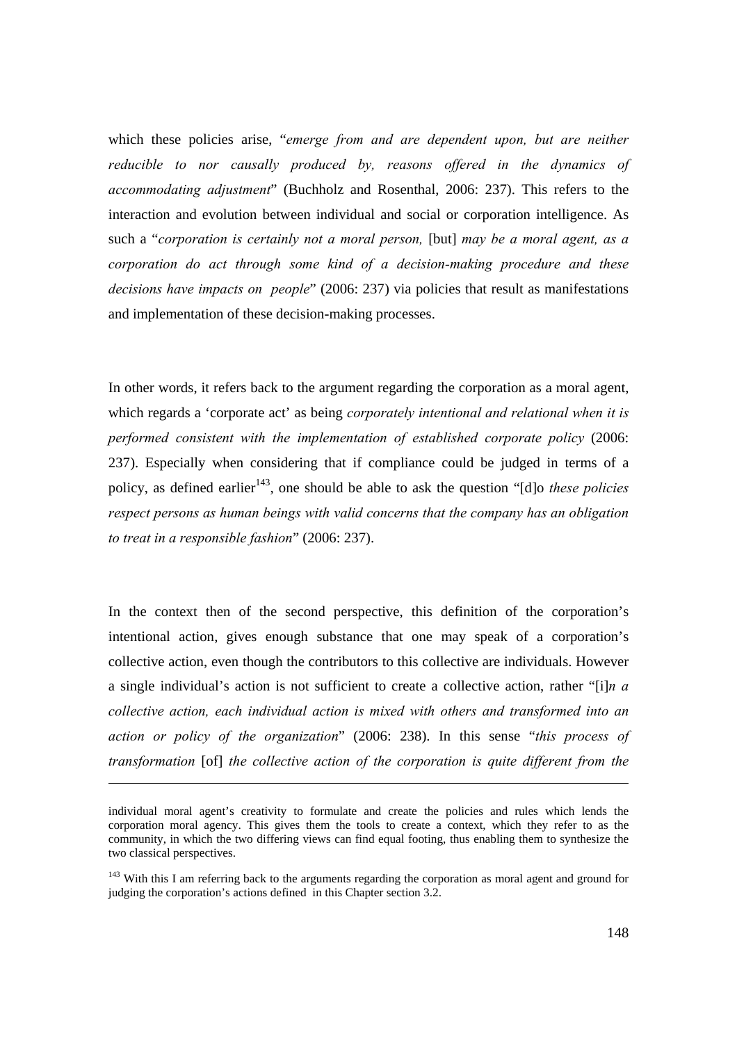which these policies arise, "*emerge from and are dependent upon, but are neither reducible to nor causally produced by, reasons offered in the dynamics of accommodating adjustment*" (Buchholz and Rosenthal, 2006: 237). This refers to the interaction and evolution between individual and social or corporation intelligence. As such a "*corporation is certainly not a moral person,* [but] *may be a moral agent, as a corporation do act through some kind of a decision-making procedure and these decisions have impacts on people*" (2006: 237) via policies that result as manifestations and implementation of these decision-making processes.

In other words, it refers back to the argument regarding the corporation as a moral agent, which regards a 'corporate act' as being *corporately intentional and relational when it is performed consistent with the implementation of established corporate policy* (2006: 237). Especially when considering that if compliance could be judged in terms of a policy, as defined earlier[143], one should be able to ask the question "[d]o *these policies respect persons as human beings with valid concerns that the company has an obligation to treat in a responsible fashion*" (2006: 237).

In the context then of the second perspective, this definition of the corporation's intentional action, gives enough substance that one may speak of a corporation's collective action, even though the contributors to this collective are individuals. However a single individual's action is not sufficient to create a collective action, rather "[i]*n a collective action, each individual action is mixed with others and transformed into an action or policy of the organization*" (2006: 238). In this sense "*this process of transformation* [of] *the collective action of the corporation is quite different from the*

---

individual moral agent's creativity to formulate and create the policies and rules which lends the corporation moral agency. This gives them the tools to create a context, which they refer to as the community, in which the two differing views can find equal footing, thus enabling them to synthesize the two classical perspectives.

[143] With this I am referring back to the arguments regarding the corporation as moral agent and ground for judging the corporation's actions defined in this Chapter section 3.2.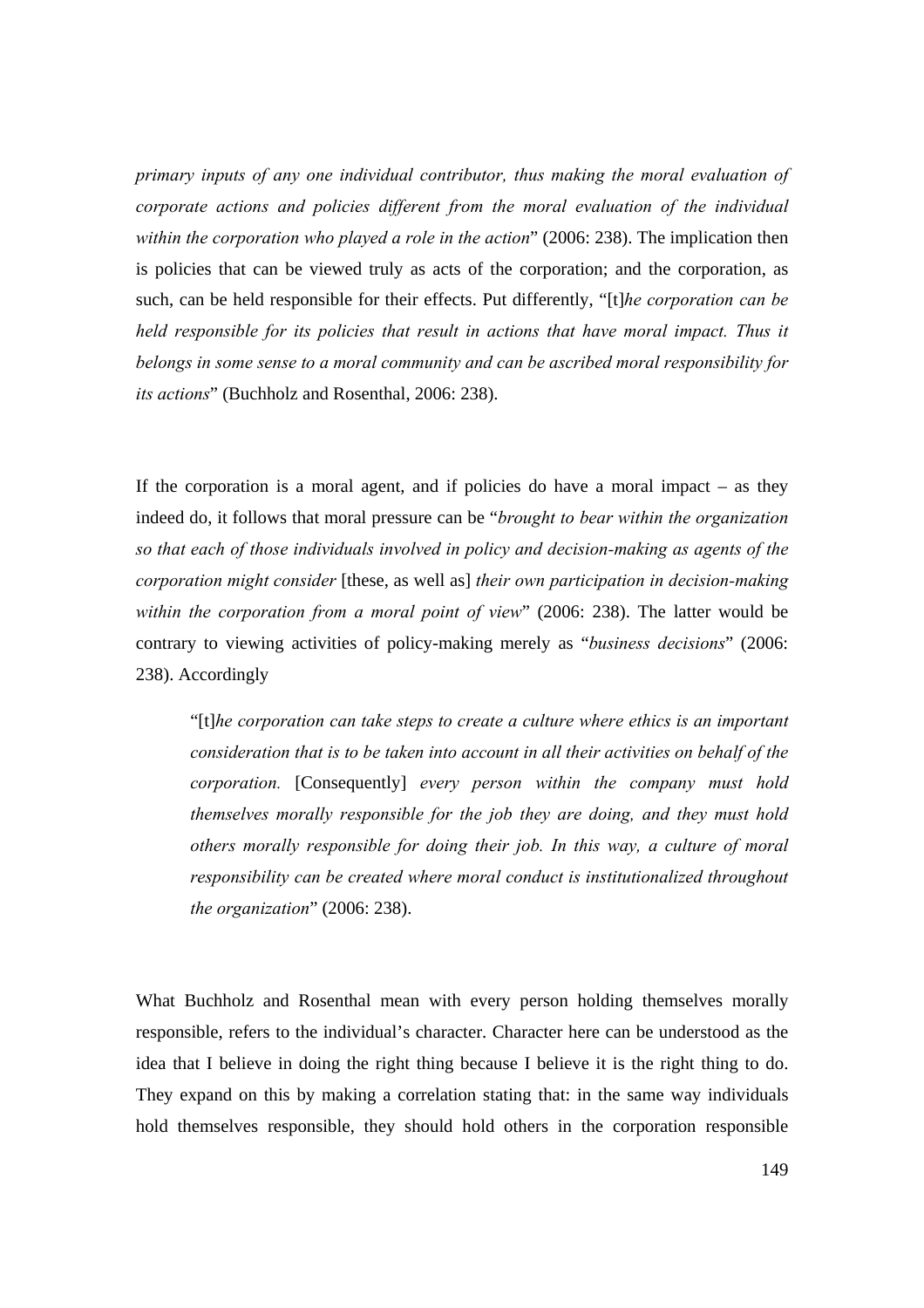*primary inputs of any one individual contributor, thus making the moral evaluation of corporate actions and policies different from the moral evaluation of the individual within the corporation who played a role in the action*" (2006: 238). The implication then is policies that can be viewed truly as acts of the corporation; and the corporation, as such, can be held responsible for their effects. Put differently, "[t]*he corporation can be held responsible for its policies that result in actions that have moral impact. Thus it belongs in some sense to a moral community and can be ascribed moral responsibility for its actions*" (Buchholz and Rosenthal, 2006: 238).

If the corporation is a moral agent, and if policies do have a moral impact – as they indeed do, it follows that moral pressure can be "*brought to bear within the organization so that each of those individuals involved in policy and decision-making as agents of the corporation might consider* [these, as well as] *their own participation in decision-making within the corporation from a moral point of view*" (2006: 238). The latter would be contrary to viewing activities of policy-making merely as "*business decisions*" (2006: 238). Accordingly

> "[t]*he corporation can take steps to create a culture where ethics is an important consideration that is to be taken into account in all their activities on behalf of the corporation.* [Consequently] *every person within the company must hold themselves morally responsible for the job they are doing, and they must hold others morally responsible for doing their job. In this way, a culture of moral responsibility can be created where moral conduct is institutionalized throughout the organization*" (2006: 238).

What Buchholz and Rosenthal mean with every person holding themselves morally responsible, refers to the individual's character. Character here can be understood as the idea that I believe in doing the right thing because I believe it is the right thing to do. They expand on this by making a correlation stating that: in the same way individuals hold themselves responsible, they should hold others in the corporation responsible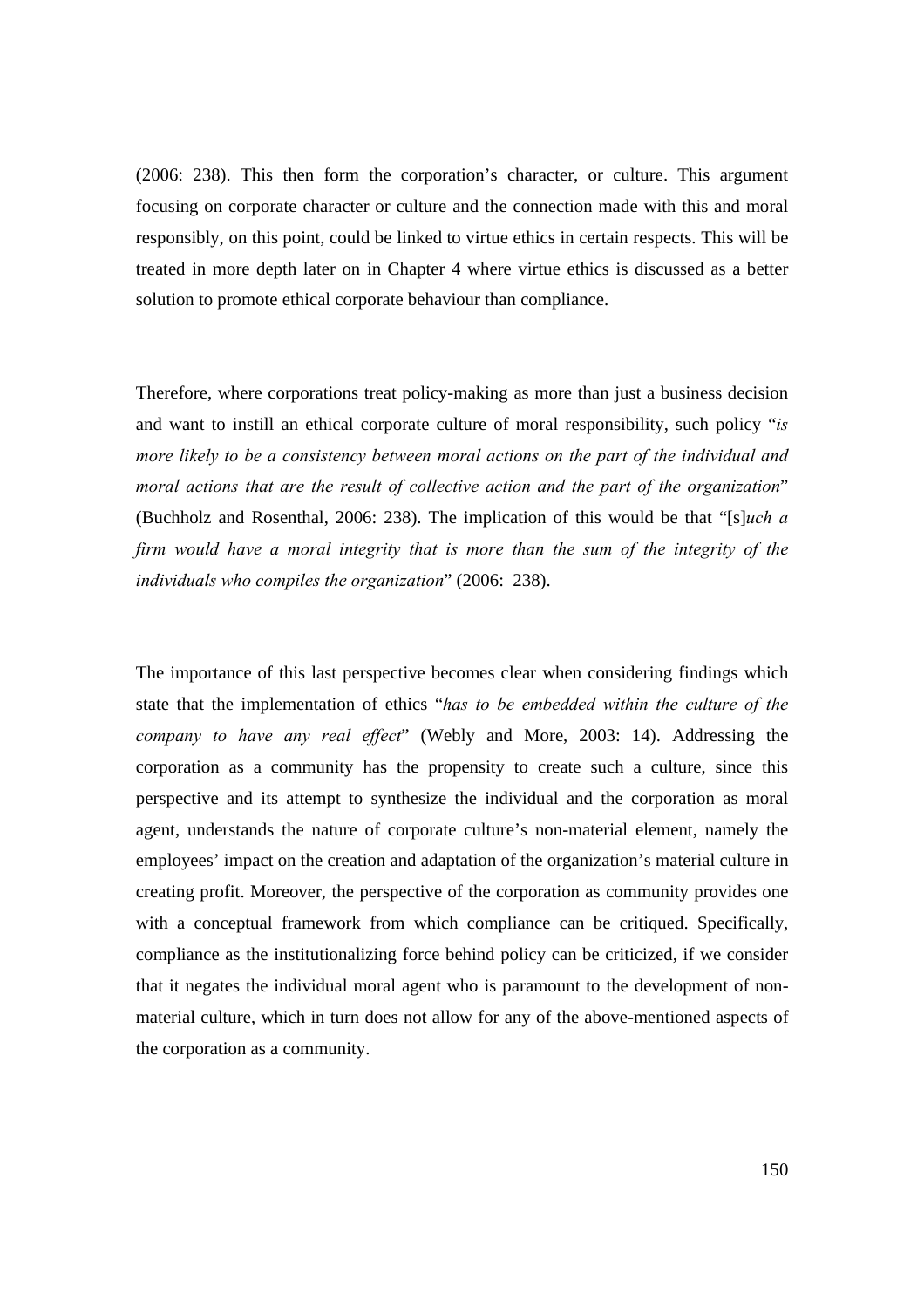(2006: 238). This then form the corporation's character, or culture. This argument focusing on corporate character or culture and the connection made with this and moral responsibly, on this point, could be linked to virtue ethics in certain respects. This will be treated in more depth later on in Chapter 4 where virtue ethics is discussed as a better solution to promote ethical corporate behaviour than compliance.

Therefore, where corporations treat policy-making as more than just a business decision and want to instill an ethical corporate culture of moral responsibility, such policy "*is more likely to be a consistency between moral actions on the part of the individual and moral actions that are the result of collective action and the part of the organization*" (Buchholz and Rosenthal, 2006: 238). The implication of this would be that "[s]*uch a firm would have a moral integrity that is more than the sum of the integrity of the individuals who compiles the organization*" (2006: 238).

The importance of this last perspective becomes clear when considering findings which state that the implementation of ethics "*has to be embedded within the culture of the company to have any real effect*" (Webly and More, 2003: 14). Addressing the corporation as a community has the propensity to create such a culture, since this perspective and its attempt to synthesize the individual and the corporation as moral agent, understands the nature of corporate culture's non-material element, namely the employees' impact on the creation and adaptation of the organization's material culture in creating profit. Moreover, the perspective of the corporation as community provides one with a conceptual framework from which compliance can be critiqued. Specifically, compliance as the institutionalizing force behind policy can be criticized, if we consider that it negates the individual moral agent who is paramount to the development of non-material culture, which in turn does not allow for any of the above-mentioned aspects of the corporation as a community.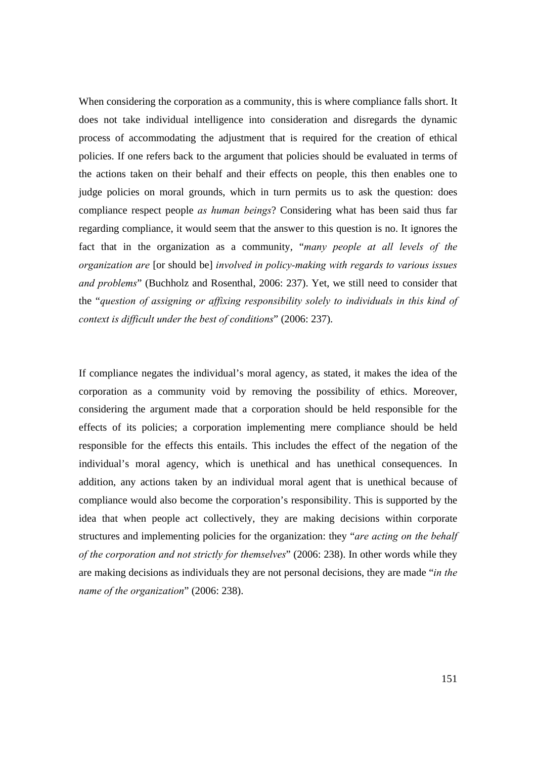When considering the corporation as a community, this is where compliance falls short. It does not take individual intelligence into consideration and disregards the dynamic process of accommodating the adjustment that is required for the creation of ethical policies. If one refers back to the argument that policies should be evaluated in terms of the actions taken on their behalf and their effects on people, this then enables one to judge policies on moral grounds, which in turn permits us to ask the question: does compliance respect people *as human beings*? Considering what has been said thus far regarding compliance, it would seem that the answer to this question is no. It ignores the fact that in the organization as a community, "*many people at all levels of the organization are* [or should be] *involved in policy-making with regards to various issues and problems*" (Buchholz and Rosenthal, 2006: 237). Yet, we still need to consider that the "*question of assigning or affixing responsibility solely to individuals in this kind of context is difficult under the best of conditions*" (2006: 237).

If compliance negates the individual's moral agency, as stated, it makes the idea of the corporation as a community void by removing the possibility of ethics. Moreover, considering the argument made that a corporation should be held responsible for the effects of its policies; a corporation implementing mere compliance should be held responsible for the effects this entails. This includes the effect of the negation of the individual's moral agency, which is unethical and has unethical consequences. In addition, any actions taken by an individual moral agent that is unethical because of compliance would also become the corporation's responsibility. This is supported by the idea that when people act collectively, they are making decisions within corporate structures and implementing policies for the organization: they "*are acting on the behalf of the corporation and not strictly for themselves*" (2006: 238). In other words while they are making decisions as individuals they are not personal decisions, they are made "*in the name of the organization*" (2006: 238).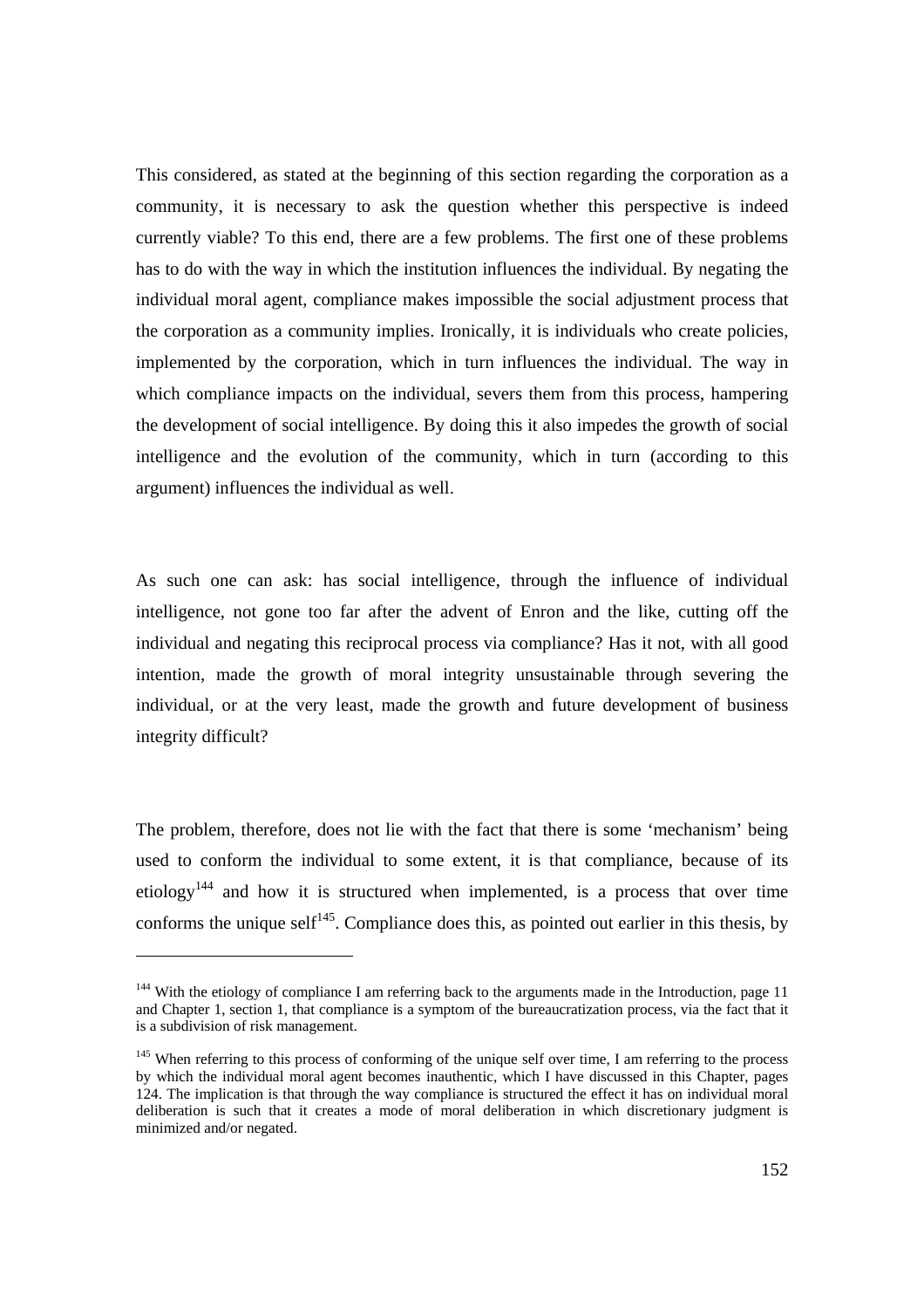This considered, as stated at the beginning of this section regarding the corporation as a community, it is necessary to ask the question whether this perspective is indeed currently viable? To this end, there are a few problems. The first one of these problems has to do with the way in which the institution influences the individual. By negating the individual moral agent, compliance makes impossible the social adjustment process that the corporation as a community implies. Ironically, it is individuals who create policies, implemented by the corporation, which in turn influences the individual. The way in which compliance impacts on the individual, severs them from this process, hampering the development of social intelligence. By doing this it also impedes the growth of social intelligence and the evolution of the community, which in turn (according to this argument) influences the individual as well.

As such one can ask: has social intelligence, through the influence of individual intelligence, not gone too far after the advent of Enron and the like, cutting off the individual and negating this reciprocal process via compliance? Has it not, with all good intention, made the growth of moral integrity unsustainable through severing the individual, or at the very least, made the growth and future development of business integrity difficult?

The problem, therefore, does not lie with the fact that there is some 'mechanism' being used to conform the individual to some extent, it is that compliance, because of its etiology[144] and how it is structured when implemented, is a process that over time conforms the unique self[145]. Compliance does this, as pointed out earlier in this thesis, by

[144] With the etiology of compliance I am referring back to the arguments made in the Introduction, page 11 and Chapter 1, section 1, that compliance is a symptom of the bureaucratization process, via the fact that it is a subdivision of risk management.

[145] When referring to this process of conforming of the unique self over time, I am referring to the process by which the individual moral agent becomes inauthentic, which I have discussed in this Chapter, pages 124. The implication is that through the way compliance is structured the effect it has on individual moral deliberation is such that it creates a mode of moral deliberation in which discretionary judgment is minimized and/or negated.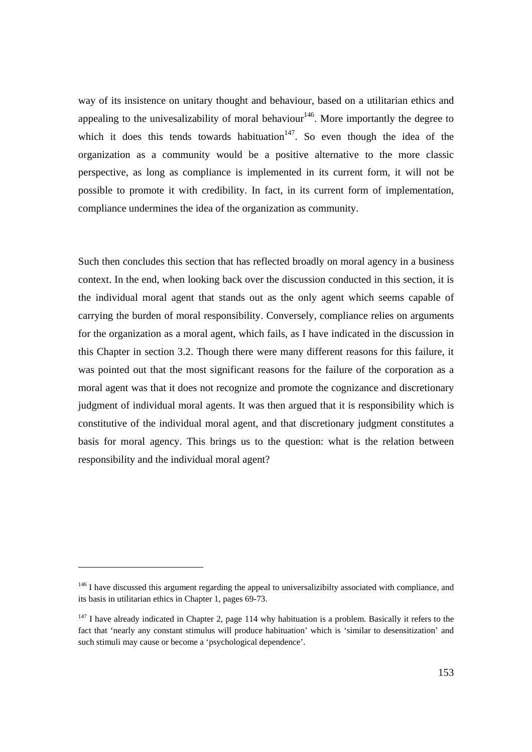way of its insistence on unitary thought and behaviour, based on a utilitarian ethics and appealing to the univesalizability of moral behaviour[146]. More importantly the degree to which it does this tends towards habituation[147]. So even though the idea of the organization as a community would be a positive alternative to the more classic perspective, as long as compliance is implemented in its current form, it will not be possible to promote it with credibility. In fact, in its current form of implementation, compliance undermines the idea of the organization as community.

Such then concludes this section that has reflected broadly on moral agency in a business context. In the end, when looking back over the discussion conducted in this section, it is the individual moral agent that stands out as the only agent which seems capable of carrying the burden of moral responsibility. Conversely, compliance relies on arguments for the organization as a moral agent, which fails, as I have indicated in the discussion in this Chapter in section 3.2. Though there were many different reasons for this failure, it was pointed out that the most significant reasons for the failure of the corporation as a moral agent was that it does not recognize and promote the cognizance and discretionary judgment of individual moral agents. It was then argued that it is responsibility which is constitutive of the individual moral agent, and that discretionary judgment constitutes a basis for moral agency. This brings us to the question: what is the relation between responsibility and the individual moral agent?

---

[146] I have discussed this argument regarding the appeal to universalizibilty associated with compliance, and its basis in utilitarian ethics in Chapter 1, pages 69-73.

[147] I have already indicated in Chapter 2, page 114 why habituation is a problem. Basically it refers to the fact that 'nearly any constant stimulus will produce habituation' which is 'similar to desensitization' and such stimuli may cause or become a 'psychological dependence'.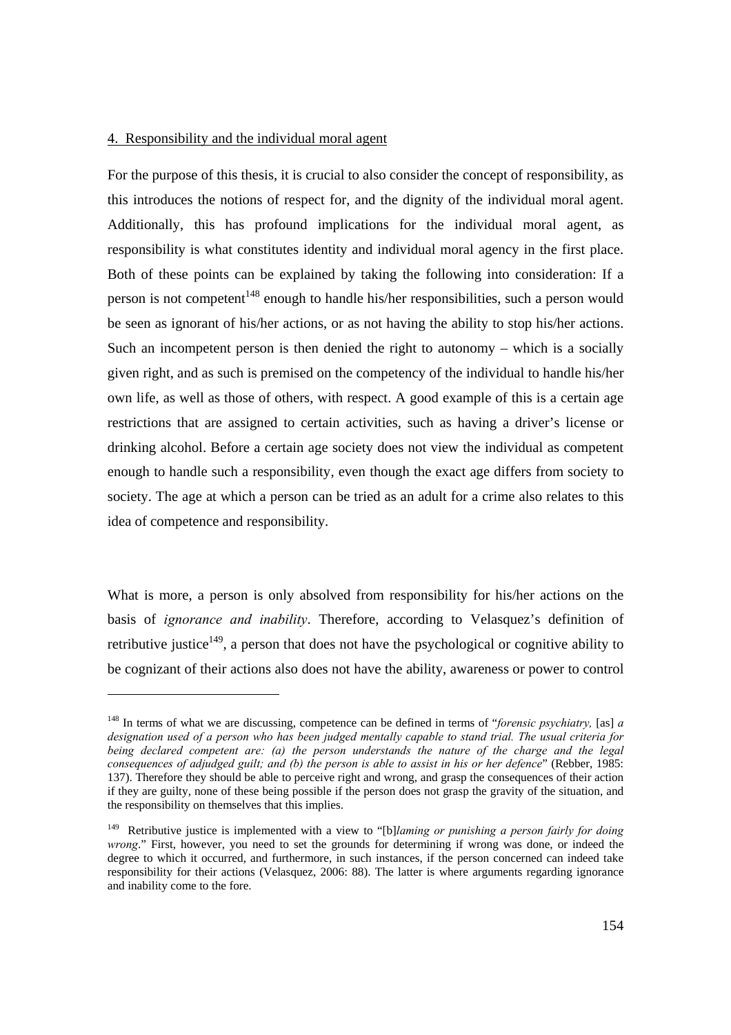4. Responsibility and the individual moral agent

For the purpose of this thesis, it is crucial to also consider the concept of responsibility, as this introduces the notions of respect for, and the dignity of the individual moral agent. Additionally, this has profound implications for the individual moral agent, as responsibility is what constitutes identity and individual moral agency in the first place. Both of these points can be explained by taking the following into consideration: If a person is not competent[148] enough to handle his/her responsibilities, such a person would be seen as ignorant of his/her actions, or as not having the ability to stop his/her actions. Such an incompetent person is then denied the right to autonomy – which is a socially given right, and as such is premised on the competency of the individual to handle his/her own life, as well as those of others, with respect. A good example of this is a certain age restrictions that are assigned to certain activities, such as having a driver's license or drinking alcohol. Before a certain age society does not view the individual as competent enough to handle such a responsibility, even though the exact age differs from society to society. The age at which a person can be tried as an adult for a crime also relates to this idea of competence and responsibility.

What is more, a person is only absolved from responsibility for his/her actions on the basis of *ignorance and inability*. Therefore, according to Velasquez's definition of retributive justice[149], a person that does not have the psychological or cognitive ability to be cognizant of their actions also does not have the ability, awareness or power to control

---

[148] In terms of what we are discussing, competence can be defined in terms of "*forensic psychiatry,* [as] *a designation used of a person who has been judged mentally capable to stand trial. The usual criteria for being declared competent are: (a) the person understands the nature of the charge and the legal consequences of adjudged guilt; and (b) the person is able to assist in his or her defence*" (Rebber, 1985: 137). Therefore they should be able to perceive right and wrong, and grasp the consequences of their action if they are guilty, none of these being possible if the person does not grasp the gravity of the situation, and the responsibility on themselves that this implies.

[149] Retributive justice is implemented with a view to "[b]*laming or punishing a person fairly for doing wrong*." First, however, you need to set the grounds for determining if wrong was done, or indeed the degree to which it occurred, and furthermore, in such instances, if the person concerned can indeed take responsibility for their actions (Velasquez, 2006: 88). The latter is where arguments regarding ignorance and inability come to the fore.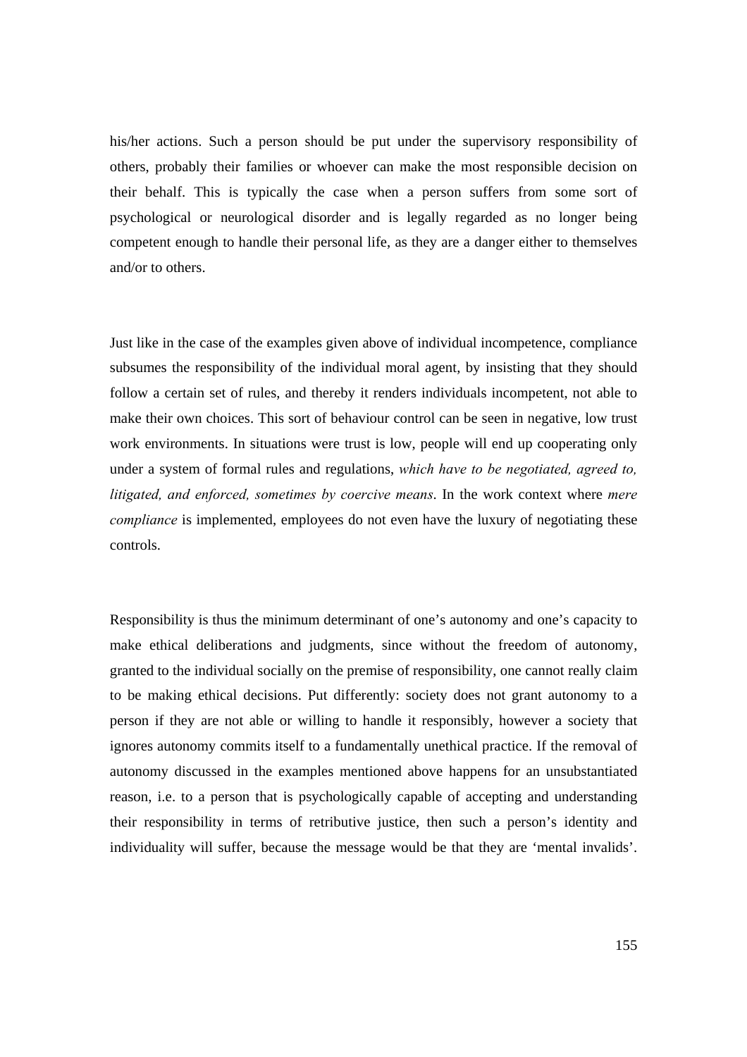his/her actions. Such a person should be put under the supervisory responsibility of others, probably their families or whoever can make the most responsible decision on their behalf. This is typically the case when a person suffers from some sort of psychological or neurological disorder and is legally regarded as no longer being competent enough to handle their personal life, as they are a danger either to themselves and/or to others.

Just like in the case of the examples given above of individual incompetence, compliance subsumes the responsibility of the individual moral agent, by insisting that they should follow a certain set of rules, and thereby it renders individuals incompetent, not able to make their own choices. This sort of behaviour control can be seen in negative, low trust work environments. In situations were trust is low, people will end up cooperating only under a system of formal rules and regulations, *which have to be negotiated, agreed to, litigated, and enforced, sometimes by coercive means*. In the work context where *mere compliance* is implemented, employees do not even have the luxury of negotiating these controls.

Responsibility is thus the minimum determinant of one's autonomy and one's capacity to make ethical deliberations and judgments, since without the freedom of autonomy, granted to the individual socially on the premise of responsibility, one cannot really claim to be making ethical decisions. Put differently: society does not grant autonomy to a person if they are not able or willing to handle it responsibly, however a society that ignores autonomy commits itself to a fundamentally unethical practice. If the removal of autonomy discussed in the examples mentioned above happens for an unsubstantiated reason, i.e. to a person that is psychologically capable of accepting and understanding their responsibility in terms of retributive justice, then such a person's identity and individuality will suffer, because the message would be that they are 'mental invalids'.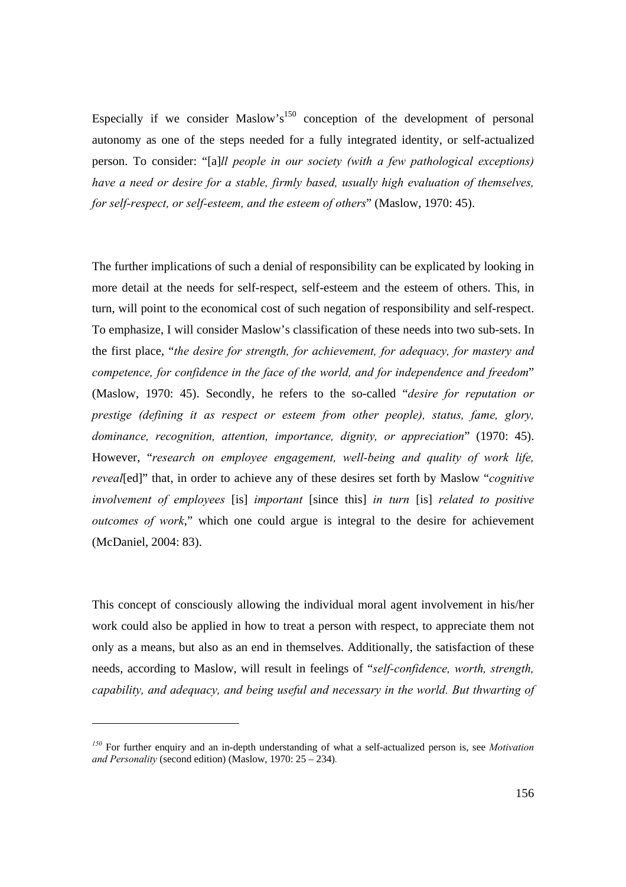Especially if we consider Maslow's[150] conception of the development of personal autonomy as one of the steps needed for a fully integrated identity, or self-actualized person. To consider: "[a]*ll people in our society (with a few pathological exceptions) have a need or desire for a stable, firmly based, usually high evaluation of themselves, for self-respect, or self-esteem, and the esteem of others*" (Maslow, 1970: 45).

The further implications of such a denial of responsibility can be explicated by looking in more detail at the needs for self-respect, self-esteem and the esteem of others. This, in turn, will point to the economical cost of such negation of responsibility and self-respect. To emphasize, I will consider Maslow's classification of these needs into two sub-sets. In the first place, "*the desire for strength, for achievement, for adequacy, for mastery and competence, for confidence in the face of the world, and for independence and freedom*" (Maslow, 1970: 45). Secondly, he refers to the so-called "*desire for reputation or prestige (defining it as respect or esteem from other people), status, fame, glory, dominance, recognition, attention, importance, dignity, or appreciation*" (1970: 45). However, "*research on employee engagement, well-being and quality of work life, reveal*[ed]" that, in order to achieve any of these desires set forth by Maslow "*cognitive involvement of employees* [is] *important* [since this] *in turn* [is] *related to positive outcomes of work*," which one could argue is integral to the desire for achievement (McDaniel, 2004: 83).

This concept of consciously allowing the individual moral agent involvement in his/her work could also be applied in how to treat a person with respect, to appreciate them not only as a means, but also as an end in themselves. Additionally, the satisfaction of these needs, according to Maslow, will result in feelings of "*self-confidence, worth, strength, capability, and adequacy, and being useful and necessary in the world. But thwarting of*

---

[150] For further enquiry and an in-depth understanding of what a self-actualized person is, see *Motivation and Personality* (second edition) (Maslow, 1970: 25 – 234).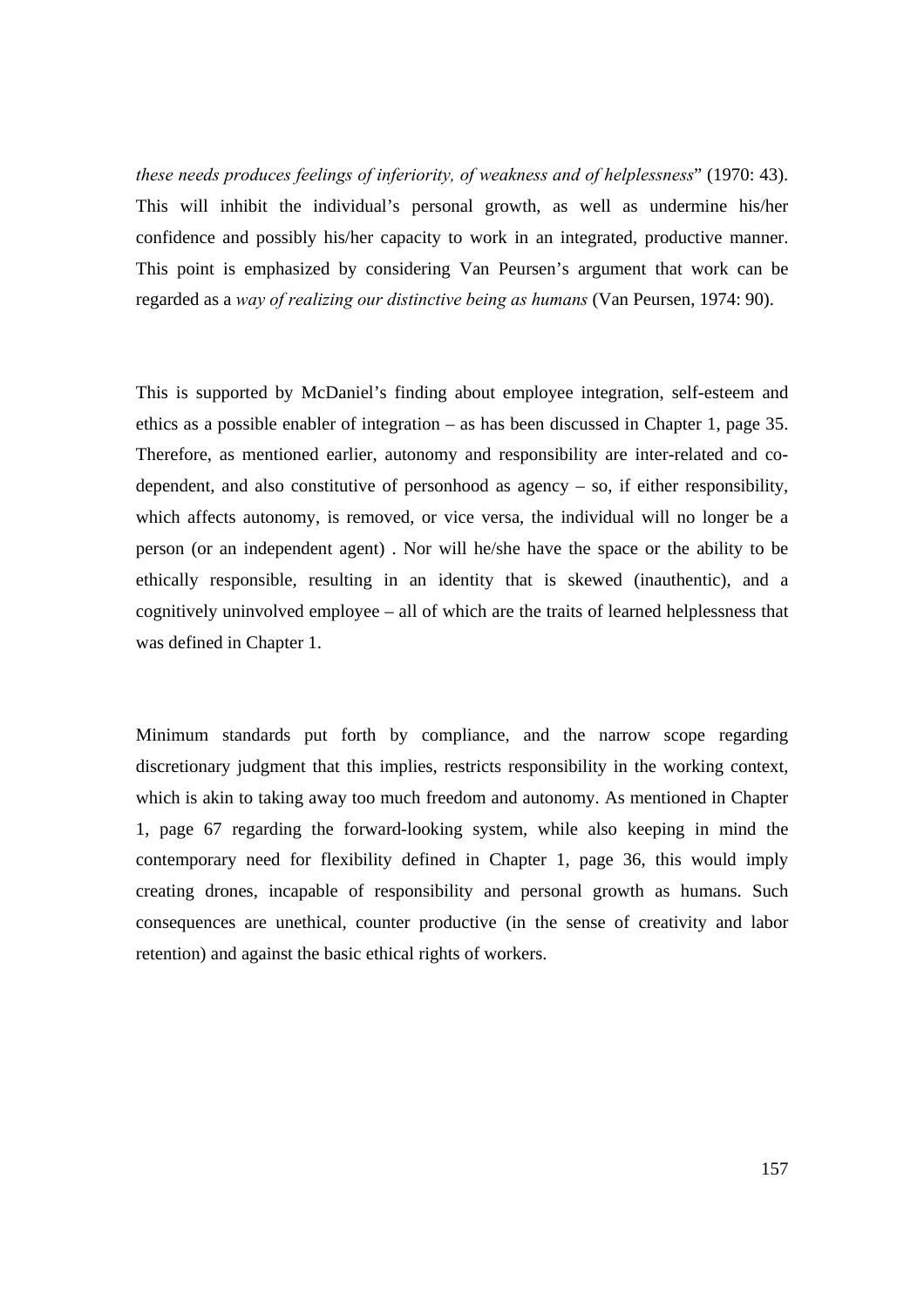*these needs produces feelings of inferiority, of weakness and of helplessness*" (1970: 43). This will inhibit the individual's personal growth, as well as undermine his/her confidence and possibly his/her capacity to work in an integrated, productive manner. This point is emphasized by considering Van Peursen's argument that work can be regarded as a *way of realizing our distinctive being as humans* (Van Peursen, 1974: 90).

This is supported by McDaniel's finding about employee integration, self-esteem and ethics as a possible enabler of integration – as has been discussed in Chapter 1, page 35. Therefore, as mentioned earlier, autonomy and responsibility are inter-related and co-dependent, and also constitutive of personhood as agency – so, if either responsibility, which affects autonomy, is removed, or vice versa, the individual will no longer be a person (or an independent agent) . Nor will he/she have the space or the ability to be ethically responsible, resulting in an identity that is skewed (inauthentic), and a cognitively uninvolved employee – all of which are the traits of learned helplessness that was defined in Chapter 1.

Minimum standards put forth by compliance, and the narrow scope regarding discretionary judgment that this implies, restricts responsibility in the working context, which is akin to taking away too much freedom and autonomy. As mentioned in Chapter 1, page 67 regarding the forward-looking system, while also keeping in mind the contemporary need for flexibility defined in Chapter 1, page 36, this would imply creating drones, incapable of responsibility and personal growth as humans. Such consequences are unethical, counter productive (in the sense of creativity and labor retention) and against the basic ethical rights of workers.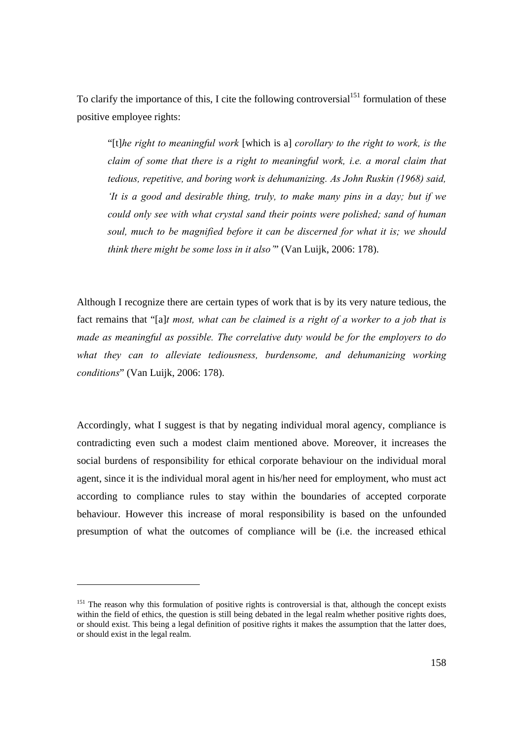To clarify the importance of this, I cite the following controversial[151] formulation of these positive employee rights:

> "[t]*he right to meaningful work* [which is a] *corollary to the right to work, is the claim of some that there is a right to meaningful work, i.e. a moral claim that tedious, repetitive, and boring work is dehumanizing. As John Ruskin (1968) said, 'It is a good and desirable thing, truly, to make many pins in a day; but if we could only see with what crystal sand their points were polished; sand of human soul, much to be magnified before it can be discerned for what it is; we should think there might be some loss in it also'*" (Van Luijk, 2006: 178).

Although I recognize there are certain types of work that is by its very nature tedious, the fact remains that "[a]*t most, what can be claimed is a right of a worker to a job that is made as meaningful as possible. The correlative duty would be for the employers to do what they can to alleviate tediousness, burdensome, and dehumanizing working conditions*" (Van Luijk, 2006: 178).

Accordingly, what I suggest is that by negating individual moral agency, compliance is contradicting even such a modest claim mentioned above. Moreover, it increases the social burdens of responsibility for ethical corporate behaviour on the individual moral agent, since it is the individual moral agent in his/her need for employment, who must act according to compliance rules to stay within the boundaries of accepted corporate behaviour. However this increase of moral responsibility is based on the unfounded presumption of what the outcomes of compliance will be (i.e. the increased ethical

---

[151] The reason why this formulation of positive rights is controversial is that, although the concept exists within the field of ethics, the question is still being debated in the legal realm whether positive rights does, or should exist. This being a legal definition of positive rights it makes the assumption that the latter does, or should exist in the legal realm.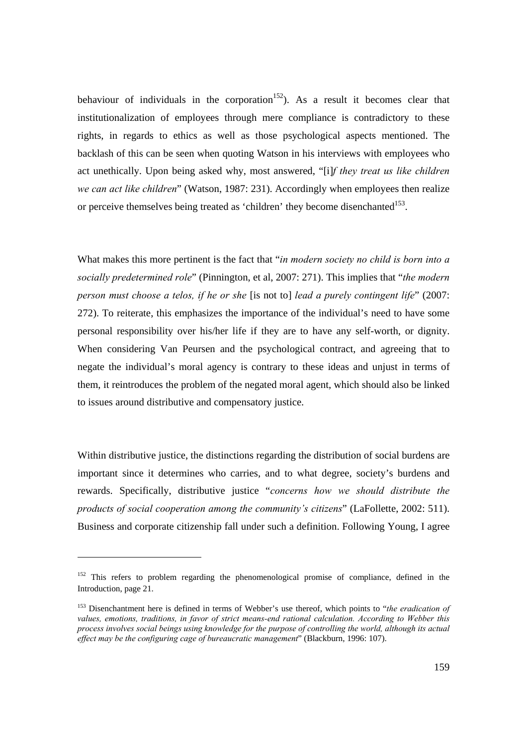behaviour of individuals in the corporation[152]). As a result it becomes clear that institutionalization of employees through mere compliance is contradictory to these rights, in regards to ethics as well as those psychological aspects mentioned. The backlash of this can be seen when quoting Watson in his interviews with employees who act unethically. Upon being asked why, most answered, "[i]*f they treat us like children we can act like children*" (Watson, 1987: 231). Accordingly when employees then realize or perceive themselves being treated as 'children' they become disenchanted[153].

What makes this more pertinent is the fact that "*in modern society no child is born into a socially predetermined role*" (Pinnington, et al, 2007: 271). This implies that "*the modern person must choose a telos, if he or she* [is not to] *lead a purely contingent life*" (2007: 272). To reiterate, this emphasizes the importance of the individual's need to have some personal responsibility over his/her life if they are to have any self-worth, or dignity. When considering Van Peursen and the psychological contract, and agreeing that to negate the individual's moral agency is contrary to these ideas and unjust in terms of them, it reintroduces the problem of the negated moral agent, which should also be linked to issues around distributive and compensatory justice.

Within distributive justice, the distinctions regarding the distribution of social burdens are important since it determines who carries, and to what degree, society's burdens and rewards. Specifically, distributive justice "*concerns how we should distribute the products of social cooperation among the community's citizens*" (LaFollette, 2002: 511). Business and corporate citizenship fall under such a definition. Following Young, I agree

---

[152] This refers to problem regarding the phenomenological promise of compliance, defined in the Introduction, page 21.

[153] Disenchantment here is defined in terms of Webber's use thereof, which points to "*the eradication of values, emotions, traditions, in favor of strict means-end rational calculation. According to Webber this process involves social beings using knowledge for the purpose of controlling the world, although its actual effect may be the configuring cage of bureaucratic management*" (Blackburn, 1996: 107).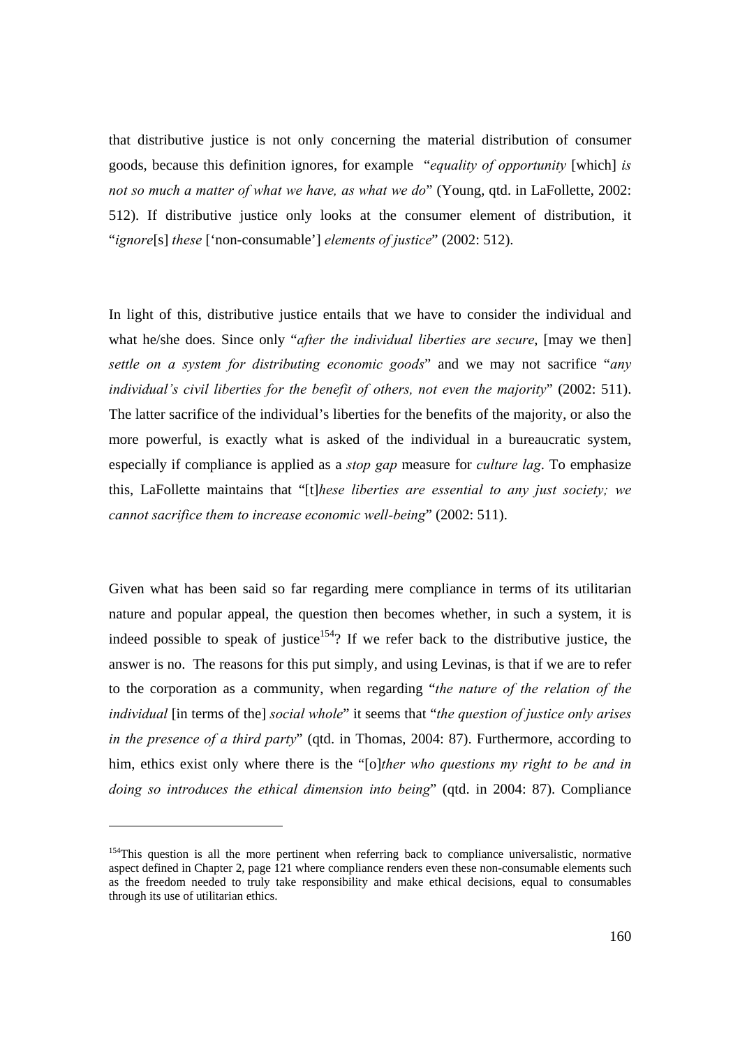that distributive justice is not only concerning the material distribution of consumer goods, because this definition ignores, for example "*equality of opportunity* [which] *is not so much a matter of what we have, as what we do*" (Young, qtd. in LaFollette, 2002: 512). If distributive justice only looks at the consumer element of distribution, it "*ignore*[s] *these* ['non-consumable'] *elements of justice*" (2002: 512).

In light of this, distributive justice entails that we have to consider the individual and what he/she does. Since only "*after the individual liberties are secure*, [may we then] *settle on a system for distributing economic goods*" and we may not sacrifice "*any individual's civil liberties for the benefit of others, not even the majority*" (2002: 511). The latter sacrifice of the individual's liberties for the benefits of the majority, or also the more powerful, is exactly what is asked of the individual in a bureaucratic system, especially if compliance is applied as a *stop gap* measure for *culture lag*. To emphasize this, LaFollette maintains that "[t]*hese liberties are essential to any just society; we cannot sacrifice them to increase economic well-being*" (2002: 511).

Given what has been said so far regarding mere compliance in terms of its utilitarian nature and popular appeal, the question then becomes whether, in such a system, it is indeed possible to speak of justice[154]? If we refer back to the distributive justice, the answer is no. The reasons for this put simply, and using Levinas, is that if we are to refer to the corporation as a community, when regarding "*the nature of the relation of the individual* [in terms of the] *social whole*" it seems that "*the question of justice only arises in the presence of a third party*" (qtd. in Thomas, 2004: 87). Furthermore, according to him, ethics exist only where there is the "[o]*ther who questions my right to be and in doing so introduces the ethical dimension into being*" (qtd. in 2004: 87). Compliance

[154]This question is all the more pertinent when referring back to compliance universalistic, normative aspect defined in Chapter 2, page 121 where compliance renders even these non-consumable elements such as the freedom needed to truly take responsibility and make ethical decisions, equal to consumables through its use of utilitarian ethics.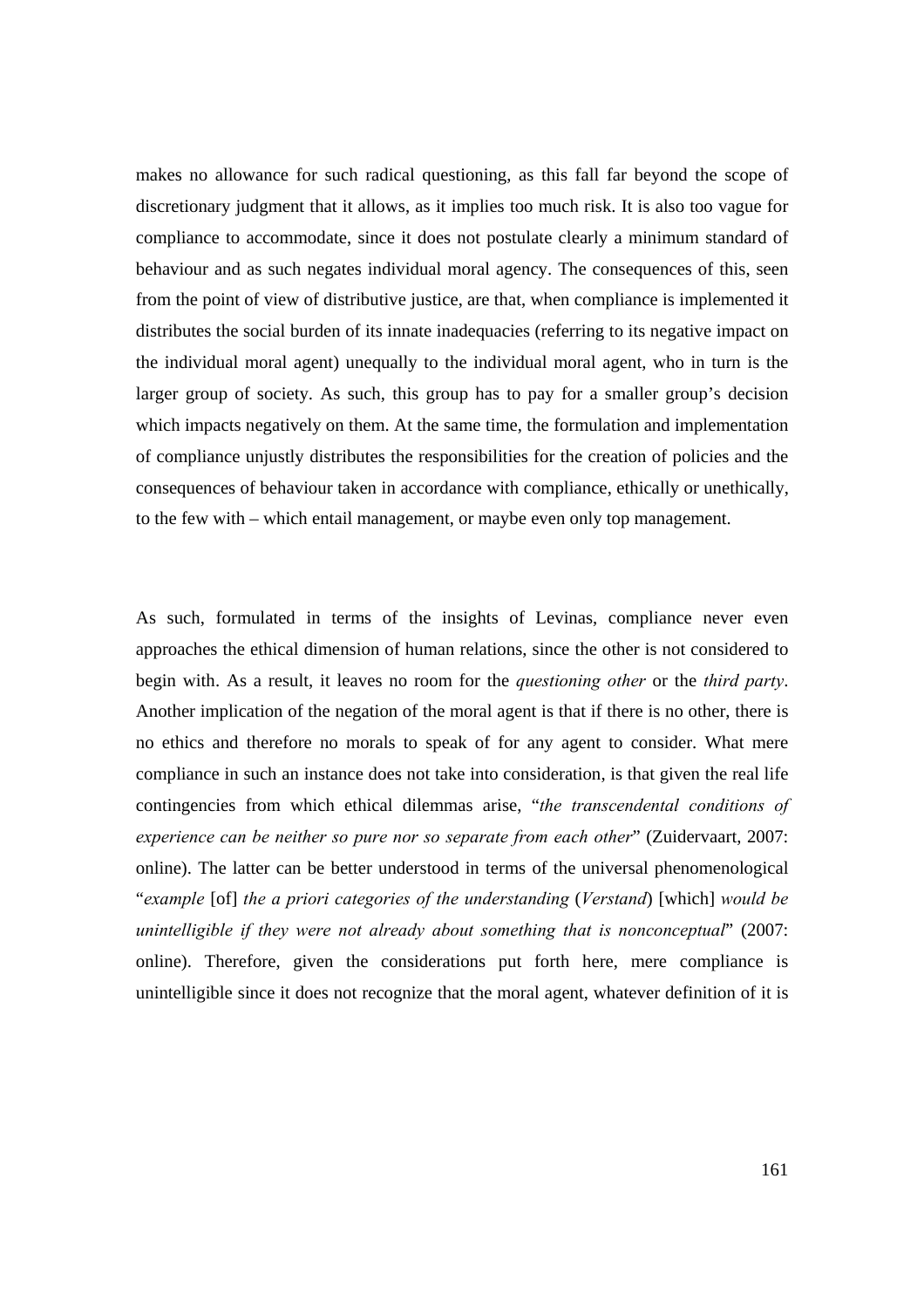makes no allowance for such radical questioning, as this fall far beyond the scope of discretionary judgment that it allows, as it implies too much risk. It is also too vague for compliance to accommodate, since it does not postulate clearly a minimum standard of behaviour and as such negates individual moral agency. The consequences of this, seen from the point of view of distributive justice, are that, when compliance is implemented it distributes the social burden of its innate inadequacies (referring to its negative impact on the individual moral agent) unequally to the individual moral agent, who in turn is the larger group of society. As such, this group has to pay for a smaller group's decision which impacts negatively on them. At the same time, the formulation and implementation of compliance unjustly distributes the responsibilities for the creation of policies and the consequences of behaviour taken in accordance with compliance, ethically or unethically, to the few with – which entail management, or maybe even only top management.

As such, formulated in terms of the insights of Levinas, compliance never even approaches the ethical dimension of human relations, since the other is not considered to begin with. As a result, it leaves no room for the *questioning other* or the *third party*. Another implication of the negation of the moral agent is that if there is no other, there is no ethics and therefore no morals to speak of for any agent to consider. What mere compliance in such an instance does not take into consideration, is that given the real life contingencies from which ethical dilemmas arise, "*the transcendental conditions of experience can be neither so pure nor so separate from each other*" (Zuidervaart, 2007: online). The latter can be better understood in terms of the universal phenomenological "*example* [of] *the a priori categories of the understanding* (*Verstand*) [which] *would be unintelligible if they were not already about something that is nonconceptual*" (2007: online). Therefore, given the considerations put forth here, mere compliance is unintelligible since it does not recognize that the moral agent, whatever definition of it is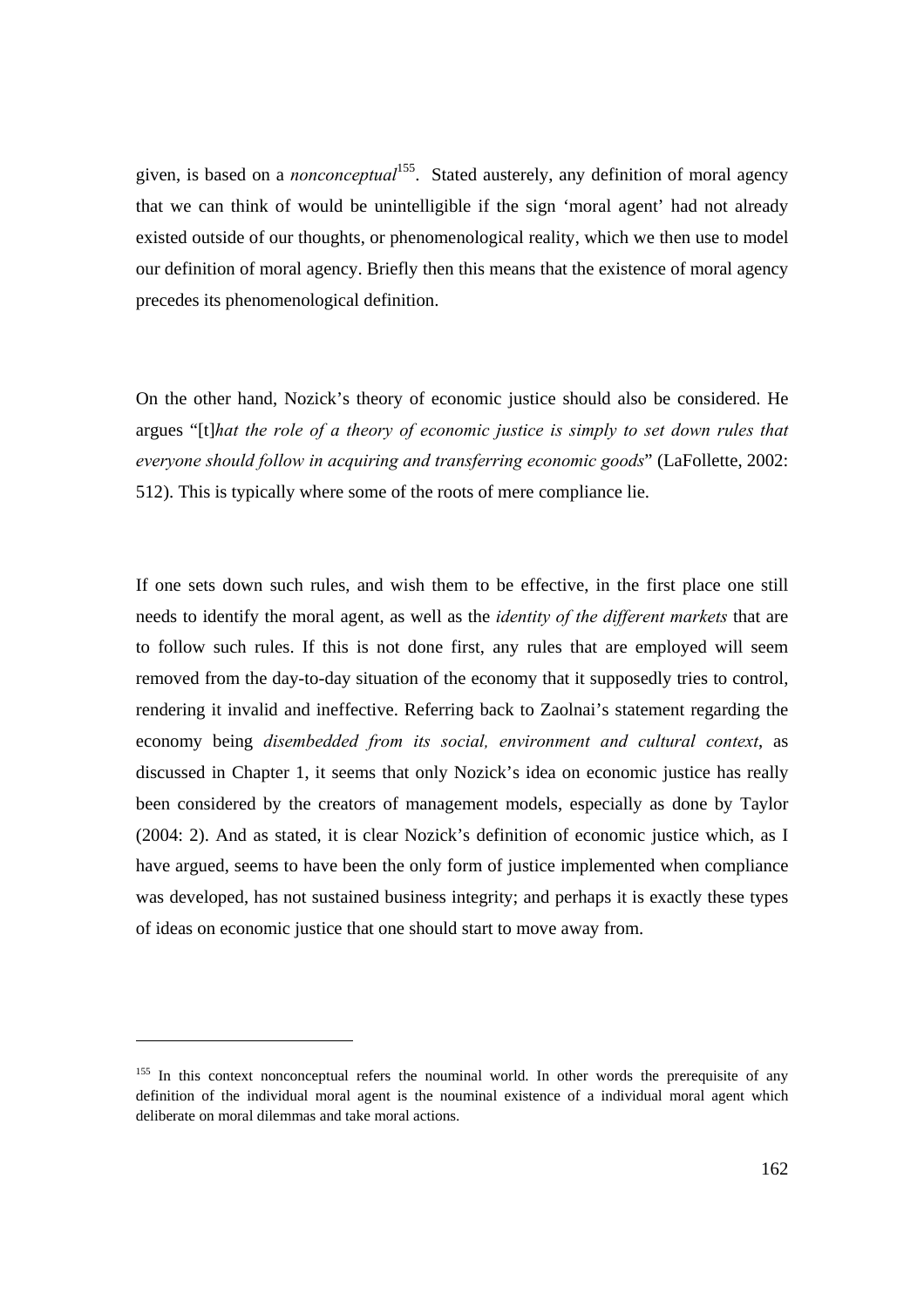given, is based on a *nonconceptual*[155]. Stated austerely, any definition of moral agency that we can think of would be unintelligible if the sign 'moral agent' had not already existed outside of our thoughts, or phenomenological reality, which we then use to model our definition of moral agency. Briefly then this means that the existence of moral agency precedes its phenomenological definition.

On the other hand, Nozick's theory of economic justice should also be considered. He argues "[t]*hat the role of a theory of economic justice is simply to set down rules that everyone should follow in acquiring and transferring economic goods*" (LaFollette, 2002: 512). This is typically where some of the roots of mere compliance lie.

If one sets down such rules, and wish them to be effective, in the first place one still needs to identify the moral agent, as well as the *identity of the different markets* that are to follow such rules. If this is not done first, any rules that are employed will seem removed from the day-to-day situation of the economy that it supposedly tries to control, rendering it invalid and ineffective. Referring back to Zaolnai's statement regarding the economy being *disembedded from its social, environment and cultural context*, as discussed in Chapter 1, it seems that only Nozick's idea on economic justice has really been considered by the creators of management models, especially as done by Taylor (2004: 2). And as stated, it is clear Nozick's definition of economic justice which, as I have argued, seems to have been the only form of justice implemented when compliance was developed, has not sustained business integrity; and perhaps it is exactly these types of ideas on economic justice that one should start to move away from.

---

[155] In this context nonconceptual refers the nouminal world. In other words the prerequisite of any definition of the individual moral agent is the nouminal existence of a individual moral agent which deliberate on moral dilemmas and take moral actions.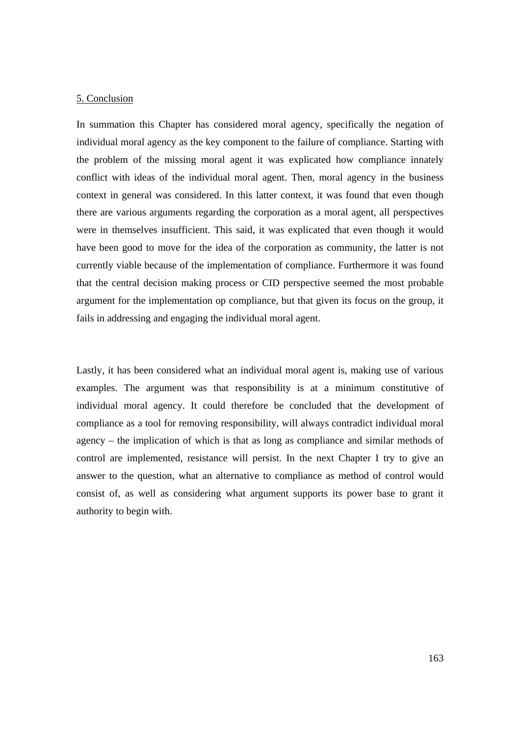## 5. Conclusion

In summation this Chapter has considered moral agency, specifically the negation of individual moral agency as the key component to the failure of compliance. Starting with the problem of the missing moral agent it was explicated how compliance innately conflict with ideas of the individual moral agent. Then, moral agency in the business context in general was considered. In this latter context, it was found that even though there are various arguments regarding the corporation as a moral agent, all perspectives were in themselves insufficient. This said, it was explicated that even though it would have been good to move for the idea of the corporation as community, the latter is not currently viable because of the implementation of compliance. Furthermore it was found that the central decision making process or CID perspective seemed the most probable argument for the implementation op compliance, but that given its focus on the group, it fails in addressing and engaging the individual moral agent.

Lastly, it has been considered what an individual moral agent is, making use of various examples. The argument was that responsibility is at a minimum constitutive of individual moral agency. It could therefore be concluded that the development of compliance as a tool for removing responsibility, will always contradict individual moral agency – the implication of which is that as long as compliance and similar methods of control are implemented, resistance will persist. In the next Chapter I try to give an answer to the question, what an alternative to compliance as method of control would consist of, as well as considering what argument supports its power base to grant it authority to begin with.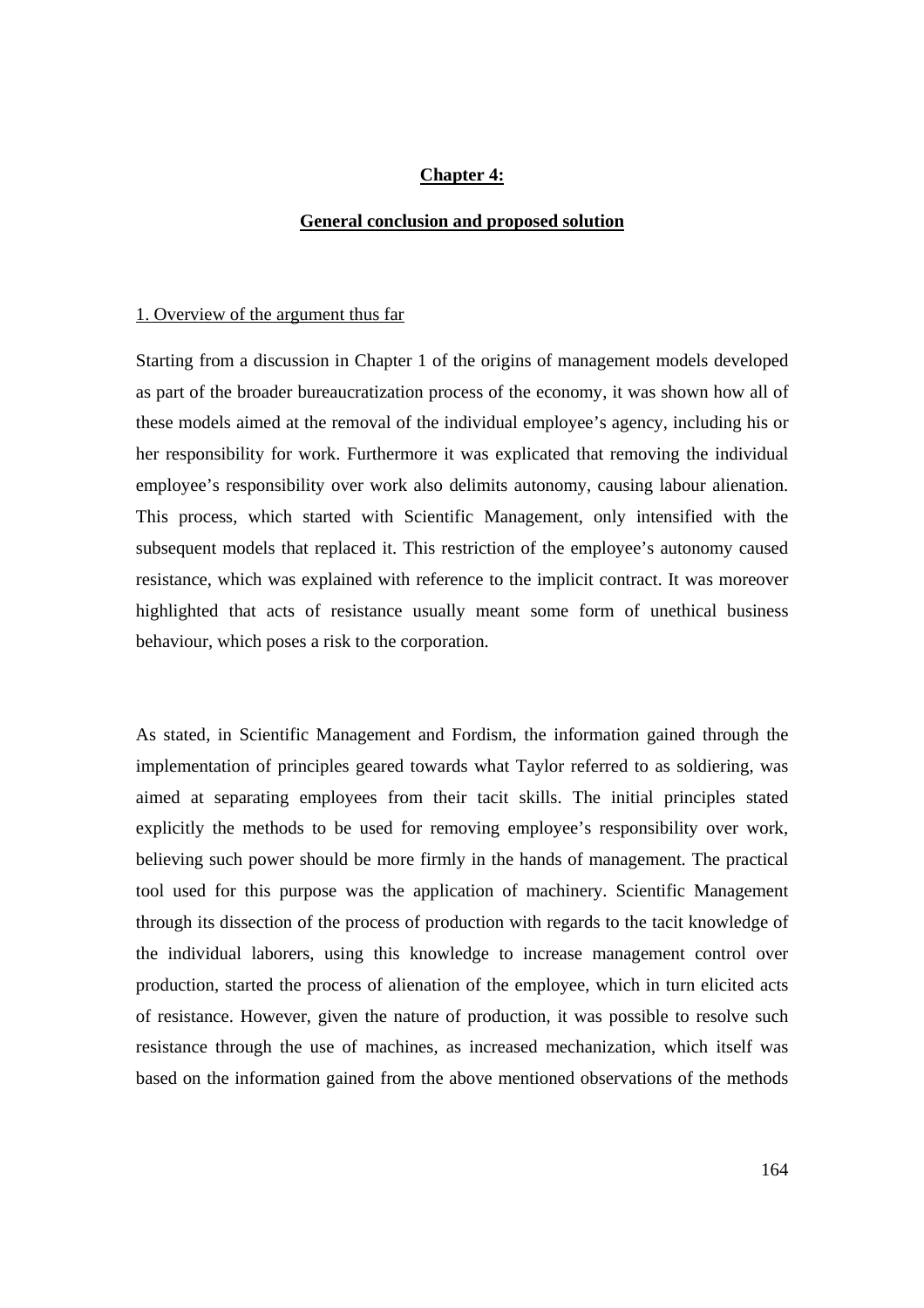# Chapter 4:

## General conclusion and proposed solution

1. Overview of the argument thus far

Starting from a discussion in Chapter 1 of the origins of management models developed as part of the broader bureaucratization process of the economy, it was shown how all of these models aimed at the removal of the individual employee's agency, including his or her responsibility for work. Furthermore it was explicated that removing the individual employee's responsibility over work also delimits autonomy, causing labour alienation. This process, which started with Scientific Management, only intensified with the subsequent models that replaced it. This restriction of the employee's autonomy caused resistance, which was explained with reference to the implicit contract. It was moreover highlighted that acts of resistance usually meant some form of unethical business behaviour, which poses a risk to the corporation.

As stated, in Scientific Management and Fordism, the information gained through the implementation of principles geared towards what Taylor referred to as soldiering, was aimed at separating employees from their tacit skills. The initial principles stated explicitly the methods to be used for removing employee's responsibility over work, believing such power should be more firmly in the hands of management. The practical tool used for this purpose was the application of machinery. Scientific Management through its dissection of the process of production with regards to the tacit knowledge of the individual laborers, using this knowledge to increase management control over production, started the process of alienation of the employee, which in turn elicited acts of resistance. However, given the nature of production, it was possible to resolve such resistance through the use of machines, as increased mechanization, which itself was based on the information gained from the above mentioned observations of the methods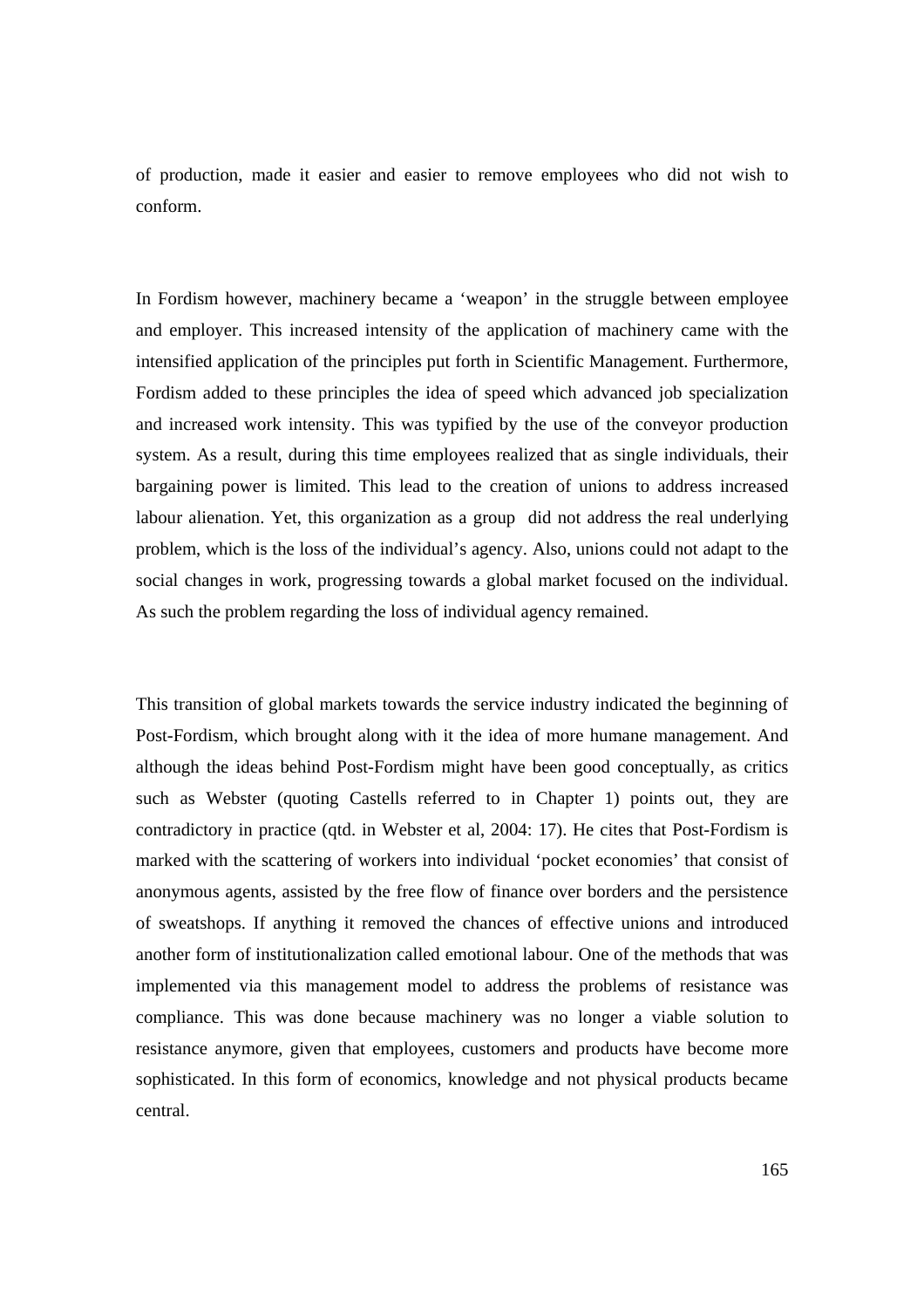of production, made it easier and easier to remove employees who did not wish to conform.

In Fordism however, machinery became a 'weapon' in the struggle between employee and employer. This increased intensity of the application of machinery came with the intensified application of the principles put forth in Scientific Management. Furthermore, Fordism added to these principles the idea of speed which advanced job specialization and increased work intensity. This was typified by the use of the conveyor production system. As a result, during this time employees realized that as single individuals, their bargaining power is limited. This lead to the creation of unions to address increased labour alienation. Yet, this organization as a group did not address the real underlying problem, which is the loss of the individual's agency. Also, unions could not adapt to the social changes in work, progressing towards a global market focused on the individual. As such the problem regarding the loss of individual agency remained.

This transition of global markets towards the service industry indicated the beginning of Post-Fordism, which brought along with it the idea of more humane management. And although the ideas behind Post-Fordism might have been good conceptually, as critics such as Webster (quoting Castells referred to in Chapter 1) points out, they are contradictory in practice (qtd. in Webster et al, 2004: 17). He cites that Post-Fordism is marked with the scattering of workers into individual 'pocket economies' that consist of anonymous agents, assisted by the free flow of finance over borders and the persistence of sweatshops. If anything it removed the chances of effective unions and introduced another form of institutionalization called emotional labour. One of the methods that was implemented via this management model to address the problems of resistance was compliance. This was done because machinery was no longer a viable solution to resistance anymore, given that employees, customers and products have become more sophisticated. In this form of economics, knowledge and not physical products became central.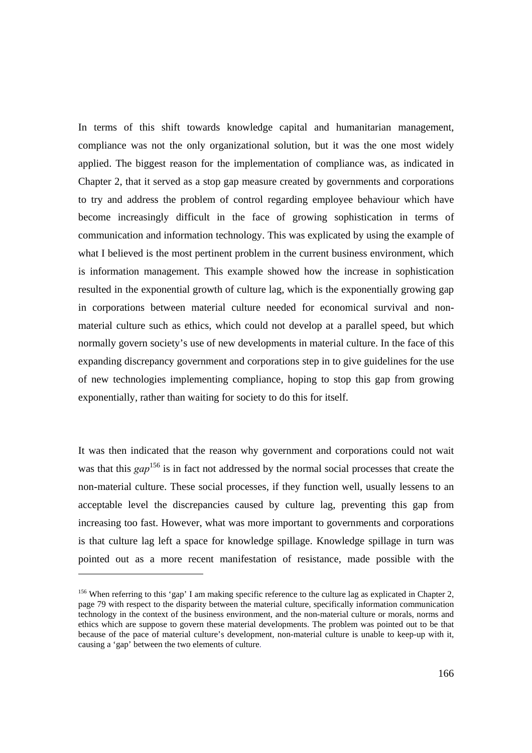In terms of this shift towards knowledge capital and humanitarian management, compliance was not the only organizational solution, but it was the one most widely applied. The biggest reason for the implementation of compliance was, as indicated in Chapter 2, that it served as a stop gap measure created by governments and corporations to try and address the problem of control regarding employee behaviour which have become increasingly difficult in the face of growing sophistication in terms of communication and information technology. This was explicated by using the example of what I believed is the most pertinent problem in the current business environment, which is information management. This example showed how the increase in sophistication resulted in the exponential growth of culture lag, which is the exponentially growing gap in corporations between material culture needed for economical survival and non-material culture such as ethics, which could not develop at a parallel speed, but which normally govern society's use of new developments in material culture. In the face of this expanding discrepancy government and corporations step in to give guidelines for the use of new technologies implementing compliance, hoping to stop this gap from growing exponentially, rather than waiting for society to do this for itself.

It was then indicated that the reason why government and corporations could not wait was that this *gap*[156] is in fact not addressed by the normal social processes that create the non-material culture. These social processes, if they function well, usually lessens to an acceptable level the discrepancies caused by culture lag, preventing this gap from increasing too fast. However, what was more important to governments and corporations is that culture lag left a space for knowledge spillage. Knowledge spillage in turn was pointed out as a more recent manifestation of resistance, made possible with the

[156] When referring to this 'gap' I am making specific reference to the culture lag as explicated in Chapter 2, page 79 with respect to the disparity between the material culture, specifically information communication technology in the context of the business environment, and the non-material culture or morals, norms and ethics which are suppose to govern these material developments. The problem was pointed out to be that because of the pace of material culture's development, non-material culture is unable to keep-up with it, causing a 'gap' between the two elements of culture.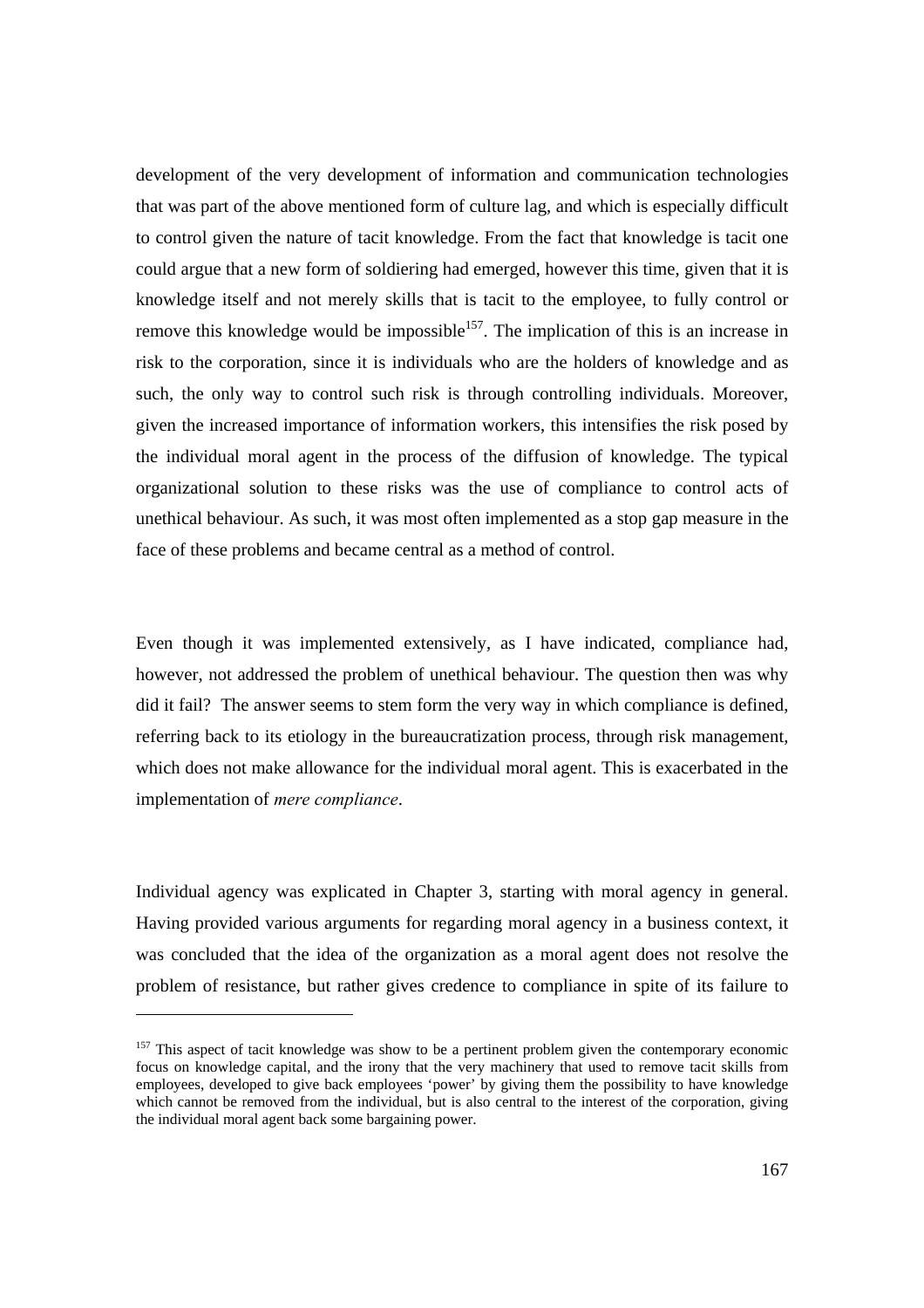development of the very development of information and communication technologies that was part of the above mentioned form of culture lag, and which is especially difficult to control given the nature of tacit knowledge. From the fact that knowledge is tacit one could argue that a new form of soldiering had emerged, however this time, given that it is knowledge itself and not merely skills that is tacit to the employee, to fully control or remove this knowledge would be impossible[157]. The implication of this is an increase in risk to the corporation, since it is individuals who are the holders of knowledge and as such, the only way to control such risk is through controlling individuals. Moreover, given the increased importance of information workers, this intensifies the risk posed by the individual moral agent in the process of the diffusion of knowledge. The typical organizational solution to these risks was the use of compliance to control acts of unethical behaviour. As such, it was most often implemented as a stop gap measure in the face of these problems and became central as a method of control.

Even though it was implemented extensively, as I have indicated, compliance had, however, not addressed the problem of unethical behaviour. The question then was why did it fail? The answer seems to stem form the very way in which compliance is defined, referring back to its etiology in the bureaucratization process, through risk management, which does not make allowance for the individual moral agent. This is exacerbated in the implementation of *mere compliance*.

Individual agency was explicated in Chapter 3, starting with moral agency in general. Having provided various arguments for regarding moral agency in a business context, it was concluded that the idea of the organization as a moral agent does not resolve the problem of resistance, but rather gives credence to compliance in spite of its failure to

---

[157] This aspect of tacit knowledge was show to be a pertinent problem given the contemporary economic focus on knowledge capital, and the irony that the very machinery that used to remove tacit skills from employees, developed to give back employees 'power' by giving them the possibility to have knowledge which cannot be removed from the individual, but is also central to the interest of the corporation, giving the individual moral agent back some bargaining power.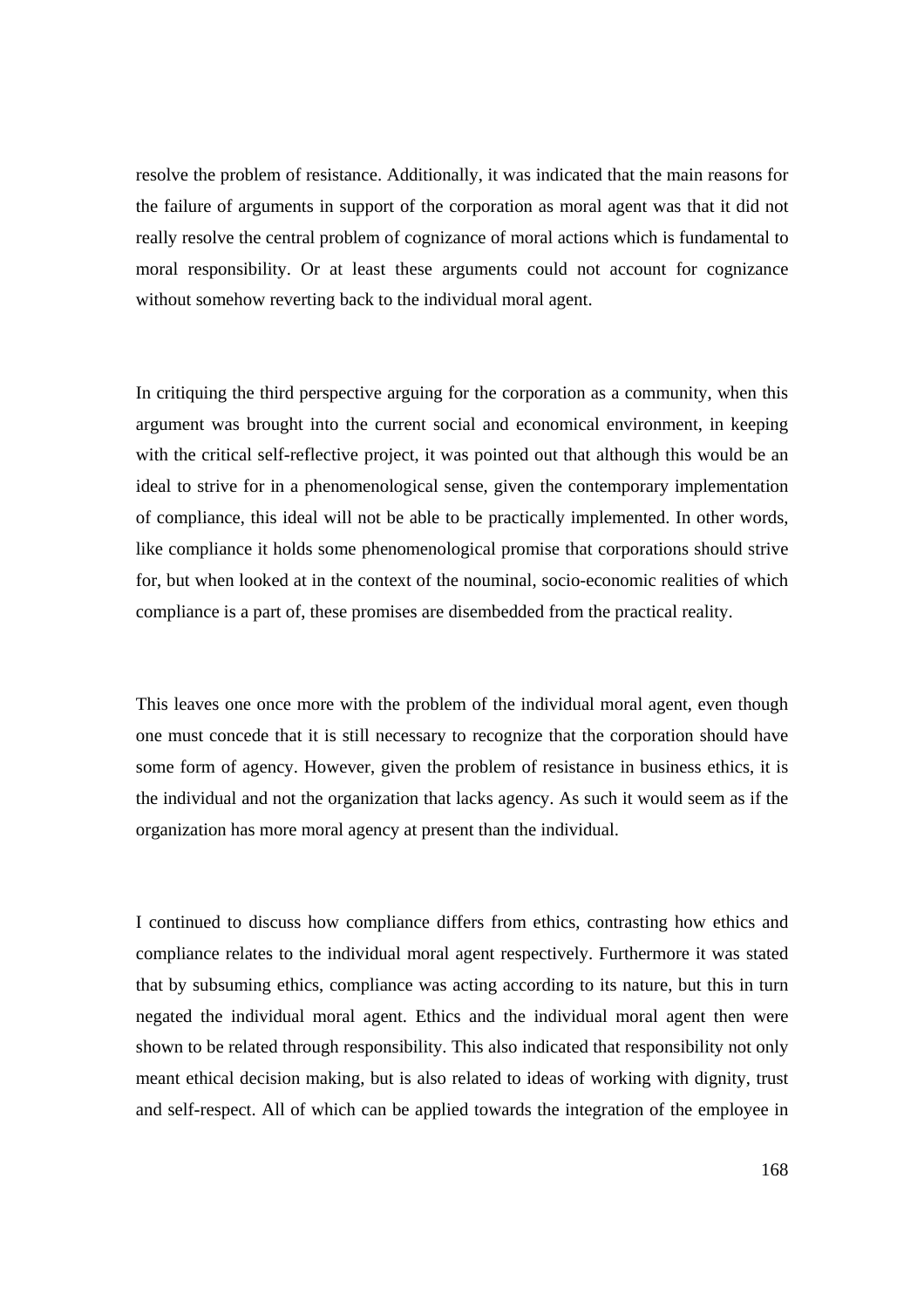resolve the problem of resistance. Additionally, it was indicated that the main reasons for the failure of arguments in support of the corporation as moral agent was that it did not really resolve the central problem of cognizance of moral actions which is fundamental to moral responsibility. Or at least these arguments could not account for cognizance without somehow reverting back to the individual moral agent.

In critiquing the third perspective arguing for the corporation as a community, when this argument was brought into the current social and economical environment, in keeping with the critical self-reflective project, it was pointed out that although this would be an ideal to strive for in a phenomenological sense, given the contemporary implementation of compliance, this ideal will not be able to be practically implemented. In other words, like compliance it holds some phenomenological promise that corporations should strive for, but when looked at in the context of the nouminal, socio-economic realities of which compliance is a part of, these promises are disembedded from the practical reality.

This leaves one once more with the problem of the individual moral agent, even though one must concede that it is still necessary to recognize that the corporation should have some form of agency. However, given the problem of resistance in business ethics, it is the individual and not the organization that lacks agency. As such it would seem as if the organization has more moral agency at present than the individual.

I continued to discuss how compliance differs from ethics, contrasting how ethics and compliance relates to the individual moral agent respectively. Furthermore it was stated that by subsuming ethics, compliance was acting according to its nature, but this in turn negated the individual moral agent. Ethics and the individual moral agent then were shown to be related through responsibility. This also indicated that responsibility not only meant ethical decision making, but is also related to ideas of working with dignity, trust and self-respect. All of which can be applied towards the integration of the employee in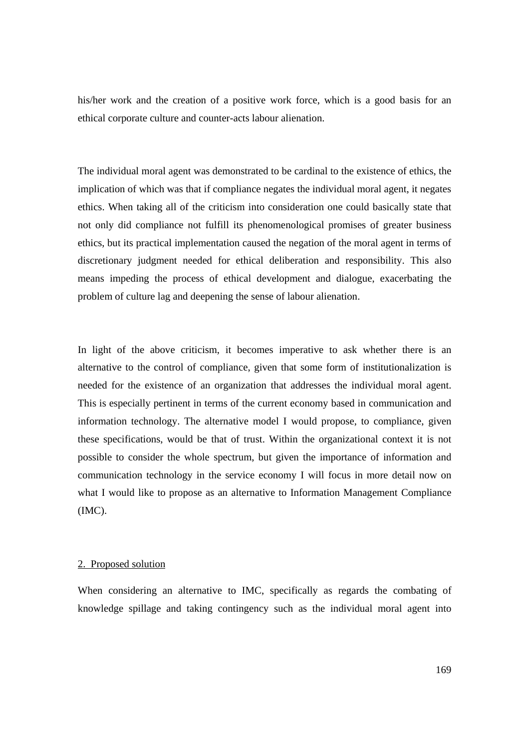his/her work and the creation of a positive work force, which is a good basis for an ethical corporate culture and counter-acts labour alienation.

The individual moral agent was demonstrated to be cardinal to the existence of ethics, the implication of which was that if compliance negates the individual moral agent, it negates ethics. When taking all of the criticism into consideration one could basically state that not only did compliance not fulfill its phenomenological promises of greater business ethics, but its practical implementation caused the negation of the moral agent in terms of discretionary judgment needed for ethical deliberation and responsibility. This also means impeding the process of ethical development and dialogue, exacerbating the problem of culture lag and deepening the sense of labour alienation.

In light of the above criticism, it becomes imperative to ask whether there is an alternative to the control of compliance, given that some form of institutionalization is needed for the existence of an organization that addresses the individual moral agent. This is especially pertinent in terms of the current economy based in communication and information technology. The alternative model I would propose, to compliance, given these specifications, would be that of trust. Within the organizational context it is not possible to consider the whole spectrum, but given the importance of information and communication technology in the service economy I will focus in more detail now on what I would like to propose as an alternative to Information Management Compliance (IMC).

## 2. Proposed solution

When considering an alternative to IMC, specifically as regards the combating of knowledge spillage and taking contingency such as the individual moral agent into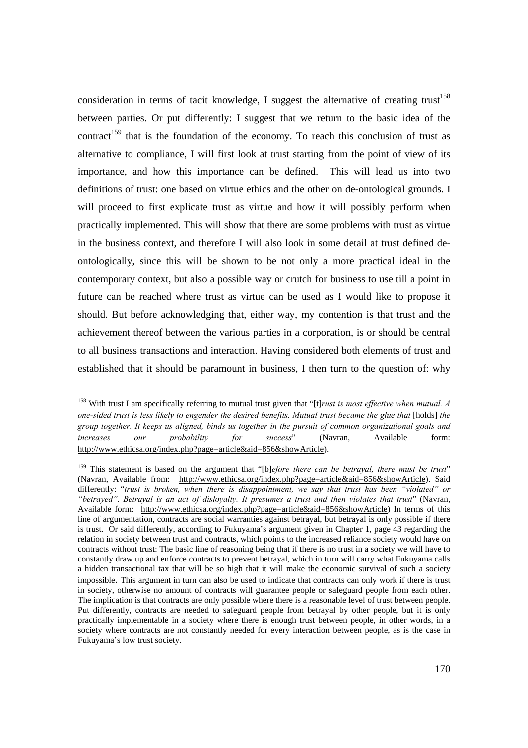consideration in terms of tacit knowledge, I suggest the alternative of creating trust[158] between parties. Or put differently: I suggest that we return to the basic idea of the contract[159] that is the foundation of the economy. To reach this conclusion of trust as alternative to compliance, I will first look at trust starting from the point of view of its importance, and how this importance can be defined. This will lead us into two definitions of trust: one based on virtue ethics and the other on de-ontological grounds. I will proceed to first explicate trust as virtue and how it will possibly perform when practically implemented. This will show that there are some problems with trust as virtue in the business context, and therefore I will also look in some detail at trust defined de-ontologically, since this will be shown to be not only a more practical ideal in the contemporary context, but also a possible way or crutch for business to use till a point in future can be reached where trust as virtue can be used as I would like to propose it should. But before acknowledging that, either way, my contention is that trust and the achievement thereof between the various parties in a corporation, is or should be central to all business transactions and interaction. Having considered both elements of trust and established that it should be paramount in business, I then turn to the question of: why

---

[158] With trust I am specifically referring to mutual trust given that "[t]*rust is most effective when mutual. A one-sided trust is less likely to engender the desired benefits. Mutual trust became the glue that* [holds] *the group together. It keeps us aligned, binds us together in the pursuit of common organizational goals and increases our probability for success*" (Navran, Available form: http://www.ethicsa.org/index.php?page=article&aid=856&showArticle).

[159] This statement is based on the argument that "[b]*efore there can be betrayal, there must be trust*" (Navran, Available from: http://www.ethicsa.org/index.php?page=article&aid=856&showArticle). Said differently: "*trust is broken, when there is disappointment, we say that trust has been "violated" or "betrayed". Betrayal is an act of disloyalty. It presumes a trust and then violates that trust*" (Navran, Available form: http://www.ethicsa.org/index.php?page=article&aid=856&showArticle) In terms of this line of argumentation, contracts are social warranties against betrayal, but betrayal is only possible if there is trust. Or said differently, according to Fukuyama's argument given in Chapter 1, page 43 regarding the relation in society between trust and contracts, which points to the increased reliance society would have on contracts without trust: The basic line of reasoning being that if there is no trust in a society we will have to constantly draw up and enforce contracts to prevent betrayal, which in turn will carry what Fukuyama calls a hidden transactional tax that will be so high that it will make the economic survival of such a society impossible. This argument in turn can also be used to indicate that contracts can only work if there is trust in society, otherwise no amount of contracts will guarantee people or safeguard people from each other. The implication is that contracts are only possible where there is a reasonable level of trust between people. Put differently, contracts are needed to safeguard people from betrayal by other people, but it is only practically implementable in a society where there is enough trust between people, in other words, in a society where contracts are not constantly needed for every interaction between people, as is the case in Fukuyama's low trust society.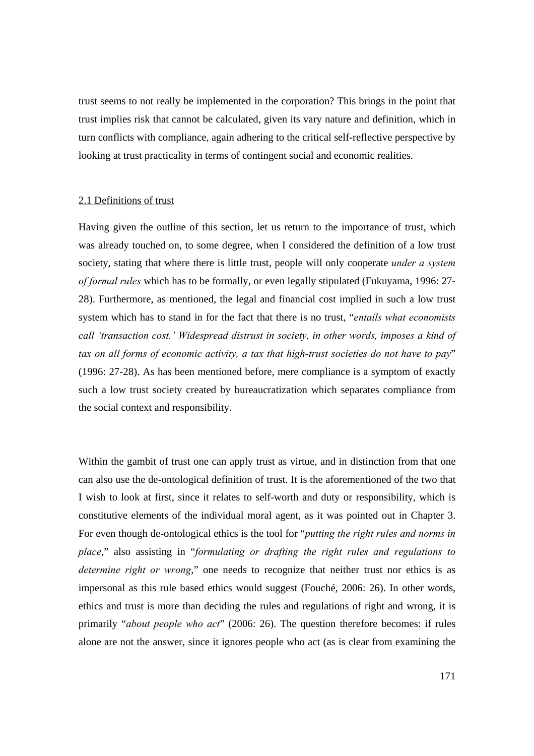trust seems to not really be implemented in the corporation? This brings in the point that trust implies risk that cannot be calculated, given its vary nature and definition, which in turn conflicts with compliance, again adhering to the critical self-reflective perspective by looking at trust practicality in terms of contingent social and economic realities.

## 2.1 Definitions of trust

Having given the outline of this section, let us return to the importance of trust, which was already touched on, to some degree, when I considered the definition of a low trust society, stating that where there is little trust, people will only cooperate *under a system of formal rules* which has to be formally, or even legally stipulated (Fukuyama, 1996: 27-28). Furthermore, as mentioned, the legal and financial cost implied in such a low trust system which has to stand in for the fact that there is no trust, "*entails what economists call 'transaction cost.' Widespread distrust in society, in other words, imposes a kind of tax on all forms of economic activity, a tax that high-trust societies do not have to pay*" (1996: 27-28). As has been mentioned before, mere compliance is a symptom of exactly such a low trust society created by bureaucratization which separates compliance from the social context and responsibility.

Within the gambit of trust one can apply trust as virtue, and in distinction from that one can also use the de-ontological definition of trust. It is the aforementioned of the two that I wish to look at first, since it relates to self-worth and duty or responsibility, which is constitutive elements of the individual moral agent, as it was pointed out in Chapter 3. For even though de-ontological ethics is the tool for "*putting the right rules and norms in place*," also assisting in "*formulating or drafting the right rules and regulations to determine right or wrong*," one needs to recognize that neither trust nor ethics is as impersonal as this rule based ethics would suggest (Fouché, 2006: 26). In other words, ethics and trust is more than deciding the rules and regulations of right and wrong, it is primarily "*about people who act*" (2006: 26). The question therefore becomes: if rules alone are not the answer, since it ignores people who act (as is clear from examining the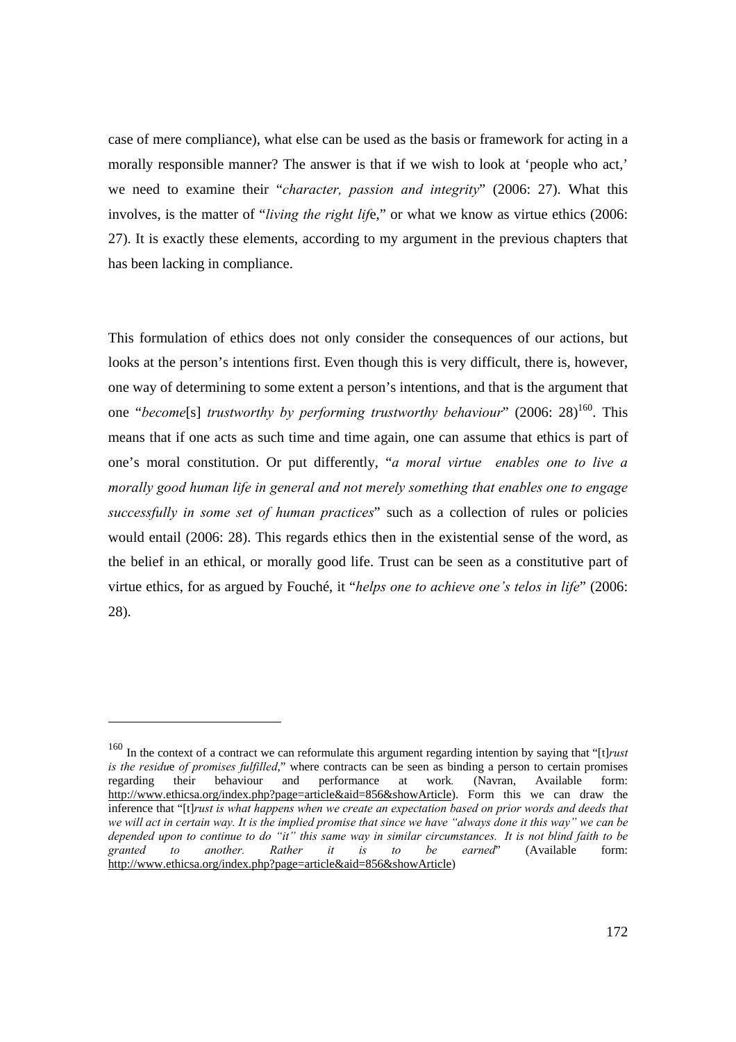case of mere compliance), what else can be used as the basis or framework for acting in a morally responsible manner? The answer is that if we wish to look at 'people who act,' we need to examine their "*character, passion and integrity*" (2006: 27). What this involves, is the matter of "*living the right lif*e," or what we know as virtue ethics (2006: 27). It is exactly these elements, according to my argument in the previous chapters that has been lacking in compliance.

This formulation of ethics does not only consider the consequences of our actions, but looks at the person's intentions first. Even though this is very difficult, there is, however, one way of determining to some extent a person's intentions, and that is the argument that one "*become*[s] *trustworthy by performing trustworthy behaviour*" (2006: 28)[160]. This means that if one acts as such time and time again, one can assume that ethics is part of one's moral constitution. Or put differently, "*a moral virtue enables one to live a morally good human life in general and not merely something that enables one to engage successfully in some set of human practices*" such as a collection of rules or policies would entail (2006: 28). This regards ethics then in the existential sense of the word, as the belief in an ethical, or morally good life. Trust can be seen as a constitutive part of virtue ethics, for as argued by Fouché, it "*helps one to achieve one's telos in life*" (2006: 28).

---

[160] In the context of a contract we can reformulate this argument regarding intention by saying that "[t]*rust is the residu*e *of promises fulfilled*," where contracts can be seen as binding a person to certain promises regarding their behaviour and performance at work. (Navran, Available form: http://www.ethicsa.org/index.php?page=article&aid=856&showArticle). Form this we can draw the inference that "[t]*rust is what happens when we create an expectation based on prior words and deeds that we will act in certain way. It is the implied promise that since we have "always done it this way" we can be depended upon to continue to do "it" this same way in similar circumstances. It is not blind faith to be granted to another. Rather it is to be earned*" (Available form: http://www.ethicsa.org/index.php?page=article&aid=856&showArticle)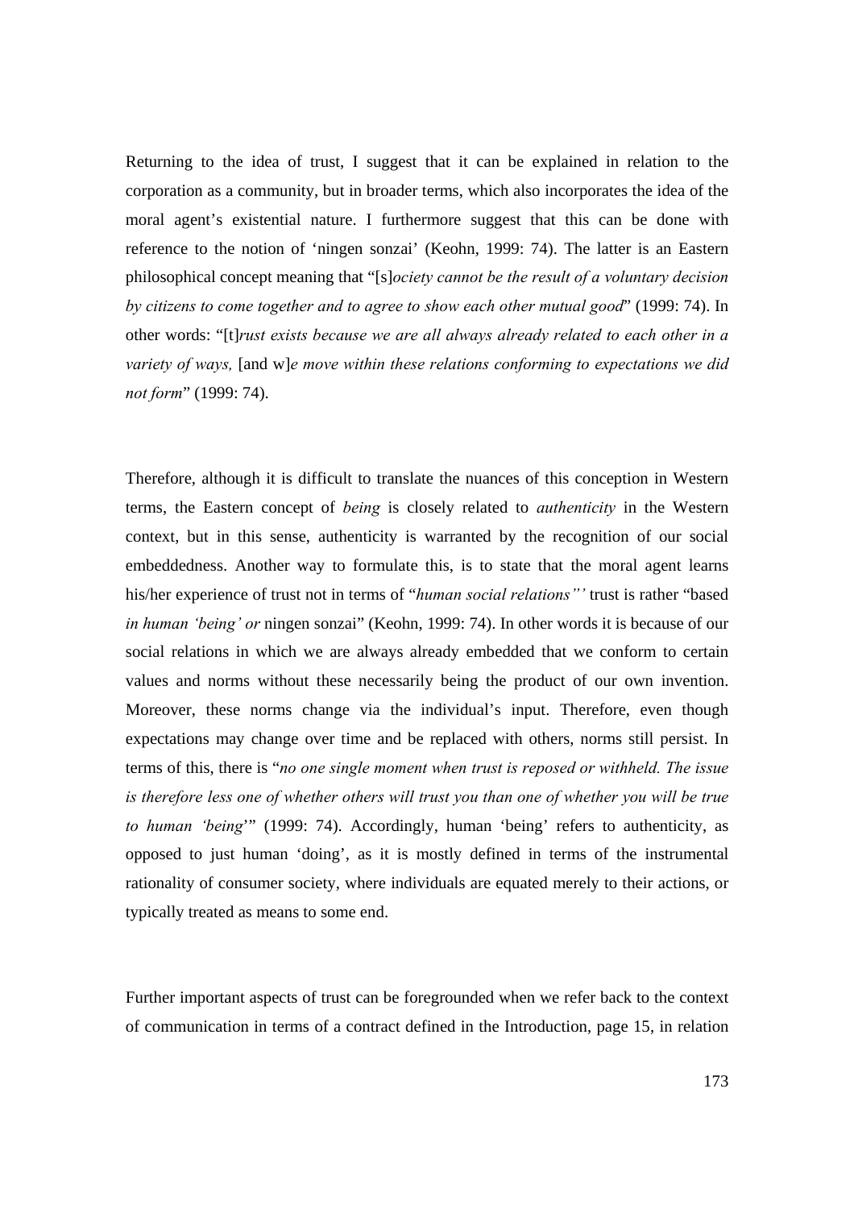Returning to the idea of trust, I suggest that it can be explained in relation to the corporation as a community, but in broader terms, which also incorporates the idea of the moral agent's existential nature. I furthermore suggest that this can be done with reference to the notion of 'ningen sonzai' (Keohn, 1999: 74). The latter is an Eastern philosophical concept meaning that "[s]*ociety cannot be the result of a voluntary decision by citizens to come together and to agree to show each other mutual good*" (1999: 74). In other words: "[t]*rust exists because we are all always already related to each other in a variety of ways,* [and w]*e move within these relations conforming to expectations we did not form*" (1999: 74).

Therefore, although it is difficult to translate the nuances of this conception in Western terms, the Eastern concept of *being* is closely related to *authenticity* in the Western context, but in this sense, authenticity is warranted by the recognition of our social embeddedness. Another way to formulate this, is to state that the moral agent learns his/her experience of trust not in terms of "*human social relations"'* trust is rather "based *in human 'being' or* ningen sonzai" (Keohn, 1999: 74). In other words it is because of our social relations in which we are always already embedded that we conform to certain values and norms without these necessarily being the product of our own invention. Moreover, these norms change via the individual's input. Therefore, even though expectations may change over time and be replaced with others, norms still persist. In terms of this, there is "*no one single moment when trust is reposed or withheld. The issue is therefore less one of whether others will trust you than one of whether you will be true to human 'being*'" (1999: 74). Accordingly, human 'being' refers to authenticity, as opposed to just human 'doing', as it is mostly defined in terms of the instrumental rationality of consumer society, where individuals are equated merely to their actions, or typically treated as means to some end.

Further important aspects of trust can be foregrounded when we refer back to the context of communication in terms of a contract defined in the Introduction, page 15, in relation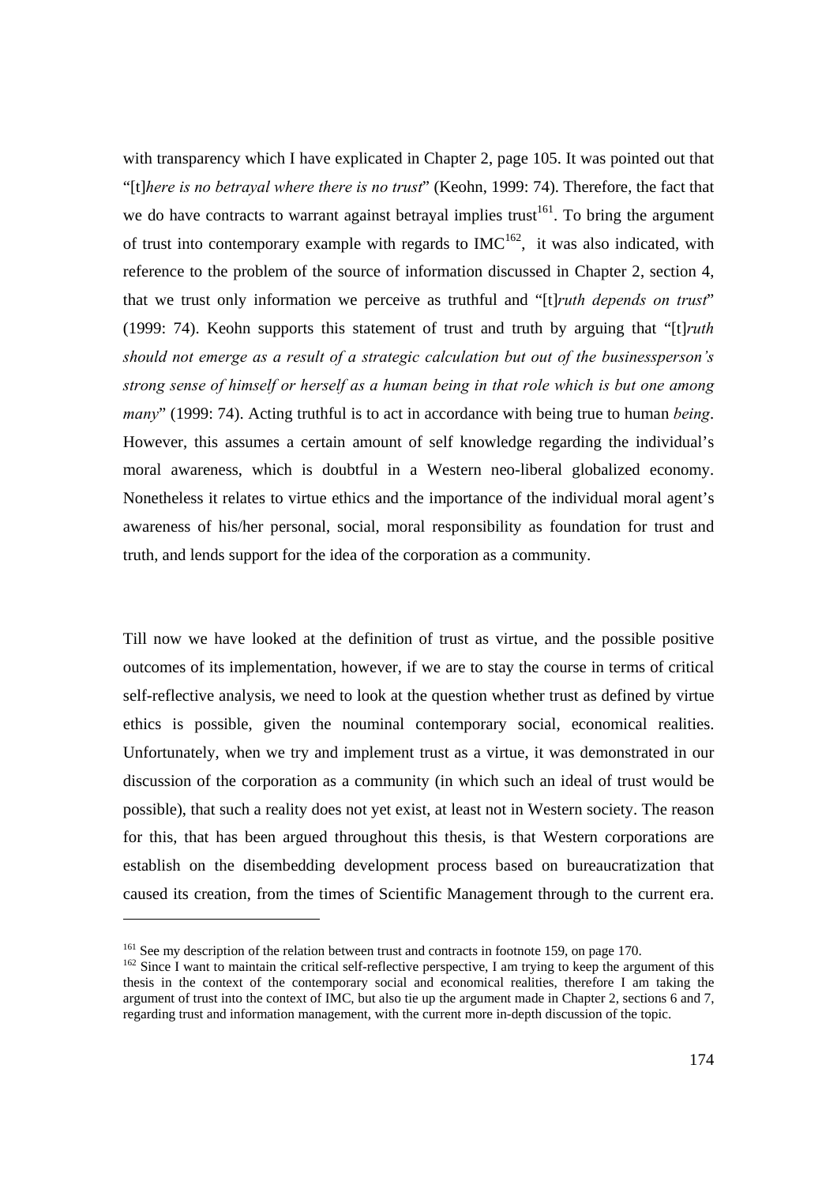with transparency which I have explicated in Chapter 2, page 105. It was pointed out that "[t]*here is no betrayal where there is no trust*" (Keohn, 1999: 74). Therefore, the fact that we do have contracts to warrant against betrayal implies trust[161]. To bring the argument of trust into contemporary example with regards to IMC[162], it was also indicated, with reference to the problem of the source of information discussed in Chapter 2, section 4, that we trust only information we perceive as truthful and "[t]*ruth depends on trust*" (1999: 74). Keohn supports this statement of trust and truth by arguing that "[t]*ruth should not emerge as a result of a strategic calculation but out of the businessperson's strong sense of himself or herself as a human being in that role which is but one among many*" (1999: 74). Acting truthful is to act in accordance with being true to human *being*. However, this assumes a certain amount of self knowledge regarding the individual's moral awareness, which is doubtful in a Western neo-liberal globalized economy. Nonetheless it relates to virtue ethics and the importance of the individual moral agent's awareness of his/her personal, social, moral responsibility as foundation for trust and truth, and lends support for the idea of the corporation as a community.

Till now we have looked at the definition of trust as virtue, and the possible positive outcomes of its implementation, however, if we are to stay the course in terms of critical self-reflective analysis, we need to look at the question whether trust as defined by virtue ethics is possible, given the nouminal contemporary social, economical realities. Unfortunately, when we try and implement trust as a virtue, it was demonstrated in our discussion of the corporation as a community (in which such an ideal of trust would be possible), that such a reality does not yet exist, at least not in Western society. The reason for this, that has been argued throughout this thesis, is that Western corporations are establish on the disembedding development process based on bureaucratization that caused its creation, from the times of Scientific Management through to the current era.

[161] See my description of the relation between trust and contracts in footnote 159, on page 170.

[162] Since I want to maintain the critical self-reflective perspective, I am trying to keep the argument of this thesis in the context of the contemporary social and economical realities, therefore I am taking the argument of trust into the context of IMC, but also tie up the argument made in Chapter 2, sections 6 and 7, regarding trust and information management, with the current more in-depth discussion of the topic.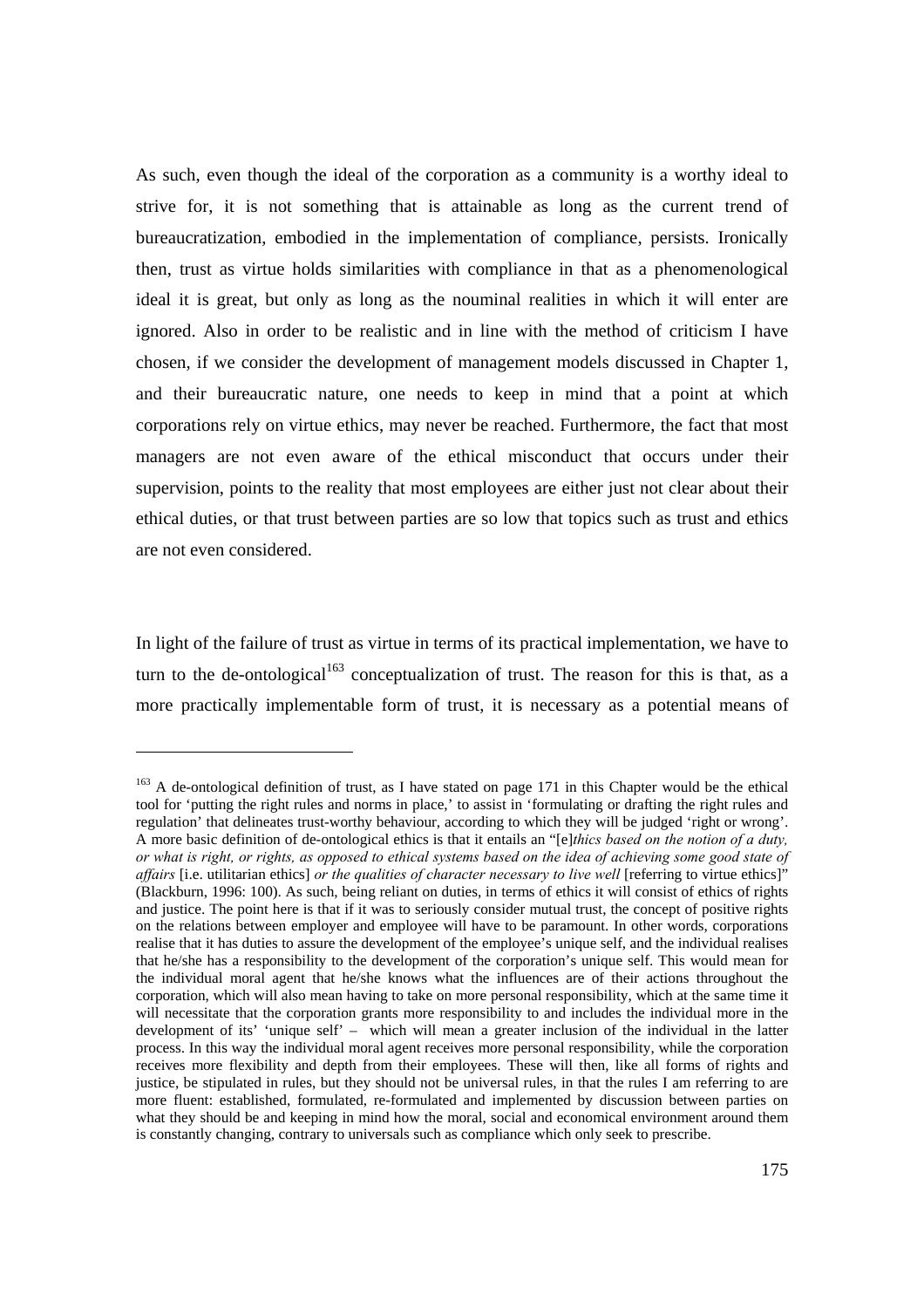As such, even though the ideal of the corporation as a community is a worthy ideal to strive for, it is not something that is attainable as long as the current trend of bureaucratization, embodied in the implementation of compliance, persists. Ironically then, trust as virtue holds similarities with compliance in that as a phenomenological ideal it is great, but only as long as the nouminal realities in which it will enter are ignored. Also in order to be realistic and in line with the method of criticism I have chosen, if we consider the development of management models discussed in Chapter 1, and their bureaucratic nature, one needs to keep in mind that a point at which corporations rely on virtue ethics, may never be reached. Furthermore, the fact that most managers are not even aware of the ethical misconduct that occurs under their supervision, points to the reality that most employees are either just not clear about their ethical duties, or that trust between parties are so low that topics such as trust and ethics are not even considered.

In light of the failure of trust as virtue in terms of its practical implementation, we have to turn to the de-ontological[163] conceptualization of trust. The reason for this is that, as a more practically implementable form of trust, it is necessary as a potential means of

---

[163] A de-ontological definition of trust, as I have stated on page 171 in this Chapter would be the ethical tool for 'putting the right rules and norms in place,' to assist in 'formulating or drafting the right rules and regulation' that delineates trust-worthy behaviour, according to which they will be judged 'right or wrong'. A more basic definition of de-ontological ethics is that it entails an "[e]*thics based on the notion of a duty, or what is right, or rights, as opposed to ethical systems based on the idea of achieving some good state of affairs* [i.e. utilitarian ethics] *or the qualities of character necessary to live well* [referring to virtue ethics]" (Blackburn, 1996: 100). As such, being reliant on duties, in terms of ethics it will consist of ethics of rights and justice. The point here is that if it was to seriously consider mutual trust, the concept of positive rights on the relations between employer and employee will have to be paramount. In other words, corporations realise that it has duties to assure the development of the employee's unique self, and the individual realises that he/she has a responsibility to the development of the corporation's unique self. This would mean for the individual moral agent that he/she knows what the influences are of their actions throughout the corporation, which will also mean having to take on more personal responsibility, which at the same time it will necessitate that the corporation grants more responsibility to and includes the individual more in the development of its' 'unique self' – which will mean a greater inclusion of the individual in the latter process. In this way the individual moral agent receives more personal responsibility, while the corporation receives more flexibility and depth from their employees. These will then, like all forms of rights and justice, be stipulated in rules, but they should not be universal rules, in that the rules I am referring to are more fluent: established, formulated, re-formulated and implemented by discussion between parties on what they should be and keeping in mind how the moral, social and economical environment around them is constantly changing, contrary to universals such as compliance which only seek to prescribe.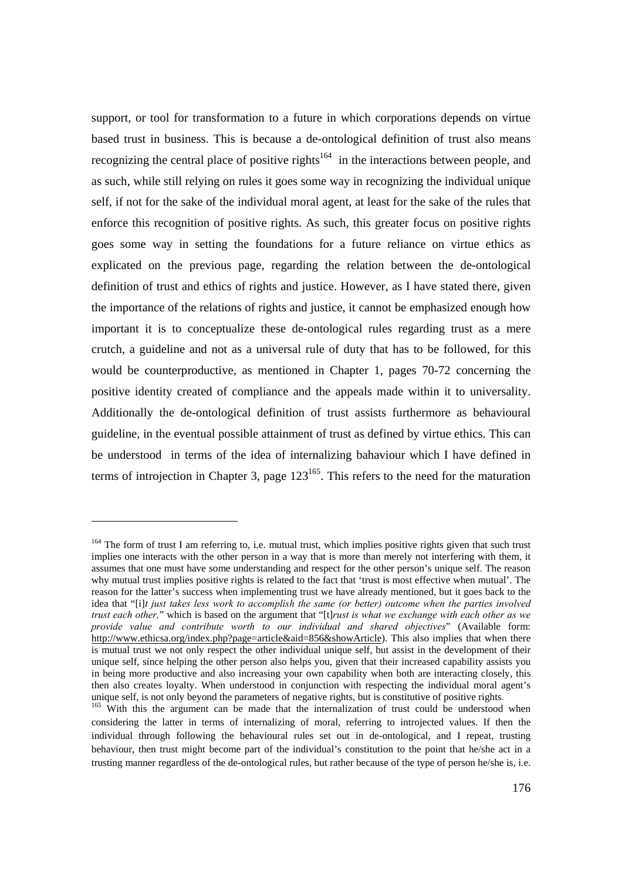support, or tool for transformation to a future in which corporations depends on virtue based trust in business. This is because a de-ontological definition of trust also means recognizing the central place of positive rights[164] in the interactions between people, and as such, while still relying on rules it goes some way in recognizing the individual unique self, if not for the sake of the individual moral agent, at least for the sake of the rules that enforce this recognition of positive rights. As such, this greater focus on positive rights goes some way in setting the foundations for a future reliance on virtue ethics as explicated on the previous page, regarding the relation between the de-ontological definition of trust and ethics of rights and justice. However, as I have stated there, given the importance of the relations of rights and justice, it cannot be emphasized enough how important it is to conceptualize these de-ontological rules regarding trust as a mere crutch, a guideline and not as a universal rule of duty that has to be followed, for this would be counterproductive, as mentioned in Chapter 1, pages 70-72 concerning the positive identity created of compliance and the appeals made within it to universality. Additionally the de-ontological definition of trust assists furthermore as behavioural guideline, in the eventual possible attainment of trust as defined by virtue ethics. This can be understood in terms of the idea of internalizing bahaviour which I have defined in terms of introjection in Chapter 3, page 123[165]. This refers to the need for the maturation

---

[164] The form of trust I am referring to, i.e. mutual trust, which implies positive rights given that such trust implies one interacts with the other person in a way that is more than merely not interfering with them, it assumes that one must have some understanding and respect for the other person's unique self. The reason why mutual trust implies positive rights is related to the fact that 'trust is most effective when mutual'. The reason for the latter's success when implementing trust we have already mentioned, but it goes back to the idea that "[i]*t just takes less work to accomplish the same (or better) outcome when the parties involved trust each other,*" which is based on the argument that "[t]*rust is what we exchange with each other as we provide value and contribute worth to our individual and shared objectives*" (Available form: http://www.ethicsa.org/index.php?page=article&aid=856&showArticle). This also implies that when there is mutual trust we not only respect the other individual unique self, but assist in the development of their unique self, since helping the other person also helps you, given that their increased capability assists you in being more productive and also increasing your own capability when both are interacting closely, this then also creates loyalty. When understood in conjunction with respecting the individual moral agent's unique self, is not only beyond the parameters of negative rights, but is constitutive of positive rights.

[165] With this the argument can be made that the internalization of trust could be understood when considering the latter in terms of internalizing of moral, referring to introjected values. If then the individual through following the behavioural rules set out in de-ontological, and I repeat, trusting behaviour, then trust might become part of the individual's constitution to the point that he/she act in a trusting manner regardless of the de-ontological rules, but rather because of the type of person he/she is, i.e.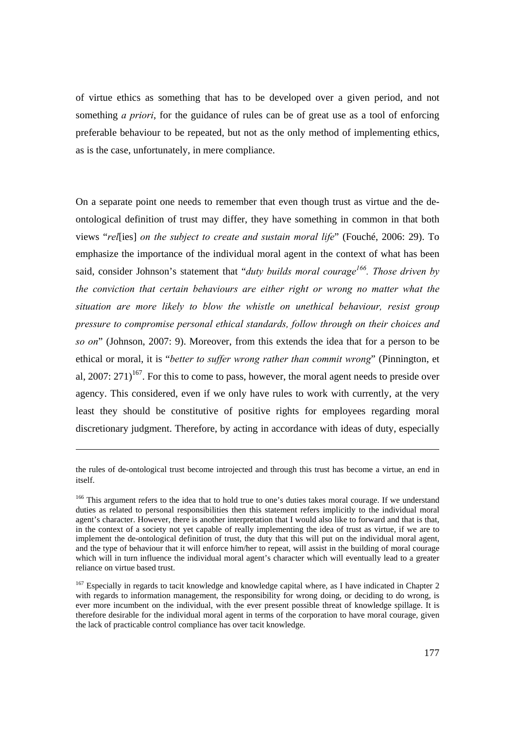of virtue ethics as something that has to be developed over a given period, and not something *a priori*, for the guidance of rules can be of great use as a tool of enforcing preferable behaviour to be repeated, but not as the only method of implementing ethics, as is the case, unfortunately, in mere compliance.

On a separate point one needs to remember that even though trust as virtue and the de-ontological definition of trust may differ, they have something in common in that both views "*rel*[ies] *on the subject to create and sustain moral life*" (Fouché, 2006: 29). To emphasize the importance of the individual moral agent in the context of what has been said, consider Johnson's statement that "*duty builds moral courage*[166]*. Those driven by the conviction that certain behaviours are either right or wrong no matter what the situation are more likely to blow the whistle on unethical behaviour, resist group pressure to compromise personal ethical standards, follow through on their choices and so on*" (Johnson, 2007: 9). Moreover, from this extends the idea that for a person to be ethical or moral, it is "*better to suffer wrong rather than commit wrong*" (Pinnington, et al, 2007: 271)[167]. For this to come to pass, however, the moral agent needs to preside over agency. This considered, even if we only have rules to work with currently, at the very least they should be constitutive of positive rights for employees regarding moral discretionary judgment. Therefore, by acting in accordance with ideas of duty, especially

---

the rules of de-ontological trust become introjected and through this trust has become a virtue, an end in itself.

[166] This argument refers to the idea that to hold true to one's duties takes moral courage. If we understand duties as related to personal responsibilities then this statement refers implicitly to the individual moral agent's character. However, there is another interpretation that I would also like to forward and that is that, in the context of a society not yet capable of really implementing the idea of trust as virtue, if we are to implement the de-ontological definition of trust, the duty that this will put on the individual moral agent, and the type of behaviour that it will enforce him/her to repeat, will assist in the building of moral courage which will in turn influence the individual moral agent's character which will eventually lead to a greater reliance on virtue based trust.

[167] Especially in regards to tacit knowledge and knowledge capital where, as I have indicated in Chapter 2 with regards to information management, the responsibility for wrong doing, or deciding to do wrong, is ever more incumbent on the individual, with the ever present possible threat of knowledge spillage. It is therefore desirable for the individual moral agent in terms of the corporation to have moral courage, given the lack of practicable control compliance has over tacit knowledge.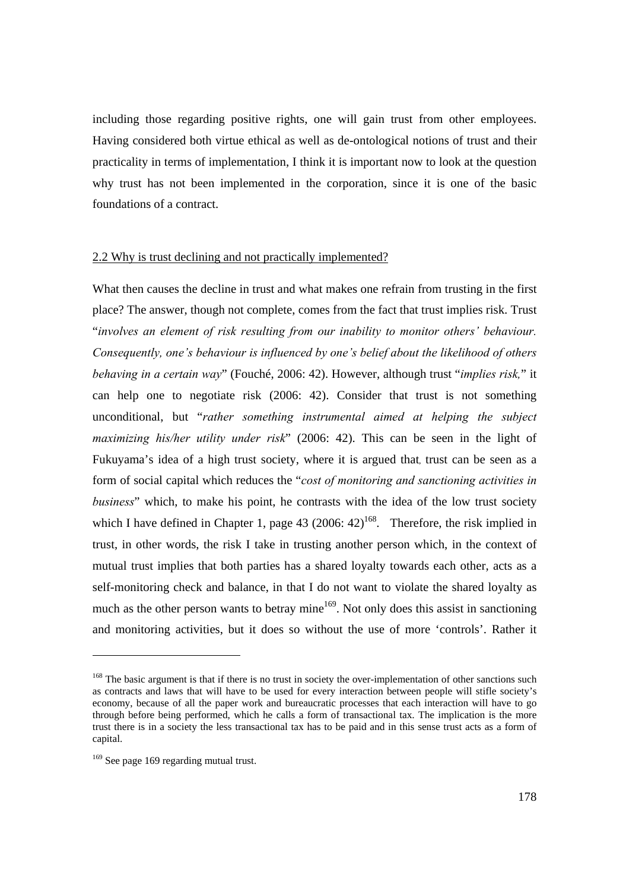including those regarding positive rights, one will gain trust from other employees. Having considered both virtue ethical as well as de-ontological notions of trust and their practicality in terms of implementation, I think it is important now to look at the question why trust has not been implemented in the corporation, since it is one of the basic foundations of a contract.

## 2.2 Why is trust declining and not practically implemented?

What then causes the decline in trust and what makes one refrain from trusting in the first place? The answer, though not complete, comes from the fact that trust implies risk. Trust "*involves an element of risk resulting from our inability to monitor others' behaviour. Consequently, one's behaviour is influenced by one's belief about the likelihood of others behaving in a certain way*" (Fouché, 2006: 42). However, although trust "*implies risk,*" it can help one to negotiate risk (2006: 42). Consider that trust is not something unconditional, but "*rather something instrumental aimed at helping the subject maximizing his/her utility under risk*" (2006: 42). This can be seen in the light of Fukuyama's idea of a high trust society, where it is argued that, trust can be seen as a form of social capital which reduces the "*cost of monitoring and sanctioning activities in business*" which, to make his point, he contrasts with the idea of the low trust society which I have defined in Chapter 1, page 43 (2006: 42)[168]. Therefore, the risk implied in trust, in other words, the risk I take in trusting another person which, in the context of mutual trust implies that both parties has a shared loyalty towards each other, acts as a self-monitoring check and balance, in that I do not want to violate the shared loyalty as much as the other person wants to betray mine[169]. Not only does this assist in sanctioning and monitoring activities, but it does so without the use of more 'controls'. Rather it

---

[168] The basic argument is that if there is no trust in society the over-implementation of other sanctions such as contracts and laws that will have to be used for every interaction between people will stifle society's economy, because of all the paper work and bureaucratic processes that each interaction will have to go through before being performed, which he calls a form of transactional tax. The implication is the more trust there is in a society the less transactional tax has to be paid and in this sense trust acts as a form of capital.

[169] See page 169 regarding mutual trust.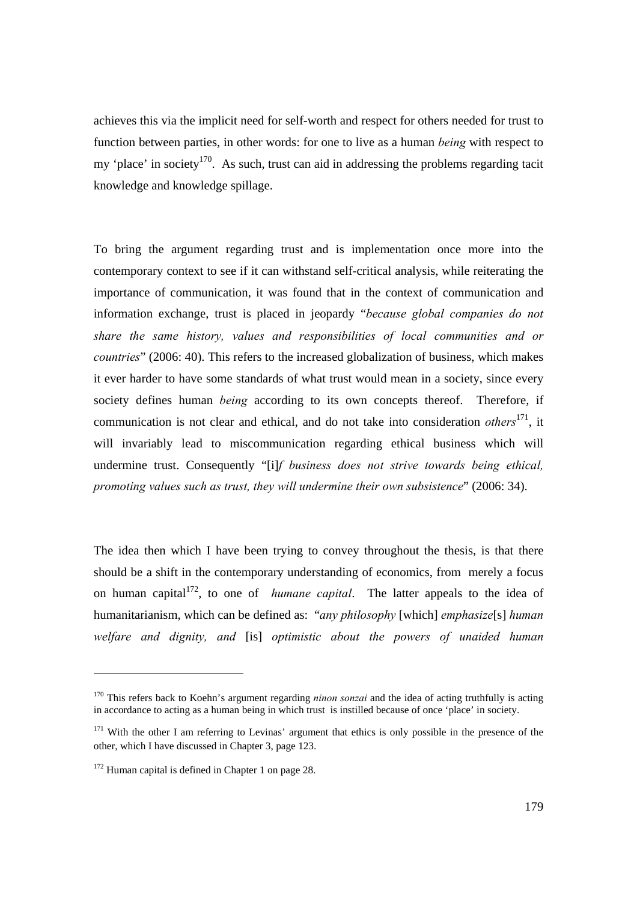achieves this via the implicit need for self-worth and respect for others needed for trust to function between parties, in other words: for one to live as a human *being* with respect to my 'place' in society[170]. As such, trust can aid in addressing the problems regarding tacit knowledge and knowledge spillage.

To bring the argument regarding trust and is implementation once more into the contemporary context to see if it can withstand self-critical analysis, while reiterating the importance of communication, it was found that in the context of communication and information exchange, trust is placed in jeopardy "*because global companies do not share the same history, values and responsibilities of local communities and or countries*" (2006: 40). This refers to the increased globalization of business, which makes it ever harder to have some standards of what trust would mean in a society, since every society defines human *being* according to its own concepts thereof. Therefore, if communication is not clear and ethical, and do not take into consideration *others*[171], it will invariably lead to miscommunication regarding ethical business which will undermine trust. Consequently "[i]*f business does not strive towards being ethical, promoting values such as trust, they will undermine their own subsistence*" (2006: 34).

The idea then which I have been trying to convey throughout the thesis, is that there should be a shift in the contemporary understanding of economics, from merely a focus on human capital[172], to one of *humane capital*. The latter appeals to the idea of humanitarianism, which can be defined as: "*any philosophy* [which] *emphasize*[s] *human welfare and dignity, and* [is] *optimistic about the powers of unaided human*

---

[170] This refers back to Koehn's argument regarding *ninon sonzai* and the idea of acting truthfully is acting in accordance to acting as a human being in which trust is instilled because of once 'place' in society.

[171] With the other I am referring to Levinas' argument that ethics is only possible in the presence of the other, which I have discussed in Chapter 3, page 123.

[172] Human capital is defined in Chapter 1 on page 28.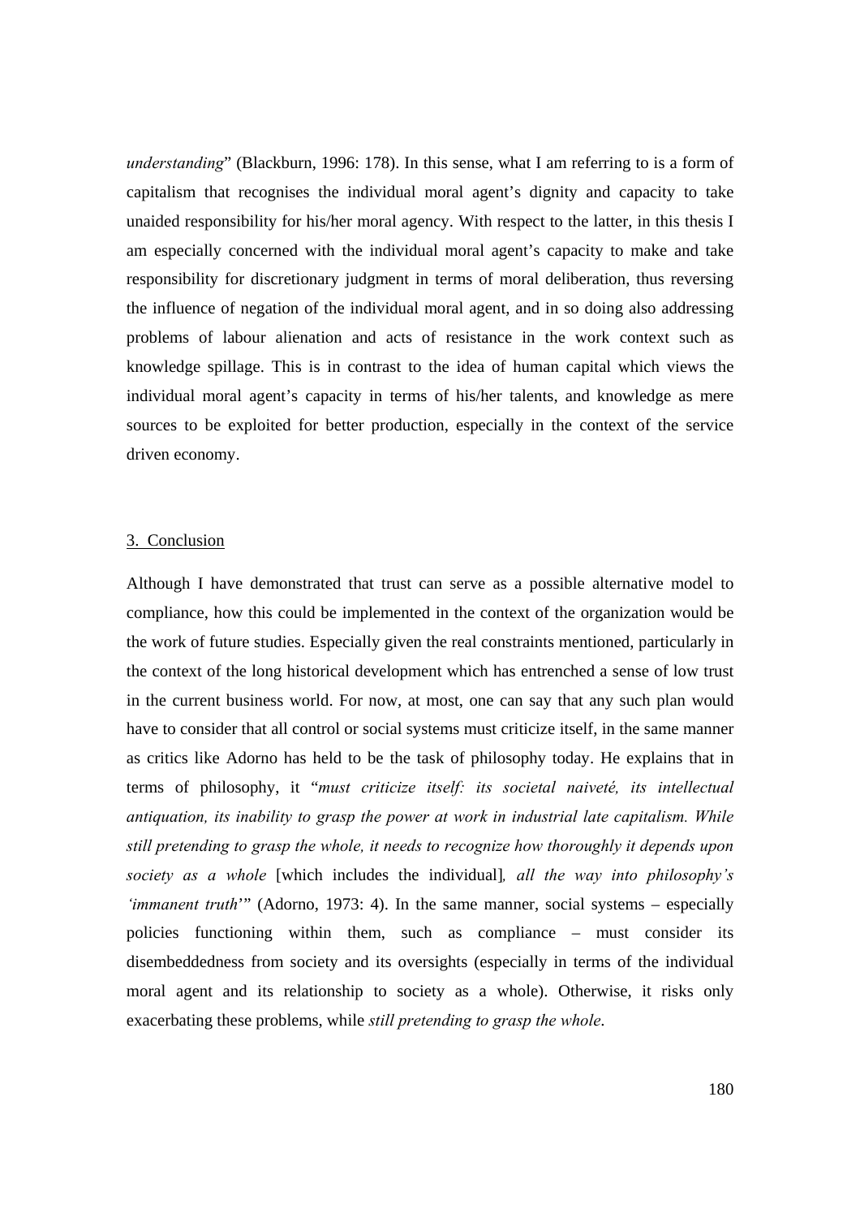*understanding*" (Blackburn, 1996: 178). In this sense, what I am referring to is a form of capitalism that recognises the individual moral agent's dignity and capacity to take unaided responsibility for his/her moral agency. With respect to the latter, in this thesis I am especially concerned with the individual moral agent's capacity to make and take responsibility for discretionary judgment in terms of moral deliberation, thus reversing the influence of negation of the individual moral agent, and in so doing also addressing problems of labour alienation and acts of resistance in the work context such as knowledge spillage. This is in contrast to the idea of human capital which views the individual moral agent's capacity in terms of his/her talents, and knowledge as mere sources to be exploited for better production, especially in the context of the service driven economy.

## 3. Conclusion

Although I have demonstrated that trust can serve as a possible alternative model to compliance, how this could be implemented in the context of the organization would be the work of future studies. Especially given the real constraints mentioned, particularly in the context of the long historical development which has entrenched a sense of low trust in the current business world. For now, at most, one can say that any such plan would have to consider that all control or social systems must criticize itself, in the same manner as critics like Adorno has held to be the task of philosophy today. He explains that in terms of philosophy, it "*must criticize itself: its societal naiveté, its intellectual antiquation, its inability to grasp the power at work in industrial late capitalism. While still pretending to grasp the whole, it needs to recognize how thoroughly it depends upon society as a whole* [which includes the individual]*, all the way into philosophy's 'immanent truth*'" (Adorno, 1973: 4). In the same manner, social systems – especially policies functioning within them, such as compliance – must consider its disembeddedness from society and its oversights (especially in terms of the individual moral agent and its relationship to society as a whole). Otherwise, it risks only exacerbating these problems, while *still pretending to grasp the whole*.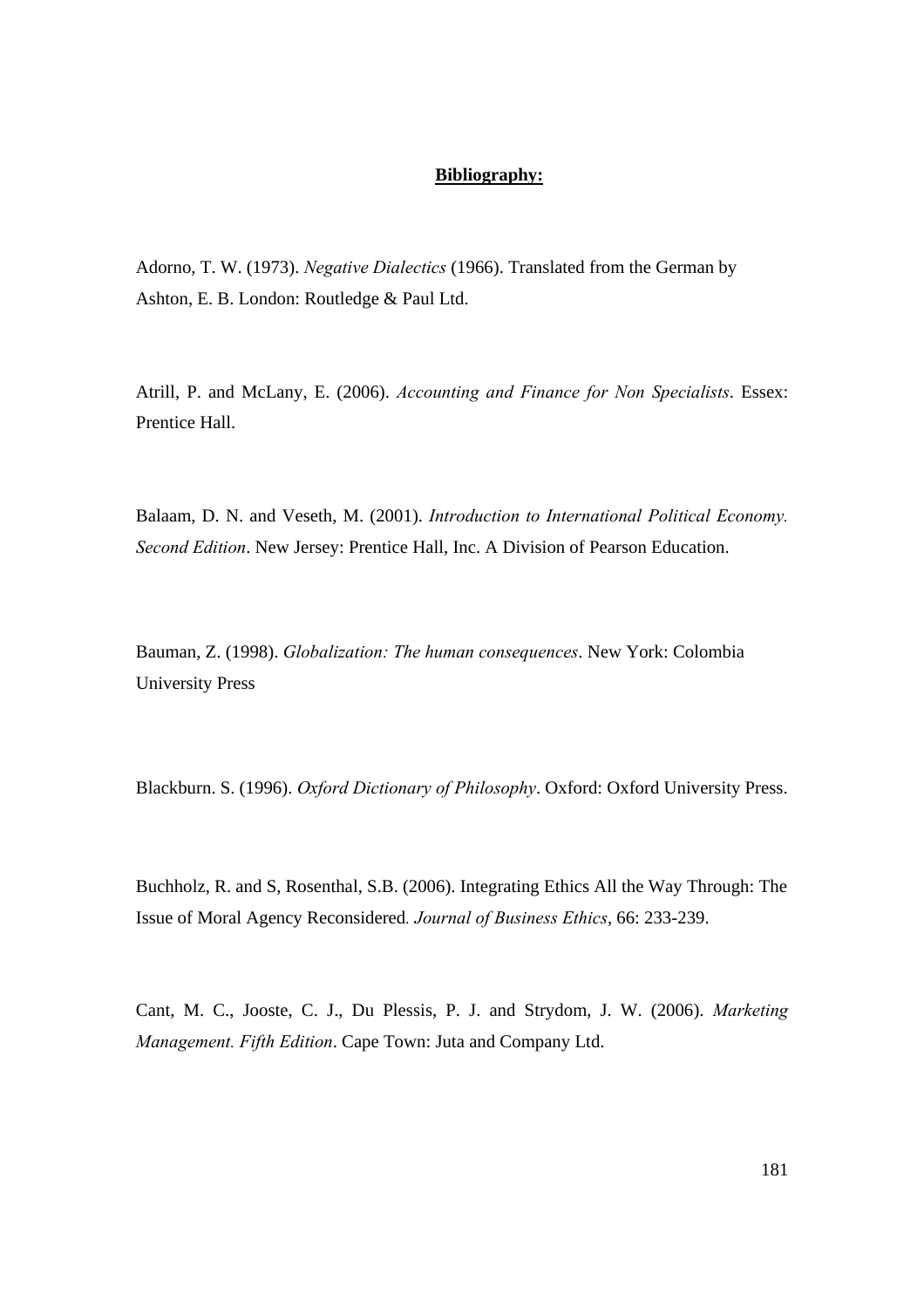**Bibliography:**

Adorno, T. W. (1973). *Negative Dialectics* (1966). Translated from the German by Ashton, E. B. London: Routledge & Paul Ltd.

Atrill, P. and McLany, E. (2006). *Accounting and Finance for Non Specialists*. Essex: Prentice Hall.

Balaam, D. N. and Veseth, M. (2001). *Introduction to International Political Economy. Second Edition*. New Jersey: Prentice Hall, Inc. A Division of Pearson Education.

Bauman, Z. (1998). *Globalization: The human consequences*. New York: Colombia University Press

Blackburn. S. (1996). *Oxford Dictionary of Philosophy*. Oxford: Oxford University Press.

Buchholz, R. and S, Rosenthal, S.B. (2006). Integrating Ethics All the Way Through: The Issue of Moral Agency Reconsidered. *Journal of Business Ethics*, 66: 233-239.

Cant, M. C., Jooste, C. J., Du Plessis, P. J. and Strydom, J. W. (2006). *Marketing Management. Fifth Edition*. Cape Town: Juta and Company Ltd.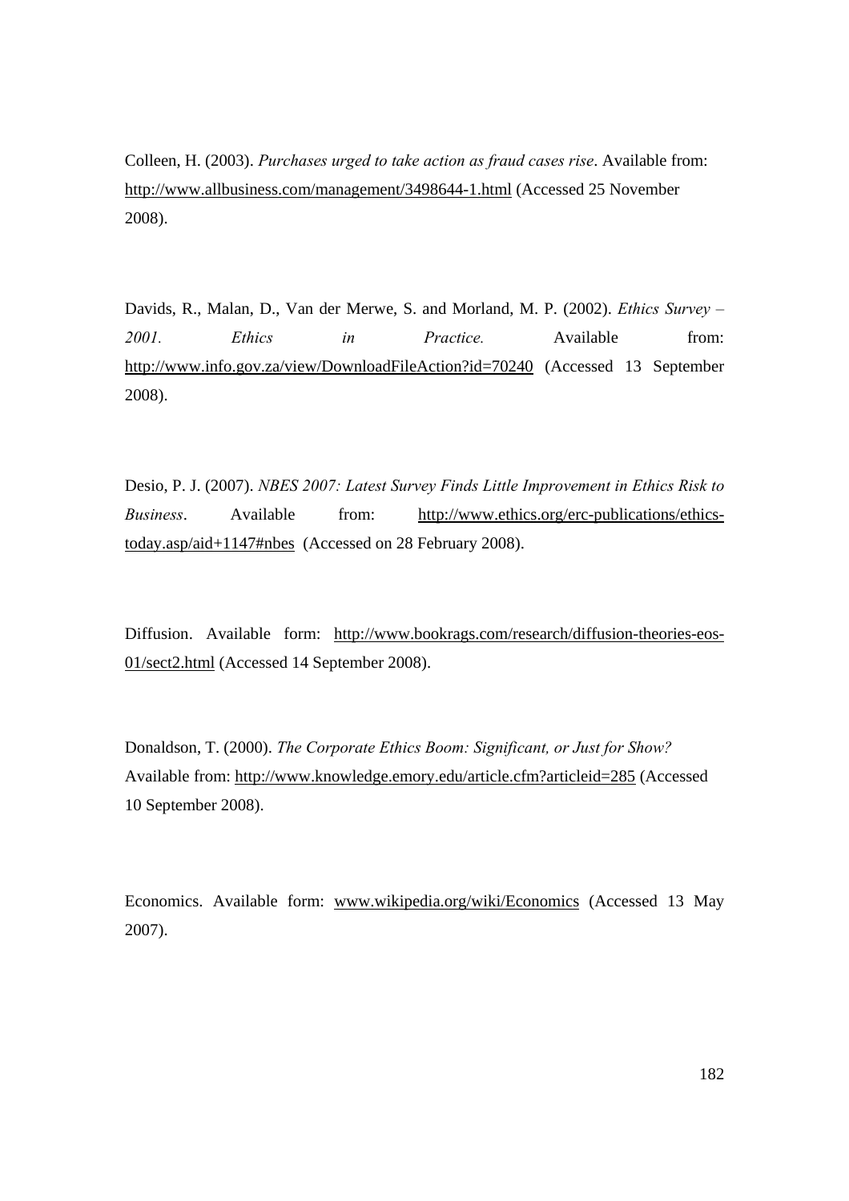Colleen, H. (2003). *Purchases urged to take action as fraud cases rise*. Available from: http://www.allbusiness.com/management/3498644-1.html (Accessed 25 November 2008).

Davids, R., Malan, D., Van der Merwe, S. and Morland, M. P. (2002). *Ethics Survey – 2001. Ethics in Practice.* Available from: http://www.info.gov.za/view/DownloadFileAction?id=70240 (Accessed 13 September 2008).

Desio, P. J. (2007). *NBES 2007: Latest Survey Finds Little Improvement in Ethics Risk to Business*. Available from: http://www.ethics.org/erc-publications/ethics-today.asp/aid+1147#nbes (Accessed on 28 February 2008).

Diffusion. Available form: http://www.bookrags.com/research/diffusion-theories-eos-01/sect2.html (Accessed 14 September 2008).

Donaldson, T. (2000). *The Corporate Ethics Boom: Significant, or Just for Show?* Available from: http://www.knowledge.emory.edu/article.cfm?articleid=285 (Accessed 10 September 2008).

Economics. Available form: www.wikipedia.org/wiki/Economics (Accessed 13 May 2007).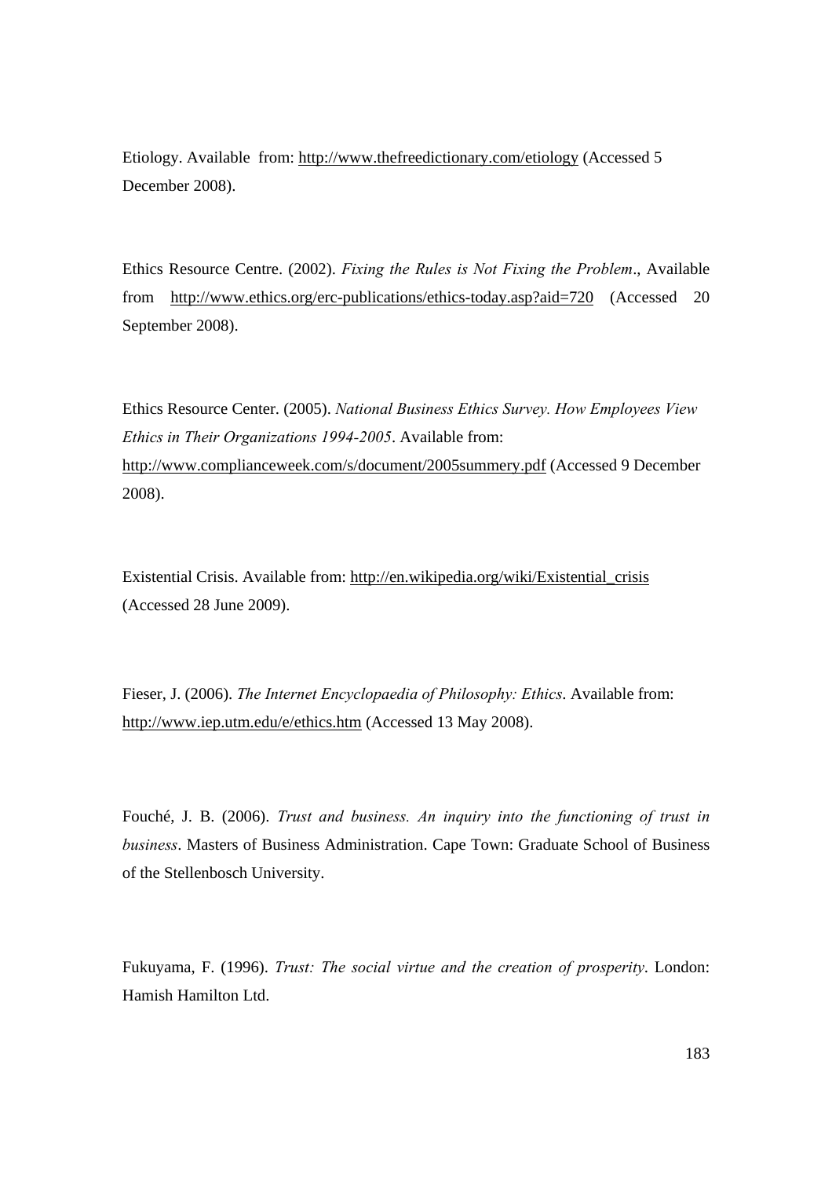Etiology. Available from: http://www.thefreedictionary.com/etiology (Accessed 5 December 2008).

Ethics Resource Centre. (2002). *Fixing the Rules is Not Fixing the Problem*., Available from http://www.ethics.org/erc-publications/ethics-today.asp?aid=720 (Accessed 20 September 2008).

Ethics Resource Center. (2005). *National Business Ethics Survey. How Employees View Ethics in Their Organizations 1994-2005*. Available from: http://www.complianceweek.com/s/document/2005summery.pdf (Accessed 9 December 2008).

Existential Crisis. Available from: http://en.wikipedia.org/wiki/Existential_crisis (Accessed 28 June 2009).

Fieser, J. (2006). *The Internet Encyclopaedia of Philosophy: Ethics*. Available from: http://www.iep.utm.edu/e/ethics.htm (Accessed 13 May 2008).

Fouché, J. B. (2006). *Trust and business. An inquiry into the functioning of trust in business*. Masters of Business Administration. Cape Town: Graduate School of Business of the Stellenbosch University.

Fukuyama, F. (1996). *Trust: The social virtue and the creation of prosperity*. London: Hamish Hamilton Ltd.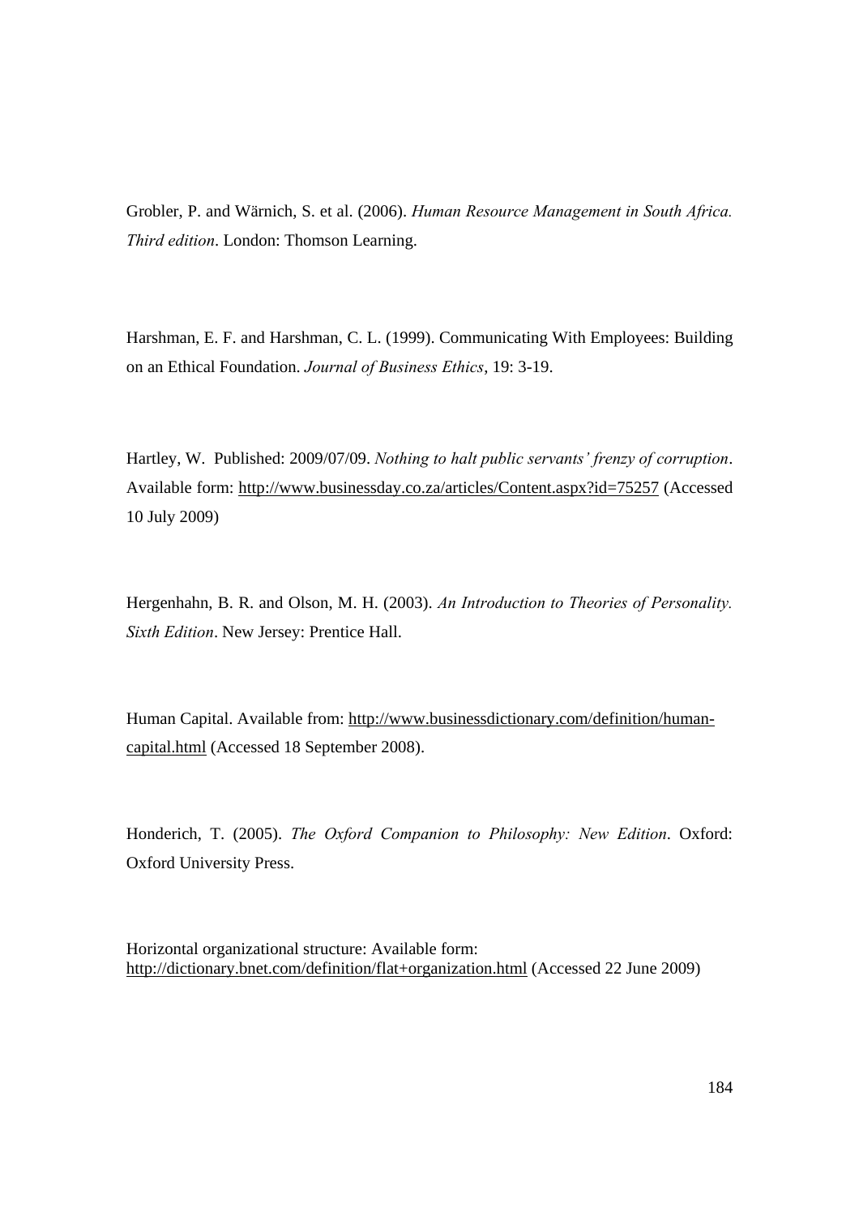Grobler, P. and Wärnich, S. et al. (2006). *Human Resource Management in South Africa. Third edition*. London: Thomson Learning.

Harshman, E. F. and Harshman, C. L. (1999). Communicating With Employees: Building on an Ethical Foundation. *Journal of Business Ethics*, 19: 3-19.

Hartley, W. Published: 2009/07/09. *Nothing to halt public servants' frenzy of corruption*. Available form: http://www.businessday.co.za/articles/Content.aspx?id=75257 (Accessed 10 July 2009)

Hergenhahn, B. R. and Olson, M. H. (2003). *An Introduction to Theories of Personality. Sixth Edition*. New Jersey: Prentice Hall.

Human Capital. Available from: http://www.businessdictionary.com/definition/human-capital.html (Accessed 18 September 2008).

Honderich, T. (2005). *The Oxford Companion to Philosophy: New Edition*. Oxford: Oxford University Press.

Horizontal organizational structure: Available form: http://dictionary.bnet.com/definition/flat+organization.html (Accessed 22 June 2009)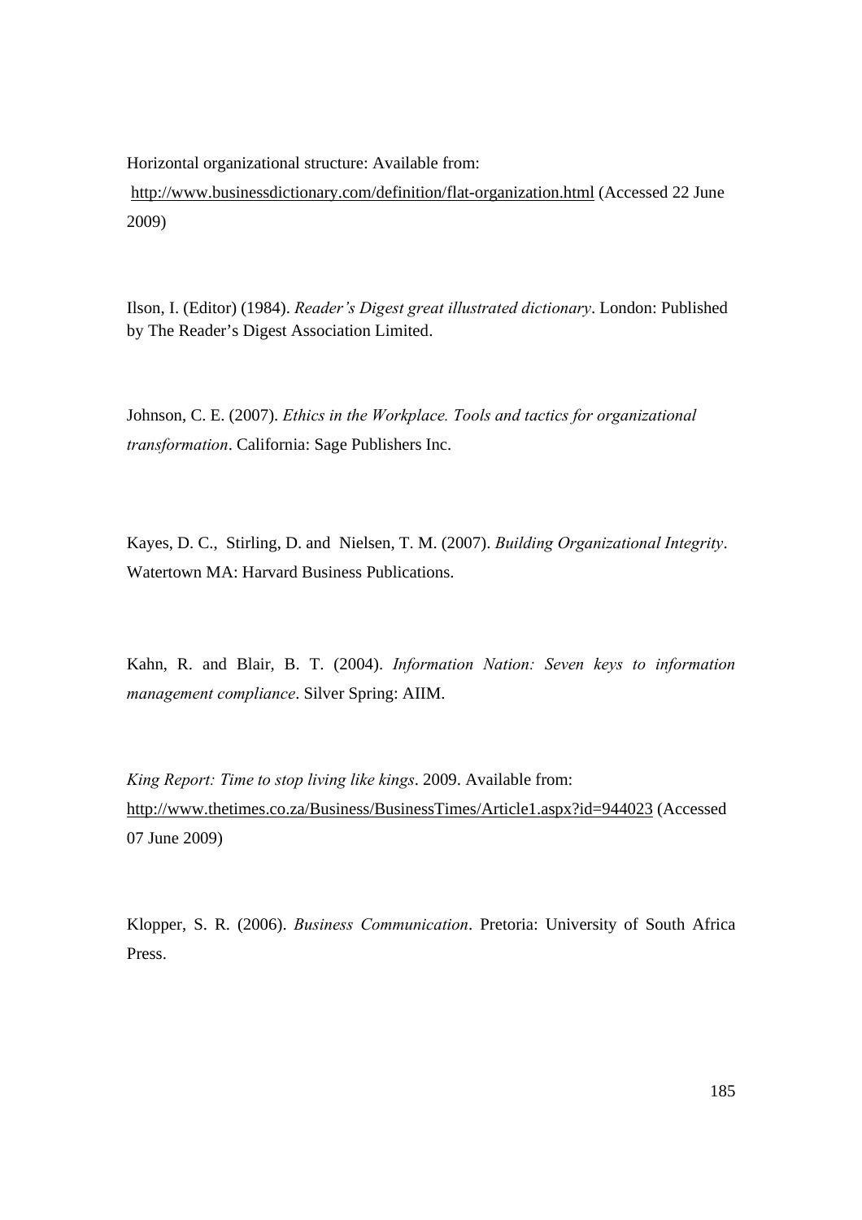Horizontal organizational structure: Available from:
http://www.businessdictionary.com/definition/flat-organization.html (Accessed 22 June 2009)

Ilson, I. (Editor) (1984). *Reader's Digest great illustrated dictionary*. London: Published by The Reader's Digest Association Limited.

Johnson, C. E. (2007). *Ethics in the Workplace. Tools and tactics for organizational transformation*. California: Sage Publishers Inc.

Kayes, D. C., Stirling, D. and Nielsen, T. M. (2007). *Building Organizational Integrity*. Watertown MA: Harvard Business Publications.

Kahn, R. and Blair, B. T. (2004). *Information Nation: Seven keys to information management compliance*. Silver Spring: AIIM.

*King Report: Time to stop living like kings*. 2009. Available from: http://www.thetimes.co.za/Business/BusinessTimes/Article1.aspx?id=944023 (Accessed 07 June 2009)

Klopper, S. R. (2006). *Business Communication*. Pretoria: University of South Africa Press.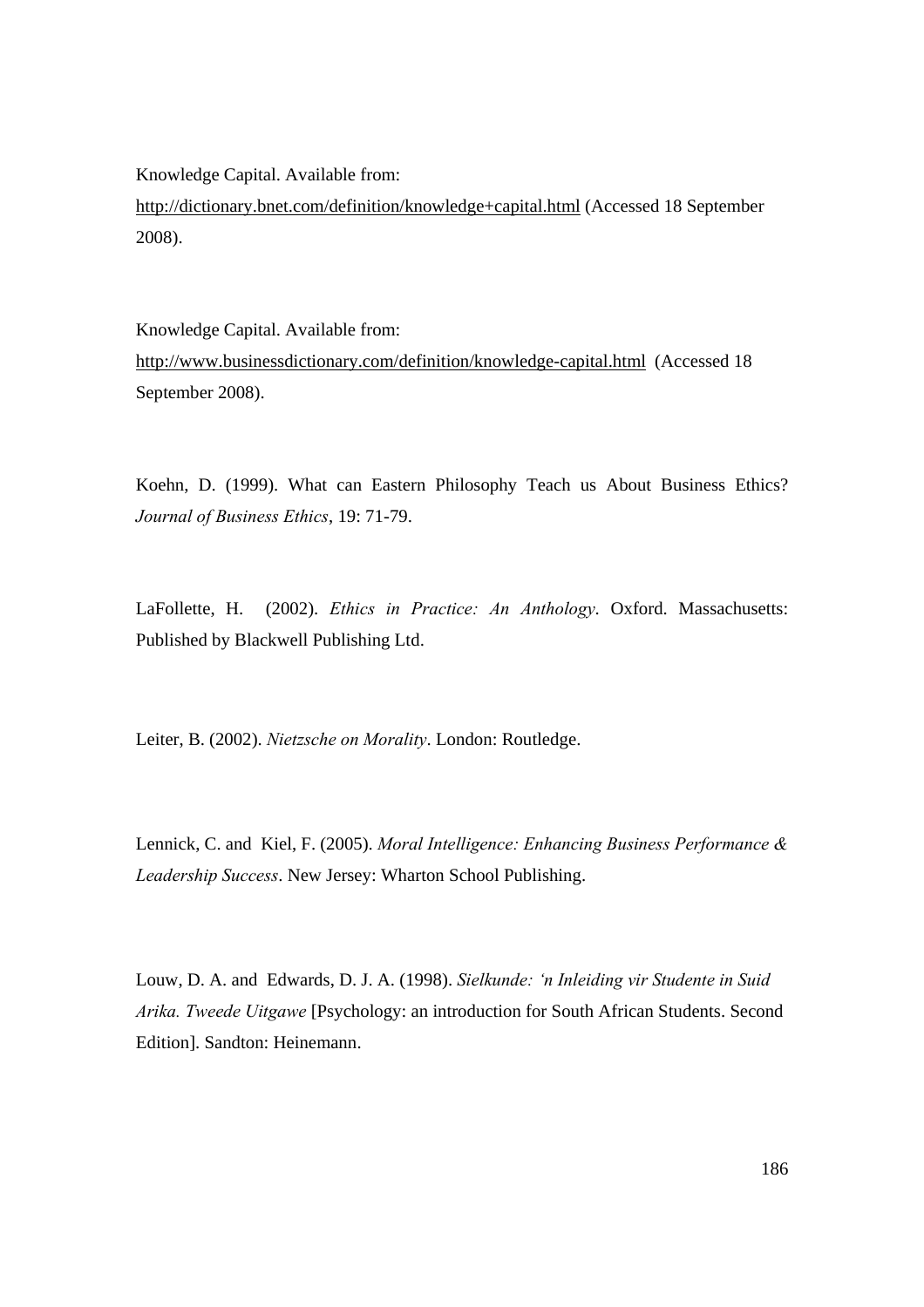Knowledge Capital. Available from:
http://dictionary.bnet.com/definition/knowledge+capital.html (Accessed 18 September 2008).

Knowledge Capital. Available from:
http://www.businessdictionary.com/definition/knowledge-capital.html (Accessed 18 September 2008).

Koehn, D. (1999). What can Eastern Philosophy Teach us About Business Ethics? *Journal of Business Ethics*, 19: 71-79.

LaFollette, H. (2002). *Ethics in Practice: An Anthology*. Oxford. Massachusetts: Published by Blackwell Publishing Ltd.

Leiter, B. (2002). *Nietzsche on Morality*. London: Routledge.

Lennick, C. and Kiel, F. (2005). *Moral Intelligence: Enhancing Business Performance & Leadership Success*. New Jersey: Wharton School Publishing.

Louw, D. A. and Edwards, D. J. A. (1998). *Sielkunde: 'n Inleiding vir Studente in Suid Arika. Tweede Uitgawe* [Psychology: an introduction for South African Students. Second Edition]. Sandton: Heinemann.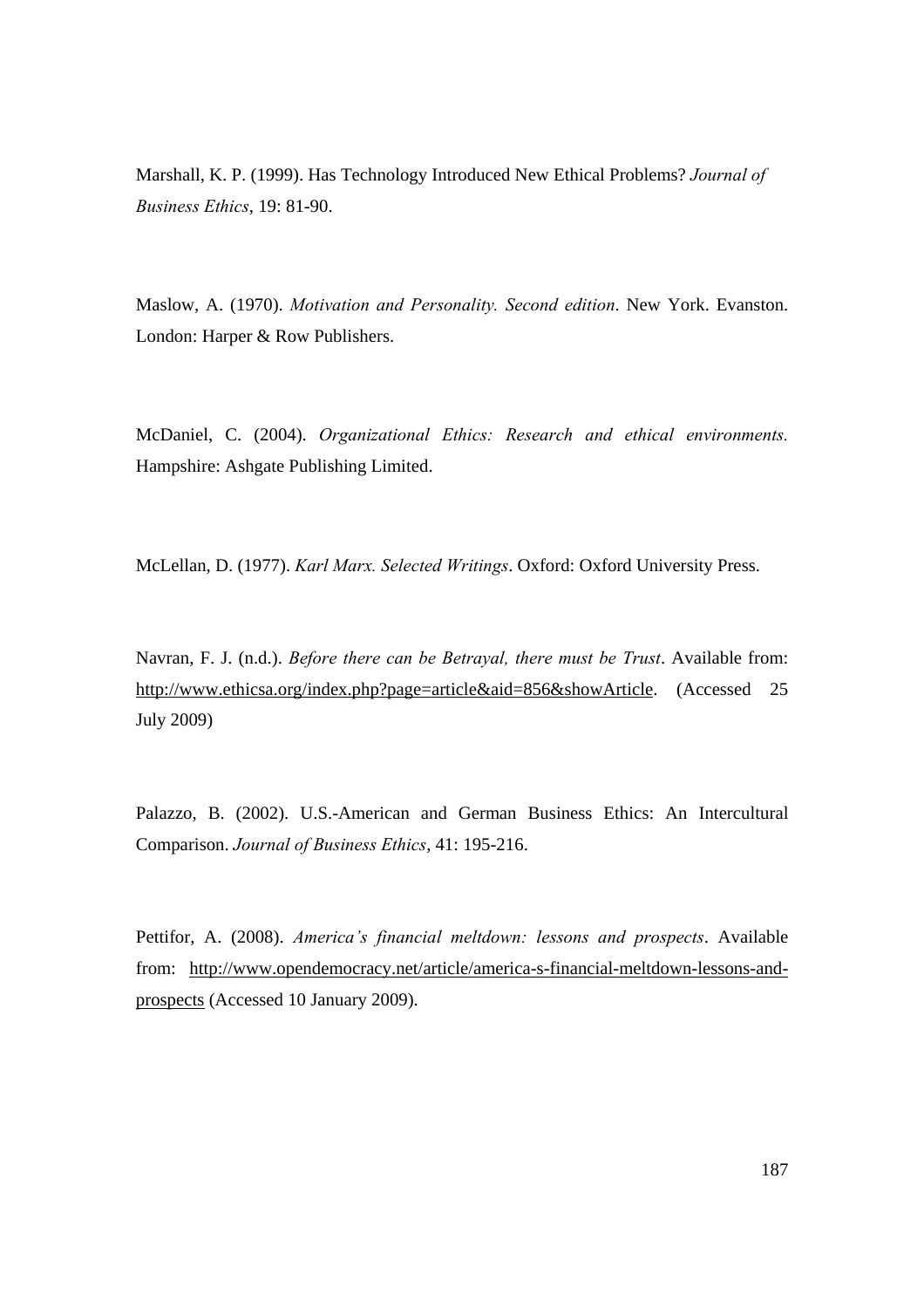Marshall, K. P. (1999). Has Technology Introduced New Ethical Problems? *Journal of Business Ethics*, 19: 81-90.

Maslow, A. (1970). *Motivation and Personality. Second edition*. New York. Evanston. London: Harper & Row Publishers.

McDaniel, C. (2004). *Organizational Ethics: Research and ethical environments.* Hampshire: Ashgate Publishing Limited.

McLellan, D. (1977). *Karl Marx. Selected Writings*. Oxford: Oxford University Press.

Navran, F. J. (n.d.). *Before there can be Betrayal, there must be Trust*. Available from: http://www.ethicsa.org/index.php?page=article&aid=856&showArticle. (Accessed 25 July 2009)

Palazzo, B. (2002). U.S.-American and German Business Ethics: An Intercultural Comparison. *Journal of Business Ethics*, 41: 195-216.

Pettifor, A. (2008). *America's financial meltdown: lessons and prospects*. Available from: http://www.opendemocracy.net/article/america-s-financial-meltdown-lessons-and-prospects (Accessed 10 January 2009).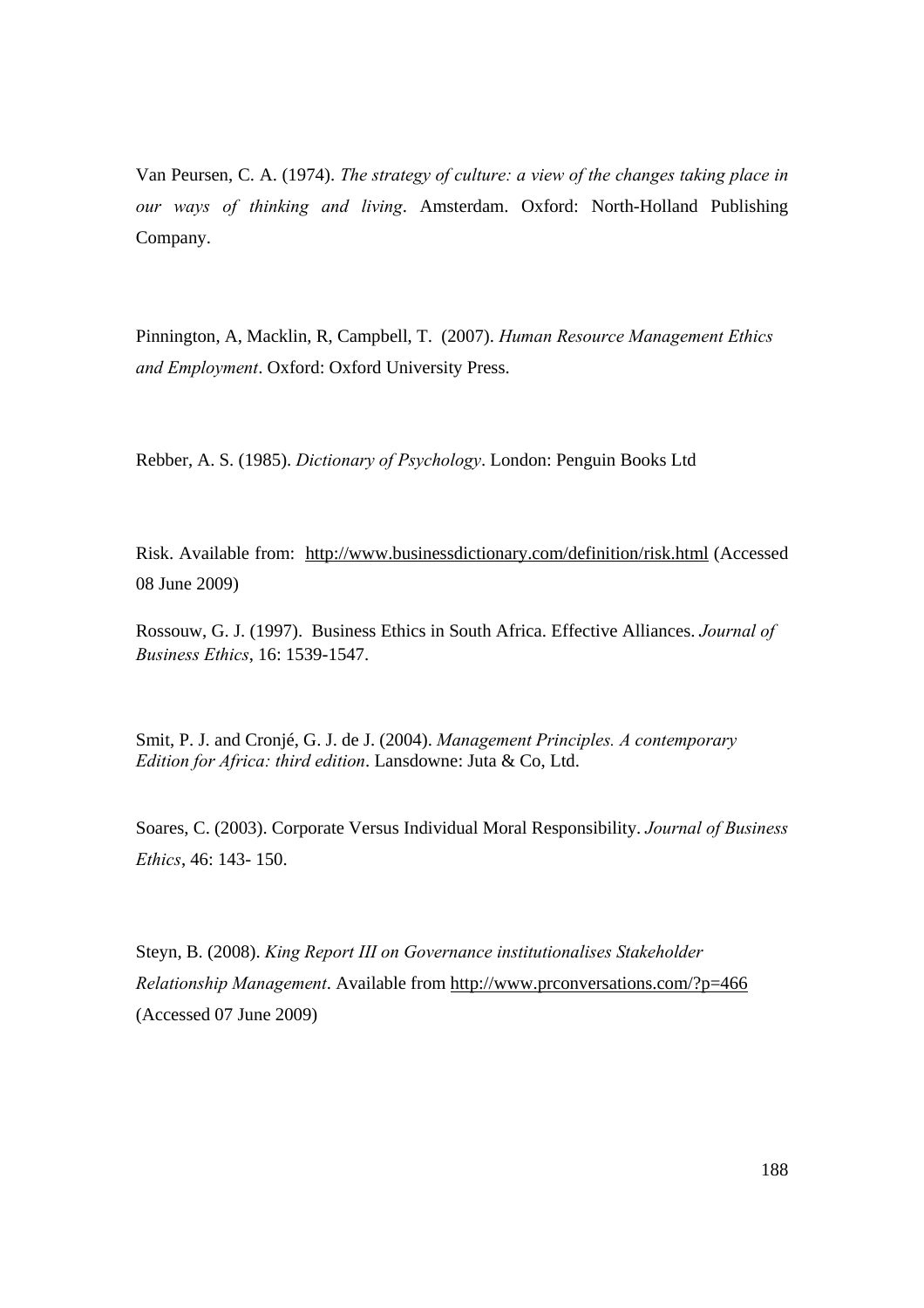Van Peursen, C. A. (1974). *The strategy of culture: a view of the changes taking place in our ways of thinking and living*. Amsterdam. Oxford: North-Holland Publishing Company.

Pinnington, A, Macklin, R, Campbell, T. (2007). *Human Resource Management Ethics and Employment*. Oxford: Oxford University Press.

Rebber, A. S. (1985). *Dictionary of Psychology*. London: Penguin Books Ltd

Risk. Available from: http://www.businessdictionary.com/definition/risk.html (Accessed 08 June 2009)

Rossouw, G. J. (1997). Business Ethics in South Africa. Effective Alliances. *Journal of Business Ethics*, 16: 1539-1547.

Smit, P. J. and Cronjé, G. J. de J. (2004). *Management Principles. A contemporary Edition for Africa: third edition*. Lansdowne: Juta & Co, Ltd.

Soares, C. (2003). Corporate Versus Individual Moral Responsibility. *Journal of Business Ethics*, 46: 143- 150.

Steyn, B. (2008). *King Report III on Governance institutionalises Stakeholder Relationship Management*. Available from http://www.prconversations.com/?p=466 (Accessed 07 June 2009)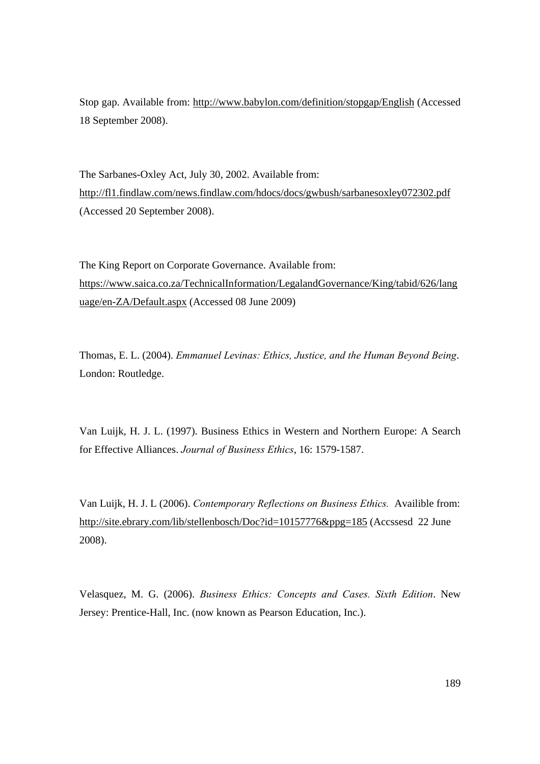Stop gap. Available from: http://www.babylon.com/definition/stopgap/English (Accessed 18 September 2008).

The Sarbanes-Oxley Act, July 30, 2002. Available from: http://fl1.findlaw.com/news.findlaw.com/hdocs/docs/gwbush/sarbanesoxley072302.pdf (Accessed 20 September 2008).

The King Report on Corporate Governance. Available from: https://www.saica.co.za/TechnicalInformation/LegalandGovernance/King/tabid/626/language/en-ZA/Default.aspx (Accessed 08 June 2009)

Thomas, E. L. (2004). *Emmanuel Levinas: Ethics, Justice, and the Human Beyond Being*. London: Routledge.

Van Luijk, H. J. L. (1997). Business Ethics in Western and Northern Europe: A Search for Effective Alliances. *Journal of Business Ethics*, 16: 1579-1587.

Van Luijk, H. J. L (2006). *Contemporary Reflections on Business Ethics.* Availible from: http://site.ebrary.com/lib/stellenbosch/Doc?id=10157776&ppg=185 (Accssesd 22 June 2008).

Velasquez, M. G. (2006). *Business Ethics: Concepts and Cases. Sixth Edition*. New Jersey: Prentice-Hall, Inc. (now known as Pearson Education, Inc.).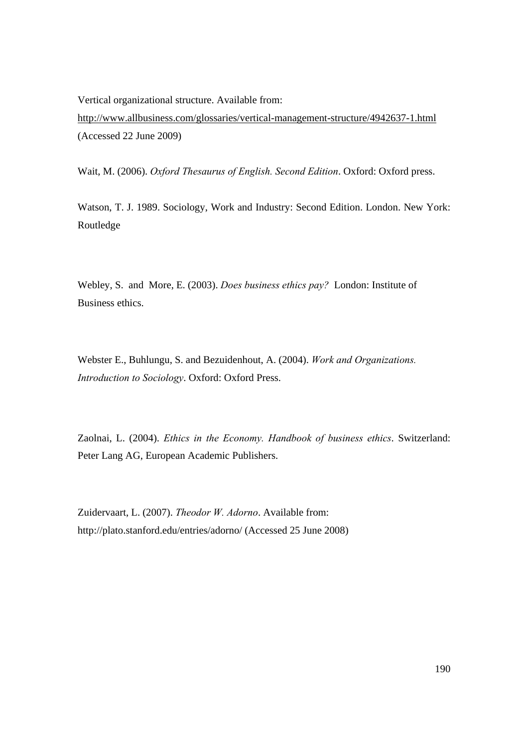Vertical organizational structure. Available from: http://www.allbusiness.com/glossaries/vertical-management-structure/4942637-1.html (Accessed 22 June 2009)

Wait, M. (2006). *Oxford Thesaurus of English. Second Edition*. Oxford: Oxford press.

Watson, T. J. 1989. Sociology, Work and Industry: Second Edition. London. New York: Routledge

Webley, S. and More, E. (2003). *Does business ethics pay?* London: Institute of Business ethics.

Webster E., Buhlungu, S. and Bezuidenhout, A. (2004). *Work and Organizations. Introduction to Sociology*. Oxford: Oxford Press.

Zaolnai, L. (2004). *Ethics in the Economy. Handbook of business ethics*. Switzerland: Peter Lang AG, European Academic Publishers.

Zuidervaart, L. (2007). *Theodor W. Adorno*. Available from: http://plato.stanford.edu/entries/adorno/ (Accessed 25 June 2008)